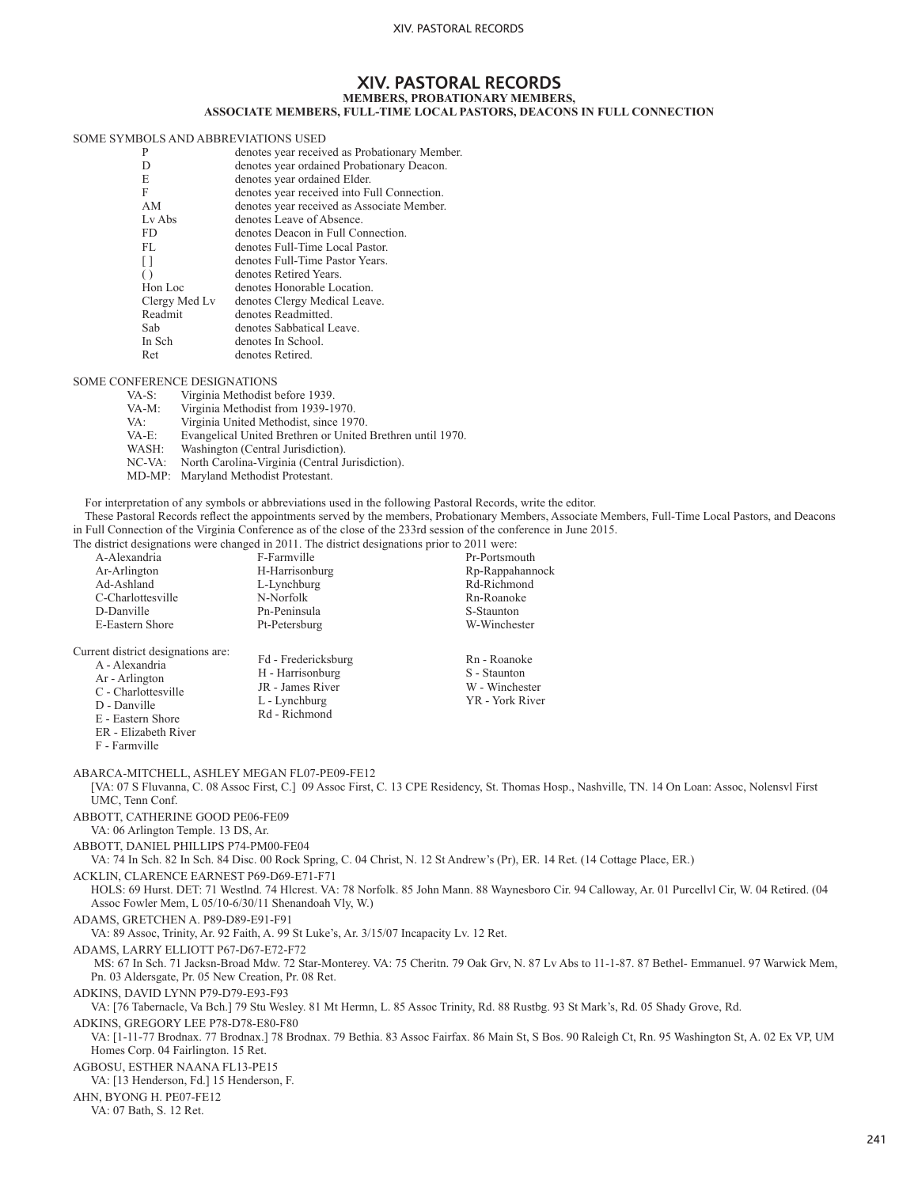# XIV. PASTORAL RECORDS

**MEMBERS, PROBATIONARY MEMBERS,**
**ASSOCIATE MEMBERS, FULL-TIME LOCAL PASTORS, DEACONS IN FULL CONNECTION**

SOME SYMBOLS AND ABBREVIATIONS USED

| | |
|---|---|
| P | denotes year received as Probationary Member. |
| D | denotes year ordained Probationary Deacon. |
| E | denotes year ordained Elder. |
| F | denotes year received into Full Connection. |
| AM | denotes year received as Associate Member. |
| Lv Abs | denotes Leave of Absence. |
| FD | denotes Deacon in Full Connection. |
| FL | denotes Full-Time Local Pastor. |
| [ ] | denotes Full-Time Pastor Years. |
| ( ) | denotes Retired Years. |
| Hon Loc | denotes Honorable Location. |
| Clergy Med Lv | denotes Clergy Medical Leave. |
| Readmit | denotes Readmitted. |
| Sab | denotes Sabbatical Leave. |
| In Sch | denotes In School. |
| Ret | denotes Retired. |

SOME CONFERENCE DESIGNATIONS

| | |
|---|---|
| VA-S: | Virginia Methodist before 1939. |
| VA-M: | Virginia Methodist from 1939-1970. |
| VA: | Virginia United Methodist, since 1970. |
| VA-E: | Evangelical United Brethren or United Brethren until 1970. |
| WASH: | Washington (Central Jurisdiction). |
| NC-VA: | North Carolina-Virginia (Central Jurisdiction). |
| MD-MP: | Maryland Methodist Protestant. |

For interpretation of any symbols or abbreviations used in the following Pastoral Records, write the editor.

These Pastoral Records reflect the appointments served by the members, Probationary Members, Associate Members, Full-Time Local Pastors, and Deacons in Full Connection of the Virginia Conference as of the close of the 233rd session of the conference in June 2015.

The district designations were changed in 2011. The district designations prior to 2011 were:

| | | |
|---|---|---|
| A-Alexandria | F-Farmville | Pr-Portsmouth |
| Ar-Arlington | H-Harrisonburg | Rp-Rappahannock |
| Ad-Ashland | L-Lynchburg | Rd-Richmond |
| C-Charlottesville | N-Norfolk | Rn-Roanoke |
| D-Danville | Pn-Peninsula | S-Staunton |
| E-Eastern Shore | Pt-Petersburg | W-Winchester |

Current district designations are:

| | | |
|---|---|---|
| A - Alexandria | Fd - Fredericksburg | Rn - Roanoke |
| Ar - Arlington | H - Harrisonburg | S - Staunton |
| C - Charlottesville | JR - James River | W - Winchester |
| D - Danville | L - Lynchburg | YR - York River |
| E - Eastern Shore | Rd - Richmond | |
| ER - Elizabeth River | | |
| F - Farmville | | |

ABARCA-MITCHELL, ASHLEY MEGAN FL07-PE09-FE12
[VA: 07 S Fluvanna, C. 08 Assoc First, C.] 09 Assoc First, C. 13 CPE Residency, St. Thomas Hosp., Nashville, TN. 14 On Loan: Assoc, Nolensvl First UMC, Tenn Conf.

ABBOTT, CATHERINE GOOD PE06-FE09
VA: 06 Arlington Temple. 13 DS, Ar.

ABBOTT, DANIEL PHILLIPS P74-PM00-FE04
VA: 74 In Sch. 82 In Sch. 84 Disc. 00 Rock Spring, C. 04 Christ, N. 12 St Andrew's (Pr), ER. 14 Ret. (14 Cottage Place, ER.)

ACKLIN, CLARENCE EARNEST P69-D69-E71-F71
HOLS: 69 Hurst. DET: 71 Westlnd. 74 Hlcrest. VA: 78 Norfolk. 85 John Mann. 88 Waynesboro Cir. 94 Calloway, Ar. 01 Purcellvl Cir, W. 04 Retired. (04 Assoc Fowler Mem, L 05/10-6/30/11 Shenandoah Vly, W.)

ADAMS, GRETCHEN A. P89-D89-E91-F91
VA: 89 Assoc, Trinity, Ar. 92 Faith, A. 99 St Luke's, Ar. 3/15/07 Incapacity Lv. 12 Ret.

ADAMS, LARRY ELLIOTT P67-D67-E72-F72
MS: 67 In Sch. 71 Jacksn-Broad Mdw. 72 Star-Monterey. VA: 75 Cheritn. 79 Oak Grv, N. 87 Lv Abs to 11-1-87. 87 Bethel- Emmanuel. 97 Warwick Mem, Pn. 03 Aldersgate, Pr. 05 New Creation, Pr. 08 Ret.

ADKINS, DAVID LYNN P79-D79-E93-F93
VA: [76 Tabernacle, Va Bch.] 79 Stu Wesley. 81 Mt Hermn, L. 85 Assoc Trinity, Rd. 88 Rustbg. 93 St Mark's, Rd. 05 Shady Grove, Rd.

ADKINS, GREGORY LEE P78-D78-E80-F80
VA: [1-11-77 Brodnax. 77 Brodnax.] 78 Brodnax. 79 Bethia. 83 Assoc Fairfax. 86 Main St, S Bos. 90 Raleigh Ct, Rn. 95 Washington St, A. 02 Ex VP, UM Homes Corp. 04 Fairlington. 15 Ret.

AGBOSU, ESTHER NAANA FL13-PE15
VA: [13 Henderson, Fd.] 15 Henderson, F.

AHN, BYONG H. PE07-FE12
VA: 07 Bath, S. 12 Ret.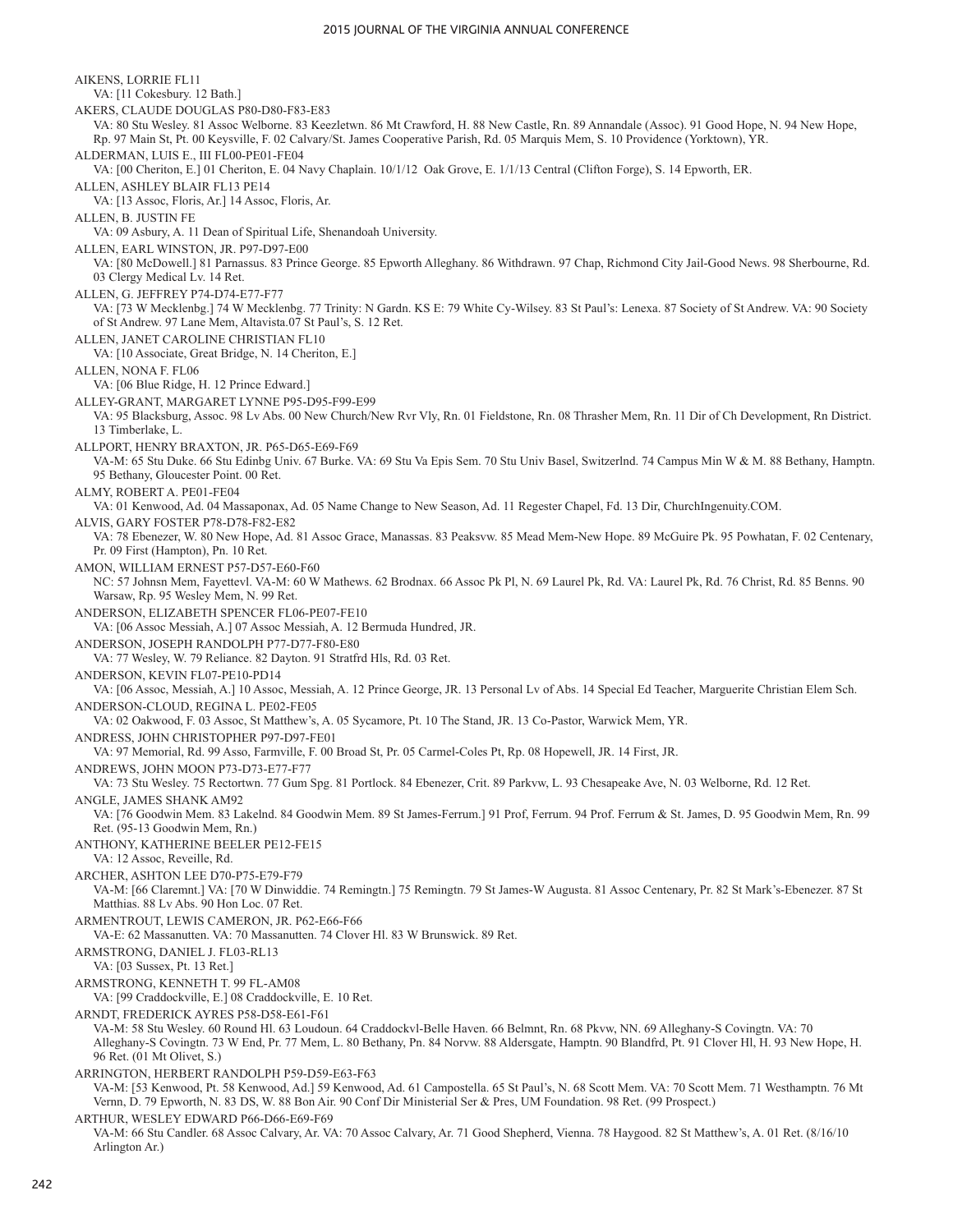AIKENS, LORRIE FL11
VA: [11 Cokesbury. 12 Bath.]

AKERS, CLAUDE DOUGLAS P80-D80-F83-E83
VA: 80 Stu Wesley. 81 Assoc Welborne. 83 Keezletwn. 86 Mt Crawford, H. 88 New Castle, Rn. 89 Annandale (Assoc). 91 Good Hope, N. 94 New Hope, Rp. 97 Main St, Pt. 00 Keysville, F. 02 Calvary/St. James Cooperative Parish, Rd. 05 Marquis Mem, S. 10 Providence (Yorktown), YR.

ALDERMAN, LUIS E., III FL00-PE01-FE04
VA: [00 Cheriton, E.] 01 Cheriton, E. 04 Navy Chaplain. 10/1/12 Oak Grove, E. 1/1/13 Central (Clifton Forge), S. 14 Epworth, ER.

ALLEN, ASHLEY BLAIR FL13 PE14
VA: [13 Assoc, Floris, Ar.] 14 Assoc, Floris, Ar.

ALLEN, B. JUSTIN FE
VA: 09 Asbury, A. 11 Dean of Spiritual Life, Shenandoah University.

ALLEN, EARL WINSTON, JR. P97-D97-E00
VA: [80 McDowell.] 81 Parnassus. 83 Prince George. 85 Epworth Alleghany. 86 Withdrawn. 97 Chap, Richmond City Jail-Good News. 98 Sherbourne, Rd. 03 Clergy Medical Lv. 14 Ret.

ALLEN, G. JEFFREY P74-D74-E77-F77
VA: [73 W Mecklenbg.] 74 W Mecklenbg. 77 Trinity: N Gardn. KS E: 79 White Cy-Wilsey. 83 St Paul's: Lenexa. 87 Society of St Andrew. VA: 90 Society of St Andrew. 97 Lane Mem, Altavista.07 St Paul's, S. 12 Ret.

ALLEN, JANET CAROLINE CHRISTIAN FL10
VA: [10 Associate, Great Bridge, N. 14 Cheriton, E.]

ALLEN, NONA F. FL06
VA: [06 Blue Ridge, H. 12 Prince Edward.]

ALLEY-GRANT, MARGARET LYNNE P95-D95-F99-E99
VA: 95 Blacksburg, Assoc. 98 Lv Abs. 00 New Church/New Rvr Vly, Rn. 01 Fieldstone, Rn. 08 Thrasher Mem, Rn. 11 Dir of Ch Development, Rn District. 13 Timberlake, L.

ALLPORT, HENRY BRAXTON, JR. P65-D65-E69-F69
VA-M: 65 Stu Duke. 66 Stu Edinbg Univ. 67 Burke. VA: 69 Stu Va Epis Sem. 70 Stu Univ Basel, Switzerlnd. 74 Campus Min W & M. 88 Bethany, Hamptn. 95 Bethany, Gloucester Point. 00 Ret.

ALMY, ROBERT A. PE01-FE04
VA: 01 Kenwood, Ad. 04 Massaponax, Ad. 05 Name Change to New Season, Ad. 11 Regester Chapel, Fd. 13 Dir, ChurchIngenuity.COM.

ALVIS, GARY FOSTER P78-D78-F82-E82
VA: 78 Ebenezer, W. 80 New Hope, Ad. 81 Assoc Grace, Manassas. 83 Peaksvw. 85 Mead Mem-New Hope. 89 McGuire Pk. 95 Powhatan, F. 02 Centenary, Pr. 09 First (Hampton), Pn. 10 Ret.

AMON, WILLIAM ERNEST P57-D57-E60-F60
NC: 57 Johnsn Mem, Fayettevl. VA-M: 60 W Mathews. 62 Brodnax. 66 Assoc Pk Pl, N. 69 Laurel Pk, Rd. VA: Laurel Pk, Rd. 76 Christ, Rd. 85 Benns. 90 Warsaw, Rp. 95 Wesley Mem, N. 99 Ret.

ANDERSON, ELIZABETH SPENCER FL06-PE07-FE10
VA: [06 Assoc Messiah, A.] 07 Assoc Messiah, A. 12 Bermuda Hundred, JR.

ANDERSON, JOSEPH RANDOLPH P77-D77-F80-E80
VA: 77 Wesley, W. 79 Reliance. 82 Dayton. 91 Stratfrd Hls, Rd. 03 Ret.

ANDERSON, KEVIN FL07-PE10-PD14
VA: [06 Assoc, Messiah, A.] 10 Assoc, Messiah, A. 12 Prince George, JR. 13 Personal Lv of Abs. 14 Special Ed Teacher, Marguerite Christian Elem Sch.

ANDERSON-CLOUD, REGINA L. PE02-FE05
VA: 02 Oakwood, F. 03 Assoc, St Matthew's, A. 05 Sycamore, Pt. 10 The Stand, JR. 13 Co-Pastor, Warwick Mem, YR.

ANDRESS, JOHN CHRISTOPHER P97-D97-FE01
VA: 97 Memorial, Rd. 99 Asso, Farmville, F. 00 Broad St, Pr. 05 Carmel-Coles Pt, Rp. 08 Hopewell, JR. 14 First, JR.

ANDREWS, JOHN MOON P73-D73-E77-F77
VA: 73 Stu Wesley. 75 Rectortwn. 77 Gum Spg. 81 Portlock. 84 Ebenezer, Crit. 89 Parkvw, L. 93 Chesapeake Ave, N. 03 Welborne, Rd. 12 Ret.

ANGLE, JAMES SHANK AM92
VA: [76 Goodwin Mem. 83 Lakelnd. 84 Goodwin Mem. 89 St James-Ferrum.] 91 Prof, Ferrum. 94 Prof. Ferrum & St. James, D. 95 Goodwin Mem, Rn. 99 Ret. (95-13 Goodwin Mem, Rn.)

ANTHONY, KATHERINE BEELER PE12-FE15
VA: 12 Assoc, Reveille, Rd.

ARCHER, ASHTON LEE D70-P75-E79-F79
VA-M: [66 Claremnt.] VA: [70 W Dinwiddie. 74 Remingtn.] 75 Remingtn. 79 St James-W Augusta. 81 Assoc Centenary, Pr. 82 St Mark's-Ebenezer. 87 St Matthias. 88 Lv Abs. 90 Hon Loc. 07 Ret.

ARMENTROUT, LEWIS CAMERON, JR. P62-E66-F66
VA-E: 62 Massanutten. VA: 70 Massanutten. 74 Clover Hl. 83 W Brunswick. 89 Ret.

ARMSTRONG, DANIEL J. FL03-RL13
VA: [03 Sussex, Pt. 13 Ret.]

ARMSTRONG, KENNETH T. 99 FL-AM08
VA: [99 Craddockville, E.] 08 Craddockville, E. 10 Ret.

ARNDT, FREDERICK AYRES P58-D58-E61-F61
VA-M: 58 Stu Wesley. 60 Round Hl. 63 Loudoun. 64 Craddockvl-Belle Haven. 66 Belmnt, Rn. 68 Pkvw, NN. 69 Alleghany-S Covingtn. VA: 70 Alleghany-S Covingtn. 73 W End, Pr. 77 Mem, L. 80 Bethany, Pn. 84 Norvw. 88 Aldersgate, Hamptn. 90 Blandfrd, Pt. 91 Clover Hl, H. 93 New Hope, H. 96 Ret. (01 Mt Olivet, S.)

ARRINGTON, HERBERT RANDOLPH P59-D59-E63-F63
VA-M: [53 Kenwood, Pt. 58 Kenwood, Ad.] 59 Kenwood, Ad. 61 Campostella. 65 St Paul's, N. 68 Scott Mem. VA: 70 Scott Mem. 71 Westhamptn. 76 Mt Vernn, D. 79 Epworth, N. 83 DS, W. 88 Bon Air. 90 Conf Dir Ministerial Ser & Pres, UM Foundation. 98 Ret. (99 Prospect.)

ARTHUR, WESLEY EDWARD P66-D66-E69-F69
VA-M: 66 Stu Candler. 68 Assoc Calvary, Ar. VA: 70 Assoc Calvary, Ar. 71 Good Shepherd, Vienna. 78 Haygood. 82 St Matthew's, A. 01 Ret. (8/16/10 Arlington Ar.)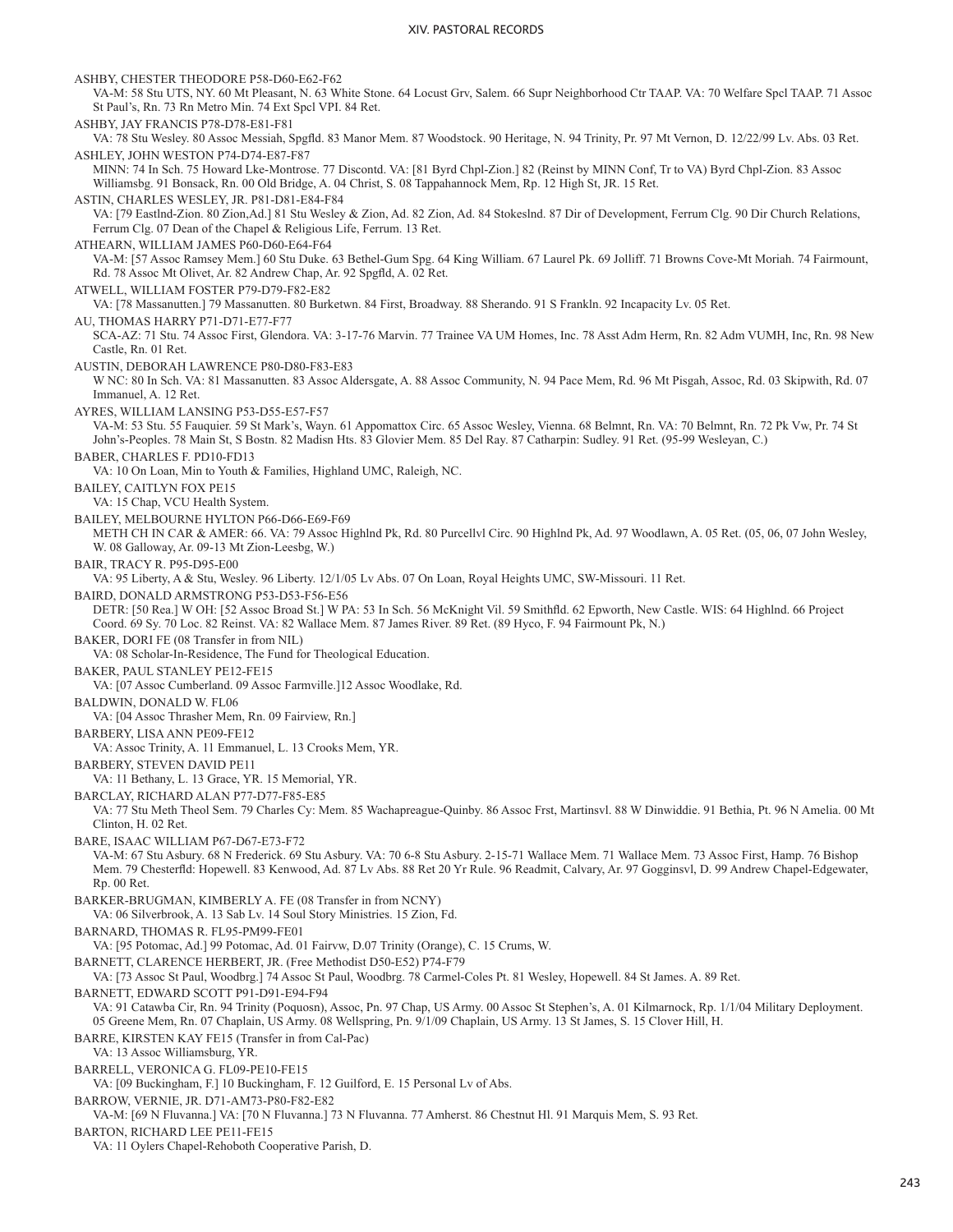ASHBY, CHESTER THEODORE P58-D60-E62-F62
VA-M: 58 Stu UTS, NY. 60 Mt Pleasant, N. 63 White Stone. 64 Locust Grv, Salem. 66 Supr Neighborhood Ctr TAAP. VA: 70 Welfare Spcl TAAP. 71 Assoc St Paul's, Rn. 73 Rn Metro Min. 74 Ext Spcl VPI. 84 Ret.

ASHBY, JAY FRANCIS P78-D78-E81-F81
VA: 78 Stu Wesley. 80 Assoc Messiah, Spgfld. 83 Manor Mem. 87 Woodstock. 90 Heritage, N. 94 Trinity, Pr. 97 Mt Vernon, D. 12/22/99 Lv. Abs. 03 Ret.

ASHLEY, JOHN WESTON P74-D74-E87-F87
MINN: 74 In Sch. 75 Howard Lke-Montrose. 77 Discontd. VA: [81 Byrd Chpl-Zion.] 82 (Reinst by MINN Conf, Tr to VA) Byrd Chpl-Zion. 83 Assoc Williamsbg. 91 Bonsack, Rn. 00 Old Bridge, A. 04 Christ, S. 08 Tappahannock Mem, Rp. 12 High St, JR. 15 Ret.

ASTIN, CHARLES WESLEY, JR. P81-D81-E84-F84
VA: [79 Eastlnd-Zion. 80 Zion,Ad.] 81 Stu Wesley & Zion, Ad. 82 Zion, Ad. 84 Stokeslnd. 87 Dir of Development, Ferrum Clg. 90 Dir Church Relations, Ferrum Clg. 07 Dean of the Chapel & Religious Life, Ferrum. 13 Ret.

ATHEARN, WILLIAM JAMES P60-D60-E64-F64
VA-M: [57 Assoc Ramsey Mem.] 60 Stu Duke. 63 Bethel-Gum Spg. 64 King William. 67 Laurel Pk. 69 Jolliff. 71 Browns Cove-Mt Moriah. 74 Fairmount, Rd. 78 Assoc Mt Olivet, Ar. 82 Andrew Chap, Ar. 92 Spgfld, A. 02 Ret.

ATWELL, WILLIAM FOSTER P79-D79-F82-E82
VA: [78 Massanutten.] 79 Massanutten. 80 Burketwn. 84 First, Broadway. 88 Sherando. 91 S Franklin. 92 Incapacity Lv. 05 Ret.

AU, THOMAS HARRY P71-D71-E77-F77
SCA-AZ: 71 Stu. 74 Assoc First, Glendora. VA: 3-17-76 Marvin. 77 Trainee VA UM Homes, Inc. 78 Asst Adm Herm, Rn. 82 Adm VUMH, Inc, Rn. 98 New Castle, Rn. 01 Ret.

AUSTIN, DEBORAH LAWRENCE P80-D80-F83-E83
W NC: 80 In Sch. VA: 81 Massanutten. 83 Assoc Aldersgate, A. 88 Assoc Community, N. 94 Pace Mem, Rd. 96 Mt Pisgah, Assoc, Rd. 03 Skipwith, Rd. 07 Immanuel, A. 12 Ret.

AYRES, WILLIAM LANSING P53-D55-E57-F57
VA-M: 53 Stu. 55 Fauquier. 59 St Mark's, Wayn. 61 Appomattox Circ. 65 Assoc Wesley, Vienna. 68 Belmnt, Rn. VA: 70 Belmnt, Rn. 72 Pk Vw, Pr. 74 St John's-Peoples. 78 Main St, S Bostn. 82 Madisn Hts. 83 Glovier Mem. 85 Del Ray. 87 Catharpin: Sudley. 91 Ret. (95-99 Wesleyan, C.)

BABER, CHARLES F. PD10-FD13
VA: 10 On Loan, Min to Youth & Families, Highland UMC, Raleigh, NC.

BAILEY, CAITLYN FOX PE15
VA: 15 Chap, VCU Health System.

BAILEY, MELBOURNE HYLTON P66-D66-E69-F69
METH CH IN CAR & AMER: 66. VA: 79 Assoc Highlnd Pk, Rd. 80 Purcellvl Circ. 90 Highlnd Pk, Ad. 97 Woodlawn, A. 05 Ret. (05, 06, 07 John Wesley, W. 08 Galloway, Ar. 09-13 Mt Zion-Leesbg, W.)

BAIR, TRACY R. P95-D95-E00
VA: 95 Liberty, A & Stu, Wesley. 96 Liberty. 12/1/05 Lv Abs. 07 On Loan, Royal Heights UMC, SW-Missouri. 11 Ret.

BAIRD, DONALD ARMSTRONG P53-D53-F56-E56
DETR: [50 Rea.] W OH: [52 Assoc Broad St.] W PA: 53 In Sch. 56 McKnight Vil. 59 Smithfld. 62 Epworth, New Castle. WIS: 64 Highlnd. 66 Project Coord. 69 Sy. 70 Loc. 82 Reinst. VA: 82 Wallace Mem. 87 James River. 89 Ret. (89 Hyco, F. 94 Fairmount Pk, N.)

BAKER, DORI FE (08 Transfer in from NIL)
VA: 08 Scholar-In-Residence, The Fund for Theological Education.

BAKER, PAUL STANLEY PE12-FE15
VA: [07 Assoc Cumberland. 09 Assoc Farmville.]12 Assoc Woodlake, Rd.

BALDWIN, DONALD W. FL06
VA: [04 Assoc Thrasher Mem, Rn. 09 Fairview, Rn.]

BARBERY, LISA ANN PE09-FE12
VA: Assoc Trinity, A. 11 Emmanuel, L. 13 Crooks Mem, YR.

BARBERY, STEVEN DAVID PE11
VA: 11 Bethany, L. 13 Grace, YR. 15 Memorial, YR.

BARCLAY, RICHARD ALAN P77-D77-F85-E85
VA: 77 Stu Meth Theol Sem. 79 Charles Cy: Mem. 85 Wachapreague-Quinby. 86 Assoc Frst, Martinsvl. 88 W Dinwiddie. 91 Bethia, Pt. 96 N Amelia. 00 Mt Clinton, H. 02 Ret.

BARE, ISAAC WILLIAM P67-D67-E73-F72
VA-M: 67 Stu Asbury. 68 N Frederick. 69 Stu Asbury. VA: 70 6-8 Stu Asbury. 2-15-71 Wallace Mem. 71 Wallace Mem. 73 Assoc First, Hamp. 76 Bishop Mem. 79 Chesterfld: Hopewell. 83 Kenwood, Ad. 87 Lv Abs. 88 Ret 20 Yr Rule. 96 Readmit, Calvary, Ar. 97 Gogginsvl, D. 99 Andrew Chapel-Edgewater, Rp. 00 Ret.

BARKER-BRUGMAN, KIMBERLY A. FE (08 Transfer in from NCNY)
VA: 06 Silverbrook, A. 13 Sab Lv. 14 Soul Story Ministries. 15 Zion, Fd.

BARNARD, THOMAS R. FL95-PM99-FE01
VA: [95 Potomac, Ad.] 99 Potomac, Ad. 01 Fairvw, D.07 Trinity (Orange), C. 15 Crums, W.

BARNETT, CLARENCE HERBERT, JR. (Free Methodist D50-E52) P74-F79
VA: [73 Assoc St Paul, Woodbrg.] 74 Assoc St Paul, Woodbrg. 78 Carmel-Coles Pt. 81 Wesley, Hopewell. 84 St James. A. 89 Ret.

BARNETT, EDWARD SCOTT P91-D91-E94-F94
VA: 91 Catawba Cir, Rn. 94 Trinity (Poquosn), Assoc, Pn. 97 Chap, US Army. 00 Assoc St Stephen's, A. 01 Kilmarnock, Rp. 1/1/04 Military Deployment. 05 Greene Mem, Rn. 07 Chaplain, US Army. 08 Wellspring, Pn. 9/1/09 Chaplain, US Army. 13 St James, S. 15 Clover Hill, H.

BARRE, KIRSTEN KAY FE15 (Transfer in from Cal-Pac)
VA: 13 Assoc Williamsburg, YR.

BARRELL, VERONICA G. FL09-PE10-FE15
VA: [09 Buckingham, F.] 10 Buckingham, F. 12 Guilford, E. 15 Personal Lv of Abs.

BARROW, VERNIE, JR. D71-AM73-P80-F82-E82
VA-M: [69 N Fluvanna.] VA: [70 N Fluvanna.] 73 N Fluvanna. 77 Amherst. 86 Chestnut Hl. 91 Marquis Mem, S. 93 Ret.

BARTON, RICHARD LEE PE11-FE15
VA: 11 Oylers Chapel-Rehoboth Cooperative Parish, D.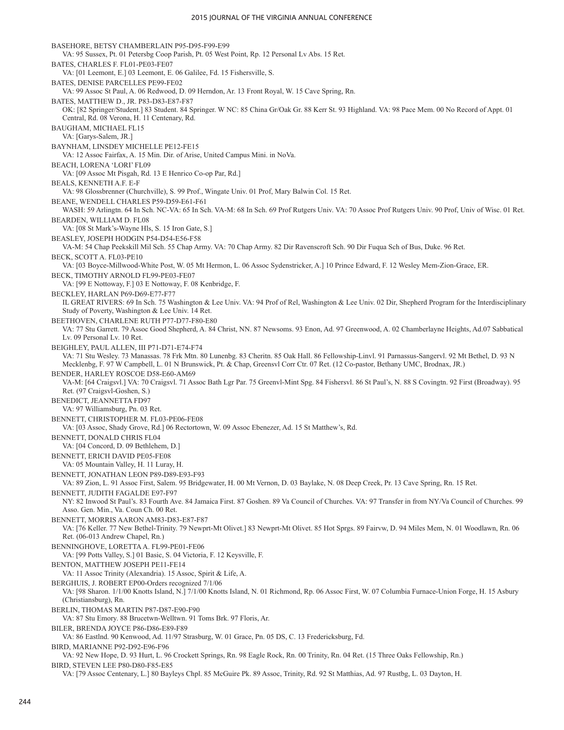BASEHORE, BETSY CHAMBERLAIN P95-D95-F99-E99
VA: 95 Sussex, Pt. 01 Petersbg Coop Parish, Pt. 05 West Point, Rp. 12 Personal Lv Abs. 15 Ret.

BATES, CHARLES F. FL01-PE03-FE07
VA: [01 Leemont, E.] 03 Leemont, E. 06 Galilee, Fd. 15 Fishersville, S.

BATES, DENISE PARCELLES PE99-FE02
VA: 99 Assoc St Paul, A. 06 Redwood, D. 09 Herndon, Ar. 13 Front Royal, W. 15 Cave Spring, Rn.

BATES, MATTHEW D., JR. P83-D83-E87-F87
OK: [82 Springer/Student.] 83 Student. 84 Springer. W NC: 85 China Gr/Oak Gr. 88 Kerr St. 93 Highland. VA: 98 Pace Mem. 00 No Record of Appt. 01 Central, Rd. 08 Verona, H. 11 Centenary, Rd.

BAUGHAM, MICHAEL FL15
VA: [Garys-Salem, JR.]

BAYNHAM, LINSDEY MICHELLE PE12-FE15
VA: 12 Assoc Fairfax, A. 15 Min. Dir. of Arise, United Campus Mini. in NoVa.

BEACH, LORENA 'LORI' FL09
VA: [09 Assoc Mt Pisgah, Rd. 13 E Henrico Co-op Par, Rd.]

BEALS, KENNETH A.F. E-F
VA: 98 Glossbrenner (Churchville), S. 99 Prof., Wingate Univ. 01 Prof, Mary Balwin Col. 15 Ret.

BEANE, WENDELL CHARLES P59-D59-E61-F61
WASH: 59 Arlingtn. 64 In Sch. NC-VA: 65 In Sch. VA-M: 68 In Sch. 69 Prof Rutgers Univ. VA: 70 Assoc Prof Rutgers Univ. 90 Prof, Univ of Wisc. 01 Ret.

BEARDEN, WILLIAM D. FL08
VA: [08 St Mark's-Wayne Hls, S. 15 Iron Gate, S.]

BEASLEY, JOSEPH HODGIN P54-D54-E56-F58
VA-M: 54 Chap Peekskill Mil Sch. 55 Chap Army. VA: 70 Chap Army. 82 Dir Ravenscroft Sch. 90 Dir Fuqua Sch of Bus, Duke. 96 Ret.

BECK, SCOTT A. FL03-PE10
VA: [03 Boyce-Millwood-White Post, W. 05 Mt Hermon, L. 06 Assoc Sydenstricker, A.] 10 Prince Edward, F. 12 Wesley Mem-Zion-Grace, ER.

BECK, TIMOTHY ARNOLD FL99-PE03-FE07
VA: [99 E Nottoway, F.] 03 E Nottoway, F. 08 Kenbridge, F.

BECKLEY, HARLAN P69-D69-E77-F77
IL GREAT RIVERS: 69 In Sch. 75 Washington & Lee Univ. VA: 94 Prof of Rel, Washington & Lee Univ. 02 Dir, Shepherd Program for the Interdisciplinary Study of Poverty, Washington & Lee Univ. 14 Ret.

BEETHOVEN, CHARLENE RUTH P77-D77-F80-E80
VA: 77 Stu Garrett. 79 Assoc Good Shepherd, A. 84 Christ, NN. 87 Newsoms. 93 Enon, Ad. 97 Greenwood, A. 02 Chamberlayne Heights, Ad.07 Sabbatical Lv. 09 Personal Lv. 10 Ret.

BEIGHLEY, PAUL ALLEN, III P71-D71-E74-F74
VA: 71 Stu Wesley. 73 Manassas. 78 Frk Mtn. 80 Lunenbg. 83 Cheritn. 85 Oak Hall. 86 Fellowship-Linvl. 91 Parnassus-Sangervl. 92 Mt Bethel, D. 93 N Mecklenbg, F. 97 W Campbell, L. 01 N Brunswick, Pt. & Chap, Greensvl Corr Ctr. 07 Ret. (12 Co-pastor, Bethany UMC, Brodnax, JR.)

BENDER, HARLEY ROSCOE D58-E60-AM69
VA-M: [64 Craigsvl.] VA: 70 Craigsvl. 71 Assoc Bath Lgr Par. 75 Greenvl-Mint Spg. 84 Fishersvl. 86 St Paul's, N. 88 S Covingtn. 92 First (Broadway). 95 Ret. (97 Craigsvl-Goshen, S.)

BENEDICT, JEANNETTA FD97
VA: 97 Williamsburg, Pn. 03 Ret.

BENNETT, CHRISTOPHER M. FL03-PE06-FE08
VA: [03 Assoc, Shady Grove, Rd.] 06 Rectortown, W. 09 Assoc Ebenezer, Ad. 15 St Matthew's, Rd.

BENNETT, DONALD CHRIS FL04
VA: [04 Concord, D. 09 Bethlehem, D.]

BENNETT, ERICH DAVID PE05-FE08
VA: 05 Mountain Valley, H. 11 Luray, H.

BENNETT, JONATHAN LEON P89-D89-E93-F93
VA: 89 Zion, L. 91 Assoc First, Salem. 95 Bridgewater, H. 00 Mt Vernon, D. 03 Baylake, N. 08 Deep Creek, Pr. 13 Cave Spring, Rn. 15 Ret.

BENNETT, JUDITH FAGALDE E97-F97
NY: 82 Inwood St Paul's. 83 Fourth Ave. 84 Jamaica First. 87 Goshen. 89 Va Council of Churches. VA: 97 Transfer in from NY/Va Council of Churches. 99 Asso. Gen. Min., Va. Coun Ch. 00 Ret.

BENNETT, MORRIS AARON AM83-D83-E87-F87
VA: [76 Keller. 77 New Bethel-Trinity. 79 Newprt-Mt Olivet.] 83 Newprt-Mt Olivet. 85 Hot Sprgs. 89 Fairvw, D. 94 Miles Mem, N. 01 Woodlawn, Rn. 06 Ret. (06-013 Andrew Chapel, Rn.)

BENNINGHOVE, LORETTA A. FL99-PE01-FE06
VA: [99 Potts Valley, S.] 01 Basic, S. 04 Victoria, F. 12 Keysville, F.

BENTON, MATTHEW JOSEPH PE11-FE14
VA: 11 Assoc Trinity (Alexandria). 15 Assoc, Spirit & Life, A.

BERGHUIS, J. ROBERT EP00-Orders recognized 7/1/06
VA: [98 Sharon. 1/1/00 Knotts Island, N.] 7/1/00 Knotts Island, N. 01 Richmond, Rp. 06 Assoc First, W. 07 Columbia Furnace-Union Forge, H. 15 Asbury (Christiansburg), Rn.

BERLIN, THOMAS MARTIN P87-D87-E90-F90
VA: 87 Stu Emory. 88 Brucetwn-Welltwn. 91 Toms Brk. 97 Floris, Ar.

BILER, BRENDA JOYCE P86-D86-E89-F89
VA: 86 Eastlnd. 90 Kenwood, Ad. 11/97 Strasburg, W. 01 Grace, Pn. 05 DS, C. 13 Fredericksburg, Fd.

BIRD, MARIANNE P92-D92-E96-F96
VA: 92 New Hope, D. 93 Hurt, L. 96 Crockett Springs, Rn. 98 Eagle Rock, Rn. 00 Trinity, Rn. 04 Ret. (15 Three Oaks Fellowship, Rn.)

BIRD, STEVEN LEE P80-D80-F85-E85
VA: [79 Assoc Centenary, L.] 80 Bayleys Chpl. 85 McGuire Pk. 89 Assoc, Trinity, Rd. 92 St Matthias, Ad. 97 Rustbg, L. 03 Dayton, H.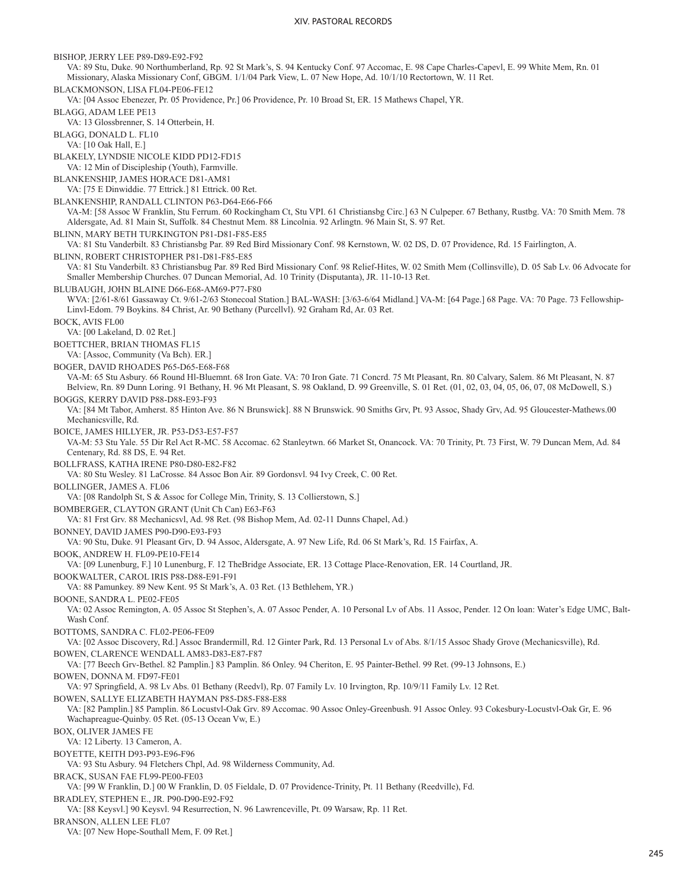BISHOP, JERRY LEE P89-D89-E92-F92

VA: 89 Stu, Duke. 90 Northumberland, Rp. 92 St Mark's, S. 94 Kentucky Conf. 97 Accomac, E. 98 Cape Charles-Capevl, E. 99 White Mem, Rn. 01 Missionary, Alaska Missionary Conf, GBGM. 1/1/04 Park View, L. 07 New Hope, Ad. 10/1/10 Rectortown, W. 11 Ret.

BLACKMONSON, LISA FL04-PE06-FE12

VA: [04 Assoc Ebenezer, Pr. 05 Providence, Pr.] 06 Providence, Pr. 10 Broad St, ER. 15 Mathews Chapel, YR.

BLAGG, ADAM LEE PE13

VA: 13 Glossbrenner, S. 14 Otterbein, H.

BLAGG, DONALD L. FL10

VA: [10 Oak Hall, E.]

BLAKELY, LYNDSIE NICOLE KIDD PD12-FD15

VA: 12 Min of Discipleship (Youth), Farmville.

BLANKENSHIP, JAMES HORACE D81-AM81

VA: [75 E Dinwiddie. 77 Ettrick.] 81 Ettrick. 00 Ret.

BLANKENSHIP, RANDALL CLINTON P63-D64-E66-F66

VA-M: [58 Assoc W Franklin, Stu Ferrum. 60 Rockingham Ct, Stu VPI. 61 Christiansbg Circ.] 63 N Culpeper. 67 Bethany, Rustbg. VA: 70 Smith Mem. 78 Aldersgate, Ad. 81 Main St, Suffolk. 84 Chestnut Mem. 88 Lincolnia. 92 Arlingtn. 96 Main St, S. 97 Ret.

BLINN, MARY BETH TURKINGTON P81-D81-F85-E85

VA: 81 Stu Vanderbilt. 83 Christiansbg Par. 89 Red Bird Missionary Conf. 98 Kernstown, W. 02 DS, D. 07 Providence, Rd. 15 Fairlington, A.

BLINN, ROBERT CHRISTOPHER P81-D81-F85-E85

VA: 81 Stu Vanderbilt. 83 Christiansbg Par. 89 Red Bird Missionary Conf. 98 Relief-Hites, W. 02 Smith Mem (Collinsville), D. 05 Sab Lv. 06 Advocate for Smaller Membership Churches. 07 Duncan Memorial, Ad. 10 Trinity (Disputanta), JR. 11-10-13 Ret.

BLUBAUGH, JOHN BLAINE D66-E68-AM69-P77-F80

WVA: [2/61-8/61 Gassaway Ct. 9/61-2/63 Stonecoal Station.] BAL-WASH: [3/63-6/64 Midland.] VA-M: [64 Page.] 68 Page. VA: 70 Page. 73 Fellowship-Linvl-Edom. 79 Boykins. 84 Christ, Ar. 90 Bethany (Purcellvl). 92 Graham Rd, Ar. 03 Ret.

BOCK, AVIS FL00

VA: [00 Lakeland, D. 02 Ret.]

BOETTCHER, BRIAN THOMAS FL15

VA: [Assoc, Community (Va Bch). ER.]

BOGER, DAVID RHOADES P65-D65-E68-F68

VA-M: 65 Stu Asbury. 66 Round Hl-Bluemnt. 68 Iron Gate. VA: 70 Iron Gate. 71 Concrd. 75 Mt Pleasant, Rn. 80 Calvary, Salem. 86 Mt Pleasant, N. 87 Belview, Rn. 89 Dunn Loring. 91 Bethany, H. 96 Mt Pleasant, S. 98 Oakland, D. 99 Greenville, S. 01 Ret. (01, 02, 03, 04, 05, 06, 07, 08 McDowell, S.)

BOGGS, KERRY DAVID P88-D88-E93-F93

VA: [84 Mt Tabor, Amherst. 85 Hinton Ave. 86 N Brunswick]. 88 N Brunswick. 90 Smiths Grv, Pt. 93 Assoc, Shady Grv, Ad. 95 Gloucester-Mathews.00 Mechanicsville, Rd.

BOICE, JAMES HILLYER, JR. P53-D53-E57-F57

VA-M: 53 Stu Yale. 55 Dir Rel Act R-MC. 58 Accomac. 62 Stanleytwn. 66 Market St, Onancock. VA: 70 Trinity, Pt. 73 First, W. 79 Duncan Mem, Ad. 84 Centenary, Rd. 88 DS, E. 94 Ret.

BOLLFRASS, KATHA IRENE P80-D80-E82-F82

VA: 80 Stu Wesley. 81 LaCrosse. 84 Assoc Bon Air. 89 Gordonsvl. 94 Ivy Creek, C. 00 Ret.

BOLLINGER, JAMES A. FL06

VA: [08 Randolph St, S & Assoc for College Min, Trinity, S. 13 Collierstown, S.]

BOMBERGER, CLAYTON GRANT (Unit Ch Can) E63-F63

VA: 81 Frst Grv. 88 Mechanicsvl, Ad. 98 Ret. (98 Bishop Mem, Ad. 02-11 Dunns Chapel, Ad.)

BONNEY, DAVID JAMES P90-D90-E93-F93

VA: 90 Stu, Duke. 91 Pleasant Grv, D. 94 Assoc, Aldersgate, A. 97 New Life, Rd. 06 St Mark's, Rd. 15 Fairfax, A.

BOOK, ANDREW H. FL09-PE10-FE14

VA: [09 Lunenburg, F.] 10 Lunenburg, F. 12 TheBridge Associate, ER. 13 Cottage Place-Renovation, ER. 14 Courtland, JR.

BOOKWALTER, CAROL IRIS P88-D88-E91-F91

VA: 88 Pamunkey. 89 New Kent. 95 St Mark's, A. 03 Ret. (13 Bethlehem, YR.)

BOONE, SANDRA L. PE02-FE05

VA: 02 Assoc Remington, A. 05 Assoc St Stephen's, A. 07 Assoc Pender, A. 10 Personal Lv of Abs. 11 Assoc, Pender. 12 On loan: Water's Edge UMC, Balt-Wash Conf.

BOTTOMS, SANDRA C. FL02-PE06-FE09

VA: [02 Assoc Discovery, Rd.] Assoc Brandermill, Rd. 12 Ginter Park, Rd. 13 Personal Lv of Abs. 8/1/15 Assoc Shady Grove (Mechanicsville), Rd.

BOWEN, CLARENCE WENDALL AM83-D83-E87-F87

VA: [77 Beech Grv-Bethel. 82 Pamplin.] 83 Pamplin. 86 Onley. 94 Cheriton, E. 95 Painter-Bethel. 99 Ret. (99-13 Johnsons, E.)

BOWEN, DONNA M. FD97-FE01

VA: 97 Springfield, A. 98 Lv Abs. 01 Bethany (Reedvl), Rp. 07 Family Lv. 10 Irvington, Rp. 10/9/11 Family Lv. 12 Ret.

BOWEN, SALLYE ELIZABETH HAYMAN P85-D85-F88-E88

VA: [82 Pamplin.] 85 Pamplin. 86 Locustvl-Oak Grv. 89 Accomac. 90 Assoc Onley-Greenbush. 91 Assoc Onley. 93 Cokesbury-Locustvl-Oak Gr, E. 96 Wachapreague-Quinby. 05 Ret. (05-13 Ocean Vw, E.)

BOX, OLIVER JAMES FE

VA: 12 Liberty. 13 Cameron, A.

BOYETTE, KEITH D93-P93-E96-F96

VA: 93 Stu Asbury. 94 Fletchers Chpl, Ad. 98 Wilderness Community, Ad.

BRACK, SUSAN FAE FL99-PE00-FE03

VA: [99 W Franklin, D.] 00 W Franklin, D. 05 Fieldale, D. 07 Providence-Trinity, Pt. 11 Bethany (Reedville), Fd.

BRADLEY, STEPHEN E., JR. P90-D90-E92-F92

VA: [88 Keysvl.] 90 Keysvl. 94 Resurrection, N. 96 Lawrenceville, Pt. 09 Warsaw, Rp. 11 Ret.

BRANSON, ALLEN LEE FL07

VA: [07 New Hope-Southall Mem, F. 09 Ret.]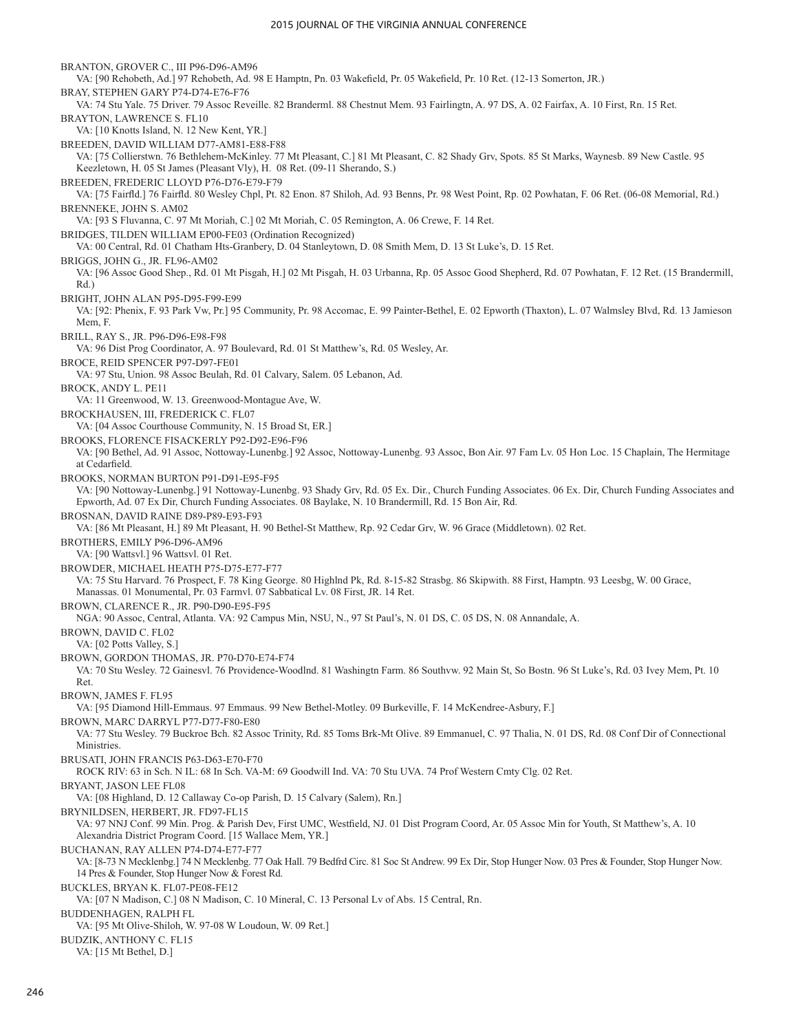BRANTON, GROVER C., III P96-D96-AM96
VA: [90 Rehobeth, Ad.] 97 Rehobeth, Ad. 98 E Hamptn, Pn. 03 Wakefield, Pr. 05 Wakefield, Pr. 10 Ret. (12-13 Somerton, JR.)

BRAY, STEPHEN GARY P74-D74-E76-F76
VA: 74 Stu Yale. 75 Driver. 79 Assoc Reveille. 82 Branderml. 88 Chestnut Mem. 93 Fairlingtn, A. 97 DS, A. 02 Fairfax, A. 10 First, Rn. 15 Ret.

BRAYTON, LAWRENCE S. FL10
VA: [10 Knotts Island, N. 12 New Kent, YR.]

BREEDEN, DAVID WILLIAM D77-AM81-E88-F88
VA: [75 Collierstwn. 76 Bethlehem-McKinley. 77 Mt Pleasant, C.] 81 Mt Pleasant, C. 82 Shady Grv, Spots. 85 St Marks, Waynesb. 89 New Castle. 95 Keezletown, H. 05 St James (Pleasant Vly), H. 08 Ret. (09-11 Sherando, S.)

BREEDEN, FREDERIC LLOYD P76-D76-E79-F79
VA: [75 Fairfld.] 76 Fairfld. 80 Wesley Chpl, Pt. 82 Enon. 87 Shiloh, Ad. 93 Benns, Pr. 98 West Point, Rp. 02 Powhatan, F. 06 Ret. (06-08 Memorial, Rd.)

BRENNEKE, JOHN S. AM02
VA: [93 S Fluvanna, C. 97 Mt Moriah, C.] 02 Mt Moriah, C. 05 Remington, A. 06 Crewe, F. 14 Ret.

BRIDGES, TILDEN WILLIAM EP00-FE03 (Ordination Recognized)
VA: 00 Central, Rd. 01 Chatham Hts-Granbery, D. 04 Stanleytown, D. 08 Smith Mem, D. 13 St Luke's, D. 15 Ret.

BRIGGS, JOHN G., JR. FL96-AM02
VA: [96 Assoc Good Shep., Rd. 01 Mt Pisgah, H.] 02 Mt Pisgah, H. 03 Urbanna, Rp. 05 Assoc Good Shepherd, Rd. 07 Powhatan, F. 12 Ret. (15 Brandermill, Rd.)

BRIGHT, JOHN ALAN P95-D95-F99-E99
VA: [92: Phenix, F. 93 Park Vw, Pr.] 95 Community, Pr. 98 Accomac, E. 99 Painter-Bethel, E. 02 Epworth (Thaxton), L. 07 Walmsley Blvd, Rd. 13 Jamieson Mem, F.

BRILL, RAY S., JR. P96-D96-E98-F98
VA: 96 Dist Prog Coordinator, A. 97 Boulevard, Rd. 01 St Matthew's, Rd. 05 Wesley, Ar.

BROCE, REID SPENCER P97-D97-FE01
VA: 97 Stu, Union. 98 Assoc Beulah, Rd. 01 Calvary, Salem. 05 Lebanon, Ad.

BROCK, ANDY L. PE11
VA: 11 Greenwood, W. 13. Greenwood-Montague Ave, W.

BROCKHAUSEN, III, FREDERICK C. FL07
VA: [04 Assoc Courthouse Community, N. 15 Broad St, ER.]

BROOKS, FLORENCE FISACKERLY P92-D92-E96-F96
VA: [90 Bethel, Ad. 91 Assoc, Nottoway-Lunenbg.] 92 Assoc, Nottoway-Lunenbg. 93 Assoc, Bon Air. 97 Fam Lv. 05 Hon Loc. 15 Chaplain, The Hermitage at Cedarfield.

BROOKS, NORMAN BURTON P91-D91-E95-F95
VA: [90 Nottoway-Lunenbg.] 91 Nottoway-Lunenbg. 93 Shady Grv, Rd. 05 Ex. Dir., Church Funding Associates. 06 Ex. Dir, Church Funding Associates and Epworth, Ad. 07 Ex Dir, Church Funding Associates. 08 Baylake, N. 10 Brandermill, Rd. 15 Bon Air, Rd.

BROSNAN, DAVID RAINE D89-P89-E93-F93
VA: [86 Mt Pleasant, H.] 89 Mt Pleasant, H. 90 Bethel-St Matthew, Rp. 92 Cedar Grv, W. 96 Grace (Middletown). 02 Ret.

BROTHERS, EMILY P96-D96-AM96
VA: [90 Wattsvl.] 96 Wattsvl. 01 Ret.

BROWDER, MICHAEL HEATH P75-D75-E77-F77
VA: 75 Stu Harvard. 76 Prospect, F. 78 King George. 80 Highlnd Pk, Rd. 8-15-82 Strasbg. 86 Skipwith. 88 First, Hamptn. 93 Leesbg, W. 00 Grace, Manassas. 01 Monumental, Pr. 03 Farmvl. 07 Sabbatical Lv. 08 First, JR. 14 Ret.

BROWN, CLARENCE R., JR. P90-D90-E95-F95
NGA: 90 Assoc, Central, Atlanta. VA: 92 Campus Min, NSU, N., 97 St Paul's, N. 01 DS, C. 05 DS, N. 08 Annandale, A.

BROWN, DAVID C. FL02
VA: [02 Potts Valley, S.]

BROWN, GORDON THOMAS, JR. P70-D70-E74-F74
VA: 70 Stu Wesley. 72 Gainesvl. 76 Providence-Woodlnd. 81 Washingtn Farm. 86 Southvw. 92 Main St, So Bostn. 96 St Luke's, Rd. 03 Ivey Mem, Pt. 10 Ret.

BROWN, JAMES F. FL95
VA: [95 Diamond Hill-Emmaus. 97 Emmaus. 99 New Bethel-Motley. 09 Burkeville, F. 14 McKendree-Asbury, F.]

BROWN, MARC DARRYL P77-D77-F80-E80
VA: 77 Stu Wesley. 79 Buckroe Bch. 82 Assoc Trinity, Rd. 85 Toms Brk-Mt Olive. 89 Emmanuel, C. 97 Thalia, N. 01 DS, Rd. 08 Conf Dir of Connectional Ministries.

BRUSATI, JOHN FRANCIS P63-D63-E70-F70
ROCK RIV: 63 in Sch. N IL: 68 In Sch. VA-M: 69 Goodwill Ind. VA: 70 Stu UVA. 74 Prof Western Cmty Clg. 02 Ret.

BRYANT, JASON LEE FL08
VA: [08 Highland, D. 12 Callaway Co-op Parish, D. 15 Calvary (Salem), Rn.]

BRYNILDSEN, HERBERT, JR. FD97-FL15
VA: 97 NNJ Conf. 99 Min. Prog. & Parish Dev, First UMC, Westfield, NJ. 01 Dist Program Coord, Ar. 05 Assoc Min for Youth, St Matthew's, A. 10 Alexandria District Program Coord. [15 Wallace Mem, YR.]

BUCHANAN, RAY ALLEN P74-D74-E77-F77
VA: [8-73 N Mecklenbg.] 74 N Mecklenbg. 77 Oak Hall. 79 Bedfrd Circ. 81 Soc St Andrew. 99 Ex Dir, Stop Hunger Now. 03 Pres & Founder, Stop Hunger Now. 14 Pres & Founder, Stop Hunger Now & Forest Rd.

BUCKLES, BRYAN K. FL07-PE08-FE12
VA: [07 N Madison, C.] 08 N Madison, C. 10 Mineral, C. 13 Personal Lv of Abs. 15 Central, Rn.

BUDDENHAGEN, RALPH FL
VA: [95 Mt Olive-Shiloh, W. 97-08 W Loudoun, W. 09 Ret.]

BUDZIK, ANTHONY C. FL15
VA: [15 Mt Bethel, D.]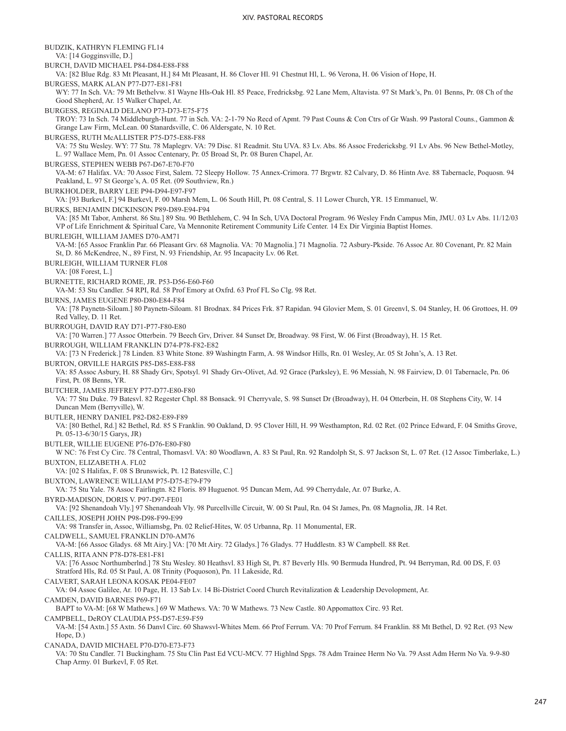BUDZIK, KATHRYN FLEMING FL14
VA: [14 Gogginsville, D.]

BURCH, DAVID MICHAEL P84-D84-E88-F88
VA: [82 Blue Rdg. 83 Mt Pleasant, H.] 84 Mt Pleasant, H. 86 Clover Hl. 91 Chestnut Hl, L. 96 Verona, H. 06 Vision of Hope, H.

BURGESS, MARK ALAN P77-D77-E81-F81
WY: 77 In Sch. VA: 79 Mt Bethelvw. 81 Wayne Hls-Oak Hl. 85 Peace, Fredricksbg. 92 Lane Mem, Altavista. 97 St Mark's, Pn. 01 Benns, Pr. 08 Ch of the Good Shepherd, Ar. 15 Walker Chapel, Ar.

BURGESS, REGINALD DELANO P73-D73-E75-F75
TROY: 73 In Sch. 74 Middleburgh-Hunt. 77 in Sch. VA: 2-1-79 No Recd of Apmt. 79 Past Couns & Con Ctrs of Gr Wash. 99 Pastoral Couns., Gammon & Grange Law Firm, McLean. 00 Stanardsville, C. 06 Aldersgate, N. 10 Ret.

BURGESS, RUTH McALLISTER P75-D75-E88-F88
VA: 75 Stu Wesley. WY: 77 Stu. 78 Maplegrv. VA: 79 Disc. 81 Readmit. Stu UVA. 83 Lv. Abs. 86 Assoc Fredericksbg. 91 Lv Abs. 96 New Bethel-Motley, L. 97 Wallace Mem, Pn. 01 Assoc Centenary, Pr. 05 Broad St, Pr. 08 Buren Chapel, Ar.

BURGESS, STEPHEN WEBB P67-D67-E70-F70
VA-M: 67 Halifax. VA: 70 Assoc First, Salem. 72 Sleepy Hollow. 75 Annex-Crimora. 77 Brgwtr. 82 Calvary, D. 86 Hintn Ave. 88 Tabernacle, Poquosn. 94 Peakland, L. 97 St George's, A. 05 Ret. (09 Southview, Rn.)

BURKHOLDER, BARRY LEE P94-D94-E97-F97
VA: [93 Burkevl, F.] 94 Burkevl, F. 00 Marsh Mem, L. 06 South Hill, Pt. 08 Central, S. 11 Lower Church, YR. 15 Emmanuel, W.

BURKS, BENJAMIN DICKINSON P89-D89-E94-F94
VA: [85 Mt Tabor, Amherst. 86 Stu.] 89 Stu. 90 Bethlehem, C. 94 In Sch, UVA Doctoral Program. 96 Wesley Fndn Campus Min, JMU. 03 Lv Abs. 11/12/03 VP of Life Enrichment & Spiritual Care, Va Mennonite Retirement Community Life Center. 14 Ex Dir Virginia Baptist Homes.

BURLEIGH, WILLIAM JAMES D70-AM71
VA-M: [65 Assoc Franklin Par. 66 Pleasant Grv. 68 Magnolia. VA: 70 Magnolia.] 71 Magnolia. 72 Asbury-Pkside. 76 Assoc Ar. 80 Covenant, Pr. 82 Main St, D. 86 McKendree, N., 89 First, N. 93 Friendship, Ar. 95 Incapacity Lv. 06 Ret.

BURLEIGH, WILLIAM TURNER FL08
VA: [08 Forest, L.]

BURNETTE, RICHARD ROME, JR. P53-D56-E60-F60
VA-M: 53 Stu Candler. 54 RPI, Rd. 58 Prof Emory at Oxfrd. 63 Prof FL So Clg. 98 Ret.

BURNS, JAMES EUGENE P80-D80-E84-F84
VA: [78 Paynetn-Siloam.] 80 Paynetn-Siloam. 81 Brodnax. 84 Prices Frk. 87 Rapidan. 94 Glovier Mem, S. 01 Greenvl, S. 04 Stanley, H. 06 Grottoes, H. 09 Red Valley, D. 11 Ret.

BURROUGH, DAVID RAY D71-P77-F80-E80
VA: [70 Warren.] 77 Assoc Otterbein. 79 Beech Grv, Driver. 84 Sunset Dr, Broadway. 98 First, W. 06 First (Broadway), H. 15 Ret.

BURROUGH, WILLIAM FRANKLIN D74-P78-F82-E82
VA: [73 N Frederick.] 78 Linden. 83 White Stone. 89 Washingtn Farm, A. 98 Windsor Hills, Rn. 01 Wesley, Ar. 05 St John's, A. 13 Ret.

BURTON, ORVILLE HARGIS P85-D85-E88-F88
VA: 85 Assoc Asbury, H. 88 Shady Grv, Spotsyl. 91 Shady Grv-Olivet, Ad. 92 Grace (Parksley), E. 96 Messiah, N. 98 Fairview, D. 01 Tabernacle, Pn. 06 First, Pt. 08 Benns, YR.

BUTCHER, JAMES JEFFREY P77-D77-E80-F80
VA: 77 Stu Duke. 79 Batesvl. 82 Regester Chpl. 88 Bonsack. 91 Cherryvale, S. 98 Sunset Dr (Broadway), H. 04 Otterbein, H. 08 Stephens City, W. 14 Duncan Mem (Berryville), W.

BUTLER, HENRY DANIEL P82-D82-E89-F89
VA: [80 Bethel, Rd.] 82 Bethel, Rd. 85 S Franklin. 90 Oakland, D. 95 Clover Hill, H. 99 Westhampton, Rd. 02 Ret. (02 Prince Edward, F. 04 Smiths Grove, Pt. 05-13-6/30/15 Garys, JR)

BUTLER, WILLIE EUGENE P76-D76-E80-F80
W NC: 76 Frst Cy Circ. 78 Central, Thomasvl. VA: 80 Woodlawn, A. 83 St Paul, Rn. 92 Randolph St, S. 97 Jackson St, L. 07 Ret. (12 Assoc Timberlake, L.)

BUXTON, ELIZABETH A. FL02
VA: [02 S Halifax, F. 08 S Brunswick, Pt. 12 Batesville, C.]

BUXTON, LAWRENCE WILLIAM P75-D75-E79-F79
VA: 75 Stu Yale. 78 Assoc Fairlingtn. 82 Floris. 89 Huguenot. 95 Duncan Mem, Ad. 99 Cherrydale, Ar. 07 Burke, A.

BYRD-MADISON, DORIS V. P97-D97-FE01
VA: [92 Shenandoah Vly.] 97 Shenandoah Vly. 98 Purcellville Circuit, W. 00 St Paul, Rn. 04 St James, Pn. 08 Magnolia, JR. 14 Ret.

CAILLES, JOSEPH JOHN P98-D98-F99-E99
VA: 98 Transfer in, Assoc, Williamsbg, Pn. 02 Relief-Hites, W. 05 Urbanna, Rp. 11 Monumental, ER.

CALDWELL, SAMUEL FRANKLIN D70-AM76
VA-M: [66 Assoc Gladys. 68 Mt Airy.] VA: [70 Mt Airy. 72 Gladys.] 76 Gladys. 77 Huddlestn. 83 W Campbell. 88 Ret.

CALLIS, RITA ANN P78-D78-E81-F81
VA: [76 Assoc Northumberlnd.] 78 Stu Wesley. 80 Heathsvl. 83 High St, Pt. 87 Beverly Hls. 90 Bermuda Hundred, Pt. 94 Berryman, Rd. 00 DS, F. 03 Stratford Hls, Rd. 05 St Paul, A. 08 Trinity (Poquoson), Pn. 11 Lakeside, Rd.

CALVERT, SARAH LEONA KOSAK PE04-FE07
VA: 04 Assoc Galilee, Ar. 10 Page, H. 13 Sab Lv. 14 Bi-District Coord Church Revitalization & Leadership Devolopment, Ar.

CAMDEN, DAVID BARNES P69-F71
BAPT to VA-M: [68 W Mathews.] 69 W Mathews. VA: 70 W Mathews. 73 New Castle. 80 Appomattox Circ. 93 Ret.

CAMPBELL, DeROY CLAUDIA P55-D57-E59-F59
VA-M: [54 Axtn.] 55 Axtn. 56 Danvl Circ. 60 Shawsvl-Whites Mem. 66 Prof Ferrum. VA: 70 Prof Ferrum. 84 Franklin. 88 Mt Bethel, D. 92 Ret. (93 New Hope, D.)

CANADA, DAVID MICHAEL P70-D70-E73-F73
VA: 70 Stu Candler. 71 Buckingham. 75 Stu Clin Past Ed VCU-MCV. 77 Highlnd Spgs. 78 Adm Trainee Herm No Va. 79 Asst Adm Herm No Va. 9-9-80 Chap Army. 01 Burkevl, F. 05 Ret.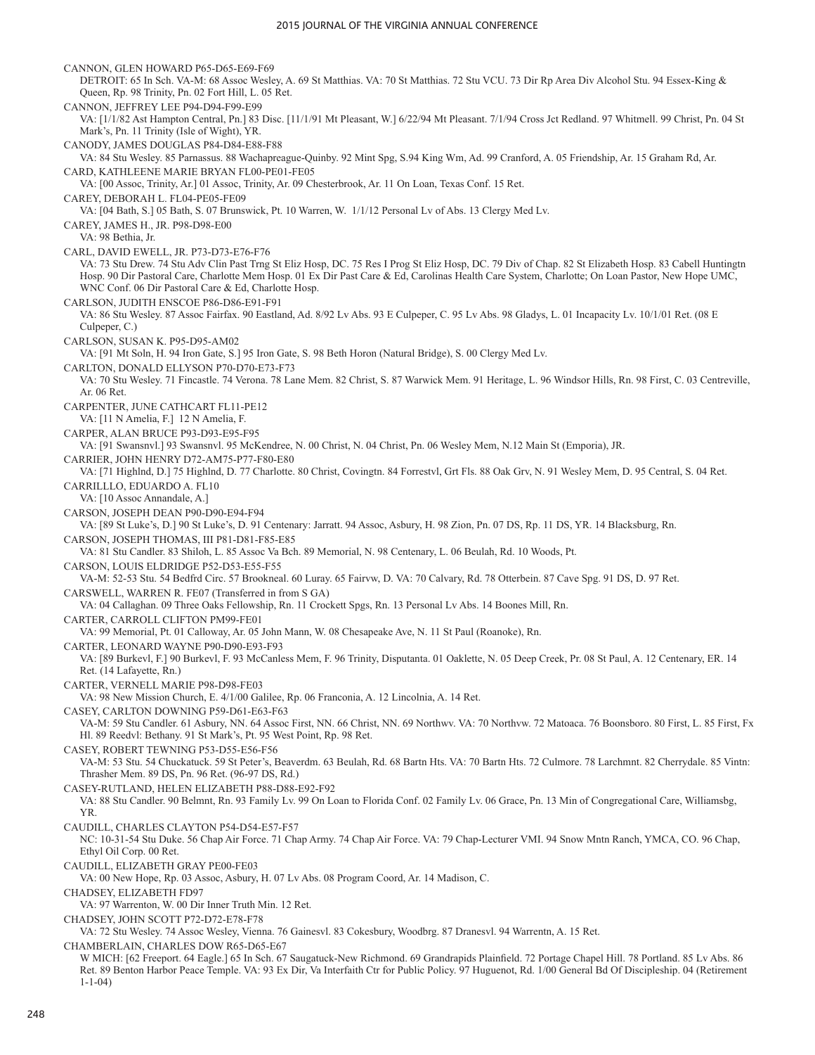CANNON, GLEN HOWARD P65-D65-E69-F69
DETROIT: 65 In Sch. VA-M: 68 Assoc Wesley, A. 69 St Matthias. VA: 70 St Matthias. 72 Stu VCU. 73 Dir Rp Area Div Alcohol Stu. 94 Essex-King & Queen, Rp. 98 Trinity, Pn. 02 Fort Hill, L. 05 Ret.

CANNON, JEFFREY LEE P94-D94-F99-E99
VA: [1/1/82 Ast Hampton Central, Pn.] 83 Disc. [11/1/91 Mt Pleasant, W.] 6/22/94 Mt Pleasant. 7/1/94 Cross Jct Redland. 97 Whitmell. 99 Christ, Pn. 04 St Mark's, Pn. 11 Trinity (Isle of Wight), YR.

CANODY, JAMES DOUGLAS P84-D84-E88-F88
VA: 84 Stu Wesley. 85 Parnassus. 88 Wachapreague-Quinby. 92 Mint Spg, S.94 King Wm, Ad. 99 Cranford, A. 05 Friendship, Ar. 15 Graham Rd, Ar.

CARD, KATHLEENE MARIE BRYAN FL00-PE01-FE05
VA: [00 Assoc, Trinity, Ar.] 01 Assoc, Trinity, Ar. 09 Chesterbrook, Ar. 11 On Loan, Texas Conf. 15 Ret.

CAREY, DEBORAH L. FL04-PE05-FE09
VA: [04 Bath, S.] 05 Bath, S. 07 Brunswick, Pt. 10 Warren, W. 1/1/12 Personal Lv of Abs. 13 Clergy Med Lv.

CAREY, JAMES H., JR. P98-D98-E00
VA: 98 Bethia, Jr.

CARL, DAVID EWELL, JR. P73-D73-E76-F76
VA: 73 Stu Drew. 74 Stu Adv Clin Past Trng St Eliz Hosp, DC. 75 Res I Prog St Eliz Hosp, DC. 79 Div of Chap. 82 St Elizabeth Hosp. 83 Cabell Huntingtn Hosp. 90 Dir Pastoral Care, Charlotte Mem Hosp. 01 Ex Dir Past Care & Ed, Carolinas Health Care System, Charlotte; On Loan Pastor, New Hope UMC, WNC Conf. 06 Dir Pastoral Care & Ed, Charlotte Hosp.

CARLSON, JUDITH ENSCOE P86-D86-E91-F91
VA: 86 Stu Wesley. 87 Assoc Fairfax. 90 Eastland, Ad. 8/92 Lv Abs. 93 E Culpeper, C. 95 Lv Abs. 98 Gladys, L. 01 Incapacity Lv. 10/1/01 Ret. (08 E Culpeper, C.)

CARLSON, SUSAN K. P95-D95-AM02
VA: [91 Mt Soln, H. 94 Iron Gate, S.] 95 Iron Gate, S. 98 Beth Horon (Natural Bridge), S. 00 Clergy Med Lv.

CARLTON, DONALD ELLYSON P70-D70-E73-F73
VA: 70 Stu Wesley. 71 Fincastle. 74 Verona. 78 Lane Mem. 82 Christ, S. 87 Warwick Mem. 91 Heritage, L. 96 Windsor Hills, Rn. 98 First, C. 03 Centreville, Ar. 06 Ret.

CARPENTER, JUNE CATHCART FL11-PE12
VA: [11 N Amelia, F.] 12 N Amelia, F.

CARPER, ALAN BRUCE P93-D93-E95-F95
VA: [91 Swansnvl.] 93 Swansnvl. 95 McKendree, N. 00 Christ, N. 04 Christ, Pn. 06 Wesley Mem, N.12 Main St (Emporia), JR.

CARRIER, JOHN HENRY D72-AM75-P77-F80-E80
VA: [71 Highlnd, D.] 75 Highlnd, D. 77 Charlotte. 80 Christ, Covingtn. 84 Forrestvl, Grt Fls. 88 Oak Grv, N. 91 Wesley Mem, D. 95 Central, S. 04 Ret.

CARRILLLO, EDUARDO A. FL10
VA: [10 Assoc Annandale, A.]

CARSON, JOSEPH DEAN P90-D90-E94-F94
VA: [89 St Luke's, D.] 90 St Luke's, D. 91 Centenary: Jarratt. 94 Assoc, Asbury, H. 98 Zion, Pn. 07 DS, Rp. 11 DS, YR. 14 Blacksburg, Rn.

CARSON, JOSEPH THOMAS, III P81-D81-F85-E85
VA: 81 Stu Candler. 83 Shiloh, L. 85 Assoc Va Bch. 89 Memorial, N. 98 Centenary, L. 06 Beulah, Rd. 10 Woods, Pt.

CARSON, LOUIS ELDRIDGE P52-D53-E55-F55
VA-M: 52-53 Stu. 54 Bedfrd Circ. 57 Brookneal. 60 Luray. 65 Fairvw, D. VA: 70 Calvary, Rd. 78 Otterbein. 87 Cave Spg. 91 DS, D. 97 Ret.

CARSWELL, WARREN R. FE07 (Transferred in from S GA)
VA: 04 Callaghan. 09 Three Oaks Fellowship, Rn. 11 Crockett Spgs, Rn. 13 Personal Lv Abs. 14 Boones Mill, Rn.

CARTER, CARROLL CLIFTON PM99-FE01
VA: 99 Memorial, Pt. 01 Calloway, Ar. 05 John Mann, W. 08 Chesapeake Ave, N. 11 St Paul (Roanoke), Rn.

CARTER, LEONARD WAYNE P90-D90-E93-F93
VA: [89 Burkevl, F.] 90 Burkevl, F. 93 McCanless Mem, F. 96 Trinity, Disputanta. 01 Oaklette, N. 05 Deep Creek, Pr. 08 St Paul, A. 12 Centenary, ER. 14 Ret. (14 Lafayette, Rn.)

CARTER, VERNELL MARIE P98-D98-FE03
VA: 98 New Mission Church, E. 4/1/00 Galilee, Rp. 06 Franconia, A. 12 Lincolnia, A. 14 Ret.

CASEY, CARLTON DOWNING P59-D61-E63-F63
VA-M: 59 Stu Candler. 61 Asbury, NN. 64 Assoc First, NN. 66 Christ, NN. 69 Northwv. VA: 70 Northvw. 72 Matoaca. 76 Boonsboro. 80 First, L. 85 First, Fx Hl. 89 Reedvl: Bethany. 91 St Mark's, Pt. 95 West Point, Rp. 98 Ret.

CASEY, ROBERT TEWNING P53-D55-E56-F56
VA-M: 53 Stu. 54 Chuckatuck. 59 St Peter's, Beaverdm. 63 Beulah, Rd. 68 Bartn Hts. VA: 70 Bartn Hts. 72 Culmore. 78 Larchmnt. 82 Cherrydale. 85 Vintn: Thrasher Mem. 89 DS, Pn. 96 Ret. (96-97 DS, Rd.)

CASEY-RUTLAND, HELEN ELIZABETH P88-D88-E92-F92
VA: 88 Stu Candler. 90 Belmnt, Rn. 93 Family Lv. 99 On Loan to Florida Conf. 02 Family Lv. 06 Grace, Pn. 13 Min of Congregational Care, Williamsbg, YR.

CAUDILL, CHARLES CLAYTON P54-D54-E57-F57
NC: 10-31-54 Stu Duke. 56 Chap Air Force. 71 Chap Army. 74 Chap Air Force. VA: 79 Chap-Lecturer VMI. 94 Snow Mntn Ranch, YMCA, CO. 96 Chap, Ethyl Oil Corp. 00 Ret.

CAUDILL, ELIZABETH GRAY PE00-FE03
VA: 00 New Hope, Rp. 03 Assoc, Asbury, H. 07 Lv Abs. 08 Program Coord, Ar. 14 Madison, C.

CHADSEY, ELIZABETH FD97
VA: 97 Warrenton, W. 00 Dir Inner Truth Min. 12 Ret.

CHADSEY, JOHN SCOTT P72-D72-E78-F78
VA: 72 Stu Wesley. 74 Assoc Wesley, Vienna. 76 Gainesvl. 83 Cokesbury, Woodbrg. 87 Dranesvl. 94 Warrentn, A. 15 Ret.

CHAMBERLAIN, CHARLES DOW R65-D65-E67
W MICH: [62 Freeport. 64 Eagle.] 65 In Sch. 67 Saugatuck-New Richmond. 69 Grandrapids Plainfield. 72 Portage Chapel Hill. 78 Portland. 85 Lv Abs. 86 Ret. 89 Benton Harbor Peace Temple. VA: 93 Ex Dir, Va Interfaith Ctr for Public Policy. 97 Huguenot, Rd. 1/00 General Bd Of Discipleship. 04 (Retirement 1-1-04)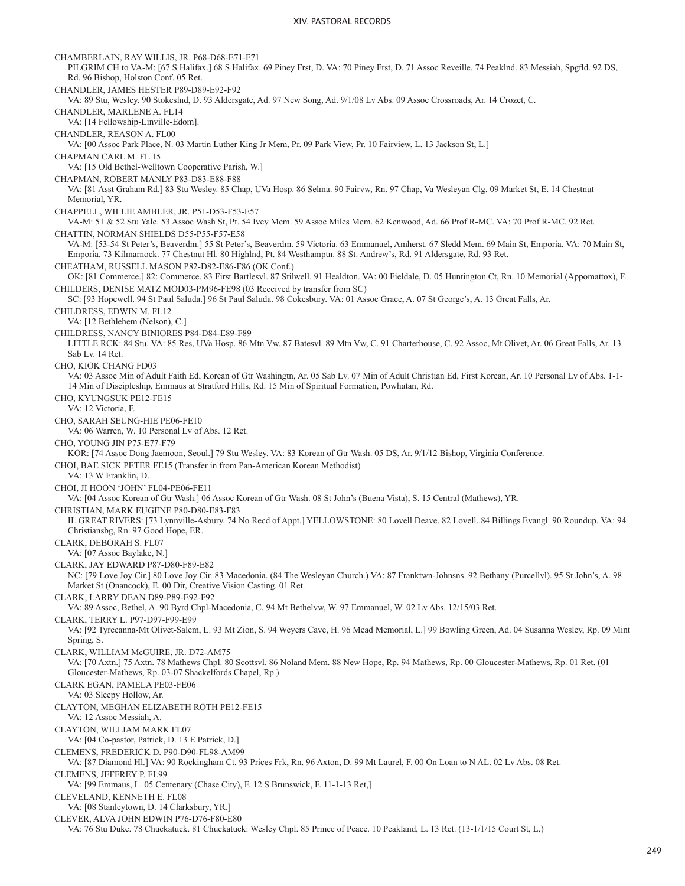CHAMBERLAIN, RAY WILLIS, JR. P68-D68-E71-F71
PILGRIM CH to VA-M: [67 S Halifax.] 68 S Halifax. 69 Piney Frst, D. VA: 70 Piney Frst, D. 71 Assoc Reveille. 74 Peaklnd. 83 Messiah, Spgfld. 92 DS, Rd. 96 Bishop, Holston Conf. 05 Ret.

CHANDLER, JAMES HESTER P89-D89-E92-F92
VA: 89 Stu, Wesley. 90 Stokeslnd, D. 93 Aldersgate, Ad. 97 New Song, Ad. 9/1/08 Lv Abs. 09 Assoc Crossroads, Ar. 14 Crozet, C.

CHANDLER, MARLENE A. FL14
VA: [14 Fellowship-Linville-Edom].

CHANDLER, REASON A. FL00
VA: [00 Assoc Park Place, N. 03 Martin Luther King Jr Mem, Pr. 09 Park View, Pr. 10 Fairview, L. 13 Jackson St, L.]

CHAPMAN CARL M. FL 15
VA: [15 Old Bethel-Welltown Cooperative Parish, W.]

CHAPMAN, ROBERT MANLY P83-D83-E88-F88
VA: [81 Asst Graham Rd.] 83 Stu Wesley. 85 Chap, UVa Hosp. 86 Selma. 90 Fairvw, Rn. 97 Chap, Va Wesleyan Clg. 09 Market St, E. 14 Chestnut Memorial, YR.

CHAPPELL, WILLIE AMBLER, JR. P51-D53-F53-E57
VA-M: 51 & 52 Stu Yale. 53 Assoc Wash St, Pt. 54 Ivey Mem. 59 Assoc Miles Mem. 62 Kenwood, Ad. 66 Prof R-MC. VA: 70 Prof R-MC. 92 Ret.

CHATTIN, NORMAN SHIELDS D55-P55-F57-E58
VA-M: [53-54 St Peter's, Beaverdm.] 55 St Peter's, Beaverdm. 59 Victoria. 63 Emmanuel, Amherst. 67 Sledd Mem. 69 Main St, Emporia. VA: 70 Main St, Emporia. 73 Kilmarnock. 77 Chestnut Hl. 80 Highlnd, Pt. 84 Westhamptn. 88 St. Andrew's, Rd. 91 Aldersgate, Rd. 93 Ret.

CHEATHAM, RUSSELL MASON P82-D82-E86-F86 (OK Conf.)
OK: [81 Commerce.] 82: Commerce. 83 First Bartlesvl. 87 Stilwell. 91 Healdton. VA: 00 Fieldale, D. 05 Huntington Ct, Rn. 10 Memorial (Appomattox), F.

CHILDERS, DENISE MATZ MOD03-PM96-FE98 (03 Received by transfer from SC)
SC: [93 Hopewell. 94 St Paul Saluda.] 96 St Paul Saluda. 98 Cokesbury. VA: 01 Assoc Grace, A. 07 St George's, A. 13 Great Falls, Ar.

CHILDRESS, EDWIN M. FL12
VA: [12 Bethlehem (Nelson), C.]

CHILDRESS, NANCY BINIORES P84-D84-E89-F89
LITTLE RCK: 84 Stu. VA: 85 Res, UVa Hosp. 86 Mtn Vw. 87 Batesvl. 89 Mtn Vw, C. 91 Charterhouse, C. 92 Assoc, Mt Olivet, Ar. 06 Great Falls, Ar. 13 Sab Lv. 14 Ret.

CHO, KIOK CHANG FD03
VA: 03 Assoc Min of Adult Faith Ed, Korean of Gtr Washingtn, Ar. 05 Sab Lv. 07 Min of Adult Christian Ed, First Korean, Ar. 10 Personal Lv of Abs. 1-1-14 Min of Discipleship, Emmaus at Stratford Hills, Rd. 15 Min of Spiritual Formation, Powhatan, Rd.

CHO, KYUNGSUK PE12-FE15
VA: 12 Victoria, F.

CHO, SARAH SEUNG-HIE PE06-FE10
VA: 06 Warren, W. 10 Personal Lv of Abs. 12 Ret.

CHO, YOUNG JIN P75-E77-F79
KOR: [74 Assoc Dong Jaemoon, Seoul.] 79 Stu Wesley. VA: 83 Korean of Gtr Wash. 05 DS, Ar. 9/1/12 Bishop, Virginia Conference.

CHOI, BAE SICK PETER FE15 (Transfer in from Pan-American Korean Methodist)
VA: 13 W Franklin, D.

CHOI, JI HOON 'JOHN' FL04-PE06-FE11
VA: [04 Assoc Korean of Gtr Wash.] 06 Assoc Korean of Gtr Wash. 08 St John's (Buena Vista), S. 15 Central (Mathews), YR.

CHRISTIAN, MARK EUGENE P80-D80-E83-F83
IL GREAT RIVERS: [73 Lynnville-Asbury. 74 No Recd of Appt.] YELLOWSTONE: 80 Lovell Deave. 82 Lovell..84 Billings Evangl. 90 Roundup. VA: 94 Christiansbg, Rn. 97 Good Hope, ER.

CLARK, DEBORAH S. FL07
VA: [07 Assoc Baylake, N.]

CLARK, JAY EDWARD P87-D80-F89-E82
NC: [79 Love Joy Cir.] 80 Love Joy Cir. 83 Macedonia. (84 The Wesleyan Church.) VA: 87 Franktwn-Johnsns. 92 Bethany (Purcellvl). 95 St John's, A. 98 Market St (Onancock), E. 00 Dir, Creative Vision Casting. 01 Ret.

CLARK, LARRY DEAN D89-P89-E92-F92
VA: 89 Assoc, Bethel, A. 90 Byrd Chpl-Macedonia, C. 94 Mt Bethelvw, W. 97 Emmanuel, W. 02 Lv Abs. 12/15/03 Ret.

CLARK, TERRY L. P97-D97-F99-E99
VA: [92 Tyreeanna-Mt Olivet-Salem, L. 93 Mt Zion, S. 94 Weyers Cave, H. 96 Mead Memorial, L.] 99 Bowling Green, Ad. 04 Susanna Wesley, Rp. 09 Mint Spring, S.

CLARK, WILLIAM McGUIRE, JR. D72-AM75
VA: [70 Axtn.] 75 Axtn. 78 Mathews Chpl. 80 Scottsvl. 86 Noland Mem. 88 New Hope, Rp. 94 Mathews, Rp. 00 Gloucester-Mathews, Rp. 01 Ret. (01 Gloucester-Mathews, Rp. 03-07 Shackelfords Chapel, Rp.)

CLARK EGAN, PAMELA PE03-FE06
VA: 03 Sleepy Hollow, Ar.

CLAYTON, MEGHAN ELIZABETH ROTH PE12-FE15
VA: 12 Assoc Messiah, A.

CLAYTON, WILLIAM MARK FL07
VA: [04 Co-pastor, Patrick, D. 13 E Patrick, D.]

CLEMENS, FREDERICK D. P90-D90-FL98-AM99
VA: [87 Diamond Hl.] VA: 90 Rockingham Ct. 93 Prices Frk, Rn. 96 Axton, D. 99 Mt Laurel, F. 00 On Loan to N AL. 02 Lv Abs. 08 Ret.

CLEMENS, JEFFREY P. FL99
VA: [99 Emmaus, L. 05 Centenary (Chase City), F. 12 S Brunswick, F. 11-1-13 Ret,]

CLEVELAND, KENNETH E. FL08
VA: [08 Stanleytown, D. 14 Clarksbury, YR.]

CLEVER, ALVA JOHN EDWIN P76-D76-F80-E80
VA: 76 Stu Duke. 78 Chuckatuck. 81 Chuckatuck: Wesley Chpl. 85 Prince of Peace. 10 Peakland, L. 13 Ret. (13-1/1/15 Court St, L.)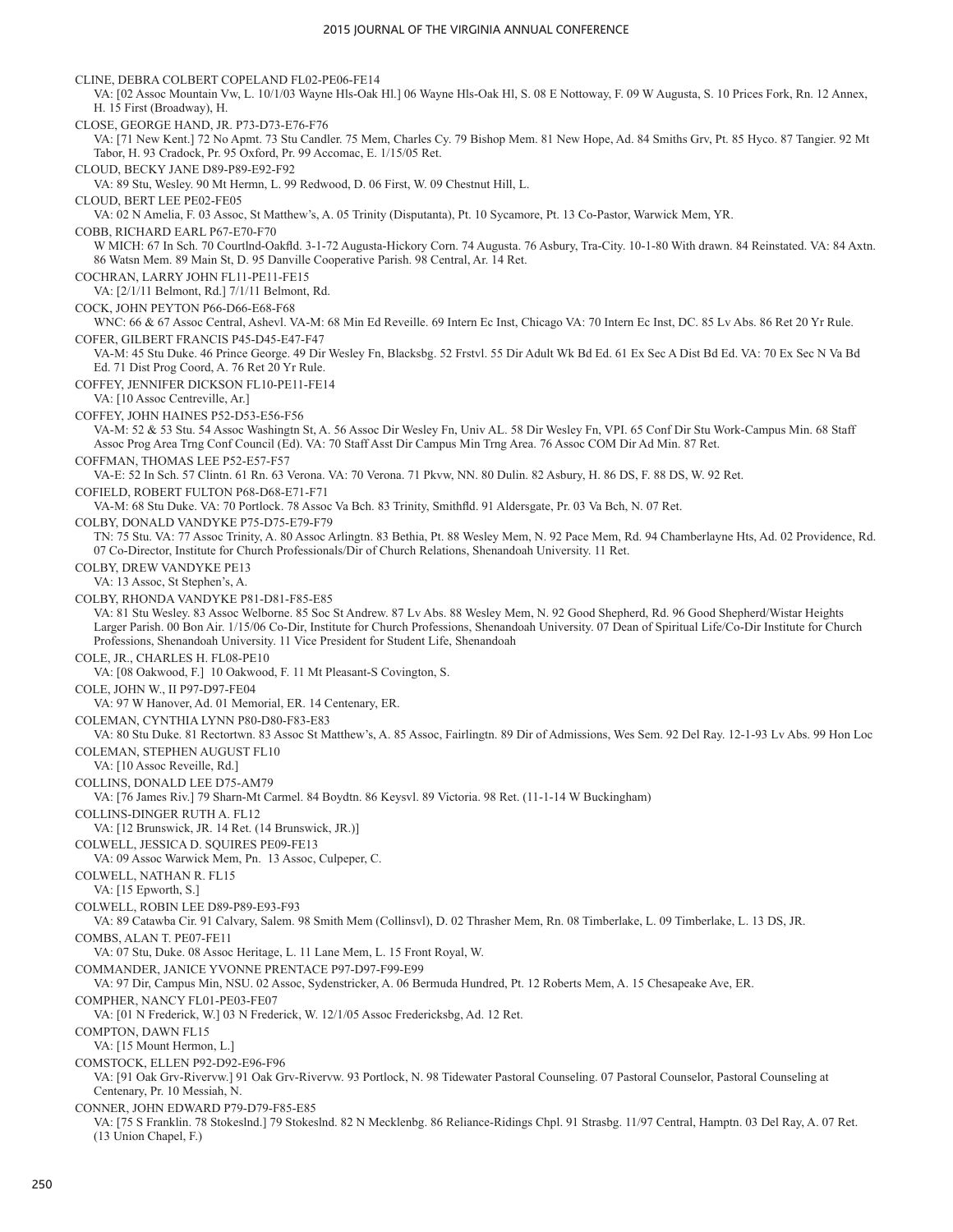CLINE, DEBRA COLBERT COPELAND FL02-PE06-FE14

VA: [02 Assoc Mountain Vw, L. 10/1/03 Wayne Hls-Oak Hl.] 06 Wayne Hls-Oak Hl, S. 08 E Nottoway, F. 09 W Augusta, S. 10 Prices Fork, Rn. 12 Annex, H. 15 First (Broadway), H.

CLOSE, GEORGE HAND, JR. P73-D73-E76-F76

VA: [71 New Kent.] 72 No Apmt. 73 Stu Candler. 75 Mem, Charles Cy. 79 Bishop Mem. 81 New Hope, Ad. 84 Smiths Grv, Pt. 85 Hyco. 87 Tangier. 92 Mt Tabor, H. 93 Cradock, Pr. 95 Oxford, Pr. 99 Accomac, E. 1/15/05 Ret.

CLOUD, BECKY JANE D89-P89-E92-F92

VA: 89 Stu, Wesley. 90 Mt Hermn, L. 99 Redwood, D. 06 First, W. 09 Chestnut Hill, L.

CLOUD, BERT LEE PE02-FE05

VA: 02 N Amelia, F. 03 Assoc, St Matthew's, A. 05 Trinity (Disputanta), Pt. 10 Sycamore, Pt. 13 Co-Pastor, Warwick Mem, YR.

COBB, RICHARD EARL P67-E70-F70

W MICH: 67 In Sch. 70 Courtlnd-Oakfld. 3-1-72 Augusta-Hickory Corn. 74 Augusta. 76 Asbury, Tra-City. 10-1-80 With drawn. 84 Reinstated. VA: 84 Axtn. 86 Watsn Mem. 89 Main St, D. 95 Danville Cooperative Parish. 98 Central, Ar. 14 Ret.

COCHRAN, LARRY JOHN FL11-PE11-FE15

VA: [2/1/11 Belmont, Rd.] 7/1/11 Belmont, Rd.

COCK, JOHN PEYTON P66-D66-E68-F68

WNC: 66 & 67 Assoc Central, Ashevl. VA-M: 68 Min Ed Reveille. 69 Intern Ec Inst, Chicago VA: 70 Intern Ec Inst, DC. 85 Lv Abs. 86 Ret 20 Yr Rule.

COFER, GILBERT FRANCIS P45-D45-E47-F47

VA-M: 45 Stu Duke. 46 Prince George. 49 Dir Wesley Fn, Blacksbg. 52 Frstvl. 55 Dir Adult Wk Bd Ed. 61 Ex Sec A Dist Bd Ed. VA: 70 Ex Sec N Va Bd Ed. 71 Dist Prog Coord, A. 76 Ret 20 Yr Rule.

COFFEY, JENNIFER DICKSON FL10-PE11-FE14

VA: [10 Assoc Centreville, Ar.]

COFFEY, JOHN HAINES P52-D53-E56-F56

VA-M: 52 & 53 Stu. 54 Assoc Washingtn St, A. 56 Assoc Dir Wesley Fn, Univ AL. 58 Dir Wesley Fn, VPI. 65 Conf Dir Stu Work-Campus Min. 68 Staff Assoc Prog Area Trng Conf Council (Ed). VA: 70 Staff Asst Dir Campus Min Trng Area. 76 Assoc COM Dir Ad Min. 87 Ret.

COFFMAN, THOMAS LEE P52-E57-F57

VA-E: 52 In Sch. 57 Clintn. 61 Rn. 63 Verona. VA: 70 Verona. 71 Pkvw, NN. 80 Dulin. 82 Asbury, H. 86 DS, F. 88 DS, W. 92 Ret.

COFIELD, ROBERT FULTON P68-D68-E71-F71

VA-M: 68 Stu Duke. VA: 70 Portlock. 78 Assoc Va Bch. 83 Trinity, Smithfld. 91 Aldersgate, Pr. 03 Va Bch, N. 07 Ret.

COLBY, DONALD VANDYKE P75-D75-E79-F79

TN: 75 Stu. VA: 77 Assoc Trinity, A. 80 Assoc Arlingtn. 83 Bethia, Pt. 88 Wesley Mem, N. 92 Pace Mem, Rd. 94 Chamberlayne Hts, Ad. 02 Providence, Rd. 07 Co-Director, Institute for Church Professionals/Dir of Church Relations, Shenandoah University. 11 Ret.

COLBY, DREW VANDYKE PE13

VA: 13 Assoc, St Stephen's, A.

COLBY, RHONDA VANDYKE P81-D81-F85-E85

VA: 81 Stu Wesley. 83 Assoc Welborne. 85 Soc St Andrew. 87 Lv Abs. 88 Wesley Mem, N. 92 Good Shepherd, Rd. 96 Good Shepherd/Wistar Heights Larger Parish. 00 Bon Air. 1/15/06 Co-Dir, Institute for Church Professions, Shenandoah University. 07 Dean of Spiritual Life/Co-Dir Institute for Church Professions, Shenandoah University. 11 Vice President for Student Life, Shenandoah

COLE, JR., CHARLES H. FL08-PE10

VA: [08 Oakwood, F.] 10 Oakwood, F. 11 Mt Pleasant-S Covington, S.

COLE, JOHN W., II P97-D97-FE04

VA: 97 W Hanover, Ad. 01 Memorial, ER. 14 Centenary, ER.

COLEMAN, CYNTHIA LYNN P80-D80-F83-E83

VA: 80 Stu Duke. 81 Rectortwn. 83 Assoc St Matthew's, A. 85 Assoc, Fairlingtn. 89 Dir of Admissions, Wes Sem. 92 Del Ray. 12-1-93 Lv Abs. 99 Hon Loc

COLEMAN, STEPHEN AUGUST FL10

VA: [10 Assoc Reveille, Rd.]

COLLINS, DONALD LEE D75-AM79

VA: [76 James Riv.] 79 Sharn-Mt Carmel. 84 Boydtn. 86 Keysvl. 89 Victoria. 98 Ret. (11-1-14 W Buckingham)

COLLINS-DINGER RUTH A. FL12

VA: [12 Brunswick, JR. 14 Ret. (14 Brunswick, JR.)]

COLWELL, JESSICA D. SQUIRES PE09-FE13

VA: 09 Assoc Warwick Mem, Pn. 13 Assoc, Culpeper, C.

COLWELL, NATHAN R. FL15

VA: [15 Epworth, S.]

COLWELL, ROBIN LEE D89-P89-E93-F93

VA: 89 Catawba Cir. 91 Calvary, Salem. 98 Smith Mem (Collinsvl), D. 02 Thrasher Mem, Rn. 08 Timberlake, L. 09 Timberlake, L. 13 DS, JR.

COMBS, ALAN T. PE07-FE11

VA: 07 Stu, Duke. 08 Assoc Heritage, L. 11 Lane Mem, L. 15 Front Royal, W.

COMMANDER, JANICE YVONNE PRENTACE P97-D97-F99-E99

VA: 97 Dir, Campus Min, NSU. 02 Assoc, Sydenstricker, A. 06 Bermuda Hundred, Pt. 12 Roberts Mem, A. 15 Chesapeake Ave, ER.

COMPHER, NANCY FL01-PE03-FE07

VA: [01 N Frederick, W.] 03 N Frederick, W. 12/1/05 Assoc Fredericksbg, Ad. 12 Ret.

COMPTON, DAWN FL15

VA: [15 Mount Hermon, L.]

COMSTOCK, ELLEN P92-D92-E96-F96

VA: [91 Oak Grv-Rivervw.] 91 Oak Grv-Rivervw. 93 Portlock, N. 98 Tidewater Pastoral Counseling. 07 Pastoral Counselor, Pastoral Counseling at Centenary, Pr. 10 Messiah, N.

CONNER, JOHN EDWARD P79-D79-F85-E85

VA: [75 S Franklin. 78 Stokeslnd.] 79 Stokeslnd. 82 N Mecklenbg. 86 Reliance-Ridings Chpl. 91 Strasbg. 11/97 Central, Hamptn. 03 Del Ray, A. 07 Ret. (13 Union Chapel, F.)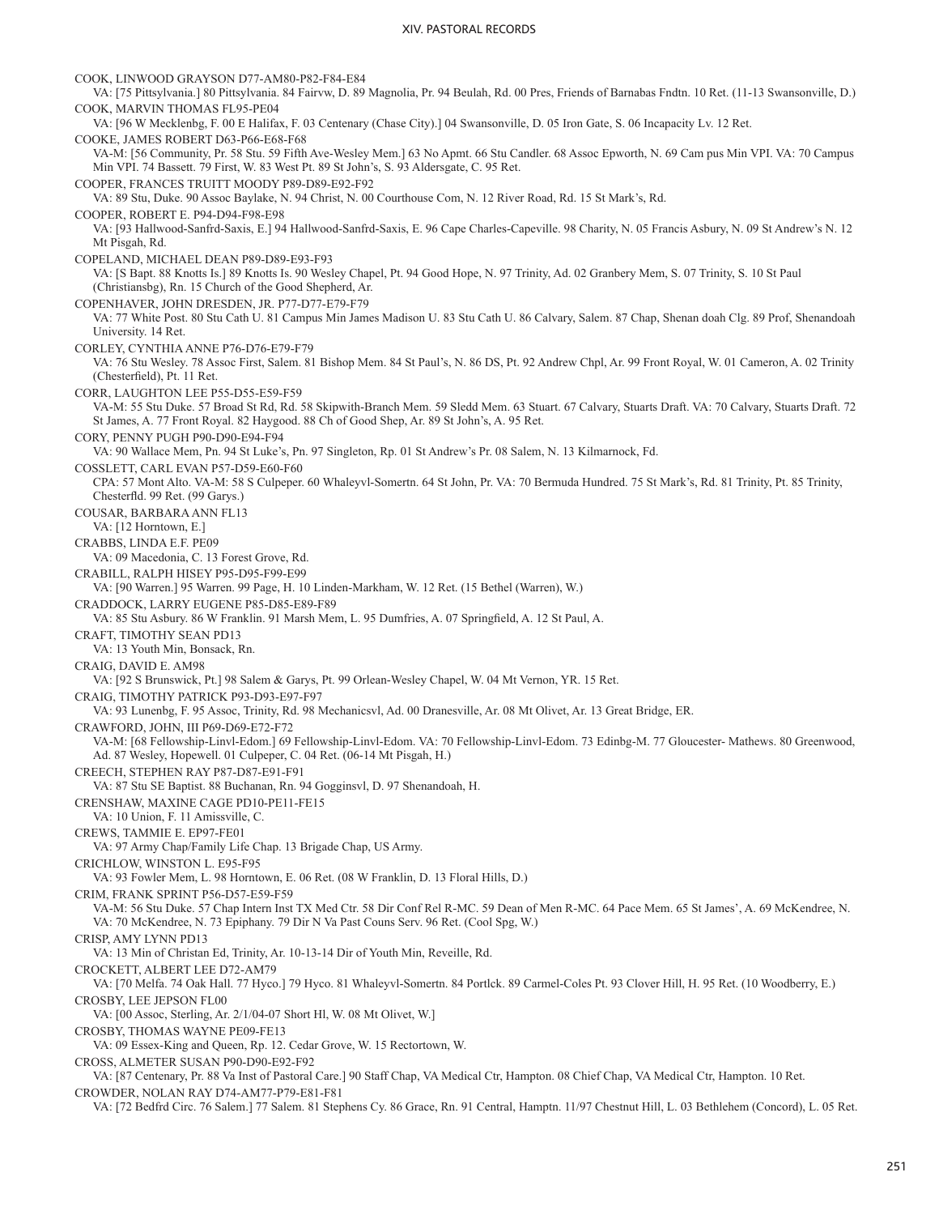COOK, LINWOOD GRAYSON D77-AM80-P82-F84-E84

VA: [75 Pittsylvania.] 80 Pittsylvania. 84 Fairvw, D. 89 Magnolia, Pr. 94 Beulah, Rd. 00 Pres, Friends of Barnabas Fndtn. 10 Ret. (11-13 Swansonville, D.)

COOK, MARVIN THOMAS FL95-PE04

VA: [96 W Mecklenbg, F. 00 E Halifax, F. 03 Centenary (Chase City).] 04 Swansonville, D. 05 Iron Gate, S. 06 Incapacity Lv. 12 Ret.

COOKE, JAMES ROBERT D63-P66-E68-F68

VA-M: [56 Community, Pr. 58 Stu. 59 Fifth Ave-Wesley Mem.] 63 No Apmt. 66 Stu Candler. 68 Assoc Epworth, N. 69 Cam pus Min VPI. VA: 70 Campus Min VPI. 74 Bassett. 79 First, W. 83 West Pt. 89 St John's, S. 93 Aldersgate, C. 95 Ret.

COOPER, FRANCES TRUITT MOODY P89-D89-E92-F92

VA: 89 Stu, Duke. 90 Assoc Baylake, N. 94 Christ, N. 00 Courthouse Com, N. 12 River Road, Rd. 15 St Mark's, Rd.

COOPER, ROBERT E. P94-D94-F98-E98

VA: [93 Hallwood-Sanfrd-Saxis, E.] 94 Hallwood-Sanfrd-Saxis, E. 96 Cape Charles-Capeville. 98 Charity, N. 05 Francis Asbury, N. 09 St Andrew's N. 12 Mt Pisgah, Rd.

COPELAND, MICHAEL DEAN P89-D89-E93-F93

VA: [S Bapt. 88 Knotts Is.] 89 Knotts Is. 90 Wesley Chapel, Pt. 94 Good Hope, N. 97 Trinity, Ad. 02 Granbery Mem, S. 07 Trinity, S. 10 St Paul (Christiansbg), Rn. 15 Church of the Good Shepherd, Ar.

COPENHAVER, JOHN DRESDEN, JR. P77-D77-E79-F79

VA: 77 White Post. 80 Stu Cath U. 81 Campus Min James Madison U. 83 Stu Cath U. 86 Calvary, Salem. 87 Chap, Shenan doah Clg. 89 Prof, Shenandoah University. 14 Ret.

CORLEY, CYNTHIA ANNE P76-D76-E79-F79

VA: 76 Stu Wesley. 78 Assoc First, Salem. 81 Bishop Mem. 84 St Paul's, N. 86 DS, Pt. 92 Andrew Chpl, Ar. 99 Front Royal, W. 01 Cameron, A. 02 Trinity (Chesterfield), Pt. 11 Ret.

CORR, LAUGHTON LEE P55-D55-E59-F59

VA-M: 55 Stu Duke. 57 Broad St Rd, Rd. 58 Skipwith-Branch Mem. 59 Sledd Mem. 63 Stuart. 67 Calvary, Stuarts Draft. VA: 70 Calvary, Stuarts Draft. 72 St James, A. 77 Front Royal. 82 Haygood. 88 Ch of Good Shep, Ar. 89 St John's, A. 95 Ret.

CORY, PENNY PUGH P90-D90-E94-F94

VA: 90 Wallace Mem, Pn. 94 St Luke's, Pn. 97 Singleton, Rp. 01 St Andrew's Pr. 08 Salem, N. 13 Kilmarnock, Fd.

COSSLETT, CARL EVAN P57-D59-E60-F60

CPA: 57 Mont Alto. VA-M: 58 S Culpeper. 60 Whaleyvl-Somertn. 64 St John, Pr. VA: 70 Bermuda Hundred. 75 St Mark's, Rd. 81 Trinity, Pt. 85 Trinity, Chesterfld. 99 Ret. (99 Garys.)

COUSAR, BARBARA ANN FL13

VA: [12 Horntown, E.]

CRABBS, LINDA E.F. PE09

VA: 09 Macedonia, C. 13 Forest Grove, Rd.

CRABILL, RALPH HISEY P95-D95-F99-E99

VA: [90 Warren.] 95 Warren. 99 Page, H. 10 Linden-Markham, W. 12 Ret. (15 Bethel (Warren), W.)

CRADDOCK, LARRY EUGENE P85-D85-E89-F89

VA: 85 Stu Asbury. 86 W Franklin. 91 Marsh Mem, L. 95 Dumfries, A. 07 Springfield, A. 12 St Paul, A.

CRAFT, TIMOTHY SEAN PD13

VA: 13 Youth Min, Bonsack, Rn.

CRAIG, DAVID E. AM98

VA: [92 S Brunswick, Pt.] 98 Salem & Garys, Pt. 99 Orlean-Wesley Chapel, W. 04 Mt Vernon, YR. 15 Ret.

CRAIG, TIMOTHY PATRICK P93-D93-E97-F97

VA: 93 Lunenbg, F. 95 Assoc, Trinity, Rd. 98 Mechanicsvl, Ad. 00 Dranesville, Ar. 08 Mt Olivet, Ar. 13 Great Bridge, ER.

CRAWFORD, JOHN, III P69-D69-E72-F72

VA-M: [68 Fellowship-Linvl-Edom.] 69 Fellowship-Linvl-Edom. VA: 70 Fellowship-Linvl-Edom. 73 Edinbg-M. 77 Gloucester- Mathews. 80 Greenwood, Ad. 87 Wesley, Hopewell. 01 Culpeper, C. 04 Ret. (06-14 Mt Pisgah, H.)

CREECH, STEPHEN RAY P87-D87-E91-F91

VA: 87 Stu SE Baptist. 88 Buchanan, Rn. 94 Gogginsvl, D. 97 Shenandoah, H.

CRENSHAW, MAXINE CAGE PD10-PE11-FE15

VA: 10 Union, F. 11 Amissville, C.

CREWS, TAMMIE E. EP97-FE01

VA: 97 Army Chap/Family Life Chap. 13 Brigade Chap, US Army.

CRICHLOW, WINSTON L. E95-F95

VA: 93 Fowler Mem, L. 98 Horntown, E. 06 Ret. (08 W Franklin, D. 13 Floral Hills, D.)

CRIM, FRANK SPRINT P56-D57-E59-F59

VA-M: 56 Stu Duke. 57 Chap Intern Inst TX Med Ctr. 58 Dir Conf Rel R-MC. 59 Dean of Men R-MC. 64 Pace Mem. 65 St James', A. 69 McKendree, N. VA: 70 McKendree, N. 73 Epiphany. 79 Dir N Va Past Couns Serv. 96 Ret. (Cool Spg, W.)

CRISP, AMY LYNN PD13

VA: 13 Min of Christan Ed, Trinity, Ar. 10-13-14 Dir of Youth Min, Reveille, Rd.

CROCKETT, ALBERT LEE D72-AM79

VA: [70 Melfa. 74 Oak Hall. 77 Hyco.] 79 Hyco. 81 Whaleyvl-Somertn. 84 Portlck. 89 Carmel-Coles Pt. 93 Clover Hill, H. 95 Ret. (10 Woodberry, E.)

CROSBY, LEE JEPSON FL00

VA: [00 Assoc, Sterling, Ar. 2/1/04-07 Short Hl, W. 08 Mt Olivet, W.]

CROSBY, THOMAS WAYNE PE09-FE13

VA: 09 Essex-King and Queen, Rp. 12. Cedar Grove, W. 15 Rectortown, W.

CROSS, ALMETER SUSAN P90-D90-E92-F92

VA: [87 Centenary, Pr. 88 Va Inst of Pastoral Care.] 90 Staff Chap, VA Medical Ctr, Hampton. 08 Chief Chap, VA Medical Ctr, Hampton. 10 Ret.

CROWDER, NOLAN RAY D74-AM77-P79-E81-F81

VA: [72 Bedfrd Circ. 76 Salem.] 77 Salem. 81 Stephens Cy. 86 Grace, Rn. 91 Central, Hamptn. 11/97 Chestnut Hill, L. 03 Bethlehem (Concord), L. 05 Ret.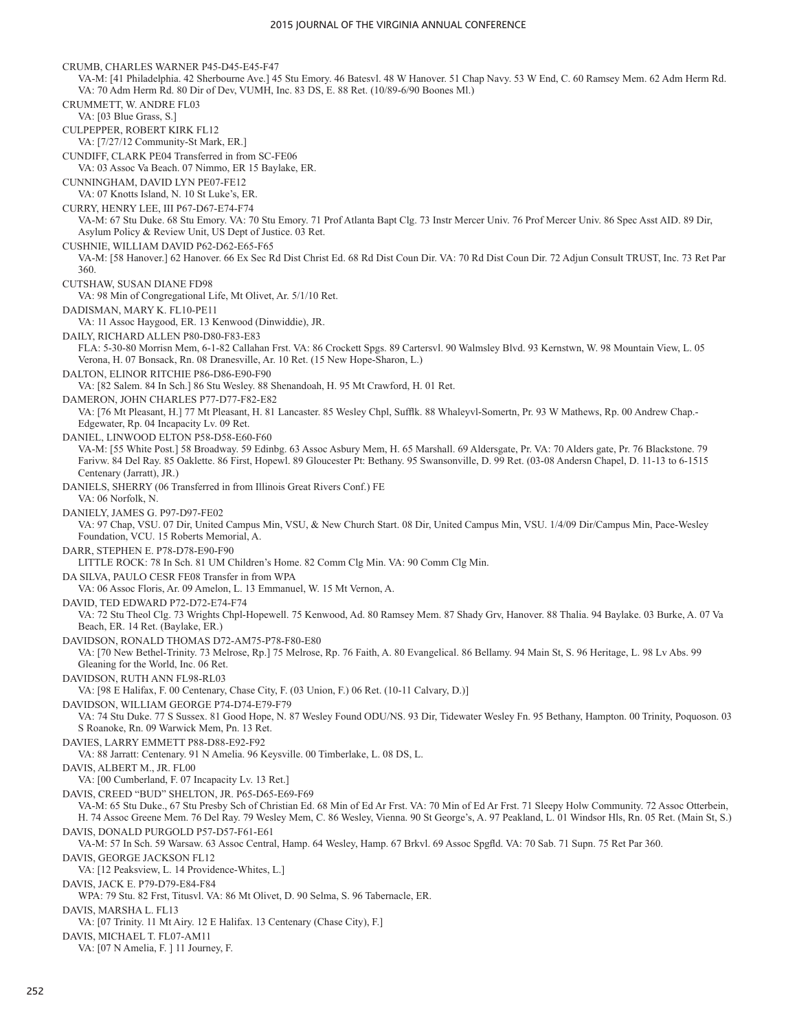CRUMB, CHARLES WARNER P45-D45-E45-F47
VA-M: [41 Philadelphia. 42 Sherbourne Ave.] 45 Stu Emory. 46 Batesvl. 48 W Hanover. 51 Chap Navy. 53 W End, C. 60 Ramsey Mem. 62 Adm Herm Rd. VA: 70 Adm Herm Rd. 80 Dir of Dev, VUMH, Inc. 83 DS, E. 88 Ret. (10/89-6/90 Boones Ml.)

CRUMMETT, W. ANDRE FL03
VA: [03 Blue Grass, S.]

CULPEPPER, ROBERT KIRK FL12
VA: [7/27/12 Community-St Mark, ER.]

CUNDIFF, CLARK PE04 Transferred in from SC-FE06
VA: 03 Assoc Va Beach. 07 Nimmo, ER 15 Baylake, ER.

CUNNINGHAM, DAVID LYN PE07-FE12
VA: 07 Knotts Island, N. 10 St Luke's, ER.

CURRY, HENRY LEE, III P67-D67-E74-F74
VA-M: 67 Stu Duke. 68 Stu Emory. VA: 70 Stu Emory. 71 Prof Atlanta Bapt Clg. 73 Instr Mercer Univ. 76 Prof Mercer Univ. 86 Spec Asst AID. 89 Dir, Asylum Policy & Review Unit, US Dept of Justice. 03 Ret.

CUSHNIE, WILLIAM DAVID P62-D62-E65-F65
VA-M: [58 Hanover.] 62 Hanover. 66 Ex Sec Rd Dist Christ Ed. 68 Rd Dist Coun Dir. VA: 70 Rd Dist Coun Dir. 72 Adjun Consult TRUST, Inc. 73 Ret Par 360.

CUTSHAW, SUSAN DIANE FD98
VA: 98 Min of Congregational Life, Mt Olivet, Ar. 5/1/10 Ret.

DADISMAN, MARY K. FL10-PE11
VA: 11 Assoc Haygood, ER. 13 Kenwood (Dinwiddie), JR.

DAILY, RICHARD ALLEN P80-D80-F83-E83
FLA: 5-30-80 Morrisn Mem, 6-1-82 Callahan Frst. VA: 86 Crockett Spgs. 89 Cartersvl. 90 Walmsley Blvd. 93 Kernstwn, W. 98 Mountain View, L. 05 Verona, H. 07 Bonsack, Rn. 08 Dranesville, Ar. 10 Ret. (15 New Hope-Sharon, L.)

DALTON, ELINOR RITCHIE P86-D86-E90-F90
VA: [82 Salem. 84 In Sch.] 86 Stu Wesley. 88 Shenandoah, H. 95 Mt Crawford, H. 01 Ret.

DAMERON, JOHN CHARLES P77-D77-F82-E82
VA: [76 Mt Pleasant, H.] 77 Mt Pleasant, H. 81 Lancaster. 85 Wesley Chpl, Sufflk. 88 Whaleyvl-Somertn, Pr. 93 W Mathews, Rp. 00 Andrew Chap.-Edgewater, Rp. 04 Incapacity Lv. 09 Ret.

DANIEL, LINWOOD ELTON P58-D58-E60-F60
VA-M: [55 White Post.] 58 Broadway. 59 Edinbg. 63 Assoc Asbury Mem, H. 65 Marshall. 69 Aldersgate, Pr. VA: 70 Alders gate, Pr. 76 Blackstone. 79 Farivw. 84 Del Ray. 85 Oaklette. 86 First, Hopewl. 89 Gloucester Pt: Bethany. 95 Swansonville, D. 99 Ret. (03-08 Andersn Chapel, D. 11-13 to 6-1515 Centenary (Jarratt), JR.)

DANIELS, SHERRY (06 Transferred in from Illinois Great Rivers Conf.) FE
VA: 06 Norfolk, N.

DANIELY, JAMES G. P97-D97-FE02
VA: 97 Chap, VSU. 07 Dir, United Campus Min, VSU, & New Church Start. 08 Dir, United Campus Min, VSU. 1/4/09 Dir/Campus Min, Pace-Wesley Foundation, VCU. 15 Roberts Memorial, A.

DARR, STEPHEN E. P78-D78-E90-F90
LITTLE ROCK: 78 In Sch. 81 UM Children's Home. 82 Comm Clg Min. VA: 90 Comm Clg Min.

DA SILVA, PAULO CESR FE08 Transfer in from WPA
VA: 06 Assoc Floris, Ar. 09 Amelon, L. 13 Emmanuel, W. 15 Mt Vernon, A.

DAVID, TED EDWARD P72-D72-E74-F74
VA: 72 Stu Theol Clg. 73 Wrights Chpl-Hopewell. 75 Kenwood, Ad. 80 Ramsey Mem. 87 Shady Grv, Hanover. 88 Thalia. 94 Baylake. 03 Burke, A. 07 Va Beach, ER. 14 Ret. (Baylake, ER.)

DAVIDSON, RONALD THOMAS D72-AM75-P78-F80-E80
VA: [70 New Bethel-Trinity. 73 Melrose, Rp.] 75 Melrose, Rp. 76 Faith, A. 80 Evangelical. 86 Bellamy. 94 Main St, S. 96 Heritage, L. 98 Lv Abs. 99 Gleaning for the World, Inc. 06 Ret.

DAVIDSON, RUTH ANN FL98-RL03
VA: [98 E Halifax, F. 00 Centenary, Chase City, F. (03 Union, F.) 06 Ret. (10-11 Calvary, D.)]

DAVIDSON, WILLIAM GEORGE P74-D74-E79-F79
VA: 74 Stu Duke. 77 S Sussex. 81 Good Hope, N. 87 Wesley Found ODU/NS. 93 Dir, Tidewater Wesley Fn. 95 Bethany, Hampton. 00 Trinity, Poquoson. 03 S Roanoke, Rn. 09 Warwick Mem, Pn. 13 Ret.

DAVIES, LARRY EMMETT P88-D88-E92-F92
VA: 88 Jarratt: Centenary. 91 N Amelia. 96 Keysville. 00 Timberlake, L. 08 DS, L.

DAVIS, ALBERT M., JR. FL00
VA: [00 Cumberland, F. 07 Incapacity Lv. 13 Ret.]

DAVIS, CREED "BUD" SHELTON, JR. P65-D65-E69-F69
VA-M: 65 Stu Duke., 67 Stu Presby Sch of Christian Ed. 68 Min of Ed Ar Frst. VA: 70 Min of Ed Ar Frst. 71 Sleepy Holw Community. 72 Assoc Otterbein, H. 74 Assoc Greene Mem. 76 Del Ray. 79 Wesley Mem, C. 86 Wesley, Vienna. 90 St George's, A. 97 Peakland, L. 01 Windsor Hls, Rn. 05 Ret. (Main St, S.)

DAVIS, DONALD PURGOLD P57-D57-F61-E61
VA-M: 57 In Sch. 59 Warsaw. 63 Assoc Central, Hamp. 64 Wesley, Hamp. 67 Brkvl. 69 Assoc Spgfld. VA: 70 Sab. 71 Supn. 75 Ret Par 360.

DAVIS, GEORGE JACKSON FL12
VA: [12 Peaksview, L. 14 Providence-Whites, L.]

DAVIS, JACK E. P79-D79-E84-F84
WPA: 79 Stu. 82 Frst, Titusvl. VA: 86 Mt Olivet, D. 90 Selma, S. 96 Tabernacle, ER.

DAVIS, MARSHA L. FL13
VA: [07 Trinity. 11 Mt Airy. 12 E Halifax. 13 Centenary (Chase City), F.]

DAVIS, MICHAEL T. FL07-AM11
VA: [07 N Amelia, F. ] 11 Journey, F.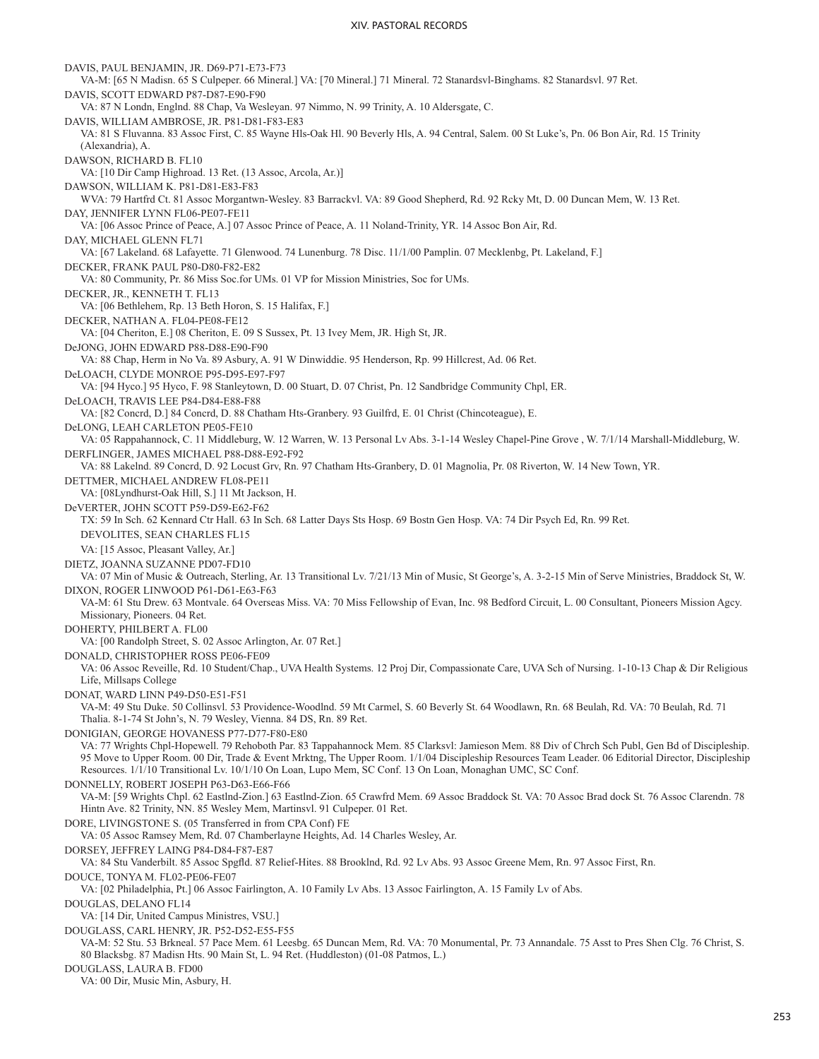DAVIS, PAUL BENJAMIN, JR. D69-P71-E73-F73

VA-M: [65 N Madisn. 65 S Culpeper. 66 Mineral.] VA: [70 Mineral.] 71 Mineral. 72 Stanardsvl-Binghams. 82 Stanardsvl. 97 Ret.

DAVIS, SCOTT EDWARD P87-D87-E90-F90

VA: 87 N Londn, Englnd. 88 Chap, Va Wesleyan. 97 Nimmo, N. 99 Trinity, A. 10 Aldersgate, C.

DAVIS, WILLIAM AMBROSE, JR. P81-D81-F83-E83

VA: 81 S Fluvanna. 83 Assoc First, C. 85 Wayne Hls-Oak Hl. 90 Beverly Hls, A. 94 Central, Salem. 00 St Luke's, Pn. 06 Bon Air, Rd. 15 Trinity (Alexandria), A.

DAWSON, RICHARD B. FL10

VA: [10 Dir Camp Highroad. 13 Ret. (13 Assoc, Arcola, Ar.)]

DAWSON, WILLIAM K. P81-D81-E83-F83

WVA: 79 Hartfrd Ct. 81 Assoc Morgantwn-Wesley. 83 Barrackvl. VA: 89 Good Shepherd, Rd. 92 Rcky Mt, D. 00 Duncan Mem, W. 13 Ret.

DAY, JENNIFER LYNN FL06-PE07-FE11

VA: [06 Assoc Prince of Peace, A.] 07 Assoc Prince of Peace, A. 11 Noland-Trinity, YR. 14 Assoc Bon Air, Rd.

DAY, MICHAEL GLENN FL71

VA: [67 Lakeland. 68 Lafayette. 71 Glenwood. 74 Lunenburg. 78 Disc. 11/1/00 Pamplin. 07 Mecklenbg, Pt. Lakeland, F.]

DECKER, FRANK PAUL P80-D80-F82-E82

VA: 80 Community, Pr. 86 Miss Soc.for UMs. 01 VP for Mission Ministries, Soc for UMs.

DECKER, JR., KENNETH T. FL13

VA: [06 Bethlehem, Rp. 13 Beth Horon, S. 15 Halifax, F.]

DECKER, NATHAN A. FL04-PE08-FE12

VA: [04 Cheriton, E.] 08 Cheriton, E. 09 S Sussex, Pt. 13 Ivey Mem, JR. High St, JR.

DeJONG, JOHN EDWARD P88-D88-E90-F90

VA: 88 Chap, Herm in No Va. 89 Asbury, A. 91 W Dinwiddie. 95 Henderson, Rp. 99 Hillcrest, Ad. 06 Ret.

DeLOACH, CLYDE MONROE P95-D95-E97-F97

VA: [94 Hyco.] 95 Hyco, F. 98 Stanleytown, D. 00 Stuart, D. 07 Christ, Pn. 12 Sandbridge Community Chpl, ER.

DeLOACH, TRAVIS LEE P84-D84-E88-F88

VA: [82 Concrd, D.] 84 Concrd, D. 88 Chatham Hts-Granbery. 93 Guilfrd, E. 01 Christ (Chincoteague), E.

DeLONG, LEAH CARLETON PE05-FE10

VA: 05 Rappahannock, C. 11 Middleburg, W. 12 Warren, W. 13 Personal Lv Abs. 3-1-14 Wesley Chapel-Pine Grove , W. 7/1/14 Marshall-Middleburg, W.

DERFLINGER, JAMES MICHAEL P88-D88-E92-F92

VA: 88 Lakelnd. 89 Concrd, D. 92 Locust Grv, Rn. 97 Chatham Hts-Granbery, D. 01 Magnolia, Pr. 08 Riverton, W. 14 New Town, YR.

DETTMER, MICHAEL ANDREW FL08-PE11

VA: [08Lyndhurst-Oak Hill, S.] 11 Mt Jackson, H.

DeVERTER, JOHN SCOTT P59-D59-E62-F62

TX: 59 In Sch. 62 Kennard Ctr Hall. 63 In Sch. 68 Latter Days Sts Hosp. 69 Bostn Gen Hosp. VA: 74 Dir Psych Ed, Rn. 99 Ret.

DEVOLITES, SEAN CHARLES FL15

VA: [15 Assoc, Pleasant Valley, Ar.]

DIETZ, JOANNA SUZANNE PD07-FD10

VA: 07 Min of Music & Outreach, Sterling, Ar. 13 Transitional Lv. 7/21/13 Min of Music, St George's, A. 3-2-15 Min of Serve Ministries, Braddock St, W.

DIXON, ROGER LINWOOD P61-D61-E63-F63

VA-M: 61 Stu Drew. 63 Montvale. 64 Overseas Miss. VA: 70 Miss Fellowship of Evan, Inc. 98 Bedford Circuit, L. 00 Consultant, Pioneers Mission Agcy. Missionary, Pioneers. 04 Ret.

DOHERTY, PHILBERT A. FL00

VA: [00 Randolph Street, S. 02 Assoc Arlington, Ar. 07 Ret.]

DONALD, CHRISTOPHER ROSS PE06-FE09

VA: 06 Assoc Reveille, Rd. 10 Student/Chap., UVA Health Systems. 12 Proj Dir, Compassionate Care, UVA Sch of Nursing. 1-10-13 Chap & Dir Religious Life, Millsaps College

DONAT, WARD LINN P49-D50-E51-F51

VA-M: 49 Stu Duke. 50 Collinsvl. 53 Providence-Woodlnd. 59 Mt Carmel, S. 60 Beverly St. 64 Woodlawn, Rn. 68 Beulah, Rd. VA: 70 Beulah, Rd. 71 Thalia. 8-1-74 St John's, N. 79 Wesley, Vienna. 84 DS, Rn. 89 Ret.

DONIGIAN, GEORGE HOVANESS P77-D77-F80-E80

VA: 77 Wrights Chpl-Hopewell. 79 Rehoboth Par. 83 Tappahannock Mem. 85 Clarksvl: Jamieson Mem. 88 Div of Chrch Sch Publ, Gen Bd of Discipleship. 95 Move to Upper Room. 00 Dir, Trade & Event Mrktng, The Upper Room. 1/1/04 Discipleship Resources Team Leader. 06 Editorial Director, Discipleship Resources. 1/1/10 Transitional Lv. 10/1/10 On Loan, Lupo Mem, SC Conf. 13 On Loan, Monaghan UMC, SC Conf.

DONNELLY, ROBERT JOSEPH P63-D63-E66-F66

VA-M: [59 Wrights Chpl. 62 Eastlnd-Zion.] 63 Eastlnd-Zion. 65 Crawfrd Mem. 69 Assoc Braddock St. VA: 70 Assoc Brad dock St. 76 Assoc Clarendn. 78 Hintn Ave. 82 Trinity, NN. 85 Wesley Mem, Martinsvl. 91 Culpeper. 01 Ret.

DORE, LIVINGSTONE S. (05 Transferred in from CPA Conf) FE

VA: 05 Assoc Ramsey Mem, Rd. 07 Chamberlayne Heights, Ad. 14 Charles Wesley, Ar.

DORSEY, JEFFREY LAING P84-D84-F87-E87

VA: 84 Stu Vanderbilt. 85 Assoc Spgfld. 87 Relief-Hites. 88 Brooklnd, Rd. 92 Lv Abs. 93 Assoc Greene Mem, Rn. 97 Assoc First, Rn.

DOUCE, TONYA M. FL02-PE06-FE07

VA: [02 Philadelphia, Pt.] 06 Assoc Fairlington, A. 10 Family Lv Abs. 13 Assoc Fairlington, A. 15 Family Lv of Abs.

DOUGLAS, DELANO FL14

VA: [14 Dir, United Campus Ministres, VSU.]

DOUGLASS, CARL HENRY, JR. P52-D52-E55-F55

VA-M: 52 Stu. 53 Brkneal. 57 Pace Mem. 61 Leesbg. 65 Duncan Mem, Rd. VA: 70 Monumental, Pr. 73 Annandale. 75 Asst to Pres Shen Clg. 76 Christ, S. 80 Blacksbg. 87 Madisn Hts. 90 Main St, L. 94 Ret. (Huddleston) (01-08 Patmos, L.)

DOUGLASS, LAURA B. FD00

VA: 00 Dir, Music Min, Asbury, H.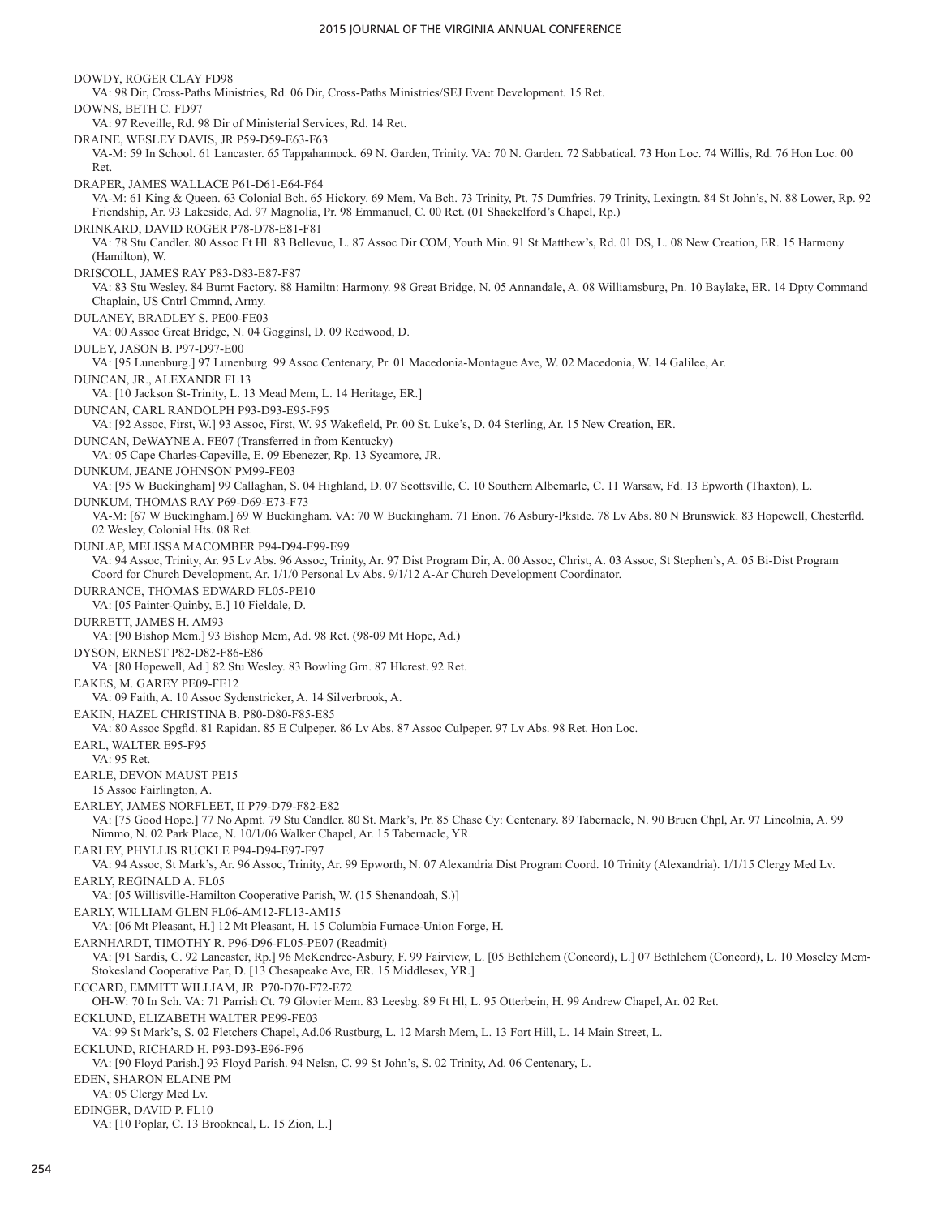DOWDY, ROGER CLAY FD98

VA: 98 Dir, Cross-Paths Ministries, Rd. 06 Dir, Cross-Paths Ministries/SEJ Event Development. 15 Ret.

DOWNS, BETH C. FD97

VA: 97 Reveille, Rd. 98 Dir of Ministerial Services, Rd. 14 Ret.

DRAINE, WESLEY DAVIS, JR P59-D59-E63-F63

VA-M: 59 In School. 61 Lancaster. 65 Tappahannock. 69 N. Garden, Trinity. VA: 70 N. Garden. 72 Sabbatical. 73 Hon Loc. 74 Willis, Rd. 76 Hon Loc. 00 Ret.

DRAPER, JAMES WALLACE P61-D61-E64-F64

VA-M: 61 King & Queen. 63 Colonial Bch. 65 Hickory. 69 Mem, Va Bch. 73 Trinity, Pt. 75 Dumfries. 79 Trinity, Lexingtn. 84 St John's, N. 88 Lower, Rp. 92 Friendship, Ar. 93 Lakeside, Ad. 97 Magnolia, Pr. 98 Emmanuel, C. 00 Ret. (01 Shackelford's Chapel, Rp.)

DRINKARD, DAVID ROGER P78-D78-E81-F81

VA: 78 Stu Candler. 80 Assoc Ft Hl. 83 Bellevue, L. 87 Assoc Dir COM, Youth Min. 91 St Matthew's, Rd. 01 DS, L. 08 New Creation, ER. 15 Harmony (Hamilton), W.

DRISCOLL, JAMES RAY P83-D83-E87-F87

VA: 83 Stu Wesley. 84 Burnt Factory. 88 Hamiltn: Harmony. 98 Great Bridge, N. 05 Annandale, A. 08 Williamsburg, Pn. 10 Baylake, ER. 14 Dpty Command Chaplain, US Cntrl Cmmnd, Army.

DULANEY, BRADLEY S. PE00-FE03

VA: 00 Assoc Great Bridge, N. 04 Gogginsl, D. 09 Redwood, D.

DULEY, JASON B. P97-D97-E00

VA: [95 Lunenburg.] 97 Lunenburg. 99 Assoc Centenary, Pr. 01 Macedonia-Montague Ave, W. 02 Macedonia, W. 14 Galilee, Ar.

DUNCAN, JR., ALEXANDR FL13

VA: [10 Jackson St-Trinity, L. 13 Mead Mem, L. 14 Heritage, ER.]

DUNCAN, CARL RANDOLPH P93-D93-E95-F95

VA: [92 Assoc, First, W.] 93 Assoc, First, W. 95 Wakefield, Pr. 00 St. Luke's, D. 04 Sterling, Ar. 15 New Creation, ER.

DUNCAN, DeWAYNE A. FE07 (Transferred in from Kentucky)

VA: 05 Cape Charles-Capeville, E. 09 Ebenezer, Rp. 13 Sycamore, JR.

DUNKUM, JEANE JOHNSON PM99-FE03

VA: [95 W Buckingham] 99 Callaghan, S. 04 Highland, D. 07 Scottsville, C. 10 Southern Albemarle, C. 11 Warsaw, Fd. 13 Epworth (Thaxton), L.

DUNKUM, THOMAS RAY P69-D69-E73-F73

VA-M: [67 W Buckingham.] 69 W Buckingham. VA: 70 W Buckingham. 71 Enon. 76 Asbury-Pkside. 78 Lv Abs. 80 N Brunswick. 83 Hopewell, Chesterfld. 02 Wesley, Colonial Hts. 08 Ret.

DUNLAP, MELISSA MACOMBER P94-D94-F99-E99

VA: 94 Assoc, Trinity, Ar. 95 Lv Abs. 96 Assoc, Trinity, Ar. 97 Dist Program Dir, A. 00 Assoc, Christ, A. 03 Assoc, St Stephen's, A. 05 Bi-Dist Program Coord for Church Development, Ar. 1/1/0 Personal Lv Abs. 9/1/12 A-Ar Church Development Coordinator.

DURRANCE, THOMAS EDWARD FL05-PE10

VA: [05 Painter-Quinby, E.] 10 Fieldale, D.

DURRETT, JAMES H. AM93

VA: [90 Bishop Mem.] 93 Bishop Mem, Ad. 98 Ret. (98-09 Mt Hope, Ad.)

DYSON, ERNEST P82-D82-F86-E86

VA: [80 Hopewell, Ad.] 82 Stu Wesley. 83 Bowling Grn. 87 Hlcrest. 92 Ret.

EAKES, M. GAREY PE09-FE12

VA: 09 Faith, A. 10 Assoc Sydenstricker, A. 14 Silverbrook, A.

EAKIN, HAZEL CHRISTINA B. P80-D80-F85-E85

VA: 80 Assoc Spgfld. 81 Rapidan. 85 E Culpeper. 86 Lv Abs. 87 Assoc Culpeper. 97 Lv Abs. 98 Ret. Hon Loc.

EARL, WALTER E95-F95

VA: 95 Ret.

EARLE, DEVON MAUST PE15

15 Assoc Fairlington, A.

EARLEY, JAMES NORFLEET, II P79-D79-F82-E82

VA: [75 Good Hope.] 77 No Apmt. 79 Stu Candler. 80 St. Mark's, Pr. 85 Chase Cy: Centenary. 89 Tabernacle, N. 90 Bruen Chpl, Ar. 97 Lincolnia, A. 99 Nimmo, N. 02 Park Place, N. 10/1/06 Walker Chapel, Ar. 15 Tabernacle, YR.

EARLEY, PHYLLIS RUCKLE P94-D94-E97-F97

VA: 94 Assoc, St Mark's, Ar. 96 Assoc, Trinity, Ar. 99 Epworth, N. 07 Alexandria Dist Program Coord. 10 Trinity (Alexandria). 1/1/15 Clergy Med Lv.

EARLY, REGINALD A. FL05

VA: [05 Willisville-Hamilton Cooperative Parish, W. (15 Shenandoah, S.)]

EARLY, WILLIAM GLEN FL06-AM12-FL13-AM15

VA: [06 Mt Pleasant, H.] 12 Mt Pleasant, H. 15 Columbia Furnace-Union Forge, H.

EARNHARDT, TIMOTHY R. P96-D96-FL05-PE07 (Readmit)

VA: [91 Sardis, C. 92 Lancaster, Rp.] 96 McKendree-Asbury, F. 99 Fairview, L. [05 Bethlehem (Concord), L.] 07 Bethlehem (Concord), L. 10 Moseley Mem-Stokesland Cooperative Par, D. [13 Chesapeake Ave, ER. 15 Middlesex, YR.]

ECCARD, EMMITT WILLIAM, JR. P70-D70-F72-E72

OH-W: 70 In Sch. VA: 71 Parrish Ct. 79 Glovier Mem. 83 Leesbg. 89 Ft Hl, L. 95 Otterbein, H. 99 Andrew Chapel, Ar. 02 Ret.

ECKLUND, ELIZABETH WALTER PE99-FE03

VA: 99 St Mark's, S. 02 Fletchers Chapel, Ad.06 Rustburg, L. 12 Marsh Mem, L. 13 Fort Hill, L. 14 Main Street, L.

ECKLUND, RICHARD H. P93-D93-E96-F96

VA: [90 Floyd Parish.] 93 Floyd Parish. 94 Nelsn, C. 99 St John's, S. 02 Trinity, Ad. 06 Centenary, L.

EDEN, SHARON ELAINE PM

VA: 05 Clergy Med Lv.

EDINGER, DAVID P. FL10

VA: [10 Poplar, C. 13 Brookneal, L. 15 Zion, L.]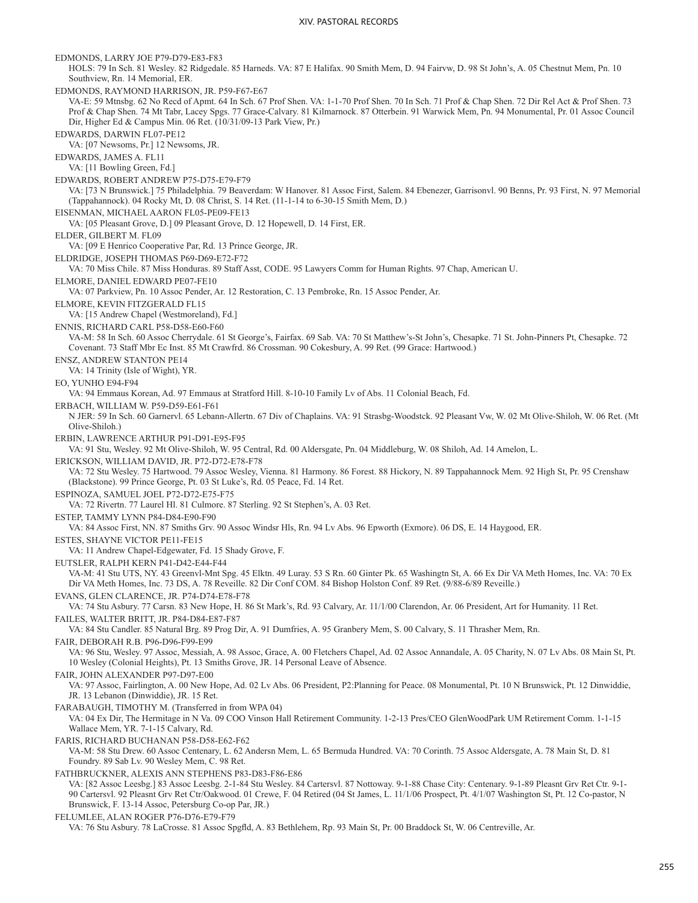EDMONDS, LARRY JOE P79-D79-E83-F83

HOLS: 79 In Sch. 81 Wesley. 82 Ridgedale. 85 Harneds. VA: 87 E Halifax. 90 Smith Mem, D. 94 Fairvw, D. 98 St John's, A. 05 Chestnut Mem, Pn. 10 Southview, Rn. 14 Memorial, ER.

EDMONDS, RAYMOND HARRISON, JR. P59-F67-E67

VA-E: 59 Mtnsbg. 62 No Recd of Apmt. 64 In Sch. 67 Prof Shen. VA: 1-1-70 Prof Shen. 70 In Sch. 71 Prof & Chap Shen. 72 Dir Rel Act & Prof Shen. 73 Prof & Chap Shen. 74 Mt Tabr, Lacey Spgs. 77 Grace-Calvary. 81 Kilmarnock. 87 Otterbein. 91 Warwick Mem, Pn. 94 Monumental, Pr. 01 Assoc Council Dir, Higher Ed & Campus Min. 06 Ret. (10/31/09-13 Park View, Pr.)

EDWARDS, DARWIN FL07-PE12

VA: [07 Newsoms, Pr.] 12 Newsoms, JR.

EDWARDS, JAMES A. FL11

VA: [11 Bowling Green, Fd.]

EDWARDS, ROBERT ANDREW P75-D75-E79-F79

VA: [73 N Brunswick.] 75 Philadelphia. 79 Beaverdam: W Hanover. 81 Assoc First, Salem. 84 Ebenezer, Garrisonvl. 90 Benns, Pr. 93 First, N. 97 Memorial (Tappahannock). 04 Rocky Mt, D. 08 Christ, S. 14 Ret. (11-1-14 to 6-30-15 Smith Mem, D.)

EISENMAN, MICHAEL AARON FL05-PE09-FE13

VA: [05 Pleasant Grove, D.] 09 Pleasant Grove, D. 12 Hopewell, D. 14 First, ER.

ELDER, GILBERT M. FL09

VA: [09 E Henrico Cooperative Par, Rd. 13 Prince George, JR.

ELDRIDGE, JOSEPH THOMAS P69-D69-E72-F72

VA: 70 Miss Chile. 87 Miss Honduras. 89 Staff Asst, CODE. 95 Lawyers Comm for Human Rights. 97 Chap, American U.

ELMORE, DANIEL EDWARD PE07-FE10

VA: 07 Parkview, Pn. 10 Assoc Pender, Ar. 12 Restoration, C. 13 Pembroke, Rn. 15 Assoc Pender, Ar.

ELMORE, KEVIN FITZGERALD FL15

VA: [15 Andrew Chapel (Westmoreland), Fd.]

ENNIS, RICHARD CARL P58-D58-E60-F60

VA-M: 58 In Sch. 60 Assoc Cherrydale. 61 St George's, Fairfax. 69 Sab. VA: 70 St Matthew's-St John's, Chesapke. 71 St. John-Pinners Pt, Chesapke. 72 Covenant. 73 Staff Mbr Ec Inst. 85 Mt Crawfrd. 86 Crossman. 90 Cokesbury, A. 99 Ret. (99 Grace: Hartwood.)

ENSZ, ANDREW STANTON PE14

VA: 14 Trinity (Isle of Wight), YR.

EO, YUNHO E94-F94

VA: 94 Emmaus Korean, Ad. 97 Emmaus at Stratford Hill. 8-10-10 Family Lv of Abs. 11 Colonial Beach, Fd.

ERBACH, WILLIAM W. P59-D59-E61-F61

N JER: 59 In Sch. 60 Garnervl. 65 Lebann-Allertn. 67 Div of Chaplains. VA: 91 Strasbg-Woodstck. 92 Pleasant Vw, W. 02 Mt Olive-Shiloh, W. 06 Ret. (Mt Olive-Shiloh.)

ERBIN, LAWRENCE ARTHUR P91-D91-E95-F95

VA: 91 Stu, Wesley. 92 Mt Olive-Shiloh, W. 95 Central, Rd. 00 Aldersgate, Pn. 04 Middleburg, W. 08 Shiloh, Ad. 14 Amelon, L.

ERICKSON, WILLIAM DAVID, JR. P72-D72-E78-F78

VA: 72 Stu Wesley. 75 Hartwood. 79 Assoc Wesley, Vienna. 81 Harmony. 86 Forest. 88 Hickory, N. 89 Tappahannock Mem. 92 High St, Pr. 95 Crenshaw (Blackstone). 99 Prince George, Pt. 03 St Luke's, Rd. 05 Peace, Fd. 14 Ret.

ESPINOZA, SAMUEL JOEL P72-D72-E75-F75

VA: 72 Rivertn. 77 Laurel Hl. 81 Culmore. 87 Sterling. 92 St Stephen's, A. 03 Ret.

ESTEP, TAMMY LYNN P84-D84-E90-F90

VA: 84 Assoc First, NN. 87 Smiths Grv. 90 Assoc Windsr Hls, Rn. 94 Lv Abs. 96 Epworth (Exmore). 06 DS, E. 14 Haygood, ER.

ESTES, SHAYNE VICTOR PE11-FE15

VA: 11 Andrew Chapel-Edgewater, Fd. 15 Shady Grove, F.

EUTSLER, RALPH KERN P41-D42-E44-F44

VA-M: 41 Stu UTS, NY. 43 Greenvl-Mnt Spg. 45 Elktn. 49 Luray. 53 S Rn. 60 Ginter Pk. 65 Washingtn St, A. 66 Ex Dir VA Meth Homes, Inc. VA: 70 Ex Dir VA Meth Homes, Inc. 73 DS, A. 78 Reveille. 82 Dir Conf COM. 84 Bishop Holston Conf. 89 Ret. (9/88-6/89 Reveille.)

EVANS, GLEN CLARENCE, JR. P74-D74-E78-F78

VA: 74 Stu Asbury. 77 Carsn. 83 New Hope, H. 86 St Mark's, Rd. 93 Calvary, Ar. 11/1/00 Clarendon, Ar. 06 President, Art for Humanity. 11 Ret.

FAILES, WALTER BRITT, JR. P84-D84-E87-F87

VA: 84 Stu Candler. 85 Natural Brg. 89 Prog Dir, A. 91 Dumfries, A. 95 Granbery Mem, S. 00 Calvary, S. 11 Thrasher Mem, Rn.

FAIR, DEBORAH R.B. P96-D96-F99-E99

VA: 96 Stu, Wesley. 97 Assoc, Messiah, A. 98 Assoc, Grace, A. 00 Fletchers Chapel, Ad. 02 Assoc Annandale, A. 05 Charity, N. 07 Lv Abs. 08 Main St, Pt. 10 Wesley (Colonial Heights), Pt. 13 Smiths Grove, JR. 14 Personal Leave of Absence.

FAIR, JOHN ALEXANDER P97-D97-E00

VA: 97 Assoc, Fairlington, A. 00 New Hope, Ad. 02 Lv Abs. 06 President, P2:Planning for Peace. 08 Monumental, Pt. 10 N Brunswick, Pt. 12 Dinwiddie, JR. 13 Lebanon (Dinwiddie), JR. 15 Ret.

FARABAUGH, TIMOTHY M. (Transferred in from WPA 04)

VA: 04 Ex Dir, The Hermitage in N Va. 09 COO Vinson Hall Retirement Community. 1-2-13 Pres/CEO GlenWoodPark UM Retirement Comm. 1-1-15 Wallace Mem, YR. 7-1-15 Calvary, Rd.

FARIS, RICHARD BUCHANAN P58-D58-E62-F62

VA-M: 58 Stu Drew. 60 Assoc Centenary, L. 62 Andersn Mem, L. 65 Bermuda Hundred. VA: 70 Corinth. 75 Assoc Aldersgate, A. 78 Main St, D. 81 Foundry. 89 Sab Lv. 90 Wesley Mem, C. 98 Ret.

FATHBRUCKNER, ALEXIS ANN STEPHENS P83-D83-F86-E86

VA: [82 Assoc Leesbg.] 83 Assoc Leesbg. 2-1-84 Stu Wesley. 84 Cartersvl. 87 Nottoway. 9-1-88 Chase City: Centenary. 9-1-89 Pleasnt Grv Ret Ctr. 9-1-90 Cartersvl. 92 Pleasnt Grv Ret Ctr/Oakwood. 01 Crewe, F. 04 Retired (04 St James, L. 11/1/06 Prospect, Pt. 4/1/07 Washington St, Pt. 12 Co-pastor, N Brunswick, F. 13-14 Assoc, Petersburg Co-op Par, JR.)

FELUMLEE, ALAN ROGER P76-D76-E79-F79

VA: 76 Stu Asbury. 78 LaCrosse. 81 Assoc Spgfld, A. 83 Bethlehem, Rp. 93 Main St, Pr. 00 Braddock St, W. 06 Centreville, Ar.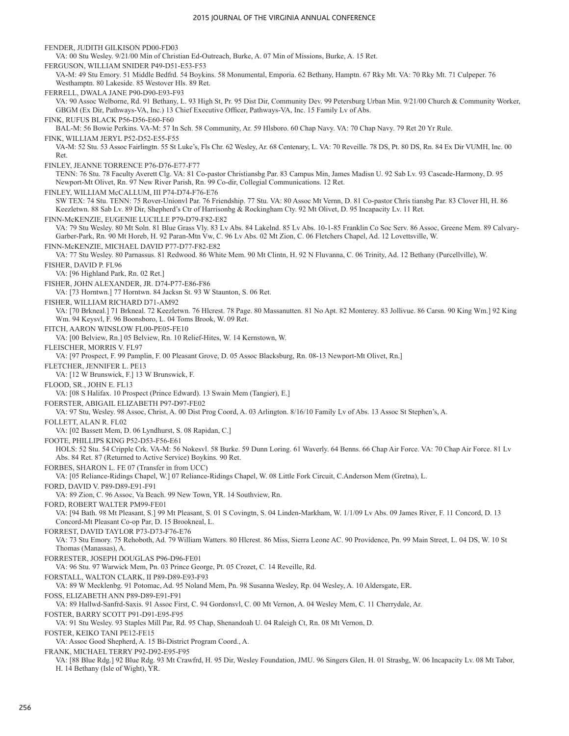FENDER, JUDITH GILKISON PD00-FD03

VA: 00 Stu Wesley. 9/21/00 Min of Christian Ed-Outreach, Burke, A. 07 Min of Missions, Burke, A. 15 Ret.

FERGUSON, WILLIAM SNIDER P49-D51-E53-F53

VA-M: 49 Stu Emory. 51 Middle Bedfrd. 54 Boykins. 58 Monumental, Emporia. 62 Bethany, Hamptn. 67 Rky Mt. VA: 70 Rky Mt. 71 Culpeper. 76 Westhamptn. 80 Lakeside. 85 Westover Hls. 89 Ret.

FERRELL, DWALA JANE P90-D90-E93-F93

VA: 90 Assoc Welborne, Rd. 91 Bethany, L. 93 High St, Pr. 95 Dist Dir, Community Dev. 99 Petersburg Urban Min. 9/21/00 Church & Community Worker, GBGM (Ex Dir, Pathways-VA, Inc.) 13 Chief Executive Officer, Pathways-VA, Inc. 15 Family Lv of Abs.

FINK, RUFUS BLACK P56-D56-E60-F60

BAL-M: 56 Bowie Perkins. VA-M: 57 In Sch. 58 Community, Ar. 59 Hlsboro. 60 Chap Navy. VA: 70 Chap Navy. 79 Ret 20 Yr Rule.

FINK, WILLIAM JERYL P52-D52-E55-F55

VA-M: 52 Stu. 53 Assoc Fairlingtn. 55 St Luke's, Fls Chr. 62 Wesley, Ar. 68 Centenary, L. VA: 70 Reveille. 78 DS, Pt. 80 DS, Rn. 84 Ex Dir VUMH, Inc. 00 Ret.

FINLEY, JEANNE TORRENCE P76-D76-E77-F77

TENN: 76 Stu. 78 Faculty Averett Clg. VA: 81 Co-pastor Christiansbg Par. 83 Campus Min, James Madisn U. 92 Sab Lv. 93 Cascade-Harmony, D. 95 Newport-Mt Olivet, Rn. 97 New River Parish, Rn. 99 Co-dir, Collegial Communications. 12 Ret.

FINLEY, WILLIAM McCALLUM, III P74-D74-F76-E76

SW TEX: 74 Stu. TENN: 75 Rover-Unionvl Par. 76 Friendship. 77 Stu. VA: 80 Assoc Mt Vernn, D. 81 Co-pastor Chris tiansbg Par. 83 Clover Hl, H. 86 Keezletwn. 88 Sab Lv. 89 Dir, Shepherd's Ctr of Harrisonbg & Rockingham Cty. 92 Mt Olivet, D. 95 Incapacity Lv. 11 Ret.

FINN-McKENZIE, EUGENIE LUCILLE P79-D79-F82-E82

VA: 79 Stu Wesley. 80 Mt Soln. 81 Blue Grass Vly. 83 Lv Abs. 84 Lakelnd. 85 Lv Abs. 10-1-85 Franklin Co Soc Serv. 86 Assoc, Greene Mem. 89 Calvary-Garber-Park, Rn. 90 Mt Horeb, H. 92 Paran-Mtn Vw, C. 96 Lv Abs. 02 Mt Zion, C. 06 Fletchers Chapel, Ad. 12 Lovettsville, W.

FINN-McKENZIE, MICHAEL DAVID P77-D77-F82-E82

VA: 77 Stu Wesley. 80 Parnassus. 81 Redwood. 86 White Mem. 90 Mt Clintn, H. 92 N Fluvanna, C. 06 Trinity, Ad. 12 Bethany (Purcellville), W.

FISHER, DAVID P. FL96

VA: [96 Highland Park, Rn. 02 Ret.]

FISHER, JOHN ALEXANDER, JR. D74-P77-E86-F86

VA: [73 Horntwn.] 77 Horntwn. 84 Jacksn St. 93 W Staunton, S. 06 Ret.

FISHER, WILLIAM RICHARD D71-AM92

VA: [70 Brkneal.] 71 Brkneal. 72 Keezletwn. 76 Hlcrest. 78 Page. 80 Massanutten. 81 No Apt. 82 Monterey. 83 Jollivue. 86 Carsn. 90 King Wm.] 92 King Wm. 94 Keysvl, F. 96 Boonsboro, L. 04 Toms Brook, W. 09 Ret.

FITCH, AARON WINSLOW FL00-PE05-FE10

VA: [00 Belview, Rn.] 05 Belview, Rn. 10 Relief-Hites, W. 14 Kernstown, W.

FLEISCHER, MORRIS V. FL97

VA: [97 Prospect, F. 99 Pamplin, F. 00 Pleasant Grove, D. 05 Assoc Blacksburg, Rn. 08-13 Newport-Mt Olivet, Rn.]

FLETCHER, JENNIFER L. PE13

VA: [12 W Brunswick, F.] 13 W Brunswick, F.

FLOOD, SR., JOHN E. FL13

VA: [08 S Halifax. 10 Prospect (Prince Edward). 13 Swain Mem (Tangier), E.]

FOERSTER, ABIGAIL ELIZABETH P97-D97-FE02

VA: 97 Stu, Wesley. 98 Assoc, Christ, A. 00 Dist Prog Coord, A. 03 Arlington. 8/16/10 Family Lv of Abs. 13 Assoc St Stephen's, A.

FOLLETT, ALAN R. FL02

VA: [02 Bassett Mem, D. 06 Lyndhurst, S. 08 Rapidan, C.]

FOOTE, PHILLIPS KING P52-D53-F56-E61

HOLS: 52 Stu. 54 Cripple Crk. VA-M: 56 Nokesvl. 58 Burke. 59 Dunn Loring. 61 Waverly. 64 Benns. 66 Chap Air Force. VA: 70 Chap Air Force. 81 Lv Abs. 84 Ret. 87 (Returned to Active Service) Boykins. 90 Ret.

FORBES, SHARON L. FE 07 (Transfer in from UCC)

VA: [05 Reliance-Ridings Chapel, W.] 07 Reliance-Ridings Chapel, W. 08 Little Fork Circuit, C.Anderson Mem (Gretna), L.

FORD, DAVID V. P89-D89-E91-F91

VA: 89 Zion, C. 96 Assoc, Va Beach. 99 New Town, YR. 14 Southview, Rn.

FORD, ROBERT WALTER PM99-FE01

VA: [94 Bath. 98 Mt Pleasant, S.] 99 Mt Pleasant, S. 01 S Covingtn, S. 04 Linden-Markham, W. 1/1/09 Lv Abs. 09 James River, F. 11 Concord, D. 13 Concord-Mt Pleasant Co-op Par, D. 15 Brookneal, L.

FORREST, DAVID TAYLOR P73-D73-F76-E76

VA: 73 Stu Emory. 75 Rehoboth, Ad. 79 William Watters. 80 Hlcrest. 86 Miss, Sierra Leone AC. 90 Providence, Pn. 99 Main Street, L. 04 DS, W. 10 St Thomas (Manassas), A.

FORRESTER, JOSEPH DOUGLAS P96-D96-FE01

VA: 96 Stu. 97 Warwick Mem, Pn. 03 Prince George, Pt. 05 Crozet, C. 14 Reveille, Rd.

FORSTALL, WALTON CLARK, II P89-D89-E93-F93

VA: 89 W Mecklenbg. 91 Potomac, Ad. 95 Noland Mem, Pn. 98 Susanna Wesley, Rp. 04 Wesley, A. 10 Aldersgate, ER.

FOSS, ELIZABETH ANN P89-D89-E91-F91

VA: 89 Hallwd-Sanfrd-Saxis. 91 Assoc First, C. 94 Gordonsvl, C. 00 Mt Vernon, A. 04 Wesley Mem, C. 11 Cherrydale, Ar.

FOSTER, BARRY SCOTT P91-D91-E95-F95

VA: 91 Stu Wesley. 93 Staples Mill Par, Rd. 95 Chap, Shenandoah U. 04 Raleigh Ct, Rn. 08 Mt Vernon, D.

FOSTER, KEIKO TANI PE12-FE15

VA: Assoc Good Shepherd, A. 15 Bi-District Program Coord., A.

FRANK, MICHAEL TERRY P92-D92-E95-F95

VA: [88 Blue Rdg.] 92 Blue Rdg. 93 Mt Crawfrd, H. 95 Dir, Wesley Foundation, JMU. 96 Singers Glen, H. 01 Strasbg, W. 06 Incapacity Lv. 08 Mt Tabor, H. 14 Bethany (Isle of Wight), YR.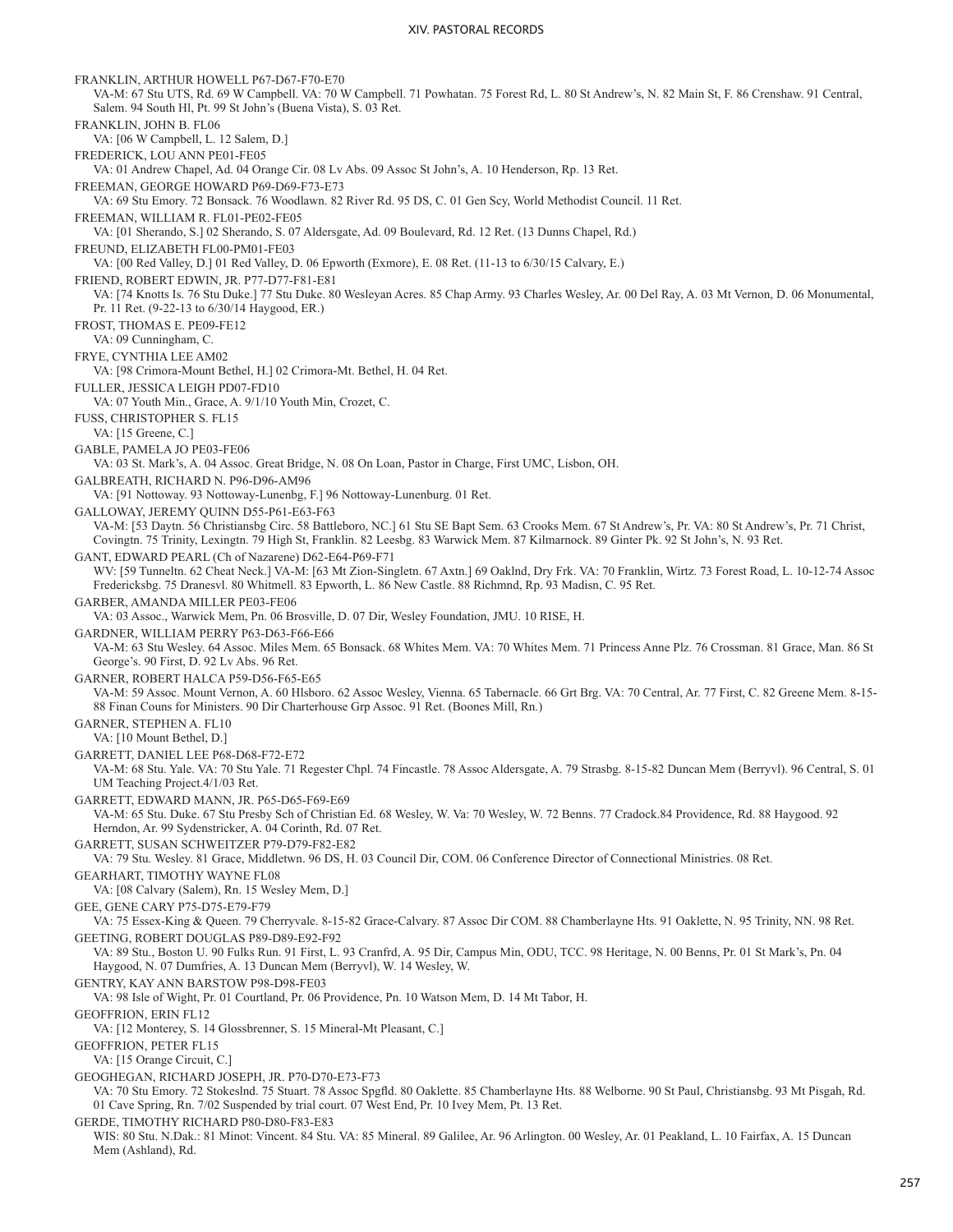FRANKLIN, ARTHUR HOWELL P67-D67-F70-E70

VA-M: 67 Stu UTS, Rd. 69 W Campbell. VA: 70 W Campbell. 71 Powhatan. 75 Forest Rd, L. 80 St Andrew's, N. 82 Main St, F. 86 Crenshaw. 91 Central, Salem. 94 South Hl, Pt. 99 St John's (Buena Vista), S. 03 Ret.

FRANKLIN, JOHN B. FL06

VA: [06 W Campbell, L. 12 Salem, D.]

FREDERICK, LOU ANN PE01-FE05

VA: 01 Andrew Chapel, Ad. 04 Orange Cir. 08 Lv Abs. 09 Assoc St John's, A. 10 Henderson, Rp. 13 Ret.

FREEMAN, GEORGE HOWARD P69-D69-F73-E73

VA: 69 Stu Emory. 72 Bonsack. 76 Woodlawn. 82 River Rd. 95 DS, C. 01 Gen Scy, World Methodist Council. 11 Ret.

FREEMAN, WILLIAM R. FL01-PE02-FE05

VA: [01 Sherando, S.] 02 Sherando, S. 07 Aldersgate, Ad. 09 Boulevard, Rd. 12 Ret. (13 Dunns Chapel, Rd.)

FREUND, ELIZABETH FL00-PM01-FE03

VA: [00 Red Valley, D.] 01 Red Valley, D. 06 Epworth (Exmore), E. 08 Ret. (11-13 to 6/30/15 Calvary, E.)

FRIEND, ROBERT EDWIN, JR. P77-D77-F81-E81

VA: [74 Knotts Is. 76 Stu Duke.] 77 Stu Duke. 80 Wesleyan Acres. 85 Chap Army. 93 Charles Wesley, Ar. 00 Del Ray, A. 03 Mt Vernon, D. 06 Monumental, Pr. 11 Ret. (9-22-13 to 6/30/14 Haygood, ER.)

FROST, THOMAS E. PE09-FE12

VA: 09 Cunningham, C.

FRYE, CYNTHIA LEE AM02

VA: [98 Crimora-Mount Bethel, H.] 02 Crimora-Mt. Bethel, H. 04 Ret.

FULLER, JESSICA LEIGH PD07-FD10

VA: 07 Youth Min., Grace, A. 9/1/10 Youth Min, Crozet, C.

FUSS, CHRISTOPHER S. FL15

VA: [15 Greene, C.]

GABLE, PAMELA JO PE03-FE06

VA: 03 St. Mark's, A. 04 Assoc. Great Bridge, N. 08 On Loan, Pastor in Charge, First UMC, Lisbon, OH.

GALBREATH, RICHARD N. P96-D96-AM96

VA: [91 Nottoway. 93 Nottoway-Lunenbg, F.] 96 Nottoway-Lunenburg. 01 Ret.

GALLOWAY, JEREMY QUINN D55-P61-E63-F63

VA-M: [53 Daytn. 56 Christiansbg Circ. 58 Battleboro, NC.] 61 Stu SE Bapt Sem. 63 Crooks Mem. 67 St Andrew's, Pr. VA: 80 St Andrew's, Pr. 71 Christ, Covingtn. 75 Trinity, Lexingtn. 79 High St, Franklin. 82 Leesbg. 83 Warwick Mem. 87 Kilmarnock. 89 Ginter Pk. 92 St John's, N. 93 Ret.

GANT, EDWARD PEARL (Ch of Nazarene) D62-E64-P69-F71

WV: [59 Tunneltn. 62 Cheat Neck.] VA-M: [63 Mt Zion-Singletn. 67 Axtn.] 69 Oaklnd, Dry Frk. VA: 70 Franklin, Wirtz. 73 Forest Road, L. 10-12-74 Assoc Fredericksbg. 75 Dranesvl. 80 Whitmell. 83 Epworth, L. 86 New Castle. 88 Richmnd, Rp. 93 Madisn, C. 95 Ret.

GARBER, AMANDA MILLER PE03-FE06

VA: 03 Assoc., Warwick Mem, Pn. 06 Brosville, D. 07 Dir, Wesley Foundation, JMU. 10 RISE, H.

GARDNER, WILLIAM PERRY P63-D63-F66-E66

VA-M: 63 Stu Wesley. 64 Assoc. Miles Mem. 65 Bonsack. 68 Whites Mem. VA: 70 Whites Mem. 71 Princess Anne Plz. 76 Crossman. 81 Grace, Man. 86 St George's. 90 First, D. 92 Lv Abs. 96 Ret.

GARNER, ROBERT HALCA P59-D56-F65-E65

VA-M: 59 Assoc. Mount Vernon, A. 60 Hlsboro. 62 Assoc Wesley, Vienna. 65 Tabernacle. 66 Grt Brg. VA: 70 Central, Ar. 77 First, C. 82 Greene Mem. 8-15-88 Finan Couns for Ministers. 90 Dir Charterhouse Grp Assoc. 91 Ret. (Boones Mill, Rn.)

GARNER, STEPHEN A. FL10

VA: [10 Mount Bethel, D.]

GARRETT, DANIEL LEE P68-D68-F72-E72

VA-M: 68 Stu. Yale. VA: 70 Stu Yale. 71 Regester Chpl. 74 Fincastle. 78 Assoc Aldersgate, A. 79 Strasbg. 8-15-82 Duncan Mem (Berryvl). 96 Central, S. 01 UM Teaching Project.4/1/03 Ret.

GARRETT, EDWARD MANN, JR. P65-D65-F69-E69

VA-M: 65 Stu. Duke. 67 Stu Presby Sch of Christian Ed. 68 Wesley, W. Va: 70 Wesley, W. 72 Benns. 77 Cradock.84 Providence, Rd. 88 Haygood. 92 Herndon, Ar. 99 Sydenstricker, A. 04 Corinth, Rd. 07 Ret.

GARRETT, SUSAN SCHWEITZER P79-D79-F82-E82

VA: 79 Stu. Wesley. 81 Grace, Middletwn. 96 DS, H. 03 Council Dir, COM. 06 Conference Director of Connectional Ministries. 08 Ret.

GEARHART, TIMOTHY WAYNE FL08

VA: [08 Calvary (Salem), Rn. 15 Wesley Mem, D.]

GEE, GENE CARY P75-D75-E79-F79

VA: 75 Essex-King & Queen. 79 Cherryvale. 8-15-82 Grace-Calvary. 87 Assoc Dir COM. 88 Chamberlayne Hts. 91 Oaklette, N. 95 Trinity, NN. 98 Ret.

GEETING, ROBERT DOUGLAS P89-D89-E92-F92

VA: 89 Stu., Boston U. 90 Fulks Run. 93 Cranfrd, A. 95 Dir, Campus Min, ODU, TCC. 98 Heritage, N. 00 Benns, Pr. 01 St Mark's, Pn. 04 Haygood, N. 07 Dumfries, A. 13 Duncan Mem (Berryvl), W. 14 Wesley, W.

GENTRY, KAY ANN BARSTOW P98-D98-FE03

VA: 98 Isle of Wight, Pr. 01 Courtland, Pr. 06 Providence, Pn. 10 Watson Mem, D. 14 Mt Tabor, H.

GEOFFRION, ERIN FL12

VA: [12 Monterey, S. 14 Glossbrenner, S. 15 Mineral-Mt Pleasant, C.]

GEOFFRION, PETER FL15

VA: [15 Orange Circuit, C.]

GEOGHEGAN, RICHARD JOSEPH, JR. P70-D70-E73-F73

VA: 70 Stu Emory. 72 Stokeslnd. 75 Stuart. 78 Assoc Spgfld. 80 Oaklette. 85 Chamberlayne Hts. 88 Welborne. 90 St Paul, Christiansbg. 93 Mt Pisgah, Rd. 01 Cave Spring, Rn. 7/02 Suspended by trial court. 07 West End, Pr. 10 Ivey Mem, Pt. 13 Ret.

GERDE, TIMOTHY RICHARD P80-D80-F83-E83

WIS: 80 Stu. N.Dak.: 81 Minot: Vincent. 84 Stu. VA: 85 Mineral. 89 Galilee, Ar. 96 Arlington. 00 Wesley, Ar. 01 Peakland, L. 10 Fairfax, A. 15 Duncan Mem (Ashland), Rd.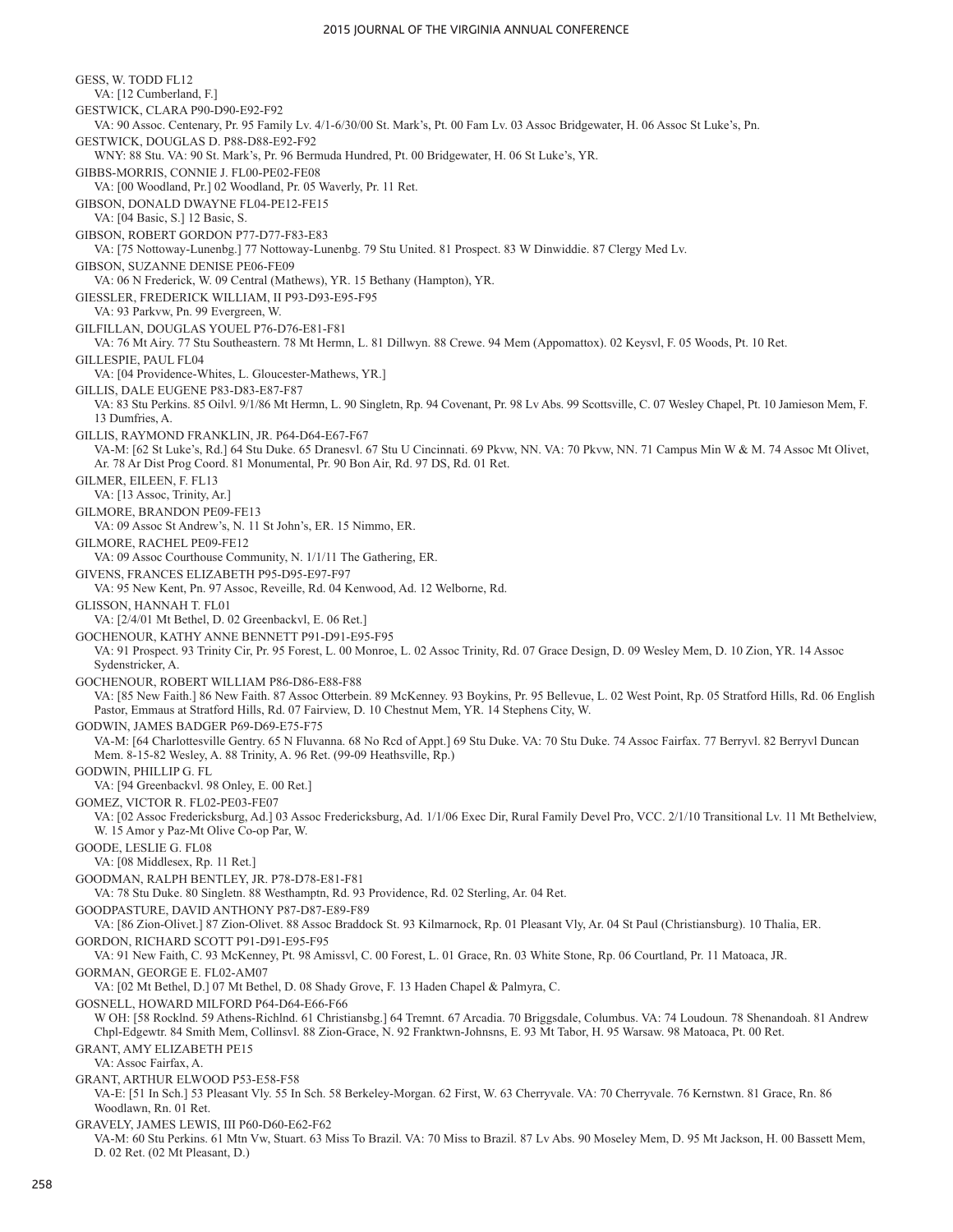GESS, W. TODD FL12
VA: [12 Cumberland, F.]

GESTWICK, CLARA P90-D90-E92-F92
VA: 90 Assoc. Centenary, Pr. 95 Family Lv. 4/1-6/30/00 St. Mark's, Pt. 00 Fam Lv. 03 Assoc Bridgewater, H. 06 Assoc St Luke's, Pn.

GESTWICK, DOUGLAS D. P88-D88-E92-F92
WNY: 88 Stu. VA: 90 St. Mark's, Pt. 96 Bermuda Hundred, Pt. 00 Bridgewater, H. 06 St Luke's, YR.

GIBBS-MORRIS, CONNIE J. FL00-PE02-FE08
VA: [00 Woodland, Pr.] 02 Woodland, Pr. 05 Waverly, Pr. 11 Ret.

GIBSON, DONALD DWAYNE FL04-PE12-FE15
VA: [04 Basic, S.] 12 Basic, S.

GIBSON, ROBERT GORDON P77-D77-F83-E83
VA: [75 Nottoway-Lunenbg.] 77 Nottoway-Lunenbg. 79 Stu United. 81 Prospect. 83 W Dinwiddie. 87 Clergy Med Lv.

GIBSON, SUZANNE DENISE PE06-FE09
VA: 06 N Frederick, W. 09 Central (Mathews), YR. 15 Bethany (Hampton), YR.

GIESSLER, FREDERICK WILLIAM, II P93-D93-E95-F95
VA: 93 Parkvw, Pn. 99 Evergreen, W.

GILFILLAN, DOUGLAS YOUEL P76-D76-E81-F81
VA: 76 Mt Airy. 77 Stu Southeastern. 78 Mt Hermn, L. 81 Dillwyn. 88 Crewe. 94 Mem (Appomattox). 02 Keysvl, F. 05 Woods, Pt. 10 Ret.

GILLESPIE, PAUL FL04
VA: [04 Providence-Whites, L. Gloucester-Mathews, YR.]

GILLIS, DALE EUGENE P83-D83-E87-F87
VA: 83 Stu Perkins. 85 Oilvl. 9/1/86 Mt Hermn, L. 90 Singletn, Rp. 94 Covenant, Pr. 98 Lv Abs. 99 Scottsville, C. 07 Wesley Chapel, Pt. 10 Jamieson Mem, F. 13 Dumfries, A.

GILLIS, RAYMOND FRANKLIN, JR. P64-D64-E67-F67
VA-M: [62 St Luke's, Rd.] 64 Stu Duke. 65 Dranesvl. 67 Stu U Cincinnati. 69 Pkvw, NN. VA: 70 Pkvw, NN. 71 Campus Min W & M. 74 Assoc Mt Olivet, Ar. 78 Ar Dist Prog Coord. 81 Monumental, Pr. 90 Bon Air, Rd. 97 DS, Rd. 01 Ret.

GILMER, EILEEN, F. FL13
VA: [13 Assoc, Trinity, Ar.]

GILMORE, BRANDON PE09-FE13
VA: 09 Assoc St Andrew's, N. 11 St John's, ER. 15 Nimmo, ER.

GILMORE, RACHEL PE09-FE12
VA: 09 Assoc Courthouse Community, N. 1/1/11 The Gathering, ER.

GIVENS, FRANCES ELIZABETH P95-D95-E97-F97
VA: 95 New Kent, Pn. 97 Assoc, Reveille, Rd. 04 Kenwood, Ad. 12 Welborne, Rd.

GLISSON, HANNAH T. FL01
VA: [2/4/01 Mt Bethel, D. 02 Greenbackvl, E. 06 Ret.]

GOCHENOUR, KATHY ANNE BENNETT P91-D91-E95-F95
VA: 91 Prospect. 93 Trinity Cir, Pr. 95 Forest, L. 00 Monroe, L. 02 Assoc Trinity, Rd. 07 Grace Design, D. 09 Wesley Mem, D. 10 Zion, YR. 14 Assoc Sydenstricker, A.

GOCHENOUR, ROBERT WILLIAM P86-D86-E88-F88
VA: [85 New Faith.] 86 New Faith. 87 Assoc Otterbein. 89 McKenney. 93 Boykins, Pr. 95 Bellevue, L. 02 West Point, Rp. 05 Stratford Hills, Rd. 06 English Pastor, Emmaus at Stratford Hills, Rd. 07 Fairview, D. 10 Chestnut Mem, YR. 14 Stephens City, W.

GODWIN, JAMES BADGER P69-D69-E75-F75
VA-M: [64 Charlottesville Gentry. 65 N Fluvanna. 68 No Rcd of Appt.] 69 Stu Duke. VA: 70 Stu Duke. 74 Assoc Fairfax. 77 Berryvl. 82 Berryvl Duncan Mem. 8-15-82 Wesley, A. 88 Trinity, A. 96 Ret. (99-09 Heathsville, Rp.)

GODWIN, PHILLIP G. FL
VA: [94 Greenbackvl. 98 Onley, E. 00 Ret.]

GOMEZ, VICTOR R. FL02-PE03-FE07
VA: [02 Assoc Fredericksburg, Ad.] 03 Assoc Fredericksburg, Ad. 1/1/06 Exec Dir, Rural Family Devel Pro, VCC. 2/1/10 Transitional Lv. 11 Mt Bethelview, W. 15 Amor y Paz-Mt Olive Co-op Par, W.

GOODE, LESLIE G. FL08
VA: [08 Middlesex, Rp. 11 Ret.]

GOODMAN, RALPH BENTLEY, JR. P78-D78-E81-F81
VA: 78 Stu Duke. 80 Singletn. 88 Westhamptn, Rd. 93 Providence, Rd. 02 Sterling, Ar. 04 Ret.

GOODPASTURE, DAVID ANTHONY P87-D87-E89-F89
VA: [86 Zion-Olivet.] 87 Zion-Olivet. 88 Assoc Braddock St. 93 Kilmarnock, Rp. 01 Pleasant Vly, Ar. 04 St Paul (Christiansburg). 10 Thalia, ER.

GORDON, RICHARD SCOTT P91-D91-E95-F95
VA: 91 New Faith, C. 93 McKenney, Pt. 98 Amissvl, C. 00 Forest, L. 01 Grace, Rn. 03 White Stone, Rp. 06 Courtland, Pr. 11 Matoaca, JR.

GORMAN, GEORGE E. FL02-AM07
VA: [02 Mt Bethel, D.] 07 Mt Bethel, D. 08 Shady Grove, F. 13 Haden Chapel & Palmyra, C.

GOSNELL, HOWARD MILFORD P64-D64-E66-F66
W OH: [58 Rocklnd. 59 Athens-Richlnd. 61 Christiansbg.] 64 Tremnt. 67 Arcadia. 70 Briggsdale, Columbus. VA: 74 Loudoun. 78 Shenandoah. 81 Andrew Chpl-Edgewtr. 84 Smith Mem, Collinsvl. 88 Zion-Grace, N. 92 Franktwn-Johnsns, E. 93 Mt Tabor, H. 95 Warsaw. 98 Matoaca, Pt. 00 Ret.

GRANT, AMY ELIZABETH PE15
VA: Assoc Fairfax, A.

GRANT, ARTHUR ELWOOD P53-E58-F58
VA-E: [51 In Sch.] 53 Pleasant Vly. 55 In Sch. 58 Berkeley-Morgan. 62 First, W. 63 Cherryvale. VA: 70 Cherryvale. 76 Kernstwn. 81 Grace, Rn. 86 Woodlawn, Rn. 01 Ret.

GRAVELY, JAMES LEWIS, III P60-D60-E62-F62
VA-M: 60 Stu Perkins. 61 Mtn Vw, Stuart. 63 Miss To Brazil. VA: 70 Miss to Brazil. 87 Lv Abs. 90 Moseley Mem, D. 95 Mt Jackson, H. 00 Bassett Mem, D. 02 Ret. (02 Mt Pleasant, D.)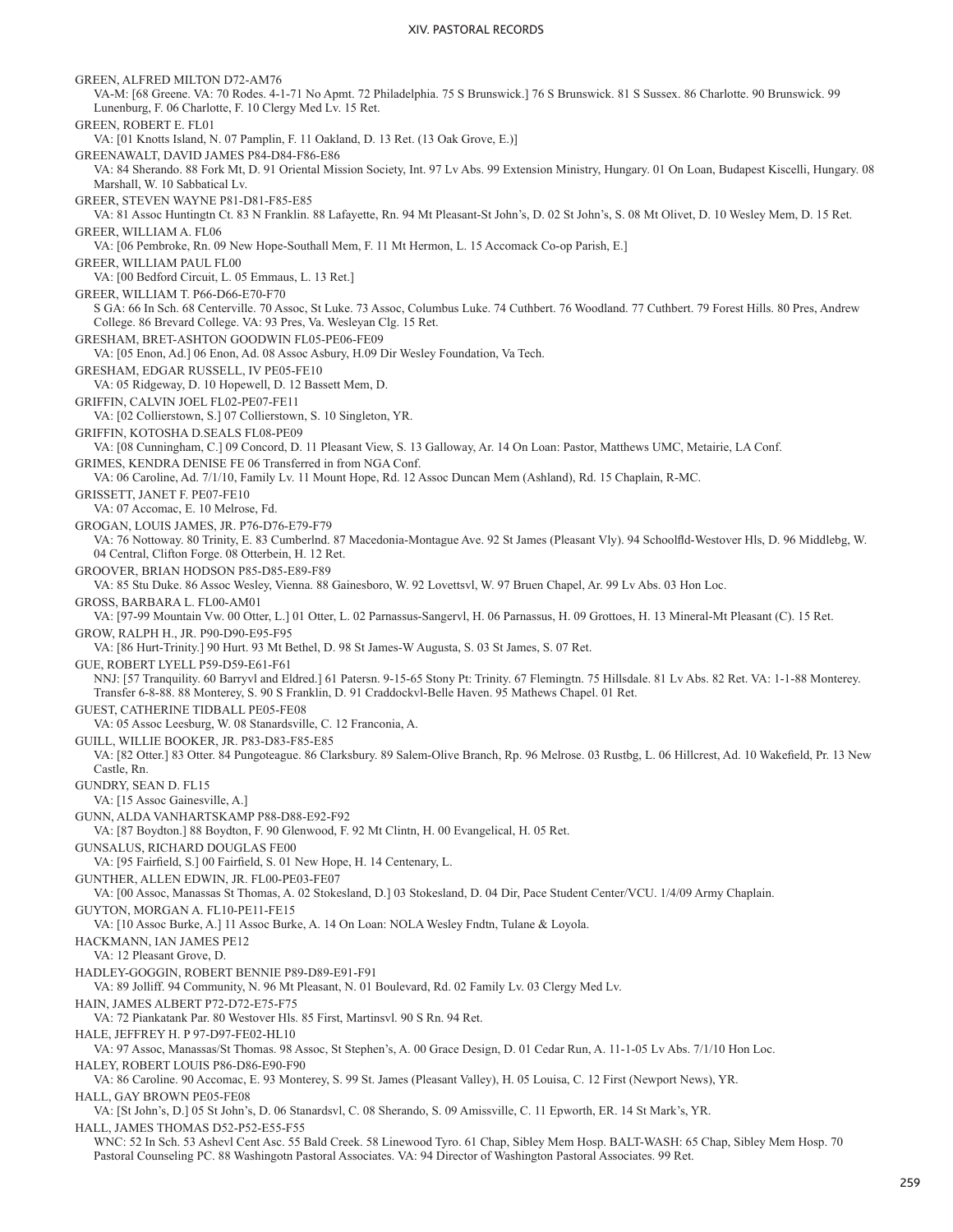GREEN, ALFRED MILTON D72-AM76
VA-M: [68 Greene. VA: 70 Rodes. 4-1-71 No Apmt. 72 Philadelphia. 75 S Brunswick.] 76 S Brunswick. 81 S Sussex. 86 Charlotte. 90 Brunswick. 99 Lunenburg, F. 06 Charlotte, F. 10 Clergy Med Lv. 15 Ret.

GREEN, ROBERT E. FL01
VA: [01 Knotts Island, N. 07 Pamplin, F. 11 Oakland, D. 13 Ret. (13 Oak Grove, E.)]

GREENAWALT, DAVID JAMES P84-D84-F86-E86
VA: 84 Sherando. 88 Fork Mt, D. 91 Oriental Mission Society, Int. 97 Lv Abs. 99 Extension Ministry, Hungary. 01 On Loan, Budapest Kiscelli, Hungary. 08 Marshall, W. 10 Sabbatical Lv.

GREER, STEVEN WAYNE P81-D81-F85-E85
VA: 81 Assoc Huntingtn Ct. 83 N Franklin. 88 Lafayette, Rn. 94 Mt Pleasant-St John's, D. 02 St John's, S. 08 Mt Olivet, D. 10 Wesley Mem, D. 15 Ret.

GREER, WILLIAM A. FL06
VA: [06 Pembroke, Rn. 09 New Hope-Southall Mem, F. 11 Mt Hermon, L. 15 Accomack Co-op Parish, E.]

GREER, WILLIAM PAUL FL00
VA: [00 Bedford Circuit, L. 05 Emmaus, L. 13 Ret.]

GREER, WILLIAM T. P66-D66-E70-F70
S GA: 66 In Sch. 68 Centerville. 70 Assoc, St Luke. 73 Assoc, Columbus Luke. 74 Cuthbert. 76 Woodland. 77 Cuthbert. 79 Forest Hills. 80 Pres, Andrew College. 86 Brevard College. VA: 93 Pres, Va. Wesleyan Clg. 15 Ret.

GRESHAM, BRET-ASHTON GOODWIN FL05-PE06-FE09
VA: [05 Enon, Ad.] 06 Enon, Ad. 08 Assoc Asbury, H.09 Dir Wesley Foundation, Va Tech.

GRESHAM, EDGAR RUSSELL, IV PE05-FE10
VA: 05 Ridgeway, D. 10 Hopewell, D. 12 Bassett Mem, D.

GRIFFIN, CALVIN JOEL FL02-PE07-FE11
VA: [02 Collierstown, S.] 07 Collierstown, S. 10 Singleton, YR.

GRIFFIN, KOTOSHA D.SEALS FL08-PE09
VA: [08 Cunningham, C.] 09 Concord, D. 11 Pleasant View, S. 13 Galloway, Ar. 14 On Loan: Pastor, Matthews UMC, Metairie, LA Conf.

GRIMES, KENDRA DENISE FE 06 Transferred in from NGA Conf.
VA: 06 Caroline, Ad. 7/1/10, Family Lv. 11 Mount Hope, Rd. 12 Assoc Duncan Mem (Ashland), Rd. 15 Chaplain, R-MC.

GRISSETT, JANET F. PE07-FE10
VA: 07 Accomac, E. 10 Melrose, Fd.

GROGAN, LOUIS JAMES, JR. P76-D76-E79-F79
VA: 76 Nottoway. 80 Trinity, E. 83 Cumberlnd. 87 Macedonia-Montague Ave. 92 St James (Pleasant Vly). 94 Schoolfld-Westover Hls, D. 96 Middlebg, W. 04 Central, Clifton Forge. 08 Otterbein, H. 12 Ret.

GROOVER, BRIAN HODSON P85-D85-E89-F89
VA: 85 Stu Duke. 86 Assoc Wesley, Vienna. 88 Gainesboro, W. 92 Lovettsvl, W. 97 Bruen Chapel, Ar. 99 Lv Abs. 03 Hon Loc.

GROSS, BARBARA L. FL00-AM01
VA: [97-99 Mountain Vw. 00 Otter, L.] 01 Otter, L. 02 Parnassus-Sangervl, H. 06 Parnassus, H. 09 Grottoes, H. 13 Mineral-Mt Pleasant (C). 15 Ret.

GROW, RALPH H., JR. P90-D90-E95-F95
VA: [86 Hurt-Trinity.] 90 Hurt. 93 Mt Bethel, D. 98 St James-W Augusta, S. 03 St James, S. 07 Ret.

GUE, ROBERT LYELL P59-D59-E61-F61
NNJ: [57 Tranquility. 60 Barryvl and Eldred.] 61 Patersn. 9-15-65 Stony Pt: Trinity. 67 Flemingtn. 75 Hillsdale. 81 Lv Abs. 82 Ret. VA: 1-1-88 Monterey. Transfer 6-8-88. 88 Monterey, S. 90 S Franklin, D. 91 Craddockvl-Belle Haven. 95 Mathews Chapel. 01 Ret.

GUEST, CATHERINE TIDBALL PE05-FE08
VA: 05 Assoc Leesburg, W. 08 Stanardsville, C. 12 Franconia, A.

GUILL, WILLIE BOOKER, JR. P83-D83-F85-E85
VA: [82 Otter.] 83 Otter. 84 Pungoteague. 86 Clarksbury. 89 Salem-Olive Branch, Rp. 96 Melrose. 03 Rustbg, L. 06 Hillcrest, Ad. 10 Wakefield, Pr. 13 New Castle, Rn.

GUNDRY, SEAN D. FL15
VA: [15 Assoc Gainesville, A.]

GUNN, ALDA VANHARTSKAMP P88-D88-E92-F92
VA: [87 Boydton.] 88 Boydton, F. 90 Glenwood, F. 92 Mt Clintn, H. 00 Evangelical, H. 05 Ret.

GUNSALUS, RICHARD DOUGLAS FE00
VA: [95 Fairfield, S.] 00 Fairfield, S. 01 New Hope, H. 14 Centenary, L.

GUNTHER, ALLEN EDWIN, JR. FL00-PE03-FE07
VA: [00 Assoc, Manassas St Thomas, A. 02 Stokesland, D.] 03 Stokesland, D. 04 Dir, Pace Student Center/VCU. 1/4/09 Army Chaplain.

GUYTON, MORGAN A. FL10-PE11-FE15
VA: [10 Assoc Burke, A.] 11 Assoc Burke, A. 14 On Loan: NOLA Wesley Fndtn, Tulane & Loyola.

HACKMANN, IAN JAMES PE12
VA: 12 Pleasant Grove, D.

HADLEY-GOGGIN, ROBERT BENNIE P89-D89-E91-F91
VA: 89 Jolliff. 94 Community, N. 96 Mt Pleasant, N. 01 Boulevard, Rd. 02 Family Lv. 03 Clergy Med Lv.

HAIN, JAMES ALBERT P72-D72-E75-F75
VA: 72 Piankatank Par. 80 Westover Hls. 85 First, Martinsvl. 90 S Rn. 94 Ret.

HALE, JEFFREY H. P 97-D97-FE02-HL10
VA: 97 Assoc, Manassas/St Thomas. 98 Assoc, St Stephen's, A. 00 Grace Design, D. 01 Cedar Run, A. 11-1-05 Lv Abs. 7/1/10 Hon Loc.

HALEY, ROBERT LOUIS P86-D86-E90-F90
VA: 86 Caroline. 90 Accomac, E. 93 Monterey, S. 99 St. James (Pleasant Valley), H. 05 Louisa, C. 12 First (Newport News), YR.

HALL, GAY BROWN PE05-FE08
VA: [St John's, D.] 05 St John's, D. 06 Stanardsvl, C. 08 Sherando, S. 09 Amissville, C. 11 Epworth, ER. 14 St Mark's, YR.

HALL, JAMES THOMAS D52-P52-E55-F55
WNC: 52 In Sch. 53 Ashevl Cent Asc. 55 Bald Creek. 58 Linewood Tyro. 61 Chap, Sibley Mem Hosp. BALT-WASH: 65 Chap, Sibley Mem Hosp. 70 Pastoral Counseling PC. 88 Washingotn Pastoral Associates. VA: 94 Director of Washington Pastoral Associates. 99 Ret.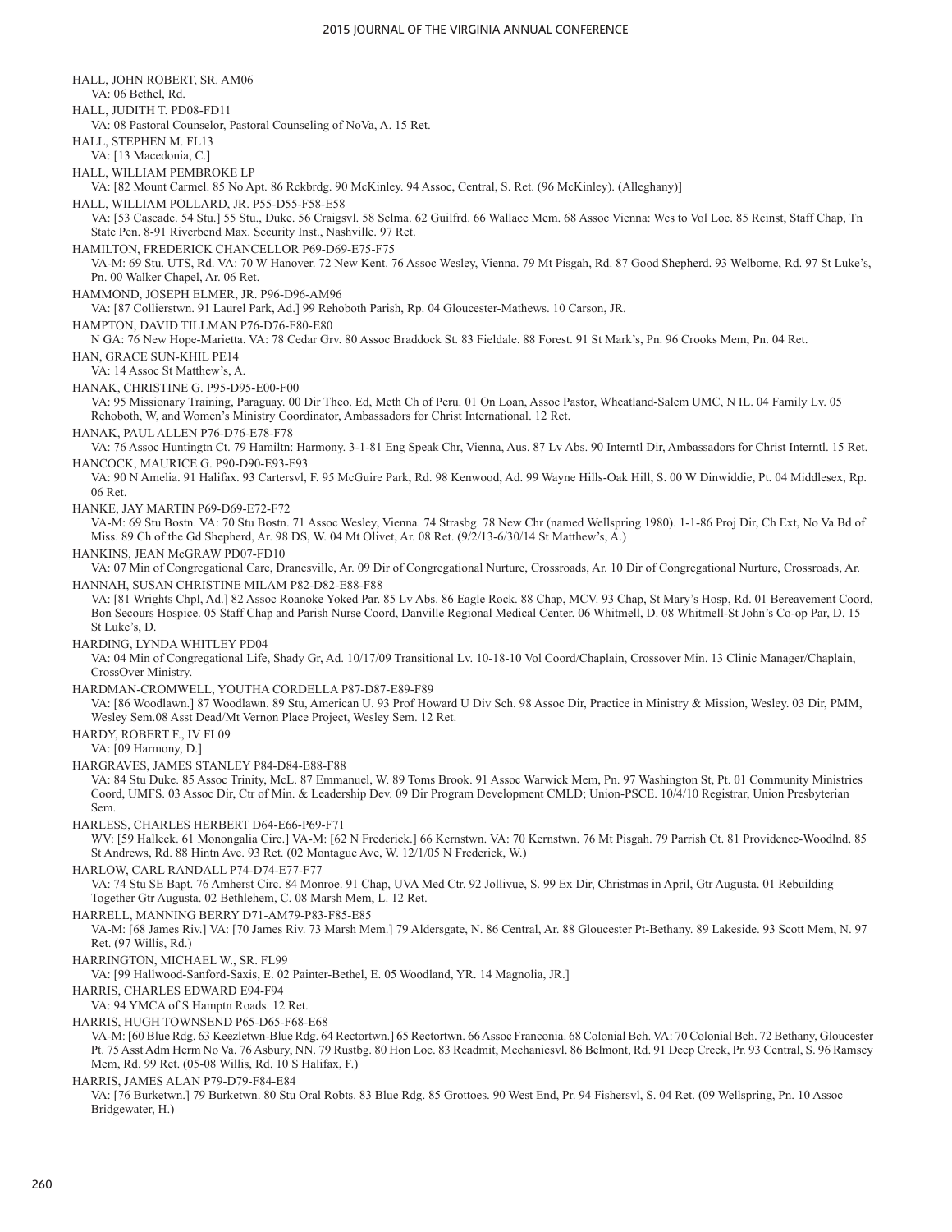HALL, JOHN ROBERT, SR. AM06
VA: 06 Bethel, Rd.

HALL, JUDITH T. PD08-FD11
VA: 08 Pastoral Counselor, Pastoral Counseling of NoVa, A. 15 Ret.

HALL, STEPHEN M. FL13
VA: [13 Macedonia, C.]

HALL, WILLIAM PEMBROKE LP
VA: [82 Mount Carmel. 85 No Apt. 86 Rckbrdg. 90 McKinley. 94 Assoc, Central, S. Ret. (96 McKinley). (Alleghany)]

HALL, WILLIAM POLLARD, JR. P55-D55-F58-E58
VA: [53 Cascade. 54 Stu.] 55 Stu., Duke. 56 Craigsvl. 58 Selma. 62 Guilfrd. 66 Wallace Mem. 68 Assoc Vienna: Wes to Vol Loc. 85 Reinst, Staff Chap, Tn State Pen. 8-91 Riverbend Max. Security Inst., Nashville. 97 Ret.

HAMILTON, FREDERICK CHANCELLOR P69-D69-E75-F75
VA-M: 69 Stu. UTS, Rd. VA: 70 W Hanover. 72 New Kent. 76 Assoc Wesley, Vienna. 79 Mt Pisgah, Rd. 87 Good Shepherd. 93 Welborne, Rd. 97 St Luke's, Pn. 00 Walker Chapel, Ar. 06 Ret.

HAMMOND, JOSEPH ELMER, JR. P96-D96-AM96
VA: [87 Collierstwn. 91 Laurel Park, Ad.] 99 Rehoboth Parish, Rp. 04 Gloucester-Mathews. 10 Carson, JR.

HAMPTON, DAVID TILLMAN P76-D76-F80-E80
N GA: 76 New Hope-Marietta. VA: 78 Cedar Grv. 80 Assoc Braddock St. 83 Fieldale. 88 Forest. 91 St Mark's, Pn. 96 Crooks Mem, Pn. 04 Ret.

HAN, GRACE SUN-KHIL PE14
VA: 14 Assoc St Matthew's, A.

HANAK, CHRISTINE G. P95-D95-E00-F00
VA: 95 Missionary Training, Paraguay. 00 Dir Theo. Ed, Meth Ch of Peru. 01 On Loan, Assoc Pastor, Wheatland-Salem UMC, N IL. 04 Family Lv. 05 Rehoboth, W, and Women's Ministry Coordinator, Ambassadors for Christ International. 12 Ret.

HANAK, PAUL ALLEN P76-D76-E78-F78
VA: 76 Assoc Huntingtn Ct. 79 Hamiltn: Harmony. 3-1-81 Eng Speak Chr, Vienna, Aus. 87 Lv Abs. 90 Interntl Dir, Ambassadors for Christ Interntl. 15 Ret.

HANCOCK, MAURICE G. P90-D90-E93-F93
VA: 90 N Amelia. 91 Halifax. 93 Cartersvl, F. 95 McGuire Park, Rd. 98 Kenwood, Ad. 99 Wayne Hills-Oak Hill, S. 00 W Dinwiddie, Pt. 04 Middlesex, Rp. 06 Ret.

HANKE, JAY MARTIN P69-D69-E72-F72
VA-M: 69 Stu Bostn. VA: 70 Stu Bostn. 71 Assoc Wesley, Vienna. 74 Strasbg. 78 New Chr (named Wellspring 1980). 1-1-86 Proj Dir, Ch Ext, No Va Bd of Miss. 89 Ch of the Gd Shepherd, Ar. 98 DS, W. 04 Mt Olivet, Ar. 08 Ret. (9/2/13-6/30/14 St Matthew's, A.)

HANKINS, JEAN McGRAW PD07-FD10
VA: 07 Min of Congregational Care, Dranesville, Ar. 09 Dir of Congregational Nurture, Crossroads, Ar. 10 Dir of Congregational Nurture, Crossroads, Ar.

HANNAH, SUSAN CHRISTINE MILAM P82-D82-E88-F88
VA: [81 Wrights Chpl, Ad.] 82 Assoc Roanoke Yoked Par. 85 Lv Abs. 86 Eagle Rock. 88 Chap, MCV. 93 Chap, St Mary's Hosp, Rd. 01 Bereavement Coord, Bon Secours Hospice. 05 Staff Chap and Parish Nurse Coord, Danville Regional Medical Center. 06 Whitmell, D. 08 Whitmell-St John's Co-op Par, D. 15 St Luke's, D.

HARDING, LYNDA WHITLEY PD04
VA: 04 Min of Congregational Life, Shady Gr, Ad. 10/17/09 Transitional Lv. 10-18-10 Vol Coord/Chaplain, Crossover Min. 13 Clinic Manager/Chaplain, CrossOver Ministry.

HARDMAN-CROMWELL, YOUTHA CORDELLA P87-D87-E89-F89
VA: [86 Woodlawn.] 87 Woodlawn. 89 Stu, American U. 93 Prof Howard U Div Sch. 98 Assoc Dir, Practice in Ministry & Mission, Wesley. 03 Dir, PMM, Wesley Sem.08 Asst Dead/Mt Vernon Place Project, Wesley Sem. 12 Ret.

HARDY, ROBERT F., IV FL09
VA: [09 Harmony, D.]

HARGRAVES, JAMES STANLEY P84-D84-E88-F88
VA: 84 Stu Duke. 85 Assoc Trinity, McL. 87 Emmanuel, W. 89 Toms Brook. 91 Assoc Warwick Mem, Pn. 97 Washington St, Pt. 01 Community Ministries Coord, UMFS. 03 Assoc Dir, Ctr of Min. & Leadership Dev. 09 Dir Program Development CMLD; Union-PSCE. 10/4/10 Registrar, Union Presbyterian Sem.

HARLESS, CHARLES HERBERT D64-E66-P69-F71
WV: [59 Halleck. 61 Monongalia Circ.] VA-M: [62 N Frederick.] 66 Kernstwn. VA: 70 Kernstwn. 76 Mt Pisgah. 79 Parrish Ct. 81 Providence-Woodlnd. 85 St Andrews, Rd. 88 Hintn Ave. 93 Ret. (02 Montague Ave, W. 12/1/05 N Frederick, W.)

HARLOW, CARL RANDALL P74-D74-E77-F77
VA: 74 Stu SE Bapt. 76 Amherst Circ. 84 Monroe. 91 Chap, UVA Med Ctr. 92 Jollivue, S. 99 Ex Dir, Christmas in April, Gtr Augusta. 01 Rebuilding Together Gtr Augusta. 02 Bethlehem, C. 08 Marsh Mem, L. 12 Ret.

HARRELL, MANNING BERRY D71-AM79-P83-F85-E85
VA-M: [68 James Riv.] VA: [70 James Riv. 73 Marsh Mem.] 79 Aldersgate, N. 86 Central, Ar. 88 Gloucester Pt-Bethany. 89 Lakeside. 93 Scott Mem, N. 97 Ret. (97 Willis, Rd.)

HARRINGTON, MICHAEL W., SR. FL99
VA: [99 Hallwood-Sanford-Saxis, E. 02 Painter-Bethel, E. 05 Woodland, YR. 14 Magnolia, JR.]

HARRIS, CHARLES EDWARD E94-F94
VA: 94 YMCA of S Hamptn Roads. 12 Ret.

HARRIS, HUGH TOWNSEND P65-D65-F68-E68
VA-M: [60 Blue Rdg. 63 Keezletwn-Blue Rdg. 64 Rectortwn.] 65 Rectortwn. 66 Assoc Franconia. 68 Colonial Bch. VA: 70 Colonial Bch. 72 Bethany, Gloucester Pt. 75 Asst Adm Herm No Va. 76 Asbury, NN. 79 Rustbg. 80 Hon Loc. 83 Readmit, Mechanicsvl. 86 Belmont, Rd. 91 Deep Creek, Pr. 93 Central, S. 96 Ramsey Mem, Rd. 99 Ret. (05-08 Willis, Rd. 10 S Halifax, F.)

HARRIS, JAMES ALAN P79-D79-F84-E84
VA: [76 Burketwn.] 79 Burketwn. 80 Stu Oral Robts. 83 Blue Rdg. 85 Grottoes. 90 West End, Pr. 94 Fishersvl, S. 04 Ret. (09 Wellspring, Pn. 10 Assoc Bridgewater, H.)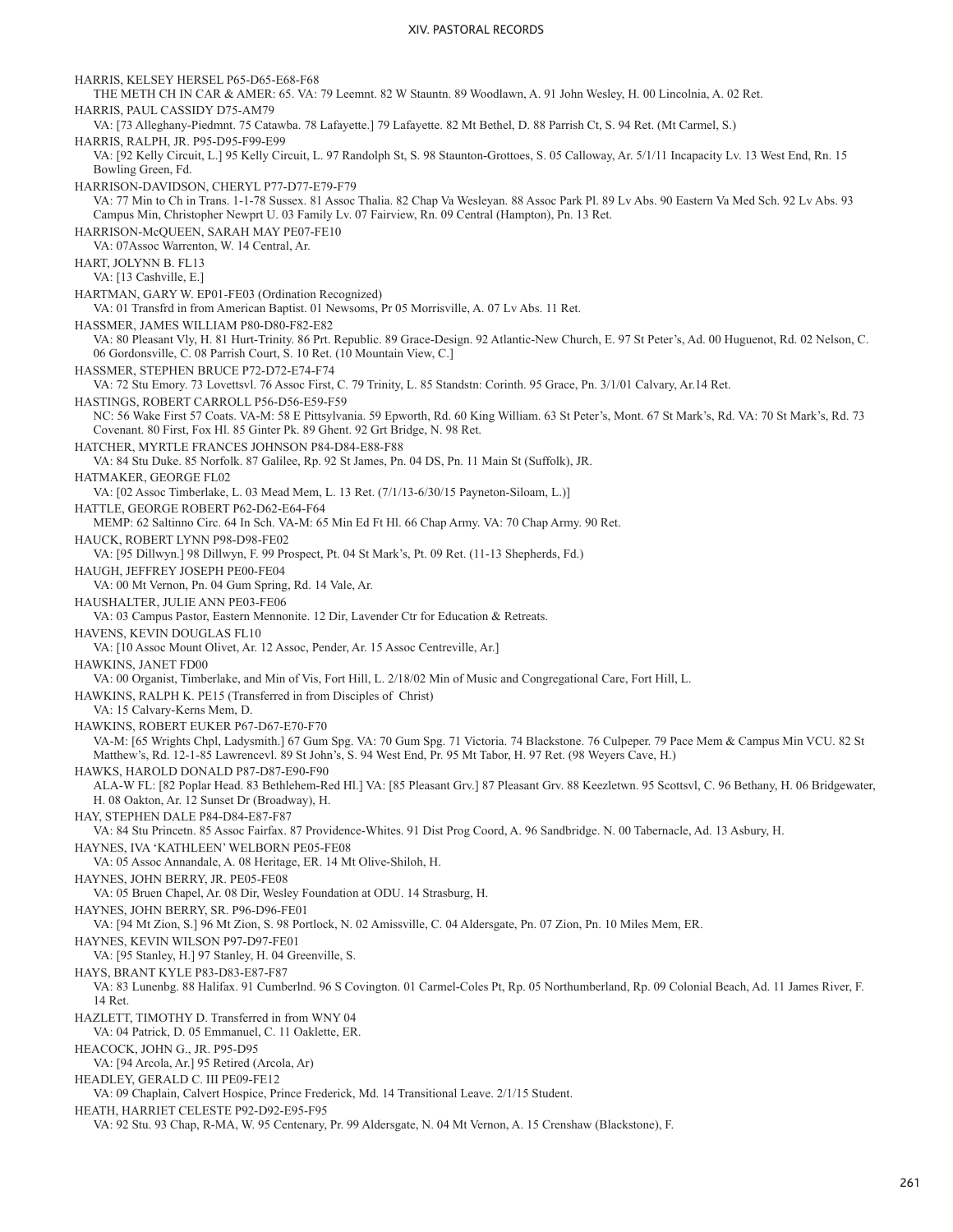HARRIS, KELSEY HERSEL P65-D65-E68-F68
THE METH CH IN CAR & AMER: 65. VA: 79 Leemnt. 82 W Stauntn. 89 Woodlawn, A. 91 John Wesley, H. 00 Lincolnia, A. 02 Ret.

HARRIS, PAUL CASSIDY D75-AM79
VA: [73 Alleghany-Piedmnt. 75 Catawba. 78 Lafayette.] 79 Lafayette. 82 Mt Bethel, D. 88 Parrish Ct, S. 94 Ret. (Mt Carmel, S.)

HARRIS, RALPH, JR. P95-D95-F99-E99
VA: [92 Kelly Circuit, L.] 95 Kelly Circuit, L. 97 Randolph St, S. 98 Staunton-Grottoes, S. 05 Calloway, Ar. 5/1/11 Incapacity Lv. 13 West End, Rn. 15 Bowling Green, Fd.

HARRISON-DAVIDSON, CHERYL P77-D77-E79-F79
VA: 77 Min to Ch in Trans. 1-1-78 Sussex. 81 Assoc Thalia. 82 Chap Va Wesleyan. 88 Assoc Park Pl. 89 Lv Abs. 90 Eastern Va Med Sch. 92 Lv Abs. 93 Campus Min, Christopher Newprt U. 03 Family Lv. 07 Fairview, Rn. 09 Central (Hampton), Pn. 13 Ret.

HARRISON-McQUEEN, SARAH MAY PE07-FE10
VA: 07Assoc Warrenton, W. 14 Central, Ar.

HART, JOLYNN B. FL13
VA: [13 Cashville, E.]

HARTMAN, GARY W. EP01-FE03 (Ordination Recognized)
VA: 01 Transfrd in from American Baptist. 01 Newsoms, Pr 05 Morrisville, A. 07 Lv Abs. 11 Ret.

HASSMER, JAMES WILLIAM P80-D80-F82-E82
VA: 80 Pleasant Vly, H. 81 Hurt-Trinity. 86 Prt. Republic. 89 Grace-Design. 92 Atlantic-New Church, E. 97 St Peter's, Ad. 00 Huguenot, Rd. 02 Nelson, C. 06 Gordonsville, C. 08 Parrish Court, S. 10 Ret. (10 Mountain View, C.]

HASSMER, STEPHEN BRUCE P72-D72-E74-F74
VA: 72 Stu Emory. 73 Lovettsvl. 76 Assoc First, C. 79 Trinity, L. 85 Standstn: Corinth. 95 Grace, Pn. 3/1/01 Calvary, Ar.14 Ret.

HASTINGS, ROBERT CARROLL P56-D56-E59-F59
NC: 56 Wake First 57 Coats. VA-M: 58 E Pittsylvania. 59 Epworth, Rd. 60 King William. 63 St Peter's, Mont. 67 St Mark's, Rd. VA: 70 St Mark's, Rd. 73 Covenant. 80 First, Fox Hl. 85 Ginter Pk. 89 Ghent. 92 Grt Bridge, N. 98 Ret.

HATCHER, MYRTLE FRANCES JOHNSON P84-D84-E88-F88
VA: 84 Stu Duke. 85 Norfolk. 87 Galilee, Rp. 92 St James, Pn. 04 DS, Pn. 11 Main St (Suffolk), JR.

HATMAKER, GEORGE FL02
VA: [02 Assoc Timberlake, L. 03 Mead Mem, L. 13 Ret. (7/1/13-6/30/15 Payneton-Siloam, L.)]

HATTLE, GEORGE ROBERT P62-D62-E64-F64
MEMP: 62 Saltinno Circ. 64 In Sch. VA-M: 65 Min Ed Ft Hl. 66 Chap Army. VA: 70 Chap Army. 90 Ret.

HAUCK, ROBERT LYNN P98-D98-FE02
VA: [95 Dillwyn.] 98 Dillwyn, F. 99 Prospect, Pt. 04 St Mark's, Pt. 09 Ret. (11-13 Shepherds, Fd.)

HAUGH, JEFFREY JOSEPH PE00-FE04
VA: 00 Mt Vernon, Pn. 04 Gum Spring, Rd. 14 Vale, Ar.

HAUSHALTER, JULIE ANN PE03-FE06
VA: 03 Campus Pastor, Eastern Mennonite. 12 Dir, Lavender Ctr for Education & Retreats.

HAVENS, KEVIN DOUGLAS FL10
VA: [10 Assoc Mount Olivet, Ar. 12 Assoc, Pender, Ar. 15 Assoc Centreville, Ar.]

HAWKINS, JANET FD00
VA: 00 Organist, Timberlake, and Min of Vis, Fort Hill, L. 2/18/02 Min of Music and Congregational Care, Fort Hill, L.

HAWKINS, RALPH K. PE15 (Transferred in from Disciples of Christ)
VA: 15 Calvary-Kerns Mem, D.

HAWKINS, ROBERT EUKER P67-D67-E70-F70
VA-M: [65 Wrights Chpl, Ladysmith.] 67 Gum Spg. VA: 70 Gum Spg. 71 Victoria. 74 Blackstone. 76 Culpeper. 79 Pace Mem & Campus Min VCU. 82 St Matthew's, Rd. 12-1-85 Lawrencevl. 89 St John's, S. 94 West End, Pr. 95 Mt Tabor, H. 97 Ret. (98 Weyers Cave, H.)

HAWKS, HAROLD DONALD P87-D87-E90-F90
ALA-W FL: [82 Poplar Head. 83 Bethlehem-Red Hl.] VA: [85 Pleasant Grv.] 87 Pleasant Grv. 88 Keezletwn. 95 Scottsvl, C. 96 Bethany, H. 06 Bridgewater, H. 08 Oakton, Ar. 12 Sunset Dr (Broadway), H.

HAY, STEPHEN DALE P84-D84-E87-F87
VA: 84 Stu Princetn. 85 Assoc Fairfax. 87 Providence-Whites. 91 Dist Prog Coord, A. 96 Sandbridge. N. 00 Tabernacle, Ad. 13 Asbury, H.

HAYNES, IVA 'KATHLEEN' WELBORN PE05-FE08
VA: 05 Assoc Annandale, A. 08 Heritage, ER. 14 Mt Olive-Shiloh, H.

HAYNES, JOHN BERRY, JR. PE05-FE08
VA: 05 Bruen Chapel, Ar. 08 Dir, Wesley Foundation at ODU. 14 Strasburg, H.

HAYNES, JOHN BERRY, SR. P96-D96-FE01
VA: [94 Mt Zion, S.] 96 Mt Zion, S. 98 Portlock, N. 02 Amissville, C. 04 Aldersgate, Pn. 07 Zion, Pn. 10 Miles Mem, ER.

HAYNES, KEVIN WILSON P97-D97-FE01
VA: [95 Stanley, H.] 97 Stanley, H. 04 Greenville, S.

HAYS, BRANT KYLE P83-D83-E87-F87
VA: 83 Lunenbg. 88 Halifax. 91 Cumberlnd. 96 S Covington. 01 Carmel-Coles Pt, Rp. 05 Northumberland, Rp. 09 Colonial Beach, Ad. 11 James River, F. 14 Ret.

HAZLETT, TIMOTHY D. Transferred in from WNY 04
VA: 04 Patrick, D. 05 Emmanuel, C. 11 Oaklette, ER.

HEACOCK, JOHN G., JR. P95-D95
VA: [94 Arcola, Ar.] 95 Retired (Arcola, Ar)

HEADLEY, GERALD C. III PE09-FE12
VA: 09 Chaplain, Calvert Hospice, Prince Frederick, Md. 14 Transitional Leave. 2/1/15 Student.

HEATH, HARRIET CELESTE P92-D92-E95-F95
VA: 92 Stu. 93 Chap, R-MA, W. 95 Centenary, Pr. 99 Aldersgate, N. 04 Mt Vernon, A. 15 Crenshaw (Blackstone), F.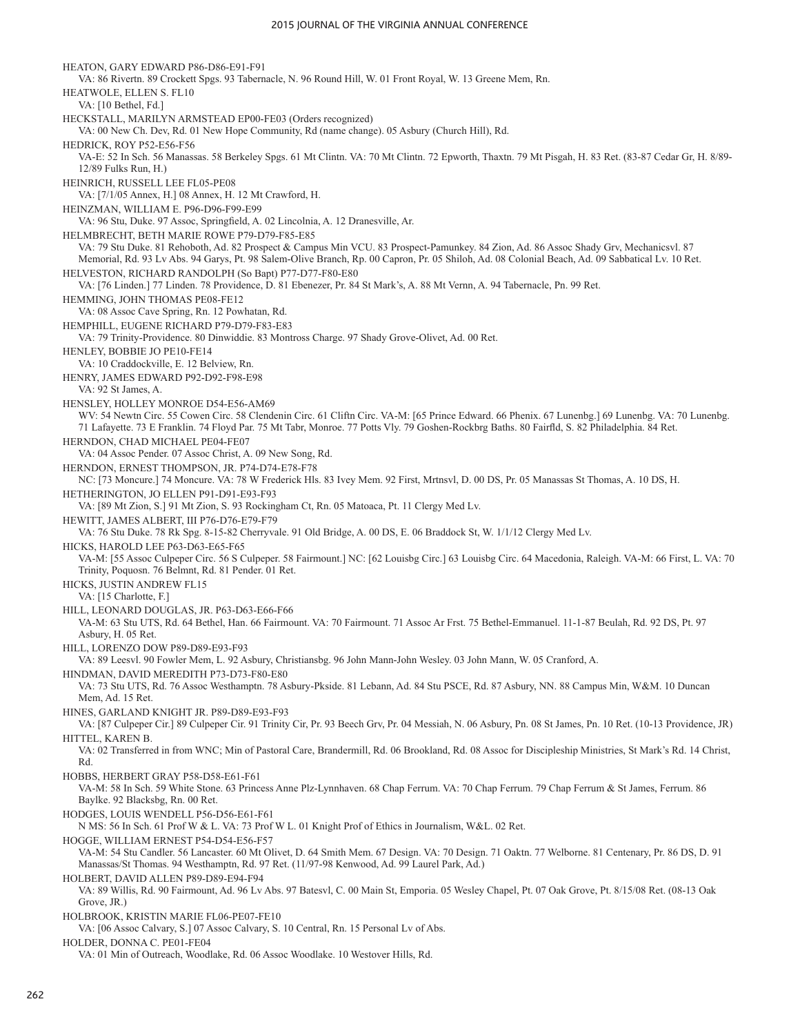HEATON, GARY EDWARD P86-D86-E91-F91
VA: 86 Rivertn. 89 Crockett Spgs. 93 Tabernacle, N. 96 Round Hill, W. 01 Front Royal, W. 13 Greene Mem, Rn.

HEATWOLE, ELLEN S. FL10
VA: [10 Bethel, Fd.]

HECKSTALL, MARILYN ARMSTEAD EP00-FE03 (Orders recognized)
VA: 00 New Ch. Dev, Rd. 01 New Hope Community, Rd (name change). 05 Asbury (Church Hill), Rd.

HEDRICK, ROY P52-E56-F56
VA-E: 52 In Sch. 56 Manassas. 58 Berkeley Spgs. 61 Mt Clintn. VA: 70 Mt Clintn. 72 Epworth, Thaxtn. 79 Mt Pisgah, H. 83 Ret. (83-87 Cedar Gr, H. 8/89-12/89 Fulks Run, H.)

HEINRICH, RUSSELL LEE FL05-PE08
VA: [7/1/05 Annex, H.] 08 Annex, H. 12 Mt Crawford, H.

HEINZMAN, WILLIAM E. P96-D96-F99-E99
VA: 96 Stu, Duke. 97 Assoc, Springfield, A. 02 Lincolnia, A. 12 Dranesville, Ar.

HELMBRECHT, BETH MARIE ROWE P79-D79-F85-E85
VA: 79 Stu Duke. 81 Rehoboth, Ad. 82 Prospect & Campus Min VCU. 83 Prospect-Pamunkey. 84 Zion, Ad. 86 Assoc Shady Grv, Mechanicsvl. 87 Memorial, Rd. 93 Lv Abs. 94 Garys, Pt. 98 Salem-Olive Branch, Rp. 00 Capron, Pr. 05 Shiloh, Ad. 08 Colonial Beach, Ad. 09 Sabbatical Lv. 10 Ret.

HELVESTON, RICHARD RANDOLPH (So Bapt) P77-D77-F80-E80
VA: [76 Linden.] 77 Linden. 78 Providence, D. 81 Ebenezer, Pr. 84 St Mark's, A. 88 Mt Vernn, A. 94 Tabernacle, Pn. 99 Ret.

HEMMING, JOHN THOMAS PE08-FE12
VA: 08 Assoc Cave Spring, Rn. 12 Powhatan, Rd.

HEMPHILL, EUGENE RICHARD P79-D79-F83-E83
VA: 79 Trinity-Providence. 80 Dinwiddie. 83 Montross Charge. 97 Shady Grove-Olivet, Ad. 00 Ret.

HENLEY, BOBBIE JO PE10-FE14
VA: 10 Craddockville, E. 12 Belview, Rn.

HENRY, JAMES EDWARD P92-D92-F98-E98
VA: 92 St James, A.

HENSLEY, HOLLEY MONROE D54-E56-AM69
WV: 54 Newtn Circ. 55 Cowen Circ. 58 Clendenin Circ. 61 Cliftn Circ. VA-M: [65 Prince Edward. 66 Phenix. 67 Lunenbg.] 69 Lunenbg. VA: 70 Lunenbg. 71 Lafayette. 73 E Franklin. 74 Floyd Par. 75 Mt Tabr, Monroe. 77 Potts Vly. 79 Goshen-Rockbrg Baths. 80 Fairfld, S. 82 Philadelphia. 84 Ret.

HERNDON, CHAD MICHAEL PE04-FE07
VA: 04 Assoc Pender. 07 Assoc Christ, A. 09 New Song, Rd.

HERNDON, ERNEST THOMPSON, JR. P74-D74-E78-F78
NC: [73 Moncure.] 74 Moncure. VA: 78 W Frederick Hls. 83 Ivey Mem. 92 First, Mrtnsvl, D. 00 DS, Pr. 05 Manassas St Thomas, A. 10 DS, H.

HETHERINGTON, JO ELLEN P91-D91-E93-F93
VA: [89 Mt Zion, S.] 91 Mt Zion, S. 93 Rockingham Ct, Rn. 05 Matoaca, Pt. 11 Clergy Med Lv.

HEWITT, JAMES ALBERT, III P76-D76-E79-F79
VA: 76 Stu Duke. 78 Rk Spg. 8-15-82 Cherryvale. 91 Old Bridge, A. 00 DS, E. 06 Braddock St, W. 1/1/12 Clergy Med Lv.

HICKS, HAROLD LEE P63-D63-E65-F65
VA-M: [55 Assoc Culpeper Circ. 56 S Culpeper. 58 Fairmount.] NC: [62 Louisbg Circ.] 63 Louisbg Circ. 64 Macedonia, Raleigh. VA-M: 66 First, L. VA: 70 Trinity, Poquosn. 76 Belmnt, Rd. 81 Pender. 01 Ret.

HICKS, JUSTIN ANDREW FL15
VA: [15 Charlotte, F.]

HILL, LEONARD DOUGLAS, JR. P63-D63-E66-F66
VA-M: 63 Stu UTS, Rd. 64 Bethel, Han. 66 Fairmount. VA: 70 Fairmount. 71 Assoc Ar Frst. 75 Bethel-Emmanuel. 11-1-87 Beulah, Rd. 92 DS, Pt. 97 Asbury, H. 05 Ret.

HILL, LORENZO DOW P89-D89-E93-F93
VA: 89 Leesvl. 90 Fowler Mem, L. 92 Asbury, Christiansbg. 96 John Mann-John Wesley. 03 John Mann, W. 05 Cranford, A.

HINDMAN, DAVID MEREDITH P73-D73-F80-E80
VA: 73 Stu UTS, Rd. 76 Assoc Westhamptn. 78 Asbury-Pkside. 81 Lebann, Ad. 84 Stu PSCE, Rd. 87 Asbury, NN. 88 Campus Min, W&M. 10 Duncan Mem, Ad. 15 Ret.

HINES, GARLAND KNIGHT JR. P89-D89-E93-F93
VA: [87 Culpeper Cir.] 89 Culpeper Cir. 91 Trinity Cir, Pr. 93 Beech Grv, Pr. 04 Messiah, N. 06 Asbury, Pn. 08 St James, Pn. 10 Ret. (10-13 Providence, JR)

HITTEL, KAREN B.
VA: 02 Transferred in from WNC; Min of Pastoral Care, Brandermill, Rd. 06 Brookland, Rd. 08 Assoc for Discipleship Ministries, St Mark's Rd. 14 Christ, Rd.

HOBBS, HERBERT GRAY P58-D58-E61-F61
VA-M: 58 In Sch. 59 White Stone. 63 Princess Anne Plz-Lynnhaven. 68 Chap Ferrum. VA: 70 Chap Ferrum. 79 Chap Ferrum & St James, Ferrum. 86 Baylke. 92 Blacksbg, Rn. 00 Ret.

HODGES, LOUIS WENDELL P56-D56-E61-F61
N MS: 56 In Sch. 61 Prof W & L. VA: 73 Prof W L. 01 Knight Prof of Ethics in Journalism, W&L. 02 Ret.

HOGGE, WILLIAM ERNEST P54-D54-E56-F57
VA-M: 54 Stu Candler. 56 Lancaster. 60 Mt Olivet, D. 64 Smith Mem. 67 Design. VA: 70 Design. 71 Oaktn. 77 Welborne. 81 Centenary, Pr. 86 DS, D. 91 Manassas/St Thomas. 94 Westhamptn, Rd. 97 Ret. (11/97-98 Kenwood, Ad. 99 Laurel Park, Ad.)

HOLBERT, DAVID ALLEN P89-D89-E94-F94
VA: 89 Willis, Rd. 90 Fairmount, Ad. 96 Lv Abs. 97 Batesvl, C. 00 Main St, Emporia. 05 Wesley Chapel, Pt. 07 Oak Grove, Pt. 8/15/08 Ret. (08-13 Oak Grove, JR.)

HOLBROOK, KRISTIN MARIE FL06-PE07-FE10
VA: [06 Assoc Calvary, S.] 07 Assoc Calvary, S. 10 Central, Rn. 15 Personal Lv of Abs.

HOLDER, DONNA C. PE01-FE04
VA: 01 Min of Outreach, Woodlake, Rd. 06 Assoc Woodlake. 10 Westover Hills, Rd.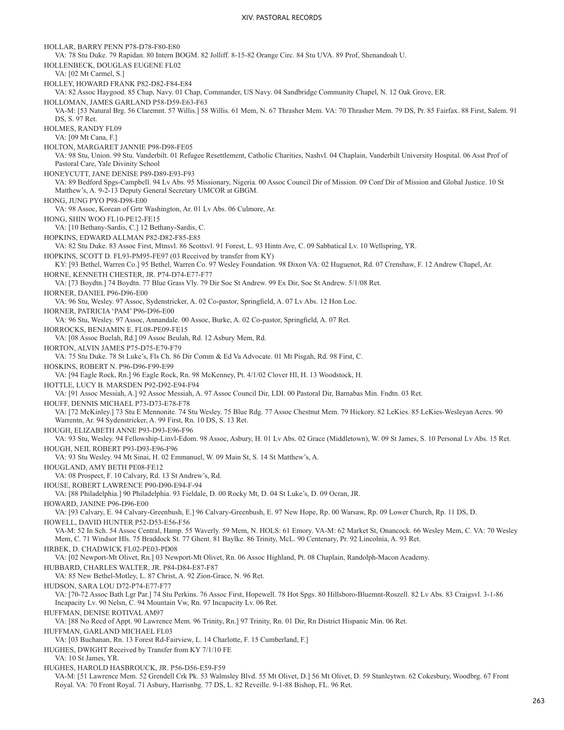HOLLAR, BARRY PENN P78-D78-F80-E80
VA: 78 Stu Duke. 79 Rapidan. 80 Intern BOGM. 82 Jolliff. 8-15-82 Orange Circ. 84 Stu UVA. 89 Prof, Shenandoah U.

HOLLENBECK, DOUGLAS EUGENE FL02
VA: [02 Mt Carmel, S.]

HOLLEY, HOWARD FRANK P82-D82-F84-E84
VA: 82 Assoc Haygood. 85 Chap, Navy. 01 Chap, Commander, US Navy. 04 Sandbridge Community Chapel, N. 12 Oak Grove, ER.

HOLLOMAN, JAMES GARLAND P58-D59-E63-F63
VA-M: [53 Natural Brg. 56 Claremnt. 57 Willis.] 58 Willis. 61 Mem, N. 67 Thrasher Mem. VA: 70 Thrasher Mem. 79 DS, Pr. 85 Fairfax. 88 First, Salem. 91 DS, S. 97 Ret.

HOLMES, RANDY FL09
VA: [09 Mt Cana, F.]

HOLTON, MARGARET JANNIE P98-D98-FE05
VA: 98 Stu, Union. 99 Stu. Vanderbilt. 01 Refugee Resettlement, Catholic Charities, Nashvl. 04 Chaplain, Vanderbilt University Hospital. 06 Asst Prof of Pastoral Care, Yale Divinity School

HONEYCUTT, JANE DENISE P89-D89-E93-F93
VA: 89 Bedford Spgs-Campbell. 94 Lv Abs. 95 Missionary, Nigeria. 00 Assoc Council Dir of Mission. 09 Conf Dir of Mission and Global Justice. 10 St Matthew's, A. 9-2-13 Deputy General Secretary UMCOR at GBGM.

HONG, JUNG PYO P98-D98-E00
VA: 98 Assoc, Korean of Grtr Washington, Ar. 01 Lv Abs. 06 Culmore, Ar.

HONG, SHIN WOO FL10-PE12-FE15
VA: [10 Bethany-Sardis, C.] 12 Bethany-Sardis, C.

HOPKINS, EDWARD ALLMAN P82-D82-F85-E85
VA: 82 Stu Duke. 83 Assoc First, Mtnsvl. 86 Scottsvl. 91 Forest, L. 93 Hintn Ave, C. 09 Sabbatical Lv. 10 Wellspring, YR.

HOPKINS, SCOTT D. FL93-PM95-FE97 (03 Received by transfer from KY)
KY: [93 Bethel, Warren Co.] 95 Bethel, Warren Co. 97 Wesley Foundation. 98 Dixon VA: 02 Huguenot, Rd. 07 Crenshaw, F. 12 Andrew Chapel, Ar.

HORNE, KENNETH CHESTER, JR. P74-D74-E77-F77
VA: [73 Boydtn.] 74 Boydtn. 77 Blue Grass Vly. 79 Dir Soc St Andrew. 99 Ex Dir, Soc St Andrew. 5/1/08 Ret.

HORNER, DANIEL P96-D96-E00
VA: 96 Stu, Wesley. 97 Assoc, Sydenstricker, A. 02 Co-pastor, Springfield, A. 07 Lv Abs. 12 Hon Loc.

HORNER, PATRICIA 'PAM' P96-D96-E00
VA: 96 Stu, Wesley. 97 Assoc, Annandale. 00 Assoc, Burke, A. 02 Co-pastor, Springfield, A. 07 Ret.

HORROCKS, BENJAMIN E. FL08-PE09-FE15
VA: [08 Assoc Buelah, Rd.] 09 Assoc Beulah, Rd. 12 Asbury Mem, Rd.

HORTON, ALVIN JAMES P75-D75-E79-F79
VA: 75 Stu Duke. 78 St Luke's, Fls Ch. 86 Dir Comm & Ed Va Advocate. 01 Mt Pisgah, Rd. 98 First, C.

HOSKINS, ROBERT N. P96-D96-F99-E99
VA: [94 Eagle Rock, Rn.] 96 Eagle Rock, Rn. 98 McKenney, Pt. 4/1/02 Clover Hl, H. 13 Woodstock, H.

HOTTLE, LUCY B. MARSDEN P92-D92-E94-F94
VA: [91 Assoc Messiah, A.] 92 Assoc Messiah, A. 97 Assoc Council Dir, LDI. 00 Pastoral Dir, Barnabas Min. Fndtn. 03 Ret.

HOUFF, DENNIS MICHAEL P73-D73-E78-F78
VA: [72 McKinley.] 73 Stu E Mennonite. 74 Stu Wesley. 75 Blue Rdg. 77 Assoc Chestnut Mem. 79 Hickory. 82 LeKies. 85 LeKies-Wesleyan Acres. 90 Warrentn, Ar. 94 Sydenstricker, A. 99 First, Rn. 10 DS, S. 13 Ret.

HOUGH, ELIZABETH ANNE P93-D93-E96-F96
VA: 93 Stu, Wesley. 94 Fellowship-Linvl-Edom. 98 Assoc, Asbury, H. 01 Lv Abs. 02 Grace (Middletown), W. 09 St James, S. 10 Personal Lv Abs. 15 Ret.

HOUGH, NEIL ROBERT P93-D93-E96-F96
VA: 93 Stu Wesley. 94 Mt Sinai, H. 02 Emmanuel, W. 09 Main St, S. 14 St Matthew's, A.

HOUGLAND, AMY BETH PE08-FE12
VA: 08 Prospect, F. 10 Calvary, Rd. 13 St Andrew's, Rd.

HOUSE, ROBERT LAWRENCE P90-D90-E94-F-94
VA: [88 Philadelphia.] 90 Philadelphia. 93 Fieldale, D. 00 Rocky Mt, D. 04 St Luke's, D. 09 Ocran, JR.

HOWARD, JANINE P96-D96-E00
VA: [93 Calvary, E. 94 Calvary-Greenbush, E.] 96 Calvary-Greenbush, E. 97 New Hope, Rp. 00 Warsaw, Rp. 09 Lower Church, Rp. 11 DS, D.

HOWELL, DAVID HUNTER P52-D53-E56-F56
VA-M: 52 In Sch. 54 Assoc Central, Hamp. 55 Waverly. 59 Mem, N. HOLS: 61 Emory. VA-M: 62 Market St, Onancock. 66 Wesley Mem, C. VA: 70 Wesley Mem, C. 71 Windsor Hls. 75 Braddock St. 77 Ghent. 81 Baylke. 86 Trinity, McL. 90 Centenary, Pr. 92 Lincolnia, A. 93 Ret.

HRBEK, D. CHADWICK FL02-PE03-PD08
VA: [02 Newport-Mt Olivet, Rn.] 03 Newport-Mt Olivet, Rn. 06 Assoc Highland, Pt. 08 Chaplain, Randolph-Macon Academy.

HUBBARD, CHARLES WALTER, JR. P84-D84-E87-F87
VA: 85 New Bethel-Motley, L. 87 Christ, A. 92 Zion-Grace, N. 96 Ret.

HUDSON, SARA LOU D72-P74-E77-F77
VA: [70-72 Assoc Bath Lgr Par.] 74 Stu Perkins. 76 Assoc First, Hopewell. 78 Hot Spgs. 80 Hillsboro-Bluemnt-Roszell. 82 Lv Abs. 83 Craigsvl. 3-1-86 Incapacity Lv. 90 Nelsn, C. 94 Mountain Vw, Rn. 97 Incapacity Lv. 06 Ret.

HUFFMAN, DENISE ROTIVAL AM97
VA: [88 No Recd of Appt. 90 Lawrence Mem. 96 Trinity, Rn.] 97 Trinity, Rn. 01 Dir, Rn District Hispanic Min. 06 Ret.

HUFFMAN, GARLAND MICHAEL FL03
VA: [03 Buchanan, Rn. 13 Forest Rd-Fairview, L. 14 Charlotte, F. 15 Cumberland, F.]

HUGHES, DWIGHT Received by Transfer from KY 7/1/10 FE
VA: 10 St James, YR.

HUGHES, HAROLD HASBROUCK, JR. P56-D56-E59-F59
VA-M: [51 Lawrence Mem. 52 Grendell Crk Pk. 53 Walmsley Blvd. 55 Mt Olivet, D.] 56 Mt Olivet, D. 59 Stanleytwn. 62 Cokesbury, Woodbrg. 67 Front Royal. VA: 70 Front Royal. 71 Asbury, Harrisnbg. 77 DS, L. 82 Reveille. 9-1-88 Bishop, FL. 96 Ret.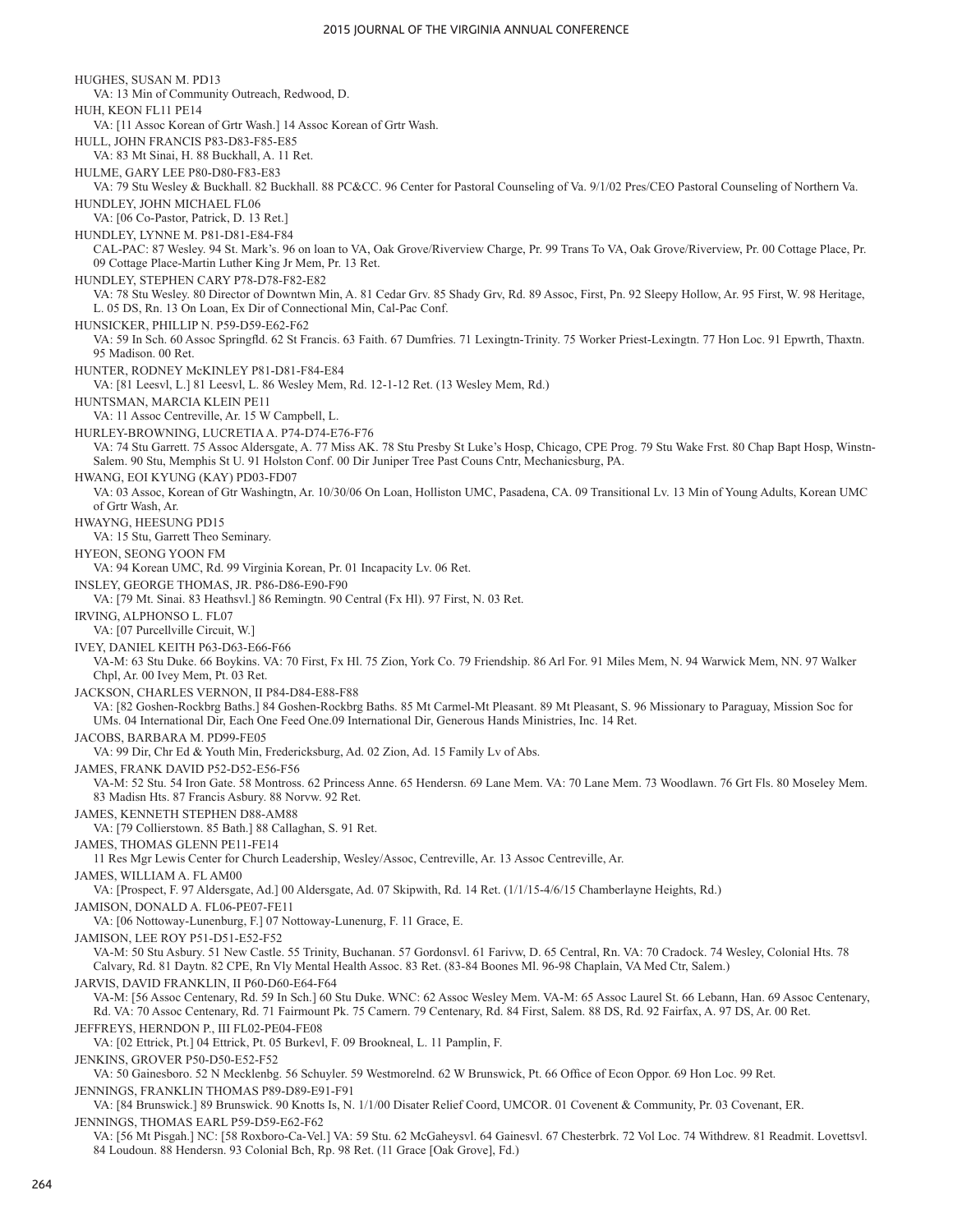HUGHES, SUSAN M. PD13
VA: 13 Min of Community Outreach, Redwood, D.

HUH, KEON FL11 PE14
VA: [11 Assoc Korean of Grtr Wash.] 14 Assoc Korean of Grtr Wash.

HULL, JOHN FRANCIS P83-D83-F85-E85
VA: 83 Mt Sinai, H. 88 Buckhall, A. 11 Ret.

HULME, GARY LEE P80-D80-F83-E83
VA: 79 Stu Wesley & Buckhall. 82 Buckhall. 88 PC&CC. 96 Center for Pastoral Counseling of Va. 9/1/02 Pres/CEO Pastoral Counseling of Northern Va.

HUNDLEY, JOHN MICHAEL FL06
VA: [06 Co-Pastor, Patrick, D. 13 Ret.]

HUNDLEY, LYNNE M. P81-D81-E84-F84
CAL-PAC: 87 Wesley. 94 St. Mark's. 96 on loan to VA, Oak Grove/Riverview Charge, Pr. 99 Trans To VA, Oak Grove/Riverview, Pr. 00 Cottage Place, Pr. 09 Cottage Place-Martin Luther King Jr Mem, Pr. 13 Ret.

HUNDLEY, STEPHEN CARY P78-D78-F82-E82
VA: 78 Stu Wesley. 80 Director of Downtwn Min, A. 81 Cedar Grv. 85 Shady Grv, Rd. 89 Assoc, First, Pn. 92 Sleepy Hollow, Ar. 95 First, W. 98 Heritage, L. 05 DS, Rn. 13 On Loan, Ex Dir of Connectional Min, Cal-Pac Conf.

HUNSICKER, PHILLIP N. P59-D59-E62-F62
VA: 59 In Sch. 60 Assoc Springfld. 62 St Francis. 63 Faith. 67 Dumfries. 71 Lexingtn-Trinity. 75 Worker Priest-Lexingtn. 77 Hon Loc. 91 Epwrth, Thaxtn. 95 Madison. 00 Ret.

HUNTER, RODNEY McKINLEY P81-D81-F84-E84
VA: [81 Leesvl, L.] 81 Leesvl, L. 86 Wesley Mem, Rd. 12-1-12 Ret. (13 Wesley Mem, Rd.)

HUNTSMAN, MARCIA KLEIN PE11
VA: 11 Assoc Centreville, Ar. 15 W Campbell, L.

HURLEY-BROWNING, LUCRETIA A. P74-D74-E76-F76
VA: 74 Stu Garrett. 75 Assoc Aldersgate, A. 77 Miss AK. 78 Stu Presby St Luke's Hosp, Chicago, CPE Prog. 79 Stu Wake Frst. 80 Chap Bapt Hosp, Winstn-Salem. 90 Stu, Memphis St U. 91 Holston Conf. 00 Dir Juniper Tree Past Couns Cntr, Mechanicsburg, PA.

HWANG, EOI KYUNG (KAY) PD03-FD07
VA: 03 Assoc, Korean of Gtr Washingtn, Ar. 10/30/06 On Loan, Holliston UMC, Pasadena, CA. 09 Transitional Lv. 13 Min of Young Adults, Korean UMC of Grtr Wash, Ar.

HWAYNG, HEESUNG PD15
VA: 15 Stu, Garrett Theo Seminary.

HYEON, SEONG YOON FM
VA: 94 Korean UMC, Rd. 99 Virginia Korean, Pr. 01 Incapacity Lv. 06 Ret.

INSLEY, GEORGE THOMAS, JR. P86-D86-E90-F90
VA: [79 Mt. Sinai. 83 Heathsvl.] 86 Remingtn. 90 Central (Fx Hl). 97 First, N. 03 Ret.

IRVING, ALPHONSO L. FL07
VA: [07 Purcellville Circuit, W.]

IVEY, DANIEL KEITH P63-D63-E66-F66
VA-M: 63 Stu Duke. 66 Boykins. VA: 70 First, Fx Hl. 75 Zion, York Co. 79 Friendship. 86 Arl For. 91 Miles Mem, N. 94 Warwick Mem, NN. 97 Walker Chpl, Ar. 00 Ivey Mem, Pt. 03 Ret.

JACKSON, CHARLES VERNON, II P84-D84-E88-F88
VA: [82 Goshen-Rockbrg Baths.] 84 Goshen-Rockbrg Baths. 85 Mt Carmel-Mt Pleasant. 89 Mt Pleasant, S. 96 Missionary to Paraguay, Mission Soc for UMs. 04 International Dir, Each One Feed One.09 International Dir, Generous Hands Ministries, Inc. 14 Ret.

JACOBS, BARBARA M. PD99-FE05
VA: 99 Dir, Chr Ed & Youth Min, Fredericksburg, Ad. 02 Zion, Ad. 15 Family Lv of Abs.

JAMES, FRANK DAVID P52-D52-E56-F56
VA-M: 52 Stu. 54 Iron Gate. 58 Montross. 62 Princess Anne. 65 Hendersn. 69 Lane Mem. VA: 70 Lane Mem. 73 Woodlawn. 76 Grt Fls. 80 Moseley Mem. 83 Madisn Hts. 87 Francis Asbury. 88 Norvw. 92 Ret.

JAMES, KENNETH STEPHEN D88-AM88
VA: [79 Collierstown. 85 Bath.] 88 Callaghan, S. 91 Ret.

JAMES, THOMAS GLENN PE11-FE14
11 Res Mgr Lewis Center for Church Leadership, Wesley/Assoc, Centreville, Ar. 13 Assoc Centreville, Ar.

JAMES, WILLIAM A. FL AM00
VA: [Prospect, F. 97 Aldersgate, Ad.] 00 Aldersgate, Ad. 07 Skipwith, Rd. 14 Ret. (1/1/15-4/6/15 Chamberlayne Heights, Rd.)

JAMISON, DONALD A. FL06-PE07-FE11
VA: [06 Nottoway-Lunenburg, F.] 07 Nottoway-Lunenurg, F. 11 Grace, E.

JAMISON, LEE ROY P51-D51-E52-F52
VA-M: 50 Stu Asbury. 51 New Castle. 55 Trinity, Buchanan. 57 Gordonsvl. 61 Farivw, D. 65 Central, Rn. VA: 70 Cradock. 74 Wesley, Colonial Hts. 78 Calvary, Rd. 81 Daytn. 82 CPE, Rn Vly Mental Health Assoc. 83 Ret. (83-84 Boones Ml. 96-98 Chaplain, VA Med Ctr, Salem.)

JARVIS, DAVID FRANKLIN, II P60-D60-E64-F64
VA-M: [56 Assoc Centenary, Rd. 59 In Sch.] 60 Stu Duke. WNC: 62 Assoc Wesley Mem. VA-M: 65 Assoc Laurel St. 66 Lebann, Han. 69 Assoc Centenary, Rd. VA: 70 Assoc Centenary, Rd. 71 Fairmount Pk. 75 Camern. 79 Centenary, Rd. 84 First, Salem. 88 DS, Rd. 92 Fairfax, A. 97 DS, Ar. 00 Ret.

JEFFREYS, HERNDON P., III FL02-PE04-FE08
VA: [02 Ettrick, Pt.] 04 Ettrick, Pt. 05 Burkevl, F. 09 Brookneal, L. 11 Pamplin, F.

JENKINS, GROVER P50-D50-E52-F52
VA: 50 Gainesboro. 52 N Mecklenbg. 56 Schuyler. 59 Westmorelnd. 62 W Brunswick, Pt. 66 Office of Econ Oppor. 69 Hon Loc. 99 Ret.

JENNINGS, FRANKLIN THOMAS P89-D89-E91-F91
VA: [84 Brunswick.] 89 Brunswick. 90 Knotts Is, N. 1/1/00 Disater Relief Coord, UMCOR. 01 Covenent & Community, Pr. 03 Covenant, ER.

JENNINGS, THOMAS EARL P59-D59-E62-F62
VA: [56 Mt Pisgah.] NC: [58 Roxboro-Ca-Vel.] VA: 59 Stu. 62 McGaheysvl. 64 Gainesvl. 67 Chesterbrk. 72 Vol Loc. 74 Withdrew. 81 Readmit. Lovettsvl. 84 Loudoun. 88 Hendersn. 93 Colonial Bch, Rp. 98 Ret. (11 Grace [Oak Grove], Fd.)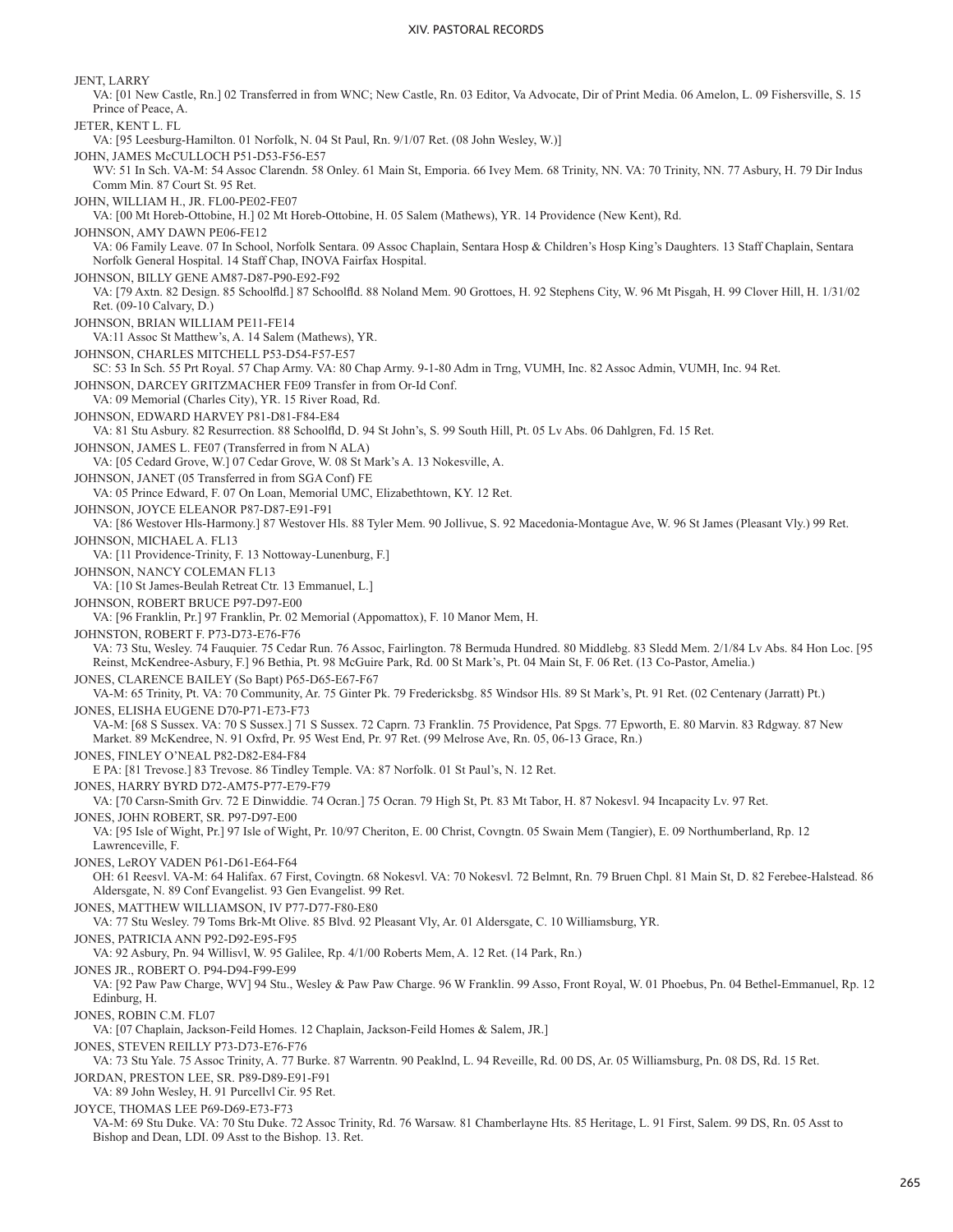JENT, LARRY
VA: [01 New Castle, Rn.] 02 Transferred in from WNC; New Castle, Rn. 03 Editor, Va Advocate, Dir of Print Media. 06 Amelon, L. 09 Fishersville, S. 15 Prince of Peace, A.

JETER, KENT L. FL
VA: [95 Leesburg-Hamilton. 01 Norfolk, N. 04 St Paul, Rn. 9/1/07 Ret. (08 John Wesley, W.)]

JOHN, JAMES McCULLOCH P51-D53-F56-E57
WV: 51 In Sch. VA-M: 54 Assoc Clarendn. 58 Onley. 61 Main St, Emporia. 66 Ivey Mem. 68 Trinity, NN. VA: 70 Trinity, NN. 77 Asbury, H. 79 Dir Indus Comm Min. 87 Court St. 95 Ret.

JOHN, WILLIAM H., JR. FL00-PE02-FE07
VA: [00 Mt Horeb-Ottobine, H.] 02 Mt Horeb-Ottobine, H. 05 Salem (Mathews), YR. 14 Providence (New Kent), Rd.

JOHNSON, AMY DAWN PE06-FE12
VA: 06 Family Leave. 07 In School, Norfolk Sentara. 09 Assoc Chaplain, Sentara Hosp & Children's Hosp King's Daughters. 13 Staff Chaplain, Sentara Norfolk General Hospital. 14 Staff Chap, INOVA Fairfax Hospital.

JOHNSON, BILLY GENE AM87-D87-P90-E92-F92
VA: [79 Axtn. 82 Design. 85 Schoolfld.] 87 Schoolfld. 88 Noland Mem. 90 Grottoes, H. 92 Stephens City, W. 96 Mt Pisgah, H. 99 Clover Hill, H. 1/31/02 Ret. (09-10 Calvary, D.)

JOHNSON, BRIAN WILLIAM PE11-FE14
VA:11 Assoc St Matthew's, A. 14 Salem (Mathews), YR.

JOHNSON, CHARLES MITCHELL P53-D54-F57-E57
SC: 53 In Sch. 55 Prt Royal. 57 Chap Army. VA: 80 Chap Army. 9-1-80 Adm in Trng, VUMH, Inc. 82 Assoc Admin, VUMH, Inc. 94 Ret.

JOHNSON, DARCEY GRITZMACHER FE09 Transfer in from Or-Id Conf.
VA: 09 Memorial (Charles City), YR. 15 River Road, Rd.

JOHNSON, EDWARD HARVEY P81-D81-F84-E84
VA: 81 Stu Asbury. 82 Resurrection. 88 Schoolfld, D. 94 St John's, S. 99 South Hill, Pt. 05 Lv Abs. 06 Dahlgren, Fd. 15 Ret.

JOHNSON, JAMES L. FE07 (Transferred in from N ALA)
VA: [05 Cedard Grove, W.] 07 Cedar Grove, W. 08 St Mark's A. 13 Nokesville, A.

JOHNSON, JANET (05 Transferred in from SGA Conf) FE
VA: 05 Prince Edward, F. 07 On Loan, Memorial UMC, Elizabethtown, KY. 12 Ret.

JOHNSON, JOYCE ELEANOR P87-D87-E91-F91
VA: [86 Westover Hls-Harmony.] 87 Westover Hls. 88 Tyler Mem. 90 Jollivue, S. 92 Macedonia-Montague Ave, W. 96 St James (Pleasant Vly.) 99 Ret.

JOHNSON, MICHAEL A. FL13
VA: [11 Providence-Trinity, F. 13 Nottoway-Lunenburg, F.]

JOHNSON, NANCY COLEMAN FL13
VA: [10 St James-Beulah Retreat Ctr. 13 Emmanuel, L.]

JOHNSON, ROBERT BRUCE P97-D97-E00
VA: [96 Franklin, Pr.] 97 Franklin, Pr. 02 Memorial (Appomattox), F. 10 Manor Mem, H.

JOHNSTON, ROBERT F. P73-D73-E76-F76
VA: 73 Stu, Wesley. 74 Fauquier. 75 Cedar Run. 76 Assoc, Fairlington. 78 Bermuda Hundred. 80 Middlebg. 83 Sledd Mem. 2/1/84 Lv Abs. 84 Hon Loc. [95 Reinst, McKendree-Asbury, F.] 96 Bethia, Pt. 98 McGuire Park, Rd. 00 St Mark's, Pt. 04 Main St, F. 06 Ret. (13 Co-Pastor, Amelia.)

JONES, CLARENCE BAILEY (So Bapt) P65-D65-E67-F67
VA-M: 65 Trinity, Pt. VA: 70 Community, Ar. 75 Ginter Pk. 79 Fredericksbg. 85 Windsor Hls. 89 St Mark's, Pt. 91 Ret. (02 Centenary (Jarratt) Pt.)

JONES, ELISHA EUGENE D70-P71-E73-F73
VA-M: [68 S Sussex. VA: 70 S Sussex.] 71 S Sussex. 72 Caprn. 73 Franklin. 75 Providence, Pat Spgs. 77 Epworth, E. 80 Marvin. 83 Rdgway. 87 New Market. 89 McKendree, N. 91 Oxfrd, Pr. 95 West End, Pr. 97 Ret. (99 Melrose Ave, Rn. 05, 06-13 Grace, Rn.)

JONES, FINLEY O'NEAL P82-D82-E84-F84
E PA: [81 Trevose.] 83 Trevose. 86 Tindley Temple. VA: 87 Norfolk. 01 St Paul's, N. 12 Ret.

JONES, HARRY BYRD D72-AM75-P77-E79-F79
VA: [70 Carsn-Smith Grv. 72 E Dinwiddie. 74 Ocran.] 75 Ocran. 79 High St, Pt. 83 Mt Tabor, H. 87 Nokesvl. 94 Incapacity Lv. 97 Ret.

JONES, JOHN ROBERT, SR. P97-D97-E00
VA: [95 Isle of Wight, Pr.] 97 Isle of Wight, Pr. 10/97 Cheriton, E. 00 Christ, Covngtn. 05 Swain Mem (Tangier), E. 09 Northumberland, Rp. 12 Lawrenceville, F.

JONES, LeROY VADEN P61-D61-E64-F64
OH: 61 Reesvl. VA-M: 64 Halifax. 67 First, Covingtn. 68 Nokesvl. VA: 70 Nokesvl. 72 Belmnt, Rn. 79 Bruen Chpl. 81 Main St, D. 82 Ferebee-Halstead. 86 Aldersgate, N. 89 Conf Evangelist. 93 Gen Evangelist. 99 Ret.

JONES, MATTHEW WILLIAMSON, IV P77-D77-F80-E80
VA: 77 Stu Wesley. 79 Toms Brk-Mt Olive. 85 Blvd. 92 Pleasant Vly, Ar. 01 Aldersgate, C. 10 Williamsburg, YR.

JONES, PATRICIA ANN P92-D92-E95-F95
VA: 92 Asbury, Pn. 94 Willisvl, W. 95 Galilee, Rp. 4/1/00 Roberts Mem, A. 12 Ret. (14 Park, Rn.)

JONES JR., ROBERT O. P94-D94-F99-E99
VA: [92 Paw Paw Charge, WV] 94 Stu., Wesley & Paw Paw Charge. 96 W Franklin. 99 Asso, Front Royal, W. 01 Phoebus, Pn. 04 Bethel-Emmanuel, Rp. 12 Edinburg, H.

JONES, ROBIN C.M. FL07
VA: [07 Chaplain, Jackson-Feild Homes. 12 Chaplain, Jackson-Feild Homes & Salem, JR.]

JONES, STEVEN REILLY P73-D73-E76-F76
VA: 73 Stu Yale. 75 Assoc Trinity, A. 77 Burke. 87 Warrentn. 90 Peaklnd, L. 94 Reveille, Rd. 00 DS, Ar. 05 Williamsburg, Pn. 08 DS, Rd. 15 Ret.

JORDAN, PRESTON LEE, SR. P89-D89-E91-F91
VA: 89 John Wesley, H. 91 Purcellvl Cir. 95 Ret.

JOYCE, THOMAS LEE P69-D69-E73-F73
VA-M: 69 Stu Duke. VA: 70 Stu Duke. 72 Assoc Trinity, Rd. 76 Warsaw. 81 Chamberlayne Hts. 85 Heritage, L. 91 First, Salem. 99 DS, Rn. 05 Asst to Bishop and Dean, LDI. 09 Asst to the Bishop. 13. Ret.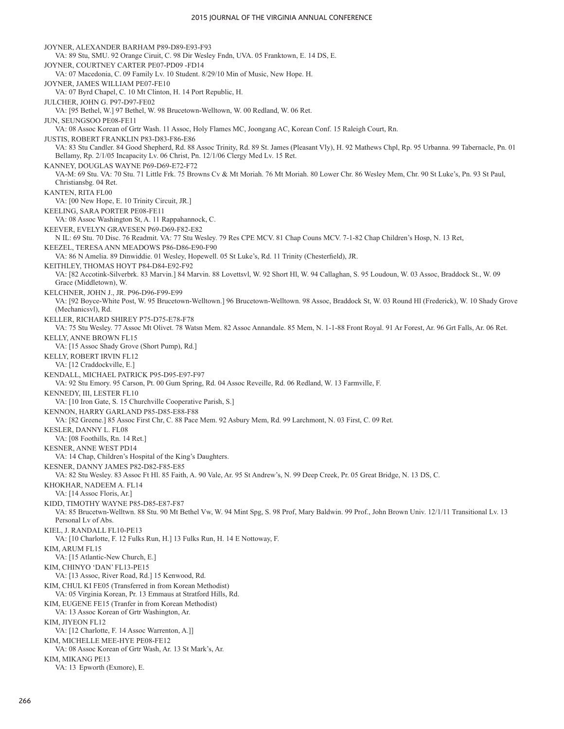JOYNER, ALEXANDER BARHAM P89-D89-E93-F93
VA: 89 Stu, SMU. 92 Orange Ciruit, C. 98 Dir Wesley Fndn, UVA. 05 Franktown, E. 14 DS, E.

JOYNER, COURTNEY CARTER PE07-PD09 -FD14
VA: 07 Macedonia, C. 09 Family Lv. 10 Student. 8/29/10 Min of Music, New Hope. H.

JOYNER, JAMES WILLIAM PE07-FE10
VA: 07 Byrd Chapel, C. 10 Mt Clinton, H. 14 Port Republic, H.

JULCHER, JOHN G. P97-D97-FE02
VA: [95 Bethel, W.] 97 Bethel, W. 98 Brucetown-Welltown, W. 00 Redland, W. 06 Ret.

JUN, SEUNGSOO PE08-FE11
VA: 08 Assoc Korean of Grtr Wash. 11 Assoc, Holy Flames MC, Joongang AC, Korean Conf. 15 Raleigh Court, Rn.

JUSTIS, ROBERT FRANKLIN P83-D83-F86-E86
VA: 83 Stu Candler. 84 Good Shepherd, Rd. 88 Assoc Trinity, Rd. 89 St. James (Pleasant Vly), H. 92 Mathews Chpl, Rp. 95 Urbanna. 99 Tabernacle, Pn. 01 Bellamy, Rp. 2/1/05 Incapacity Lv. 06 Christ, Pn. 12/1/06 Clergy Med Lv. 15 Ret.

KANNEY, DOUGLAS WAYNE P69-D69-E72-F72
VA-M: 69 Stu. VA: 70 Stu. 71 Little Frk. 75 Browns Cv & Mt Moriah. 76 Mt Moriah. 80 Lower Chr. 86 Wesley Mem, Chr. 90 St Luke's, Pn. 93 St Paul, Christiansbg. 04 Ret.

KANTEN, RITA FL00
VA: [00 New Hope, E. 10 Trinity Circuit, JR.]

KEELING, SARA PORTER PE08-FE11
VA: 08 Assoc Washington St, A. 11 Rappahannock, C.

KEEVER, EVELYN GRAVESEN P69-D69-F82-E82
N IL: 69 Stu. 70 Disc. 76 Readmit. VA: 77 Stu Wesley. 79 Res CPE MCV. 81 Chap Couns MCV. 7-1-82 Chap Children's Hosp, N. 13 Ret,

KEEZEL, TERESA ANN MEADOWS P86-D86-E90-F90
VA: 86 N Amelia. 89 Dinwiddie. 01 Wesley, Hopewell. 05 St Luke's, Rd. 11 Trinity (Chesterfield), JR.

KEITHLEY, THOMAS HOYT P84-D84-E92-F92
VA: [82 Accotink-Silverbrk. 83 Marvin.] 84 Marvin. 88 Lovettsvl, W. 92 Short Hl, W. 94 Callaghan, S. 95 Loudoun, W. 03 Assoc, Braddock St., W. 09 Grace (Middletown), W.

KELCHNER, JOHN J., JR. P96-D96-F99-E99
VA: [92 Boyce-White Post, W. 95 Brucetown-Welltown.] 96 Brucetown-Welltown. 98 Assoc, Braddock St, W. 03 Round Hl (Frederick), W. 10 Shady Grove (Mechanicsvl), Rd.

KELLER, RICHARD SHIREY P75-D75-E78-F78
VA: 75 Stu Wesley. 77 Assoc Mt Olivet. 78 Watsn Mem. 82 Assoc Annandale. 85 Mem, N. 1-1-88 Front Royal. 91 Ar Forest, Ar. 96 Grt Falls, Ar. 06 Ret.

KELLY, ANNE BROWN FL15
VA: [15 Assoc Shady Grove (Short Pump), Rd.]

KELLY, ROBERT IRVIN FL12
VA: [12 Craddockville, E.]

KENDALL, MICHAEL PATRICK P95-D95-E97-F97
VA: 92 Stu Emory. 95 Carson, Pt. 00 Gum Spring, Rd. 04 Assoc Reveille, Rd. 06 Redland, W. 13 Farmville, F.

KENNEDY, III, LESTER FL10
VA: [10 Iron Gate, S. 15 Churchville Cooperative Parish, S.]

KENNON, HARRY GARLAND P85-D85-E88-F88
VA: [82 Greene.] 85 Assoc First Chr, C. 88 Pace Mem. 92 Asbury Mem, Rd. 99 Larchmont, N. 03 First, C. 09 Ret.

KESLER, DANNY L. FL08
VA: [08 Foothills, Rn. 14 Ret.]

KESNER, ANNE WEST PD14
VA: 14 Chap, Children's Hospital of the King's Daughters.

KESNER, DANNY JAMES P82-D82-F85-E85
VA: 82 Stu Wesley. 83 Assoc Ft Hl. 85 Faith, A. 90 Vale, Ar. 95 St Andrew's, N. 99 Deep Creek, Pr. 05 Great Bridge, N. 13 DS, C.

KHOKHAR, NADEEM A. FL14
VA: [14 Assoc Floris, Ar.]

KIDD, TIMOTHY WAYNE P85-D85-E87-F87
VA: 85 Brucetwn-Welltwn. 88 Stu. 90 Mt Bethel Vw, W. 94 Mint Spg, S. 98 Prof, Mary Baldwin. 99 Prof., John Brown Univ. 12/1/11 Transitional Lv. 13 Personal Lv of Abs.

KIEL, J. RANDALL FL10-PE13
VA: [10 Charlotte, F. 12 Fulks Run, H.] 13 Fulks Run, H. 14 E Nottoway, F.

KIM, ARUM FL15
VA: [15 Atlantic-New Church, E.]

KIM, CHINYO 'DAN' FL13-PE15
VA: [13 Assoc, River Road, Rd.] 15 Kenwood, Rd.

KIM, CHUL KI FE05 (Transferred in from Korean Methodist)
VA: 05 Virginia Korean, Pr. 13 Emmaus at Stratford Hills, Rd.

KIM, EUGENE FE15 (Tranfer in from Korean Methodist)
VA: 13 Assoc Korean of Grtr Washington, Ar.

KIM, JIYEON FL12
VA: [12 Charlotte, F. 14 Assoc Warrenton, A.]]

KIM, MICHELLE MEE-HYE PE08-FE12
VA: 08 Assoc Korean of Grtr Wash, Ar. 13 St Mark's, Ar.

KIM, MIKANG PE13
VA: 13 Epworth (Exmore), E.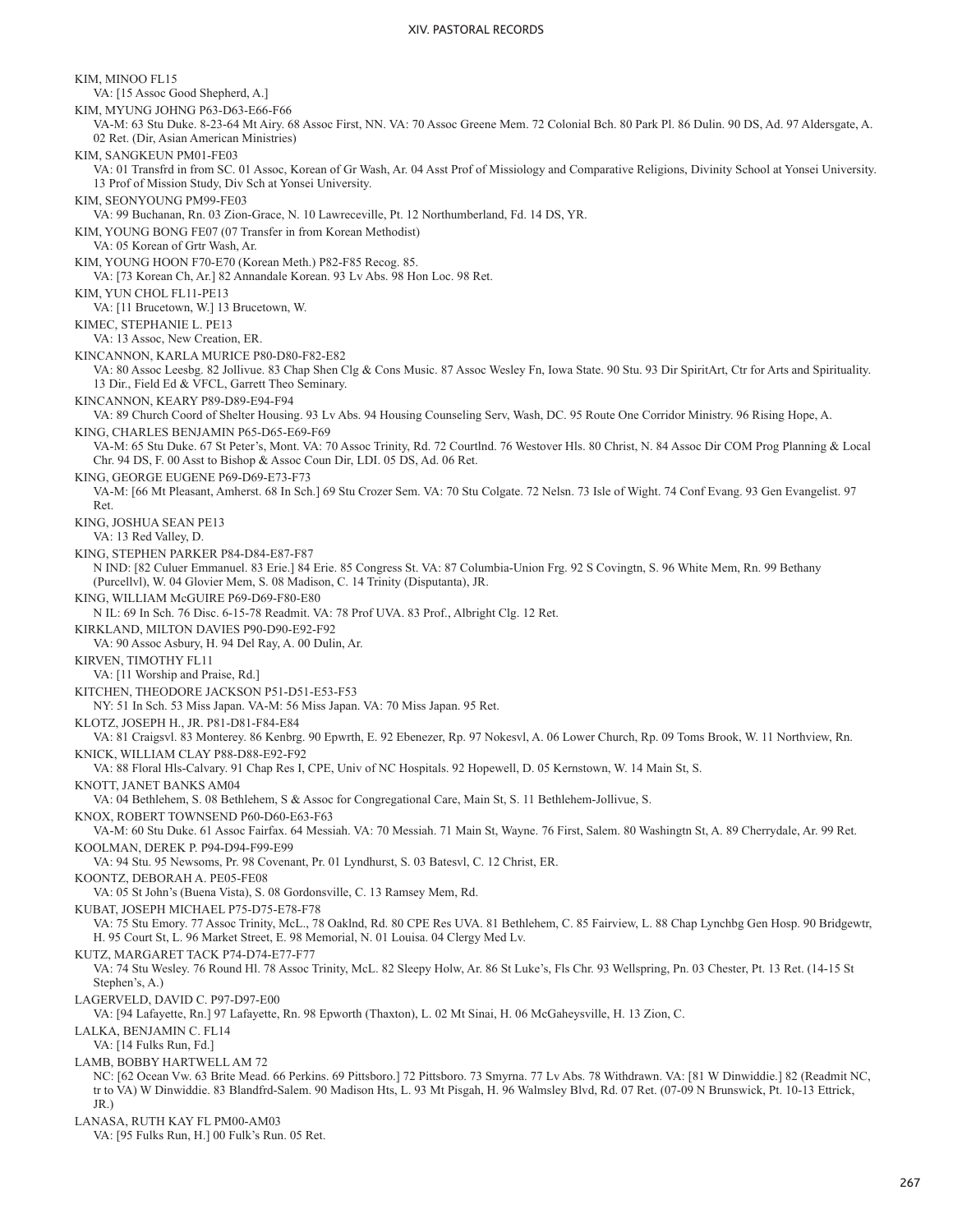KIM, MINOO FL15
VA: [15 Assoc Good Shepherd, A.]

KIM, MYUNG JOHNG P63-D63-E66-F66
VA-M: 63 Stu Duke. 8-23-64 Mt Airy. 68 Assoc First, NN. VA: 70 Assoc Greene Mem. 72 Colonial Bch. 80 Park Pl. 86 Dulin. 90 DS, Ad. 97 Aldersgate, A. 02 Ret. (Dir, Asian American Ministries)

KIM, SANGKEUN PM01-FE03
VA: 01 Transfrd in from SC. 01 Assoc, Korean of Gr Wash, Ar. 04 Asst Prof of Missiology and Comparative Religions, Divinity School at Yonsei University. 13 Prof of Mission Study, Div Sch at Yonsei University.

KIM, SEONYOUNG PM99-FE03
VA: 99 Buchanan, Rn. 03 Zion-Grace, N. 10 Lawreceville, Pt. 12 Northumberland, Fd. 14 DS, YR.

KIM, YOUNG BONG FE07 (07 Transfer in from Korean Methodist)
VA: 05 Korean of Grtr Wash, Ar.

KIM, YOUNG HOON F70-E70 (Korean Meth.) P82-F85 Recog. 85.
VA: [73 Korean Ch, Ar.] 82 Annandale Korean. 93 Lv Abs. 98 Hon Loc. 98 Ret.

KIM, YUN CHOL FL11-PE13
VA: [11 Brucetown, W.] 13 Brucetown, W.

KIMEC, STEPHANIE L. PE13
VA: 13 Assoc, New Creation, ER.

KINCANNON, KARLA MURICE P80-D80-F82-E82
VA: 80 Assoc Leesbg. 82 Jollivue. 83 Chap Shen Clg & Cons Music. 87 Assoc Wesley Fn, Iowa State. 90 Stu. 93 Dir SpiritArt, Ctr for Arts and Spirituality. 13 Dir., Field Ed & VFCL, Garrett Theo Seminary.

KINCANNON, KEARY P89-D89-E94-F94
VA: 89 Church Coord of Shelter Housing. 93 Lv Abs. 94 Housing Counseling Serv, Wash, DC. 95 Route One Corridor Ministry. 96 Rising Hope, A.

KING, CHARLES BENJAMIN P65-D65-E69-F69
VA-M: 65 Stu Duke. 67 St Peter's, Mont. VA: 70 Assoc Trinity, Rd. 72 Courtlnd. 76 Westover Hls. 80 Christ, N. 84 Assoc Dir COM Prog Planning & Local Chr. 94 DS, F. 00 Asst to Bishop & Assoc Coun Dir, LDI. 05 DS, Ad. 06 Ret.

KING, GEORGE EUGENE P69-D69-E73-F73
VA-M: [66 Mt Pleasant, Amherst. 68 In Sch.] 69 Stu Crozer Sem. VA: 70 Stu Colgate. 72 Nelsn. 73 Isle of Wight. 74 Conf Evang. 93 Gen Evangelist. 97 Ret.

KING, JOSHUA SEAN PE13
VA: 13 Red Valley, D.

KING, STEPHEN PARKER P84-D84-E87-F87
N IND: [82 Culuer Emmanuel. 83 Erie.] 84 Erie. 85 Congress St. VA: 87 Columbia-Union Frg. 92 S Covingtn, S. 96 White Mem, Rn. 99 Bethany (Purcellvl), W. 04 Glovier Mem, S. 08 Madison, C. 14 Trinity (Disputanta), JR.

KING, WILLIAM McGUIRE P69-D69-F80-E80
N IL: 69 In Sch. 76 Disc. 6-15-78 Readmit. VA: 78 Prof UVA. 83 Prof., Albright Clg. 12 Ret.

KIRKLAND, MILTON DAVIES P90-D90-E92-F92
VA: 90 Assoc Asbury, H. 94 Del Ray, A. 00 Dulin, Ar.

KIRVEN, TIMOTHY FL11
VA: [11 Worship and Praise, Rd.]

KITCHEN, THEODORE JACKSON P51-D51-E53-F53
NY: 51 In Sch. 53 Miss Japan. VA-M: 56 Miss Japan. VA: 70 Miss Japan. 95 Ret.

KLOTZ, JOSEPH H., JR. P81-D81-F84-E84
VA: 81 Craigsvl. 83 Monterey. 86 Kenbrg. 90 Epwrth, E. 92 Ebenezer, Rp. 97 Nokesvl, A. 06 Lower Church, Rp. 09 Toms Brook, W. 11 Northview, Rn.

KNICK, WILLIAM CLAY P88-D88-E92-F92
VA: 88 Floral Hls-Calvary. 91 Chap Res I, CPE, Univ of NC Hospitals. 92 Hopewell, D. 05 Kernstown, W. 14 Main St, S.

KNOTT, JANET BANKS AM04
VA: 04 Bethlehem, S. 08 Bethlehem, S & Assoc for Congregational Care, Main St, S. 11 Bethlehem-Jollivue, S.

KNOX, ROBERT TOWNSEND P60-D60-E63-F63
VA-M: 60 Stu Duke. 61 Assoc Fairfax. 64 Messiah. VA: 70 Messiah. 71 Main St, Wayne. 76 First, Salem. 80 Washingtn St, A. 89 Cherrydale, Ar. 99 Ret.

KOOLMAN, DEREK P. P94-D94-F99-E99
VA: 94 Stu. 95 Newsoms, Pr. 98 Covenant, Pr. 01 Lyndhurst, S. 03 Batesvl, C. 12 Christ, ER.

KOONTZ, DEBORAH A. PE05-FE08
VA: 05 St John's (Buena Vista), S. 08 Gordonsville, C. 13 Ramsey Mem, Rd.

KUBAT, JOSEPH MICHAEL P75-D75-E78-F78
VA: 75 Stu Emory. 77 Assoc Trinity, McL.. 78 Oaklnd, Rd. 80 CPE Res UVA. 81 Bethlehem, C. 85 Fairview, L. 88 Chap Lynchbg Gen Hosp. 90 Bridgewtr, H. 95 Court St, L. 96 Market Street, E. 98 Memorial, N. 01 Louisa. 04 Clergy Med Lv.

KUTZ, MARGARET TACK P74-D74-E77-F77
VA: 74 Stu Wesley. 76 Round Hl. 78 Assoc Trinity, McL. 82 Sleepy Holw, Ar. 86 St Luke's, Fls Chr. 93 Wellspring, Pn. 03 Chester, Pt. 13 Ret. (14-15 St Stephen's, A.)

LAGERVELD, DAVID C. P97-D97-E00
VA: [94 Lafayette, Rn.] 97 Lafayette, Rn. 98 Epworth (Thaxton), L. 02 Mt Sinai, H. 06 McGaheysville, H. 13 Zion, C.

LALKA, BENJAMIN C. FL14
VA: [14 Fulks Run, Fd.]

LAMB, BOBBY HARTWELL AM 72
NC: [62 Ocean Vw. 63 Brite Mead. 66 Perkins. 69 Pittsboro.] 72 Pittsboro. 73 Smyrna. 77 Lv Abs. 78 Withdrawn. VA: [81 W Dinwiddie.] 82 (Readmit NC, tr to VA) W Dinwiddie. 83 Blandfrd-Salem. 90 Madison Hts, L. 93 Mt Pisgah, H. 96 Walmsley Blvd, Rd. 07 Ret. (07-09 N Brunswick, Pt. 10-13 Ettrick, JR.)

LANASA, RUTH KAY FL PM00-AM03
VA: [95 Fulks Run, H.] 00 Fulk's Run. 05 Ret.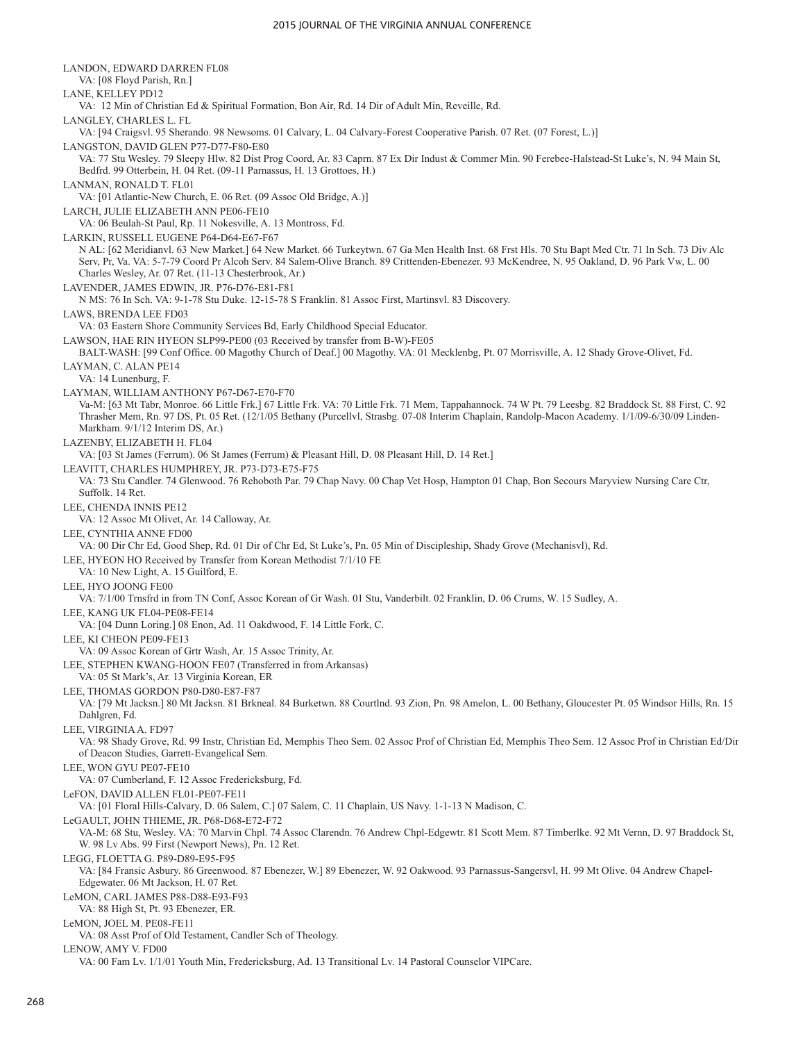LANDON, EDWARD DARREN FL08

VA: [08 Floyd Parish, Rn.]

LANE, KELLEY PD12

VA: 12 Min of Christian Ed & Spiritual Formation, Bon Air, Rd. 14 Dir of Adult Min, Reveille, Rd.

LANGLEY, CHARLES L. FL

VA: [94 Craigsvl. 95 Sherando. 98 Newsoms. 01 Calvary, L. 04 Calvary-Forest Cooperative Parish. 07 Ret. (07 Forest, L.)]

LANGSTON, DAVID GLEN P77-D77-F80-E80

VA: 77 Stu Wesley. 79 Sleepy Hlw. 82 Dist Prog Coord, Ar. 83 Caprn. 87 Ex Dir Indust & Commer Min. 90 Ferebee-Halstead-St Luke's, N. 94 Main St, Bedfrd. 99 Otterbein, H. 04 Ret. (09-11 Parnassus, H. 13 Grottoes, H.)

LANMAN, RONALD T. FL01

VA: [01 Atlantic-New Church, E. 06 Ret. (09 Assoc Old Bridge, A.)]

LARCH, JULIE ELIZABETH ANN PE06-FE10

VA: 06 Beulah-St Paul, Rp. 11 Nokesville, A. 13 Montross, Fd.

LARKIN, RUSSELL EUGENE P64-D64-E67-F67

N AL: [62 Meridianvl. 63 New Market.] 64 New Market. 66 Turkeytwn. 67 Ga Men Health Inst. 68 Frst Hls. 70 Stu Bapt Med Ctr. 71 In Sch. 73 Div Alc Serv, Pr, Va. VA: 5-7-79 Coord Pr Alcoh Serv. 84 Salem-Olive Branch. 89 Crittenden-Ebenezer. 93 McKendree, N. 95 Oakland, D. 96 Park Vw, L. 00 Charles Wesley, Ar. 07 Ret. (11-13 Chesterbrook, Ar.)

LAVENDER, JAMES EDWIN, JR. P76-D76-E81-F81

N MS: 76 In Sch. VA: 9-1-78 Stu Duke. 12-15-78 S Franklin. 81 Assoc First, Martinsvl. 83 Discovery.

LAWS, BRENDA LEE FD03

VA: 03 Eastern Shore Community Services Bd, Early Childhood Special Educator.

LAWSON, HAE RIN HYEON SLP99-PE00 (03 Received by transfer from B-W)-FE05

BALT-WASH: [99 Conf Office. 00 Magothy Church of Deaf.] 00 Magothy. VA: 01 Mecklenbg, Pt. 07 Morrisville, A. 12 Shady Grove-Olivet, Fd.

LAYMAN, C. ALAN PE14

VA: 14 Lunenburg, F.

LAYMAN, WILLIAM ANTHONY P67-D67-E70-F70

Va-M: [63 Mt Tabr, Monroe. 66 Little Frk.] 67 Little Frk. VA: 70 Little Frk. 71 Mem, Tappahannock. 74 W Pt. 79 Leesbg. 82 Braddock St. 88 First, C. 92 Thrasher Mem, Rn. 97 DS, Pt. 05 Ret. (12/1/05 Bethany (Purcellvl, Strasbg. 07-08 Interim Chaplain, Randolp-Macon Academy. 1/1/09-6/30/09 Linden-Markham. 9/1/12 Interim DS, Ar.)

LAZENBY, ELIZABETH H. FL04

VA: [03 St James (Ferrum). 06 St James (Ferrum) & Pleasant Hill, D. 08 Pleasant Hill, D. 14 Ret.]

LEAVITT, CHARLES HUMPHREY, JR. P73-D73-E75-F75

VA: 73 Stu Candler. 74 Glenwood. 76 Rehoboth Par. 79 Chap Navy. 00 Chap Vet Hosp, Hampton 01 Chap, Bon Secours Maryview Nursing Care Ctr, Suffolk. 14 Ret.

LEE, CHENDA INNIS PE12

VA: 12 Assoc Mt Olivet, Ar. 14 Calloway, Ar.

LEE, CYNTHIA ANNE FD00

VA: 00 Dir Chr Ed, Good Shep, Rd. 01 Dir of Chr Ed, St Luke's, Pn. 05 Min of Discipleship, Shady Grove (Mechanisvl), Rd.

LEE, HYEON HO Received by Transfer from Korean Methodist 7/1/10 FE

VA: 10 New Light, A. 15 Guilford, E.

LEE, HYO JOONG FE00

VA: 7/1/00 Trnsfrd in from TN Conf, Assoc Korean of Gr Wash. 01 Stu, Vanderbilt. 02 Franklin, D. 06 Crums, W. 15 Sudley, A.

LEE, KANG UK FL04-PE08-FE14

VA: [04 Dunn Loring.] 08 Enon, Ad. 11 Oakdwood, F. 14 Little Fork, C.

LEE, KI CHEON PE09-FE13

VA: 09 Assoc Korean of Grtr Wash, Ar. 15 Assoc Trinity, Ar.

LEE, STEPHEN KWANG-HOON FE07 (Transferred in from Arkansas)

VA: 05 St Mark's, Ar. 13 Virginia Korean, ER

LEE, THOMAS GORDON P80-D80-E87-F87

VA: [79 Mt Jacksn.] 80 Mt Jacksn. 81 Brkneal. 84 Burketwn. 88 Courtlnd. 93 Zion, Pn. 98 Amelon, L. 00 Bethany, Gloucester Pt. 05 Windsor Hills, Rn. 15 Dahlgren, Fd.

LEE, VIRGINIA A. FD97

VA: 98 Shady Grove, Rd. 99 Instr, Christian Ed, Memphis Theo Sem. 02 Assoc Prof of Christian Ed, Memphis Theo Sem. 12 Assoc Prof in Christian Ed/Dir of Deacon Studies, Garrett-Evangelical Sem.

LEE, WON GYU PE07-FE10

VA: 07 Cumberland, F. 12 Assoc Fredericksburg, Fd.

LeFON, DAVID ALLEN FL01-PE07-FE11

VA: [01 Floral Hills-Calvary, D. 06 Salem, C.] 07 Salem, C. 11 Chaplain, US Navy. 1-1-13 N Madison, C.

LeGAULT, JOHN THIEME, JR. P68-D68-E72-F72

VA-M: 68 Stu, Wesley. VA: 70 Marvin Chpl. 74 Assoc Clarendn. 76 Andrew Chpl-Edgewtr. 81 Scott Mem. 87 Timberlke. 92 Mt Vernn, D. 97 Braddock St, W. 98 Lv Abs. 99 First (Newport News), Pn. 12 Ret.

LEGG, FLOETTA G. P89-D89-E95-F95

VA: [84 Fransic Asbury. 86 Greenwood. 87 Ebenezer, W.] 89 Ebenezer, W. 92 Oakwood. 93 Parnassus-Sangersvl, H. 99 Mt Olive. 04 Andrew Chapel-Edgewater. 06 Mt Jackson, H. 07 Ret.

LeMON, CARL JAMES P88-D88-E93-F93

VA: 88 High St, Pt. 93 Ebenezer, ER.

LeMON, JOEL M. PE08-FE11

VA: 08 Asst Prof of Old Testament, Candler Sch of Theology.

LENOW, AMY V. FD00

VA: 00 Fam Lv. 1/1/01 Youth Min, Fredericksburg, Ad. 13 Transitional Lv. 14 Pastoral Counselor VIPCare.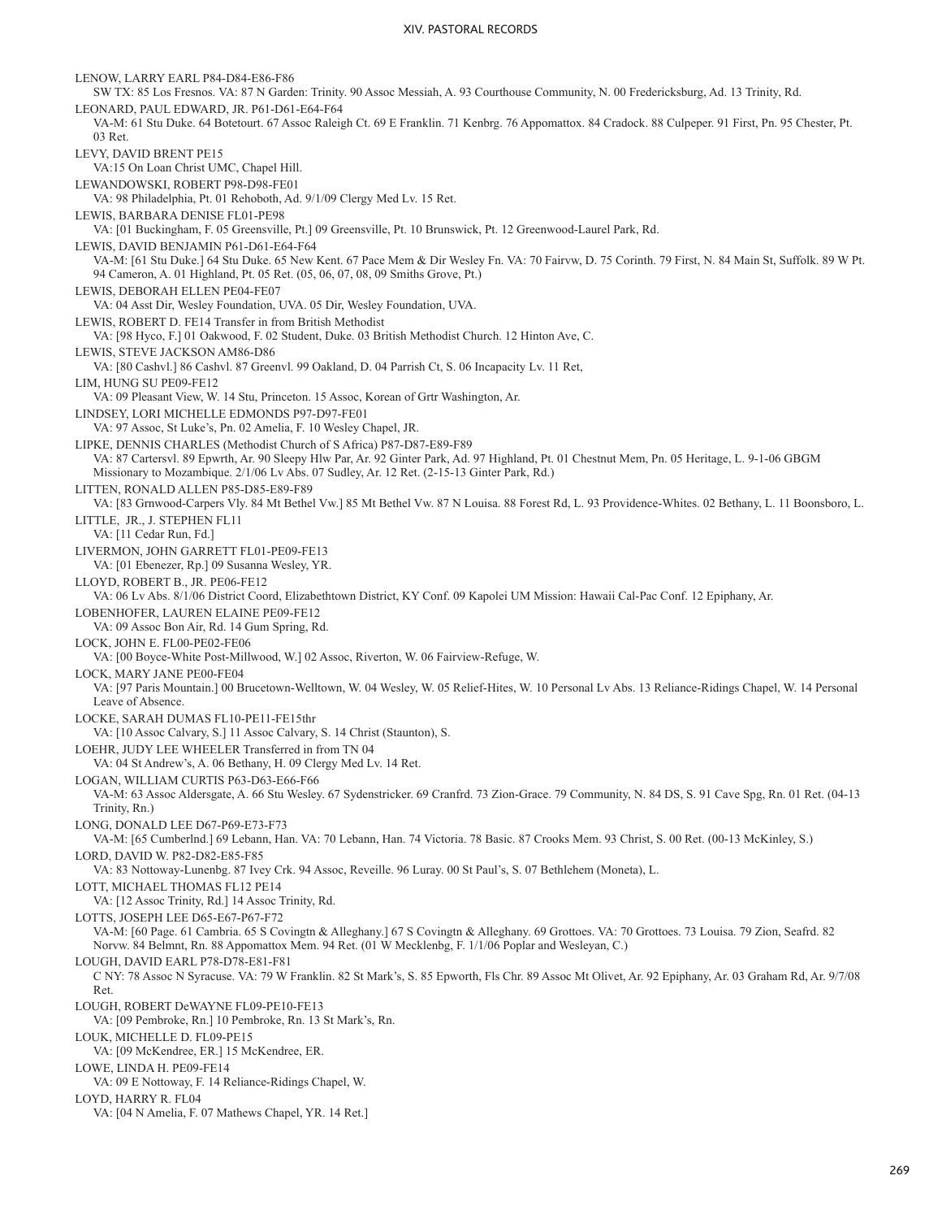LENOW, LARRY EARL P84-D84-E86-F86
SW TX: 85 Los Fresnos. VA: 87 N Garden: Trinity. 90 Assoc Messiah, A. 93 Courthouse Community, N. 00 Fredericksburg, Ad. 13 Trinity, Rd.

LEONARD, PAUL EDWARD, JR. P61-D61-E64-F64
VA-M: 61 Stu Duke. 64 Botetourt. 67 Assoc Raleigh Ct. 69 E Franklin. 71 Kenbrg. 76 Appomattox. 84 Cradock. 88 Culpeper. 91 First, Pn. 95 Chester, Pt. 03 Ret.

LEVY, DAVID BRENT PE15
VA:15 On Loan Christ UMC, Chapel Hill.

LEWANDOWSKI, ROBERT P98-D98-FE01
VA: 98 Philadelphia, Pt. 01 Rehoboth, Ad. 9/1/09 Clergy Med Lv. 15 Ret.

LEWIS, BARBARA DENISE FL01-PE98
VA: [01 Buckingham, F. 05 Greensville, Pt.] 09 Greensville, Pt. 10 Brunswick, Pt. 12 Greenwood-Laurel Park, Rd.

LEWIS, DAVID BENJAMIN P61-D61-E64-F64
VA-M: [61 Stu Duke.] 64 Stu Duke. 65 New Kent. 67 Pace Mem & Dir Wesley Fn. VA: 70 Fairvw, D. 75 Corinth. 79 First, N. 84 Main St, Suffolk. 89 W Pt. 94 Cameron, A. 01 Highland, Pt. 05 Ret. (05, 06, 07, 08, 09 Smiths Grove, Pt.)

LEWIS, DEBORAH ELLEN PE04-FE07
VA: 04 Asst Dir, Wesley Foundation, UVA. 05 Dir, Wesley Foundation, UVA.

LEWIS, ROBERT D. FE14 Transfer in from British Methodist
VA: [98 Hyco, F.] 01 Oakwood, F. 02 Student, Duke. 03 British Methodist Church. 12 Hinton Ave, C.

LEWIS, STEVE JACKSON AM86-D86
VA: [80 Cashvl.] 86 Cashvl. 87 Greenvl. 99 Oakland, D. 04 Parrish Ct, S. 06 Incapacity Lv. 11 Ret,

LIM, HUNG SU PE09-FE12
VA: 09 Pleasant View, W. 14 Stu, Princeton. 15 Assoc, Korean of Grtr Washington, Ar.

LINDSEY, LORI MICHELLE EDMONDS P97-D97-FE01
VA: 97 Assoc, St Luke's, Pn. 02 Amelia, F. 10 Wesley Chapel, JR.

LIPKE, DENNIS CHARLES (Methodist Church of S Africa) P87-D87-E89-F89
VA: 87 Cartersvl. 89 Epwrth, Ar. 90 Sleepy Hlw Par, Ar. 92 Ginter Park, Ad. 97 Highland, Pt. 01 Chestnut Mem, Pn. 05 Heritage, L. 9-1-06 GBGM Missionary to Mozambique. 2/1/06 Lv Abs. 07 Sudley, Ar. 12 Ret. (2-15-13 Ginter Park, Rd.)

LITTEN, RONALD ALLEN P85-D85-E89-F89
VA: [83 Grnwood-Carpers Vly. 84 Mt Bethel Vw.] 85 Mt Bethel Vw. 87 N Louisa. 88 Forest Rd, L. 93 Providence-Whites. 02 Bethany, L. 11 Boonsboro, L.

LITTLE, JR., J. STEPHEN FL11
VA: [11 Cedar Run, Fd.]

LIVERMON, JOHN GARRETT FL01-PE09-FE13
VA: [01 Ebenezer, Rp.] 09 Susanna Wesley, YR.

LLOYD, ROBERT B., JR. PE06-FE12
VA: 06 Lv Abs. 8/1/06 District Coord, Elizabethtown District, KY Conf. 09 Kapolei UM Mission: Hawaii Cal-Pac Conf. 12 Epiphany, Ar.

LOBENHOFER, LAUREN ELAINE PE09-FE12
VA: 09 Assoc Bon Air, Rd. 14 Gum Spring, Rd.

LOCK, JOHN E. FL00-PE02-FE06
VA: [00 Boyce-White Post-Millwood, W.] 02 Assoc, Riverton, W. 06 Fairview-Refuge, W.

LOCK, MARY JANE PE00-FE04
VA: [97 Paris Mountain.] 00 Brucetown-Welltown, W. 04 Wesley, W. 05 Relief-Hites, W. 10 Personal Lv Abs. 13 Reliance-Ridings Chapel, W. 14 Personal Leave of Absence.

LOCKE, SARAH DUMAS FL10-PE11-FE15thr
VA: [10 Assoc Calvary, S.] 11 Assoc Calvary, S. 14 Christ (Staunton), S.

LOEHR, JUDY LEE WHEELER Transferred in from TN 04
VA: 04 St Andrew's, A. 06 Bethany, H. 09 Clergy Med Lv. 14 Ret.

LOGAN, WILLIAM CURTIS P63-D63-E66-F66
VA-M: 63 Assoc Aldersgate, A. 66 Stu Wesley. 67 Sydenstricker. 69 Cranfrd. 73 Zion-Grace. 79 Community, N. 84 DS, S. 91 Cave Spg, Rn. 01 Ret. (04-13 Trinity, Rn.)

LONG, DONALD LEE D67-P69-E73-F73
VA-M: [65 Cumberlnd.] 69 Lebann, Han. VA: 70 Lebann, Han. 74 Victoria. 78 Basic. 87 Crooks Mem. 93 Christ, S. 00 Ret. (00-13 McKinley, S.)

LORD, DAVID W. P82-D82-E85-F85
VA: 83 Nottoway-Lunenbg. 87 Ivey Crk. 94 Assoc, Reveille. 96 Luray. 00 St Paul's, S. 07 Bethlehem (Moneta), L.

LOTT, MICHAEL THOMAS FL12 PE14
VA: [12 Assoc Trinity, Rd.] 14 Assoc Trinity, Rd.

LOTTS, JOSEPH LEE D65-E67-P67-F72
VA-M: [60 Page. 61 Cambria. 65 S Covingtn & Alleghany.] 67 S Covingtn & Alleghany. 69 Grottoes. VA: 70 Grottoes. 73 Louisa. 79 Zion, Seafrd. 82 Norvw. 84 Belmnt, Rn. 88 Appomattox Mem. 94 Ret. (01 W Mecklenbg, F. 1/1/06 Poplar and Wesleyan, C.)

LOUGH, DAVID EARL P78-D78-E81-F81
C NY: 78 Assoc N Syracuse. VA: 79 W Franklin. 82 St Mark's, S. 85 Epworth, Fls Chr. 89 Assoc Mt Olivet, Ar. 92 Epiphany, Ar. 03 Graham Rd, Ar. 9/7/08 Ret.

LOUGH, ROBERT DeWAYNE FL09-PE10-FE13
VA: [09 Pembroke, Rn.] 10 Pembroke, Rn. 13 St Mark's, Rn.

LOUK, MICHELLE D. FL09-PE15
VA: [09 McKendree, ER.] 15 McKendree, ER.

LOWE, LINDA H. PE09-FE14
VA: 09 E Nottoway, F. 14 Reliance-Ridings Chapel, W.

LOYD, HARRY R. FL04
VA: [04 N Amelia, F. 07 Mathews Chapel, YR. 14 Ret.]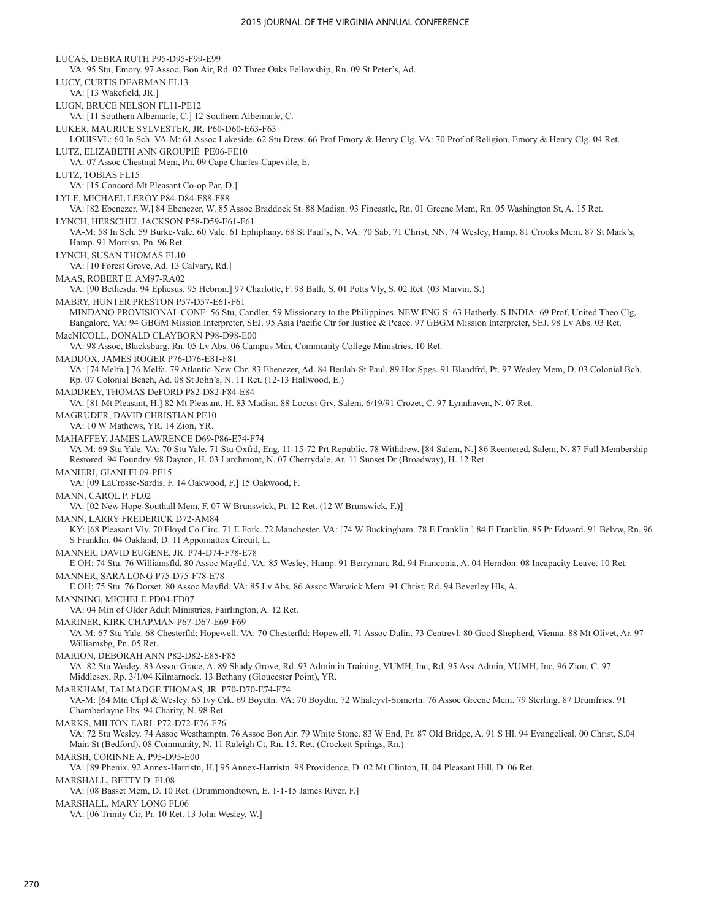LUCAS, DEBRA RUTH P95-D95-F99-E99
VA: 95 Stu, Emory. 97 Assoc, Bon Air, Rd. 02 Three Oaks Fellowship, Rn. 09 St Peter's, Ad.

LUCY, CURTIS DEARMAN FL13
VA: [13 Wakefield, JR.]

LUGN, BRUCE NELSON FL11-PE12
VA: [11 Southern Albemarle, C.] 12 Southern Albemarle, C.

LUKER, MAURICE SYLVESTER, JR. P60-D60-E63-F63
LOUISVL: 60 In Sch. VA-M: 61 Assoc Lakeside. 62 Stu Drew. 66 Prof Emory & Henry Clg. VA: 70 Prof of Religion, Emory & Henry Clg. 04 Ret.

LUTZ, ELIZABETH ANN GROUPIÉ PE06-FE10
VA: 07 Assoc Chestnut Mem, Pn. 09 Cape Charles-Capeville, E.

LUTZ, TOBIAS FL15
VA: [15 Concord-Mt Pleasant Co-op Par, D.]

LYLE, MICHAEL LEROY P84-D84-E88-F88
VA: [82 Ebenezer, W.] 84 Ebenezer, W. 85 Assoc Braddock St. 88 Madisn. 93 Fincastle, Rn. 01 Greene Mem, Rn. 05 Washington St, A. 15 Ret.

LYNCH, HERSCHEL JACKSON P58-D59-E61-F61
VA-M: 58 In Sch. 59 Burke-Vale. 60 Vale. 61 Ephiphany. 68 St Paul's, N. VA: 70 Sab. 71 Christ, NN. 74 Wesley, Hamp. 81 Crooks Mem. 87 St Mark's, Hamp. 91 Morrisn, Pn. 96 Ret.

LYNCH, SUSAN THOMAS FL10
VA: [10 Forest Grove, Ad. 13 Calvary, Rd.]

MAAS, ROBERT E. AM97-RA02
VA: [90 Bethesda. 94 Ephesus. 95 Hebron.] 97 Charlotte, F. 98 Bath, S. 01 Potts Vly, S. 02 Ret. (03 Marvin, S.)

MABRY, HUNTER PRESTON P57-D57-E61-F61
MINDANO PROVISIONAL CONF: 56 Stu, Candler. 59 Missionary to the Philippines. NEW ENG S: 63 Hatherly. S INDIA: 69 Prof, United Theo Clg, Bangalore. VA: 94 GBGM Mission Interpreter, SEJ. 95 Asia Pacific Ctr for Justice & Peace. 97 GBGM Mission Interpreter, SEJ. 98 Lv Abs. 03 Ret.

MacNICOLL, DONALD CLAYBORN P98-D98-E00
VA: 98 Assoc, Blacksburg, Rn. 05 Lv Abs. 06 Campus Min, Community College Ministries. 10 Ret.

MADDOX, JAMES ROGER P76-D76-E81-F81
VA: [74 Melfa.] 76 Melfa. 79 Atlantic-New Chr. 83 Ebenezer, Ad. 84 Beulah-St Paul. 89 Hot Spgs. 91 Blandfrd, Pt. 97 Wesley Mem, D. 03 Colonial Bch, Rp. 07 Colonial Beach, Ad. 08 St John's, N. 11 Ret. (12-13 Hallwood, E.)

MADDREY, THOMAS DeFORD P82-D82-F84-E84
VA: [81 Mt Pleasant, H.] 82 Mt Pleasant, H. 83 Madisn. 88 Locust Grv, Salem. 6/19/91 Crozet, C. 97 Lynnhaven, N. 07 Ret.

MAGRUDER, DAVID CHRISTIAN PE10
VA: 10 W Mathews, YR. 14 Zion, YR.

MAHAFFEY, JAMES LAWRENCE D69-P86-E74-F74
VA-M: 69 Stu Yale. VA: 70 Stu Yale. 71 Stu Oxfrd, Eng. 11-15-72 Prt Republic. 78 Withdrew. [84 Salem, N.] 86 Reentered, Salem, N. 87 Full Membership Restored. 94 Foundry. 98 Dayton, H. 03 Larchmont, N. 07 Cherrydale, Ar. 11 Sunset Dr (Broadway), H. 12 Ret.

MANIERI, GIANI FL09-PE15
VA: [09 LaCrosse-Sardis, F. 14 Oakwood, F.] 15 Oakwood, F.

MANN, CAROL P. FL02
VA: [02 New Hope-Southall Mem, F. 07 W Brunswick, Pt. 12 Ret. (12 W Brunswick, F.)]

MANN, LARRY FREDERICK D72-AM84
KY: [68 Pleasant Vly. 70 Floyd Co Circ. 71 E Fork. 72 Manchester. VA: [74 W Buckingham. 78 E Franklin.] 84 E Franklin. 85 Pr Edward. 91 Belvw, Rn. 96 S Franklin. 04 Oakland, D. 11 Appomattox Circuit, L.

MANNER, DAVID EUGENE, JR. P74-D74-F78-E78
E OH: 74 Stu. 76 Williamsfld. 80 Assoc Mayfld. VA: 85 Wesley, Hamp. 91 Berryman, Rd. 94 Franconia, A. 04 Herndon. 08 Incapacity Leave. 10 Ret.

MANNER, SARA LONG P75-D75-F78-E78
E OH: 75 Stu. 76 Dorset. 80 Assoc Mayfld. VA: 85 Lv Abs. 86 Assoc Warwick Mem. 91 Christ, Rd. 94 Beverley Hls, A.

MANNING, MICHELE PD04-FD07
VA: 04 Min of Older Adult Ministries, Fairlington, A. 12 Ret.

MARINER, KIRK CHAPMAN P67-D67-E69-F69
VA-M: 67 Stu Yale. 68 Chesterfld: Hopewell. VA: 70 Chesterfld: Hopewell. 71 Assoc Dulin. 73 Centrevl. 80 Good Shepherd, Vienna. 88 Mt Olivet, Ar. 97 Williamsbg, Pn. 05 Ret.

MARION, DEBORAH ANN P82-D82-E85-F85
VA: 82 Stu Wesley. 83 Assoc Grace, A. 89 Shady Grove, Rd. 93 Admin in Training, VUMH, Inc, Rd. 95 Asst Admin, VUMH, Inc. 96 Zion, C. 97 Middlesex, Rp. 3/1/04 Kilmarnock. 13 Bethany (Gloucester Point), YR.

MARKHAM, TALMADGE THOMAS, JR. P70-D70-E74-F74
VA-M: [64 Mtn Chpl & Wesley. 65 Ivy Crk. 69 Boydtn. VA: 70 Boydtn. 72 Whaleyvl-Somertn. 76 Assoc Greene Mem. 79 Sterling. 87 Drumfries. 91 Chamberlayne Hts. 94 Charity, N. 98 Ret.

MARKS, MILTON EARL P72-D72-E76-F76
VA: 72 Stu Wesley. 74 Assoc Westhamptn. 76 Assoc Bon Air. 79 White Stone. 83 W End, Pr. 87 Old Bridge, A. 91 S Hl. 94 Evangelical. 00 Christ, S.04 Main St (Bedford). 08 Community, N. 11 Raleigh Ct, Rn. 15. Ret. (Crockett Springs, Rn.)

MARSH, CORINNE A. P95-D95-E00
VA: [89 Phenix. 92 Annex-Harristn, H.] 95 Annex-Harristn. 98 Providence, D. 02 Mt Clinton, H. 04 Pleasant Hill, D. 06 Ret.

MARSHALL, BETTY D. FL08
VA: [08 Basset Mem, D. 10 Ret. (Drummondtown, E. 1-1-15 James River, F.]

MARSHALL, MARY LONG FL06
VA: [06 Trinity Cir, Pr. 10 Ret. 13 John Wesley, W.]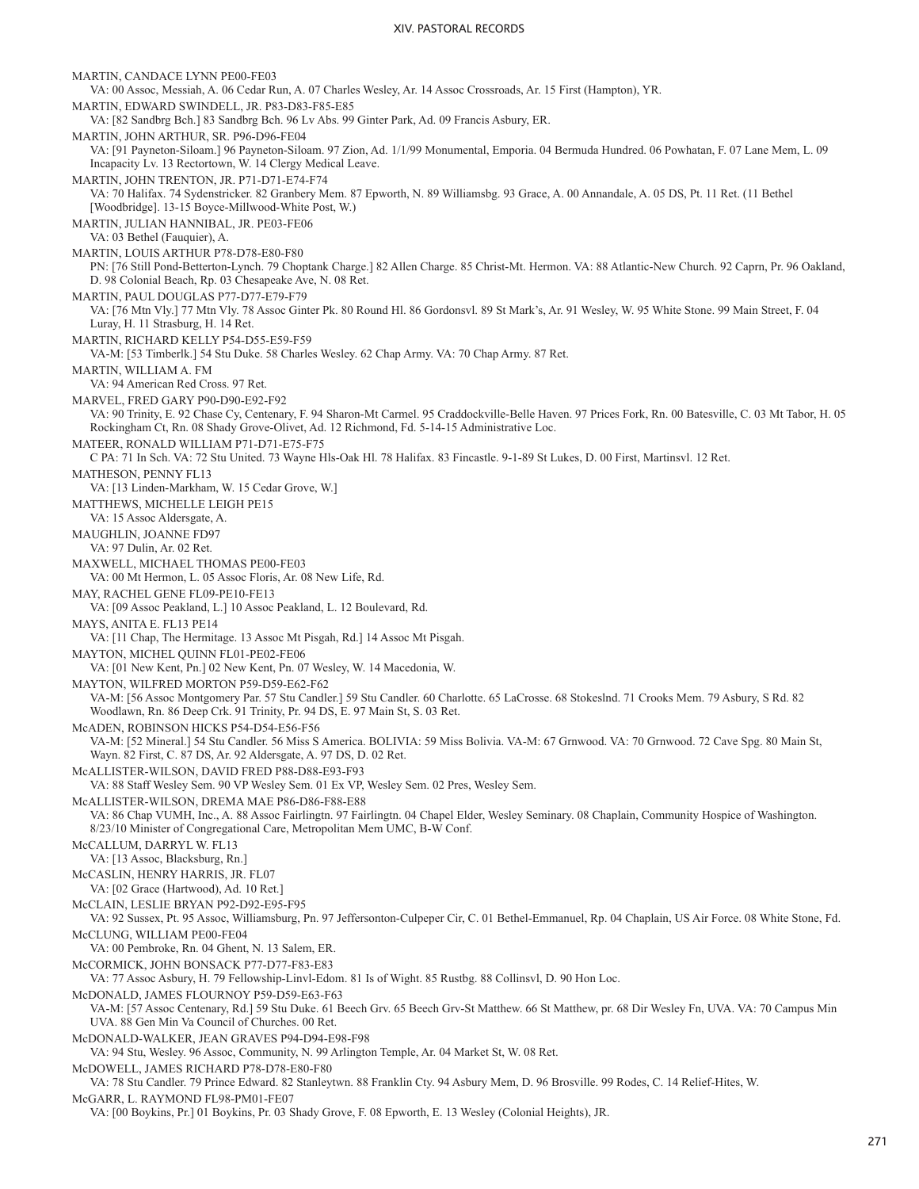MARTIN, CANDACE LYNN PE00-FE03
VA: 00 Assoc, Messiah, A. 06 Cedar Run, A. 07 Charles Wesley, Ar. 14 Assoc Crossroads, Ar. 15 First (Hampton), YR.

MARTIN, EDWARD SWINDELL, JR. P83-D83-F85-E85
VA: [82 Sandbrg Bch.] 83 Sandbrg Bch. 96 Lv Abs. 99 Ginter Park, Ad. 09 Francis Asbury, ER.

MARTIN, JOHN ARTHUR, SR. P96-D96-FE04
VA: [91 Payneton-Siloam.] 96 Payneton-Siloam. 97 Zion, Ad. 1/1/99 Monumental, Emporia. 04 Bermuda Hundred. 06 Powhatan, F. 07 Lane Mem, L. 09 Incapacity Lv. 13 Rectortown, W. 14 Clergy Medical Leave.

MARTIN, JOHN TRENTON, JR. P71-D71-E74-F74
VA: 70 Halifax. 74 Sydenstricker. 82 Granbery Mem. 87 Epworth, N. 89 Williamsbg. 93 Grace, A. 00 Annandale, A. 05 DS, Pt. 11 Ret. (11 Bethel [Woodbridge]. 13-15 Boyce-Millwood-White Post, W.)

MARTIN, JULIAN HANNIBAL, JR. PE03-FE06
VA: 03 Bethel (Fauquier), A.

MARTIN, LOUIS ARTHUR P78-D78-E80-F80
PN: [76 Still Pond-Betterton-Lynch. 79 Choptank Charge.] 82 Allen Charge. 85 Christ-Mt. Hermon. VA: 88 Atlantic-New Church. 92 Caprn, Pr. 96 Oakland, D. 98 Colonial Beach, Rp. 03 Chesapeake Ave, N. 08 Ret.

MARTIN, PAUL DOUGLAS P77-D77-E79-F79
VA: [76 Mtn Vly.] 77 Mtn Vly. 78 Assoc Ginter Pk. 80 Round Hl. 86 Gordonsvl. 89 St Mark's, Ar. 91 Wesley, W. 95 White Stone. 99 Main Street, F. 04 Luray, H. 11 Strasburg, H. 14 Ret.

MARTIN, RICHARD KELLY P54-D55-E59-F59
VA-M: [53 Timberlk.] 54 Stu Duke. 58 Charles Wesley. 62 Chap Army. VA: 70 Chap Army. 87 Ret.

MARTIN, WILLIAM A. FM
VA: 94 American Red Cross. 97 Ret.

MARVEL, FRED GARY P90-D90-E92-F92
VA: 90 Trinity, E. 92 Chase Cy, Centenary, F. 94 Sharon-Mt Carmel. 95 Craddockville-Belle Haven. 97 Prices Fork, Rn. 00 Batesville, C. 03 Mt Tabor, H. 05 Rockingham Ct, Rn. 08 Shady Grove-Olivet, Ad. 12 Richmond, Fd. 5-14-15 Administrative Loc.

MATEER, RONALD WILLIAM P71-D71-E75-F75
C PA: 71 In Sch. VA: 72 Stu United. 73 Wayne Hls-Oak Hl. 78 Halifax. 83 Fincastle. 9-1-89 St Lukes, D. 00 First, Martinsvl. 12 Ret.

MATHESON, PENNY FL13
VA: [13 Linden-Markham, W. 15 Cedar Grove, W.]

MATTHEWS, MICHELLE LEIGH PE15
VA: 15 Assoc Aldersgate, A.

MAUGHLIN, JOANNE FD97
VA: 97 Dulin, Ar. 02 Ret.

MAXWELL, MICHAEL THOMAS PE00-FE03
VA: 00 Mt Hermon, L. 05 Assoc Floris, Ar. 08 New Life, Rd.

MAY, RACHEL GENE FL09-PE10-FE13
VA: [09 Assoc Peakland, L.] 10 Assoc Peakland, L. 12 Boulevard, Rd.

MAYS, ANITA E. FL13 PE14
VA: [11 Chap, The Hermitage. 13 Assoc Mt Pisgah, Rd.] 14 Assoc Mt Pisgah.

MAYTON, MICHEL QUINN FL01-PE02-FE06
VA: [01 New Kent, Pn.] 02 New Kent, Pn. 07 Wesley, W. 14 Macedonia, W.

MAYTON, WILFRED MORTON P59-D59-E62-F62
VA-M: [56 Assoc Montgomery Par. 57 Stu Candler.] 59 Stu Candler. 60 Charlotte. 65 LaCrosse. 68 Stokeslnd. 71 Crooks Mem. 79 Asbury, S Rd. 82 Woodlawn, Rn. 86 Deep Crk. 91 Trinity, Pr. 94 DS, E. 97 Main St, S. 03 Ret.

McADEN, ROBINSON HICKS P54-D54-E56-F56
VA-M: [52 Mineral.] 54 Stu Candler. 56 Miss S America. BOLIVIA: 59 Miss Bolivia. VA-M: 67 Grnwood. VA: 70 Grnwood. 72 Cave Spg. 80 Main St, Wayn. 82 First, C. 87 DS, Ar. 92 Aldersgate, A. 97 DS, D. 02 Ret.

McALLISTER-WILSON, DAVID FRED P88-D88-E93-F93
VA: 88 Staff Wesley Sem. 90 VP Wesley Sem. 01 Ex VP, Wesley Sem. 02 Pres, Wesley Sem.

McALLISTER-WILSON, DREMA MAE P86-D86-F88-E88
VA: 86 Chap VUMH, Inc., A. 88 Assoc Fairlingtn. 97 Fairlingtn. 04 Chapel Elder, Wesley Seminary. 08 Chaplain, Community Hospice of Washington. 8/23/10 Minister of Congregational Care, Metropolitan Mem UMC, B-W Conf.

McCALLUM, DARRYL W. FL13
VA: [13 Assoc, Blacksburg, Rn.]

McCASLIN, HENRY HARRIS, JR. FL07
VA: [02 Grace (Hartwood), Ad. 10 Ret.]

McCLAIN, LESLIE BRYAN P92-D92-E95-F95
VA: 92 Sussex, Pt. 95 Assoc, Williamsburg, Pn. 97 Jeffersonton-Culpeper Cir, C. 01 Bethel-Emmanuel, Rp. 04 Chaplain, US Air Force. 08 White Stone, Fd.

McCLUNG, WILLIAM PE00-FE04
VA: 00 Pembroke, Rn. 04 Ghent, N. 13 Salem, ER.

McCORMICK, JOHN BONSACK P77-D77-F83-E83
VA: 77 Assoc Asbury, H. 79 Fellowship-Linvl-Edom. 81 Is of Wight. 85 Rustbg. 88 Collinsvl, D. 90 Hon Loc.

McDONALD, JAMES FLOURNOY P59-D59-E63-F63
VA-M: [57 Assoc Centenary, Rd.] 59 Stu Duke. 61 Beech Grv. 65 Beech Grv-St Matthew. 66 St Matthew, pr. 68 Dir Wesley Fn, UVA. VA: 70 Campus Min UVA. 88 Gen Min Va Council of Churches. 00 Ret.

McDONALD-WALKER, JEAN GRAVES P94-D94-E98-F98
VA: 94 Stu, Wesley. 96 Assoc, Community, N. 99 Arlington Temple, Ar. 04 Market St, W. 08 Ret.

McDOWELL, JAMES RICHARD P78-D78-E80-F80
VA: 78 Stu Candler. 79 Prince Edward. 82 Stanleytwn. 88 Franklin Cty. 94 Asbury Mem, D. 96 Brosville. 99 Rodes, C. 14 Relief-Hites, W.

McGARR, L. RAYMOND FL98-PM01-FE07
VA: [00 Boykins, Pr.] 01 Boykins, Pr. 03 Shady Grove, F. 08 Epworth, E. 13 Wesley (Colonial Heights), JR.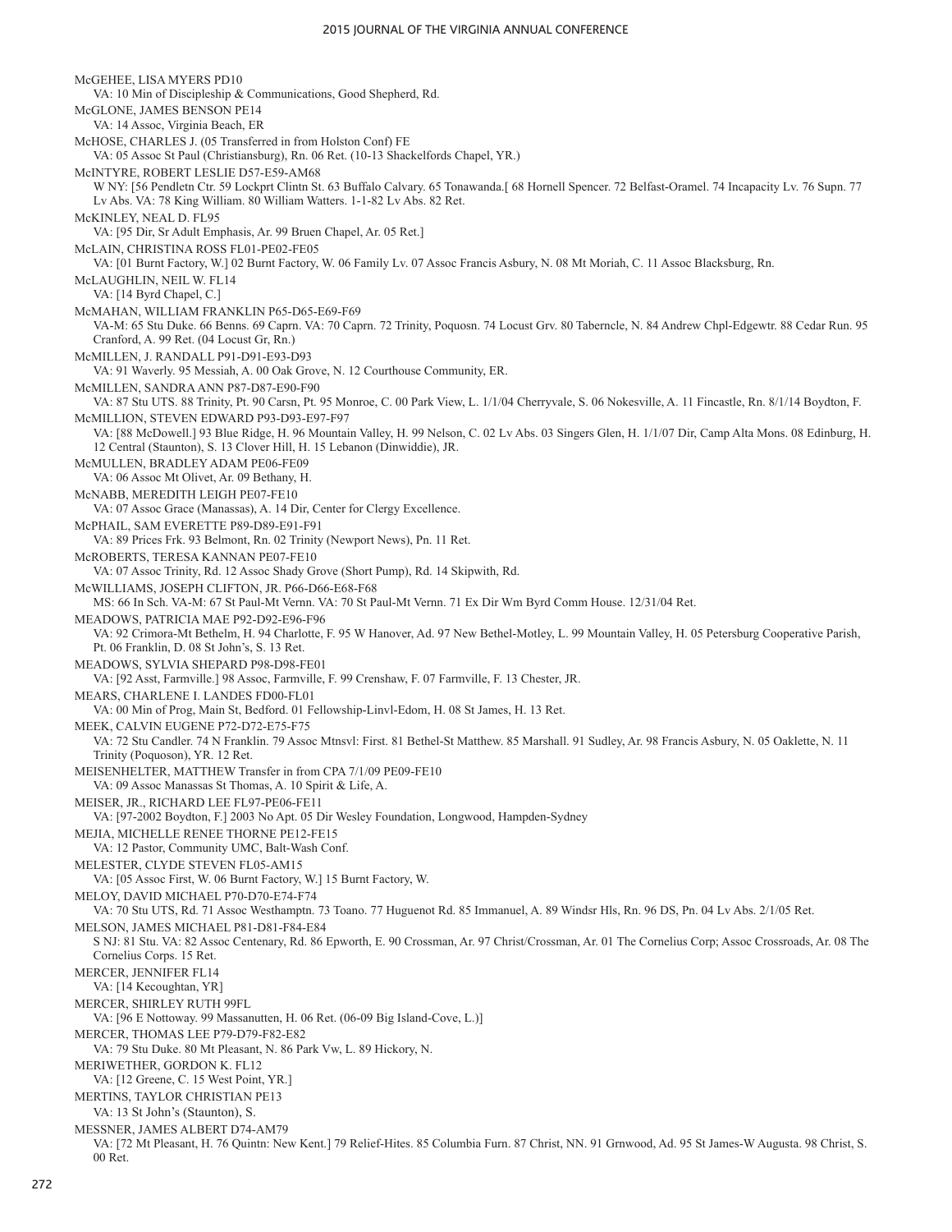McGEHEE, LISA MYERS PD10

VA: 10 Min of Discipleship & Communications, Good Shepherd, Rd.

McGLONE, JAMES BENSON PE14

VA: 14 Assoc, Virginia Beach, ER

McHOSE, CHARLES J. (05 Transferred in from Holston Conf) FE

VA: 05 Assoc St Paul (Christiansburg), Rn. 06 Ret. (10-13 Shackelfords Chapel, YR.)

McINTYRE, ROBERT LESLIE D57-E59-AM68

W NY: [56 Pendletn Ctr. 59 Lockprt Clintn St. 63 Buffalo Calvary. 65 Tonawanda.[ 68 Hornell Spencer. 72 Belfast-Oramel. 74 Incapacity Lv. 76 Supn. 77 Lv Abs. VA: 78 King William. 80 William Watters. 1-1-82 Lv Abs. 82 Ret.

McKINLEY, NEAL D. FL95

VA: [95 Dir, Sr Adult Emphasis, Ar. 99 Bruen Chapel, Ar. 05 Ret.]

McLAIN, CHRISTINA ROSS FL01-PE02-FE05

VA: [01 Burnt Factory, W.] 02 Burnt Factory, W. 06 Family Lv. 07 Assoc Francis Asbury, N. 08 Mt Moriah, C. 11 Assoc Blacksburg, Rn.

McLAUGHLIN, NEIL W. FL14

VA: [14 Byrd Chapel, C.]

McMAHAN, WILLIAM FRANKLIN P65-D65-E69-F69

VA-M: 65 Stu Duke. 66 Benns. 69 Caprn. VA: 70 Caprn. 72 Trinity, Poquosn. 74 Locust Grv. 80 Taberncle, N. 84 Andrew Chpl-Edgewtr. 88 Cedar Run. 95 Cranford, A. 99 Ret. (04 Locust Gr, Rn.)

McMILLEN, J. RANDALL P91-D91-E93-D93

VA: 91 Waverly. 95 Messiah, A. 00 Oak Grove, N. 12 Courthouse Community, ER.

McMILLEN, SANDRA ANN P87-D87-E90-F90

VA: 87 Stu UTS. 88 Trinity, Pt. 90 Carsn, Pt. 95 Monroe, C. 00 Park View, L. 1/1/04 Cherryvale, S. 06 Nokesville, A. 11 Fincastle, Rn. 8/1/14 Boydton, F.

McMILLION, STEVEN EDWARD P93-D93-E97-F97

VA: [88 McDowell.] 93 Blue Ridge, H. 96 Mountain Valley, H. 99 Nelson, C. 02 Lv Abs. 03 Singers Glen, H. 1/1/07 Dir, Camp Alta Mons. 08 Edinburg, H. 12 Central (Staunton), S. 13 Clover Hill, H. 15 Lebanon (Dinwiddie), JR.

McMULLEN, BRADLEY ADAM PE06-FE09

VA: 06 Assoc Mt Olivet, Ar. 09 Bethany, H.

McNABB, MEREDITH LEIGH PE07-FE10

VA: 07 Assoc Grace (Manassas), A. 14 Dir, Center for Clergy Excellence.

McPHAIL, SAM EVERETTE P89-D89-E91-F91

VA: 89 Prices Frk. 93 Belmont, Rn. 02 Trinity (Newport News), Pn. 11 Ret.

McROBERTS, TERESA KANNAN PE07-FE10

VA: 07 Assoc Trinity, Rd. 12 Assoc Shady Grove (Short Pump), Rd. 14 Skipwith, Rd.

McWILLIAMS, JOSEPH CLIFTON, JR. P66-D66-E68-F68

MS: 66 In Sch. VA-M: 67 St Paul-Mt Vernn. VA: 70 St Paul-Mt Vernn. 71 Ex Dir Wm Byrd Comm House. 12/31/04 Ret.

MEADOWS, PATRICIA MAE P92-D92-E96-F96

VA: 92 Crimora-Mt Bethelm, H. 94 Charlotte, F. 95 W Hanover, Ad. 97 New Bethel-Motley, L. 99 Mountain Valley, H. 05 Petersburg Cooperative Parish, Pt. 06 Franklin, D. 08 St John's, S. 13 Ret.

MEADOWS, SYLVIA SHEPARD P98-D98-FE01

VA: [92 Asst, Farmville.] 98 Assoc, Farmville, F. 99 Crenshaw, F. 07 Farmville, F. 13 Chester, JR.

MEARS, CHARLENE I. LANDES FD00-FL01

VA: 00 Min of Prog, Main St, Bedford. 01 Fellowship-Linvl-Edom, H. 08 St James, H. 13 Ret.

MEEK, CALVIN EUGENE P72-D72-E75-F75

VA: 72 Stu Candler. 74 N Franklin. 79 Assoc Mtnsvl: First. 81 Bethel-St Matthew. 85 Marshall. 91 Sudley, Ar. 98 Francis Asbury, N. 05 Oaklette, N. 11 Trinity (Poquoson), YR. 12 Ret.

MEISENHELTER, MATTHEW Transfer in from CPA 7/1/09 PE09-FE10

VA: 09 Assoc Manassas St Thomas, A. 10 Spirit & Life, A.

MEISER, JR., RICHARD LEE FL97-PE06-FE11

VA: [97-2002 Boydton, F.] 2003 No Apt. 05 Dir Wesley Foundation, Longwood, Hampden-Sydney

MEJIA, MICHELLE RENEE THORNE PE12-FE15

VA: 12 Pastor, Community UMC, Balt-Wash Conf.

MELESTER, CLYDE STEVEN FL05-AM15

VA: [05 Assoc First, W. 06 Burnt Factory, W.] 15 Burnt Factory, W.

MELOY, DAVID MICHAEL P70-D70-E74-F74

VA: 70 Stu UTS, Rd. 71 Assoc Westhamptn. 73 Toano. 77 Huguenot Rd. 85 Immanuel, A. 89 Windsr Hls, Rn. 96 DS, Pn. 04 Lv Abs. 2/1/05 Ret.

MELSON, JAMES MICHAEL P81-D81-F84-E84

S NJ: 81 Stu. VA: 82 Assoc Centenary, Rd. 86 Epworth, E. 90 Crossman, Ar. 97 Christ/Crossman, Ar. 01 The Cornelius Corp; Assoc Crossroads, Ar. 08 The Cornelius Corps. 15 Ret.

MERCER, JENNIFER FL14

VA: [14 Kecoughtan, YR]

MERCER, SHIRLEY RUTH 99FL

VA: [96 E Nottoway. 99 Massanutten, H. 06 Ret. (06-09 Big Island-Cove, L.)]

MERCER, THOMAS LEE P79-D79-F82-E82

VA: 79 Stu Duke. 80 Mt Pleasant, N. 86 Park Vw, L. 89 Hickory, N.

MERIWETHER, GORDON K. FL12

VA: [12 Greene, C. 15 West Point, YR.]

MERTINS, TAYLOR CHRISTIAN PE13

VA: 13 St John's (Staunton), S.

MESSNER, JAMES ALBERT D74-AM79

VA: [72 Mt Pleasant, H. 76 Quintn: New Kent.] 79 Relief-Hites. 85 Columbia Furn. 87 Christ, NN. 91 Grnwood, Ad. 95 St James-W Augusta. 98 Christ, S. 00 Ret.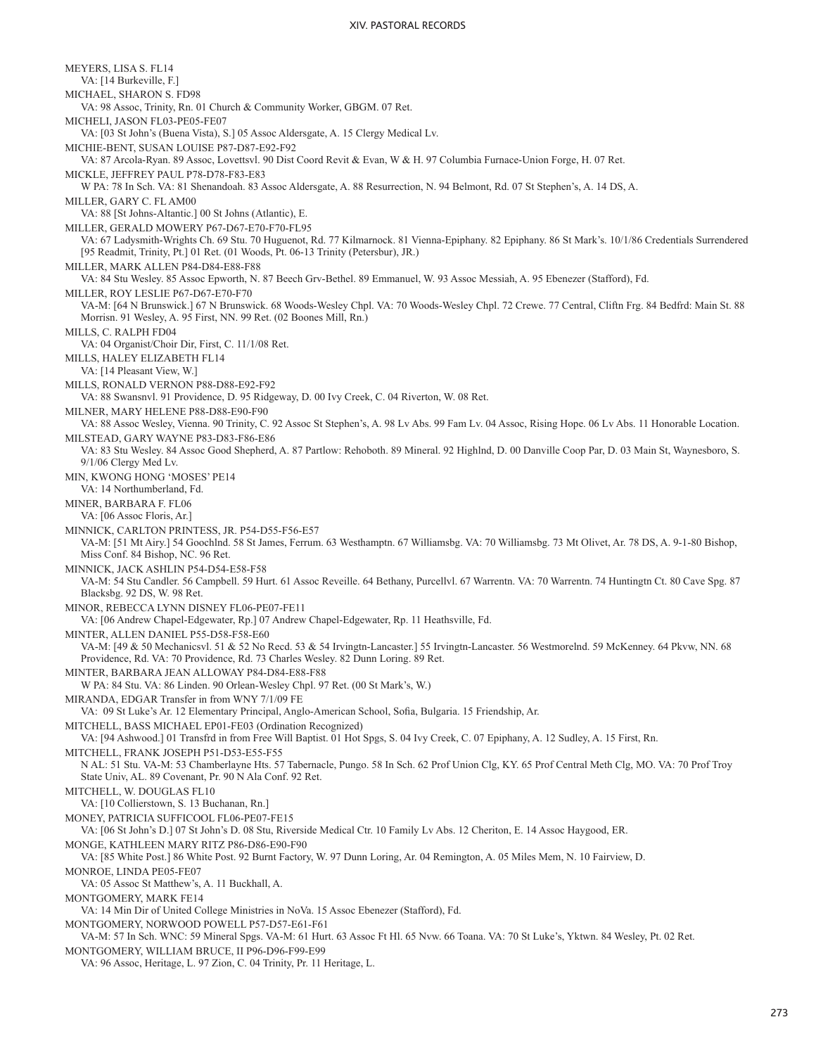MEYERS, LISA S. FL14
VA: [14 Burkeville, F.]

MICHAEL, SHARON S. FD98
VA: 98 Assoc, Trinity, Rn. 01 Church & Community Worker, GBGM. 07 Ret.

MICHELI, JASON FL03-PE05-FE07
VA: [03 St John's (Buena Vista), S.] 05 Assoc Aldersgate, A. 15 Clergy Medical Lv.

MICHIE-BENT, SUSAN LOUISE P87-D87-E92-F92
VA: 87 Arcola-Ryan. 89 Assoc, Lovettsvl. 90 Dist Coord Revit & Evan, W & H. 97 Columbia Furnace-Union Forge, H. 07 Ret.

MICKLE, JEFFREY PAUL P78-D78-F83-E83
W PA: 78 In Sch. VA: 81 Shenandoah. 83 Assoc Aldersgate, A. 88 Resurrection, N. 94 Belmont, Rd. 07 St Stephen's, A. 14 DS, A.

MILLER, GARY C. FL AM00
VA: 88 [St Johns-Altantic.] 00 St Johns (Atlantic), E.

MILLER, GERALD MOWERY P67-D67-E70-F70-FL95
VA: 67 Ladysmith-Wrights Ch. 69 Stu. 70 Huguenot, Rd. 77 Kilmarnock. 81 Vienna-Epiphany. 82 Epiphany. 86 St Mark's. 10/1/86 Credentials Surrendered [95 Readmit, Trinity, Pt.] 01 Ret. (01 Woods, Pt. 06-13 Trinity (Petersbur), JR.)

MILLER, MARK ALLEN P84-D84-E88-F88
VA: 84 Stu Wesley. 85 Assoc Epworth, N. 87 Beech Grv-Bethel. 89 Emmanuel, W. 93 Assoc Messiah, A. 95 Ebenezer (Stafford), Fd.

MILLER, ROY LESLIE P67-D67-E70-F70
VA-M: [64 N Brunswick.] 67 N Brunswick. 68 Woods-Wesley Chpl. VA: 70 Woods-Wesley Chpl. 72 Crewe. 77 Central, Cliftn Frg. 84 Bedfrd: Main St. 88 Morrisn. 91 Wesley, A. 95 First, NN. 99 Ret. (02 Boones Mill, Rn.)

MILLS, C. RALPH FD04
VA: 04 Organist/Choir Dir, First, C. 11/1/08 Ret.

MILLS, HALEY ELIZABETH FL14
VA: [14 Pleasant View, W.]

MILLS, RONALD VERNON P88-D88-E92-F92
VA: 88 Swansnvl. 91 Providence, D. 95 Ridgeway, D. 00 Ivy Creek, C. 04 Riverton, W. 08 Ret.

MILNER, MARY HELENE P88-D88-E90-F90
VA: 88 Assoc Wesley, Vienna. 90 Trinity, C. 92 Assoc St Stephen's, A. 98 Lv Abs. 99 Fam Lv. 04 Assoc, Rising Hope. 06 Lv Abs. 11 Honorable Location.

MILSTEAD, GARY WAYNE P83-D83-F86-E86
VA: 83 Stu Wesley. 84 Assoc Good Shepherd, A. 87 Partlow: Rehoboth. 89 Mineral. 92 Highlnd, D. 00 Danville Coop Par, D. 03 Main St, Waynesboro, S. 9/1/06 Clergy Med Lv.

MIN, KWONG HONG 'MOSES' PE14
VA: 14 Northumberland, Fd.

MINER, BARBARA F. FL06
VA: [06 Assoc Floris, Ar.]

MINNICK, CARLTON PRINTESS, JR. P54-D55-F56-E57
VA-M: [51 Mt Airy.] 54 Goochlnd. 58 St James, Ferrum. 63 Westhamptn. 67 Williamsbg. VA: 70 Williamsbg. 73 Mt Olivet, Ar. 78 DS, A. 9-1-80 Bishop, Miss Conf. 84 Bishop, NC. 96 Ret.

MINNICK, JACK ASHLIN P54-D54-E58-F58
VA-M: 54 Stu Candler. 56 Campbell. 59 Hurt. 61 Assoc Reveille. 64 Bethany, Purcellvl. 67 Warrentn. VA: 70 Warrentn. 74 Huntingtn Ct. 80 Cave Spg. 87 Blacksbg. 92 DS, W. 98 Ret.

MINOR, REBECCA LYNN DISNEY FL06-PE07-FE11
VA: [06 Andrew Chapel-Edgewater, Rp.] 07 Andrew Chapel-Edgewater, Rp. 11 Heathsville, Fd.

MINTER, ALLEN DANIEL P55-D58-F58-E60
VA-M: [49 & 50 Mechanicsvl. 51 & 52 No Recd. 53 & 54 Irvingtn-Lancaster.] 55 Irvingtn-Lancaster. 56 Westmorelnd. 59 McKenney. 64 Pkvw, NN. 68 Providence, Rd. VA: 70 Providence, Rd. 73 Charles Wesley. 82 Dunn Loring. 89 Ret.

MINTER, BARBARA JEAN ALLOWAY P84-D84-E88-F88
W PA: 84 Stu. VA: 86 Linden. 90 Orlean-Wesley Chpl. 97 Ret. (00 St Mark's, W.)

MIRANDA, EDGAR Transfer in from WNY 7/1/09 FE
VA: 09 St Luke's Ar. 12 Elementary Principal, Anglo-American School, Sofia, Bulgaria. 15 Friendship, Ar.

MITCHELL, BASS MICHAEL EP01-FE03 (Ordination Recognized)
VA: [94 Ashwood.] 01 Transfrd in from Free Will Baptist. 01 Hot Spgs, S. 04 Ivy Creek, C. 07 Epiphany, A. 12 Sudley, A. 15 First, Rn.

MITCHELL, FRANK JOSEPH P51-D53-E55-F55
N AL: 51 Stu. VA-M: 53 Chamberlayne Hts. 57 Tabernacle, Pungo. 58 In Sch. 62 Prof Union Clg, KY. 65 Prof Central Meth Clg, MO. VA: 70 Prof Troy State Univ, AL. 89 Covenant, Pr. 90 N Ala Conf. 92 Ret.

MITCHELL, W. DOUGLAS FL10
VA: [10 Collierstown, S. 13 Buchanan, Rn.]

MONEY, PATRICIA SUFFICOOL FL06-PE07-FE15
VA: [06 St John's D.] 07 St John's D. 08 Stu, Riverside Medical Ctr. 10 Family Lv Abs. 12 Cheriton, E. 14 Assoc Haygood, ER.

MONGE, KATHLEEN MARY RITZ P86-D86-E90-F90
VA: [85 White Post.] 86 White Post. 92 Burnt Factory, W. 97 Dunn Loring, Ar. 04 Remington, A. 05 Miles Mem, N. 10 Fairview, D.

MONROE, LINDA PE05-FE07
VA: 05 Assoc St Matthew's, A. 11 Buckhall, A.

MONTGOMERY, MARK FE14
VA: 14 Min Dir of United College Ministries in NoVa. 15 Assoc Ebenezer (Stafford), Fd.

MONTGOMERY, NORWOOD POWELL P57-D57-E61-F61
VA-M: 57 In Sch. WNC: 59 Mineral Spgs. VA-M: 61 Hurt. 63 Assoc Ft Hl. 65 Nvw. 66 Toana. VA: 70 St Luke's, Yktwn. 84 Wesley, Pt. 02 Ret.

MONTGOMERY, WILLIAM BRUCE, II P96-D96-F99-E99
VA: 96 Assoc, Heritage, L. 97 Zion, C. 04 Trinity, Pr. 11 Heritage, L.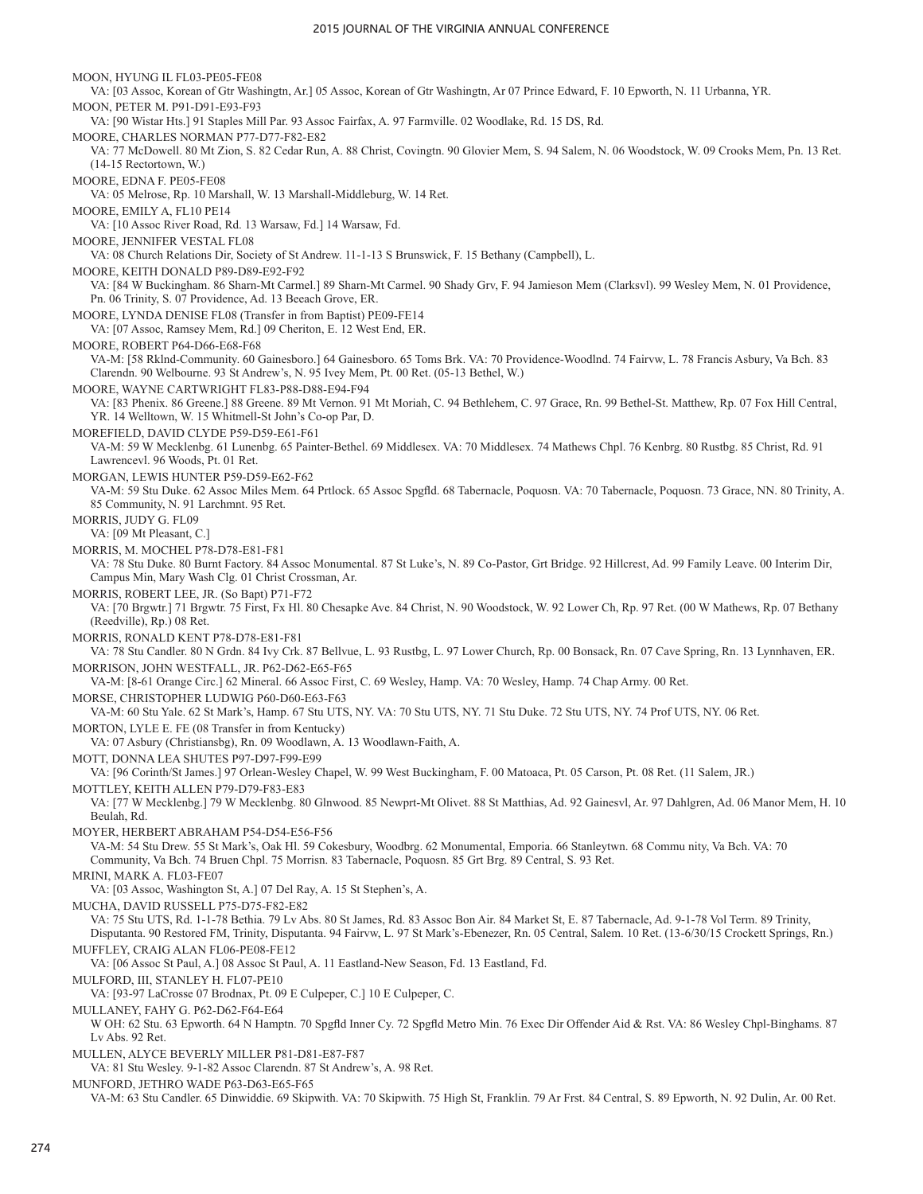MOON, HYUNG IL FL03-PE05-FE08
VA: [03 Assoc, Korean of Gtr Washingtn, Ar.] 05 Assoc, Korean of Gtr Washingtn, Ar 07 Prince Edward, F. 10 Epworth, N. 11 Urbanna, YR.

MOON, PETER M. P91-D91-E93-F93
VA: [90 Wistar Hts.] 91 Staples Mill Par. 93 Assoc Fairfax, A. 97 Farmville. 02 Woodlake, Rd. 15 DS, Rd.

MOORE, CHARLES NORMAN P77-D77-F82-E82
VA: 77 McDowell. 80 Mt Zion, S. 82 Cedar Run, A. 88 Christ, Covingtn. 90 Glovier Mem, S. 94 Salem, N. 06 Woodstock, W. 09 Crooks Mem, Pn. 13 Ret. (14-15 Rectortown, W.)

MOORE, EDNA F. PE05-FE08
VA: 05 Melrose, Rp. 10 Marshall, W. 13 Marshall-Middleburg, W. 14 Ret.

MOORE, EMILY A, FL10 PE14
VA: [10 Assoc River Road, Rd. 13 Warsaw, Fd.] 14 Warsaw, Fd.

MOORE, JENNIFER VESTAL FL08
VA: 08 Church Relations Dir, Society of St Andrew. 11-1-13 S Brunswick, F. 15 Bethany (Campbell), L.

MOORE, KEITH DONALD P89-D89-E92-F92
VA: [84 W Buckingham. 86 Sharn-Mt Carmel.] 89 Sharn-Mt Carmel. 90 Shady Grv, F. 94 Jamieson Mem (Clarksvl). 99 Wesley Mem, N. 01 Providence, Pn. 06 Trinity, S. 07 Providence, Ad. 13 Beeach Grove, ER.

MOORE, LYNDA DENISE FL08 (Transfer in from Baptist) PE09-FE14
VA: [07 Assoc, Ramsey Mem, Rd.] 09 Cheriton, E. 12 West End, ER.

MOORE, ROBERT P64-D66-E68-F68
VA-M: [58 Rklnd-Community. 60 Gainesboro.] 64 Gainesboro. 65 Toms Brk. VA: 70 Providence-Woodlnd. 74 Fairvw, L. 78 Francis Asbury, Va Bch. 83 Clarendn. 90 Welbourne. 93 St Andrew's, N. 95 Ivey Mem, Pt. 00 Ret. (05-13 Bethel, W.)

MOORE, WAYNE CARTWRIGHT FL83-P88-D88-E94-F94
VA: [83 Phenix. 86 Greene.] 89 Mt Vernon. 91 Mt Moriah, C. 94 Bethlehem, C. 97 Grace, Rn. 99 Bethel-St. Matthew, Rp. 07 Fox Hill Central, YR. 14 Welltown, W. 15 Whitmell-St John's Co-op Par, D.

MOREFIELD, DAVID CLYDE P59-D59-E61-F61
VA-M: 59 W Mecklenbg. 61 Lunenbg. 65 Painter-Bethel. 69 Middlesex. VA: 70 Middlesex. 74 Mathews Chpl. 76 Kenbrg. 80 Rustbg. 85 Christ, Rd. 91 Lawrencevl. 96 Woods, Pt. 01 Ret.

MORGAN, LEWIS HUNTER P59-D59-E62-F62
VA-M: 59 Stu Duke. 62 Assoc Miles Mem. 64 Prtlock. 65 Assoc Spgfld. 68 Tabernacle, Poquosn. VA: 70 Tabernacle, Poquosn. 73 Grace, NN. 80 Trinity, A. 85 Community, N. 91 Larchmnt. 95 Ret.

MORRIS, JUDY G. FL09
VA: [09 Mt Pleasant, C.]

MORRIS, M. MOCHEL P78-D78-E81-F81
VA: 78 Stu Duke. 80 Burnt Factory. 84 Assoc Monumental. 87 St Luke's, N. 89 Co-Pastor, Grt Bridge. 92 Hillcrest, Ad. 99 Family Leave. 00 Interim Dir, Campus Min, Mary Wash Clg. 01 Christ Crossman, Ar.

MORRIS, ROBERT LEE, JR. (So Bapt) P71-F72
VA: [70 Brgwtr.] 71 Brgwtr. 75 First, Fx Hl. 80 Chesapke Ave. 84 Christ, N. 90 Woodstock, W. 92 Lower Ch, Rp. 97 Ret. (00 W Mathews, Rp. 07 Bethany (Reedville), Rp.) 08 Ret.

MORRIS, RONALD KENT P78-D78-E81-F81
VA: 78 Stu Candler. 80 N Grdn. 84 Ivy Crk. 87 Bellvue, L. 93 Rustbg, L. 97 Lower Church, Rp. 00 Bonsack, Rn. 07 Cave Spring, Rn. 13 Lynnhaven, ER.

MORRISON, JOHN WESTFALL, JR. P62-D62-E65-F65
VA-M: [8-61 Orange Circ.] 62 Mineral. 66 Assoc First, C. 69 Wesley, Hamp. VA: 70 Wesley, Hamp. 74 Chap Army. 00 Ret.

MORSE, CHRISTOPHER LUDWIG P60-D60-E63-F63
VA-M: 60 Stu Yale. 62 St Mark's, Hamp. 67 Stu UTS, NY. VA: 70 Stu UTS, NY. 71 Stu Duke. 72 Stu UTS, NY. 74 Prof UTS, NY. 06 Ret.

MORTON, LYLE E. FE (08 Transfer in from Kentucky)
VA: 07 Asbury (Christiansbg), Rn. 09 Woodlawn, A. 13 Woodlawn-Faith, A.

MOTT, DONNA LEA SHUTES P97-D97-F99-E99
VA: [96 Corinth/St James.] 97 Orlean-Wesley Chapel, W. 99 West Buckingham, F. 00 Matoaca, Pt. 05 Carson, Pt. 08 Ret. (11 Salem, JR.)

MOTTLEY, KEITH ALLEN P79-D79-F83-E83
VA: [77 W Mecklenbg.] 79 W Mecklenbg. 80 Glnwood. 85 Newprt-Mt Olivet. 88 St Matthias, Ad. 92 Gainesvl, Ar. 97 Dahlgren, Ad. 06 Manor Mem, H. 10 Beulah, Rd.

MOYER, HERBERT ABRAHAM P54-D54-E56-F56
VA-M: 54 Stu Drew. 55 St Mark's, Oak Hl. 59 Cokesbury, Woodbrg. 62 Monumental, Emporia. 66 Stanleytwn. 68 Commu nity, Va Bch. VA: 70 Community, Va Bch. 74 Bruen Chpl. 75 Morrisn. 83 Tabernacle, Poquosn. 85 Grt Brg. 89 Central, S. 93 Ret.

MRINI, MARK A. FL03-FE07
VA: [03 Assoc, Washington St, A.] 07 Del Ray, A. 15 St Stephen's, A.

MUCHA, DAVID RUSSELL P75-D75-F82-E82
VA: 75 Stu UTS, Rd. 1-1-78 Bethia. 79 Lv Abs. 80 St James, Rd. 83 Assoc Bon Air. 84 Market St, E. 87 Tabernacle, Ad. 9-1-78 Vol Term. 89 Trinity, Disputanta. 90 Restored FM, Trinity, Disputanta. 94 Fairvw, L. 97 St Mark's-Ebenezer, Rn. 05 Central, Salem. 10 Ret. (13-6/30/15 Crockett Springs, Rn.)

MUFFLEY, CRAIG ALAN FL06-PE08-FE12
VA: [06 Assoc St Paul, A.] 08 Assoc St Paul, A. 11 Eastland-New Season, Fd. 13 Eastland, Fd.

MULFORD, III, STANLEY H. FL07-PE10
VA: [93-97 LaCrosse 07 Brodnax, Pt. 09 E Culpeper, C.] 10 E Culpeper, C.

MULLANEY, FAHY G. P62-D62-F64-E64
W OH: 62 Stu. 63 Epworth. 64 N Hamptn. 70 Spgfld Inner Cy. 72 Spgfld Metro Min. 76 Exec Dir Offender Aid & Rst. VA: 86 Wesley Chpl-Binghams. 87 Lv Abs. 92 Ret.

MULLEN, ALYCE BEVERLY MILLER P81-D81-E87-F87
VA: 81 Stu Wesley. 9-1-82 Assoc Clarendn. 87 St Andrew's, A. 98 Ret.

MUNFORD, JETHRO WADE P63-D63-E65-F65
VA-M: 63 Stu Candler. 65 Dinwiddie. 69 Skipwith. VA: 70 Skipwith. 75 High St, Franklin. 79 Ar Frst. 84 Central, S. 89 Epworth, N. 92 Dulin, Ar. 00 Ret.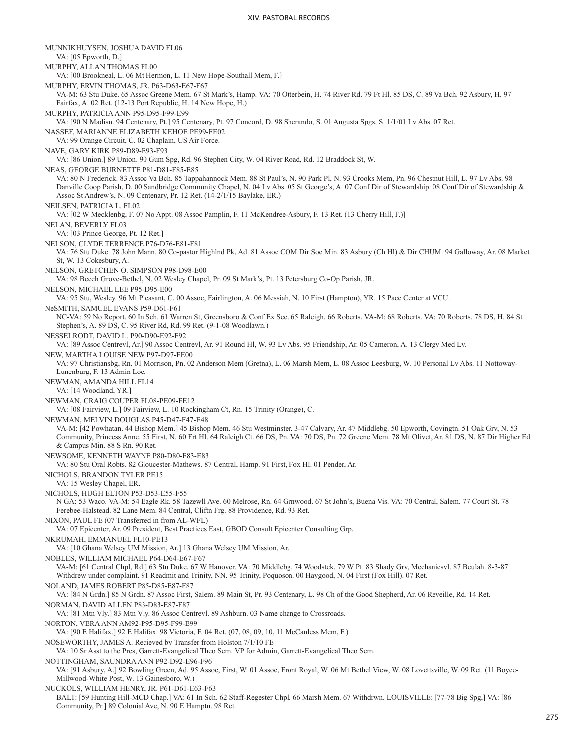MUNNIKHUYSEN, JOSHUA DAVID FL06
VA: [05 Epworth, D.]

MURPHY, ALLAN THOMAS FL00
VA: [00 Brookneal, L. 06 Mt Hermon, L. 11 New Hope-Southall Mem, F.]

MURPHY, ERVIN THOMAS, JR. P63-D63-E67-F67
VA-M: 63 Stu Duke. 65 Assoc Greene Mem. 67 St Mark's, Hamp. VA: 70 Otterbein, H. 74 River Rd. 79 Ft Hl. 85 DS, C. 89 Va Bch. 92 Asbury, H. 97 Fairfax, A. 02 Ret. (12-13 Port Republic, H. 14 New Hope, H.)

MURPHY, PATRICIA ANN P95-D95-F99-E99
VA: [90 N Madisn. 94 Centenary, Pt.] 95 Centenary, Pt. 97 Concord, D. 98 Sherando, S. 01 Augusta Spgs, S. 1/1/01 Lv Abs. 07 Ret.

NASSEF, MARIANNE ELIZABETH KEHOE PE99-FE02
VA: 99 Orange Circuit, C. 02 Chaplain, US Air Force.

NAVE, GARY KIRK P89-D89-E93-F93
VA: [86 Union.] 89 Union. 90 Gum Spg, Rd. 96 Stephen City, W. 04 River Road, Rd. 12 Braddock St, W.

NEAS, GEORGE BURNETTE P81-D81-F85-E85
VA: 80 N Frederick. 83 Assoc Va Bch. 85 Tappahannock Mem. 88 St Paul's, N. 90 Park Pl, N. 93 Crooks Mem, Pn. 96 Chestnut Hill, L. 97 Lv Abs. 98 Danville Coop Parish, D. 00 Sandbridge Community Chapel, N. 04 Lv Abs. 05 St George's, A. 07 Conf Dir of Stewardship. 08 Conf Dir of Stewardship & Assoc St Andrew's, N. 09 Centenary, Pr. 12 Ret. (14-2/1/15 Baylake, ER.)

NEILSEN, PATRICIA L. FL02
VA: [02 W Mecklenbg, F. 07 No Appt. 08 Assoc Pamplin, F. 11 McKendree-Asbury, F. 13 Ret. (13 Cherry Hill, F.)]

NELAN, BEVERLY FL03
VA: [03 Prince George, Pt. 12 Ret.]

NELSON, CLYDE TERRENCE P76-D76-E81-F81
VA: 76 Stu Duke. 78 John Mann. 80 Co-pastor Highlnd Pk, Ad. 81 Assoc COM Dir Soc Min. 83 Asbury (Ch Hl) & Dir CHUM. 94 Galloway, Ar. 08 Market St, W. 13 Cokesbury, A.

NELSON, GRETCHEN O. SIMPSON P98-D98-E00
VA: 98 Beech Grove-Bethel, N. 02 Wesley Chapel, Pr. 09 St Mark's, Pt. 13 Petersburg Co-Op Parish, JR.

NELSON, MICHAEL LEE P95-D95-E00
VA: 95 Stu, Wesley. 96 Mt Pleasant, C. 00 Assoc, Fairlington, A. 06 Messiah, N. 10 First (Hampton), YR. 15 Pace Center at VCU.

NeSMITH, SAMUEL EVANS P59-D61-F61
NC-VA: 59 No Report. 60 In Sch. 61 Warren St, Greensboro & Conf Ex Sec. 65 Raleigh. 66 Roberts. VA-M: 68 Roberts. VA: 70 Roberts. 78 DS, H. 84 St Stephen's, A. 89 DS, C. 95 River Rd, Rd. 99 Ret. (9-1-08 Woodlawn.)

NESSELRODT, DAVID L. P90-D90-E92-F92
VA: [89 Assoc Centrevl, Ar.] 90 Assoc Centrevl, Ar. 91 Round Hl, W. 93 Lv Abs. 95 Friendship, Ar. 05 Cameron, A. 13 Clergy Med Lv.

NEW, MARTHA LOUISE NEW P97-D97-FE00
VA: 97 Christiansbg, Rn. 01 Morrison, Pn. 02 Anderson Mem (Gretna), L. 06 Marsh Mem, L. 08 Assoc Leesburg, W. 10 Personal Lv Abs. 11 Nottoway-Lunenburg, F. 13 Admin Loc.

NEWMAN, AMANDA HILL FL14
VA: [14 Woodland, YR.]

NEWMAN, CRAIG COUPER FL08-PE09-FE12
VA: [08 Fairview, L.] 09 Fairview, L. 10 Rockingham Ct, Rn. 15 Trinity (Orange), C.

NEWMAN, MELVIN DOUGLAS P45-D47-F47-E48
VA-M: [42 Powhatan. 44 Bishop Mem.] 45 Bishop Mem. 46 Stu Westminster. 3-47 Calvary, Ar. 47 Middlebg. 50 Epworth, Covingtn. 51 Oak Grv, N. 53 Community, Princess Anne. 55 First, N. 60 Frt Hl. 64 Raleigh Ct. 66 DS, Pn. VA: 70 DS, Pn. 72 Greene Mem. 78 Mt Olivet, Ar. 81 DS, N. 87 Dir Higher Ed & Campus Min. 88 S Rn. 90 Ret.

NEWSOME, KENNETH WAYNE P80-D80-F83-E83
VA: 80 Stu Oral Robts. 82 Gloucester-Mathews. 87 Central, Hamp. 91 First, Fox Hl. 01 Pender, Ar.

NICHOLS, BRANDON TYLER PE15
VA: 15 Wesley Chapel, ER.

NICHOLS, HUGH ELTON P53-D53-E55-F55
N GA: 53 Waco. VA-M: 54 Eagle Rk. 58 Tazewll Ave. 60 Melrose, Rn. 64 Grnwood. 67 St John's, Buena Vis. VA: 70 Central, Salem. 77 Court St. 78 Ferebee-Halstead. 82 Lane Mem. 84 Central, Cliftn Frg. 88 Providence, Rd. 93 Ret.

NIXON, PAUL FE (07 Transferred in from AL-WFL)
VA: 07 Epicenter, Ar. 09 President, Best Practices East, GBOD Consult Epicenter Consulting Grp.

NKRUMAH, EMMANUEL FL10-PE13
VA: [10 Ghana Welsey UM Mission, Ar.] 13 Ghana Welsey UM Mission, Ar.

NOBLES, WILLIAM MICHAEL P64-D64-E67-F67
VA-M: [61 Central Chpl, Rd.] 63 Stu Duke. 67 W Hanover. VA: 70 Middlebg. 74 Woodstck. 79 W Pt. 83 Shady Grv, Mechanicsvl. 87 Beulah. 8-3-87 Withdrew under complaint. 91 Readmit and Trinity, NN. 95 Trinity, Poquoson. 00 Haygood, N. 04 First (Fox Hill). 07 Ret.

NOLAND, JAMES ROBERT P85-D85-E87-F87
VA: [84 N Grdn.] 85 N Grdn. 87 Assoc First, Salem. 89 Main St, Pr. 93 Centenary, L. 98 Ch of the Good Shepherd, Ar. 06 Reveille, Rd. 14 Ret.

NORMAN, DAVID ALLEN P83-D83-E87-F87
VA: [81 Mtn Vly.] 83 Mtn Vly. 86 Assoc Centrevl. 89 Ashburn. 03 Name change to Crossroads.

NORTON, VERA ANN AM92-P95-D95-F99-E99
VA: [90 E Halifax.] 92 E Halifax. 98 Victoria, F. 04 Ret. (07, 08, 09, 10, 11 McCanless Mem, F.)

NOSEWORTHY, JAMES A. Recieved by Transfer from Holston 7/1/10 FE
VA: 10 Sr Asst to the Pres, Garrett-Evangelical Theo Sem. VP for Admin, Garrett-Evangelical Theo Sem.

NOTTINGHAM, SAUNDRA ANN P92-D92-E96-F96
VA: [91 Asbury, A.] 92 Bowling Green, Ad. 95 Assoc, First, W. 01 Assoc, Front Royal, W. 06 Mt Bethel View, W. 08 Lovettsville, W. 09 Ret. (11 Boyce-Millwood-White Post, W. 13 Gainesboro, W.)

NUCKOLS, WILLIAM HENRY, JR. P61-D61-E63-F63
BALT: [59 Hunting Hill-MCD Chap.] VA: 61 In Sch. 62 Staff-Regester Chpl. 66 Marsh Mem. 67 Withdrwn. LOUISVILLE: [77-78 Big Spg,] VA: [86 Community, Pr.] 89 Colonial Ave, N. 90 E Hamptn. 98 Ret.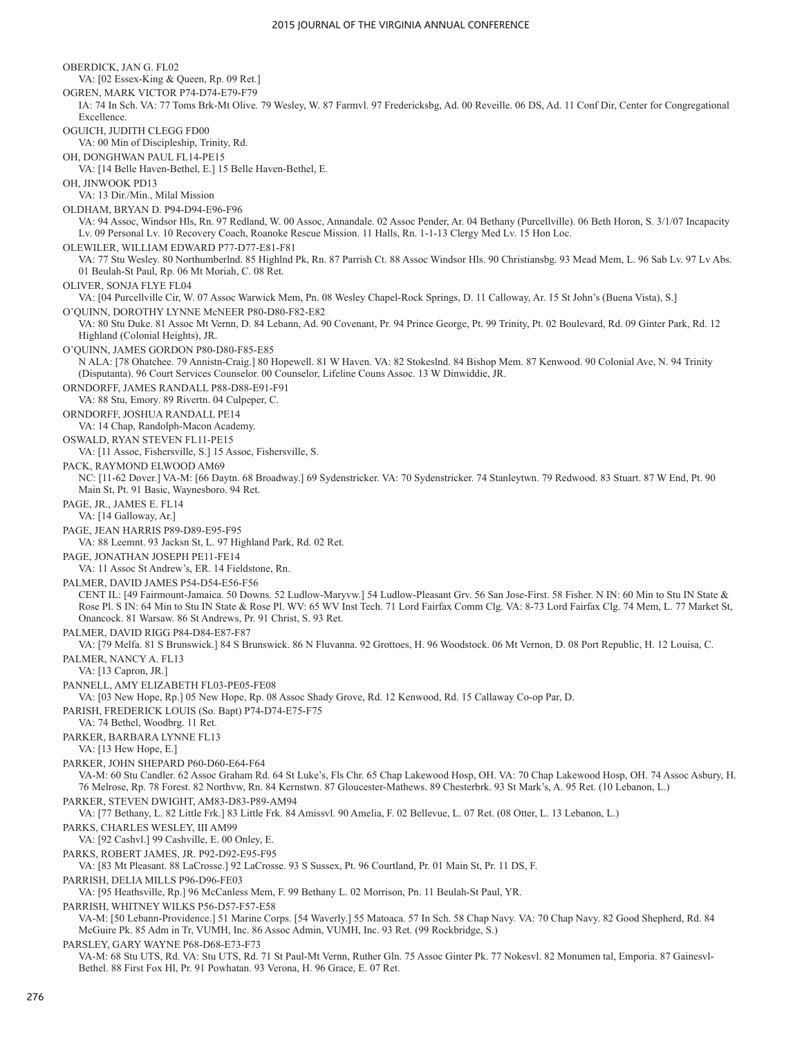OBERDICK, JAN G. FL02
VA: [02 Essex-King & Queen, Rp. 09 Ret.]

OGREN, MARK VICTOR P74-D74-E79-F79
IA: 74 In Sch. VA: 77 Toms Brk-Mt Olive. 79 Wesley, W. 87 Farmvl. 97 Fredericksbg, Ad. 00 Reveille. 06 DS, Ad. 11 Conf Dir, Center for Congregational Excellence.

OGUICH, JUDITH CLEGG FD00
VA: 00 Min of Discipleship, Trinity, Rd.

OH, DONGHWAN PAUL FL14-PE15
VA: [14 Belle Haven-Bethel, E.] 15 Belle Haven-Bethel, E.

OH, JINWOOK PD13
VA: 13 Dir./Min., Milal Mission

OLDHAM, BRYAN D. P94-D94-E96-F96
VA: 94 Assoc, Windsor Hls, Rn. 97 Redland, W. 00 Assoc, Annandale. 02 Assoc Pender, Ar. 04 Bethany (Purcellville). 06 Beth Horon, S. 3/1/07 Incapacity Lv. 09 Personal Lv. 10 Recovery Coach, Roanoke Rescue Mission. 11 Halls, Rn. 1-1-13 Clergy Med Lv. 15 Hon Loc.

OLEWILER, WILLIAM EDWARD P77-D77-E81-F81
VA: 77 Stu Wesley. 80 Northumberlnd. 85 Highlnd Pk, Rn. 87 Parrish Ct. 88 Assoc Windsor Hls. 90 Christiansbg. 93 Mead Mem, L. 96 Sab Lv. 97 Lv Abs. 01 Beulah-St Paul, Rp. 06 Mt Moriah, C. 08 Ret.

OLIVER, SONJA FLYE FL04
VA: [04 Purcellville Cir, W. 07 Assoc Warwick Mem, Pn. 08 Wesley Chapel-Rock Springs, D. 11 Calloway, Ar. 15 St John's (Buena Vista), S.]

O'QUINN, DOROTHY LYNNE McNEER P80-D80-F82-E82
VA: 80 Stu Duke. 81 Assoc Mt Vernn, D. 84 Lebann, Ad. 90 Covenant, Pr. 94 Prince George, Pt. 99 Trinity, Pt. 02 Boulevard, Rd. 09 Ginter Park, Rd. 12 Highland (Colonial Heights), JR.

O'QUINN, JAMES GORDON P80-D80-F85-E85
N ALA: [78 Ohatchee. 79 Annistn-Craig.] 80 Hopewell. 81 W Haven. VA: 82 Stokeslnd. 84 Bishop Mem. 87 Kenwood. 90 Colonial Ave, N. 94 Trinity (Disputanta). 96 Court Services Counselor. 00 Counselor, Lifeline Couns Assoc. 13 W Dinwiddie, JR.

ORNDORFF, JAMES RANDALL P88-D88-E91-F91
VA: 88 Stu, Emory. 89 Rivertn. 04 Culpeper, C.

ORNDORFF, JOSHUA RANDALL PE14
VA: 14 Chap, Randolph-Macon Academy.

OSWALD, RYAN STEVEN FL11-PE15
VA: [11 Assoc, Fishersville, S.] 15 Assoc, Fishersville, S.

PACK, RAYMOND ELWOOD AM69
NC: [11-62 Dover.] VA-M: [66 Daytn. 68 Broadway.] 69 Sydenstricker. VA: 70 Sydenstricker. 74 Stanleytwn. 79 Redwood. 83 Stuart. 87 W End, Pt. 90 Main St, Pt. 91 Basic, Waynesboro. 94 Ret.

PAGE, JR., JAMES E. FL14
VA: [14 Galloway, Ar.]

PAGE, JEAN HARRIS P89-D89-E95-F95
VA: 88 Leemnt. 93 Jacksn St, L. 97 Highland Park, Rd. 02 Ret.

PAGE, JONATHAN JOSEPH PE11-FE14
VA: 11 Assoc St Andrew's, ER. 14 Fieldstone, Rn.

PALMER, DAVID JAMES P54-D54-E56-F56
CENT IL: [49 Fairmount-Jamaica. 50 Downs. 52 Ludlow-Maryvw.] 54 Ludlow-Pleasant Grv. 56 San Jose-First. 58 Fisher. N IN: 60 Min to Stu IN State & Rose Pl. S IN: 64 Min to Stu IN State & Rose Pl. WV: 65 WV Inst Tech. 71 Lord Fairfax Comm Clg. VA: 8-73 Lord Fairfax Clg. 74 Mem, L. 77 Market St, Onancock. 81 Warsaw. 86 St Andrews, Pr. 91 Christ, S. 93 Ret.

PALMER, DAVID RIGG P84-D84-E87-F87
VA: [79 Melfa. 81 S Brunswick.] 84 S Brunswick. 86 N Fluvanna. 92 Grottoes, H. 96 Woodstock. 06 Mt Vernon, D. 08 Port Republic, H. 12 Louisa, C.

PALMER, NANCY A. FL13
VA: [13 Capron, JR.]

PANNELL, AMY ELIZABETH FL03-PE05-FE08
VA: [03 New Hope, Rp.] 05 New Hope, Rp. 08 Assoc Shady Grove, Rd. 12 Kenwood, Rd. 15 Callaway Co-op Par, D.

PARISH, FREDERICK LOUIS (So. Bapt) P74-D74-E75-F75
VA: 74 Bethel, Woodbrg. 11 Ret.

PARKER, BARBARA LYNNE FL13
VA: [13 Hew Hope, E.]

PARKER, JOHN SHEPARD P60-D60-E64-F64
VA-M: 60 Stu Candler. 62 Assoc Graham Rd. 64 St Luke's, Fls Chr. 65 Chap Lakewood Hosp, OH. VA: 70 Chap Lakewood Hosp, OH. 74 Assoc Asbury, H. 76 Melrose, Rp. 78 Forest. 82 Northvw, Rn. 84 Kernstwn. 87 Gloucester-Mathews. 89 Chesterbrk. 93 St Mark's, A. 95 Ret. (10 Lebanon, L.)

PARKER, STEVEN DWIGHT, AM83-D83-P89-AM94
VA: [77 Bethany, L. 82 Little Frk.] 83 Little Frk. 84 Amissvl. 90 Amelia, F. 02 Bellevue, L. 07 Ret. (08 Otter, L. 13 Lebanon, L.)

PARKS, CHARLES WESLEY, III AM99
VA: [92 Cashvl.] 99 Cashville, E. 00 Onley, E.

PARKS, ROBERT JAMES, JR. P92-D92-E95-F95
VA: [83 Mt Pleasant. 88 LaCrosse.] 92 LaCrosse. 93 S Sussex, Pt. 96 Courtland, Pr. 01 Main St, Pr. 11 DS, F.

PARRISH, DELIA MILLS P96-D96-FE03
VA: [95 Heathsville, Rp.] 96 McCanless Mem, F. 99 Bethany L. 02 Morrison, Pn. 11 Beulah-St Paul, YR.

PARRISH, WHITNEY WILKS P56-D57-F57-E58
VA-M: [50 Lebann-Providence.] 51 Marine Corps. [54 Waverly.] 55 Matoaca. 57 In Sch. 58 Chap Navy. VA: 70 Chap Navy. 82 Good Shepherd, Rd. 84 McGuire Pk. 85 Adm in Tr, VUMH, Inc. 86 Assoc Admin, VUMH, Inc. 93 Ret. (99 Rockbridge, S.)

PARSLEY, GARY WAYNE P68-D68-E73-F73
VA-M: 68 Stu UTS, Rd. VA: Stu UTS, Rd. 71 St Paul-Mt Vernn, Ruther Gln. 75 Assoc Ginter Pk. 77 Nokesvl. 82 Monumen tal, Emporia. 87 Gainesvl-Bethel. 88 First Fox Hl, Pr. 91 Powhatan. 93 Verona, H. 96 Grace, E. 07 Ret.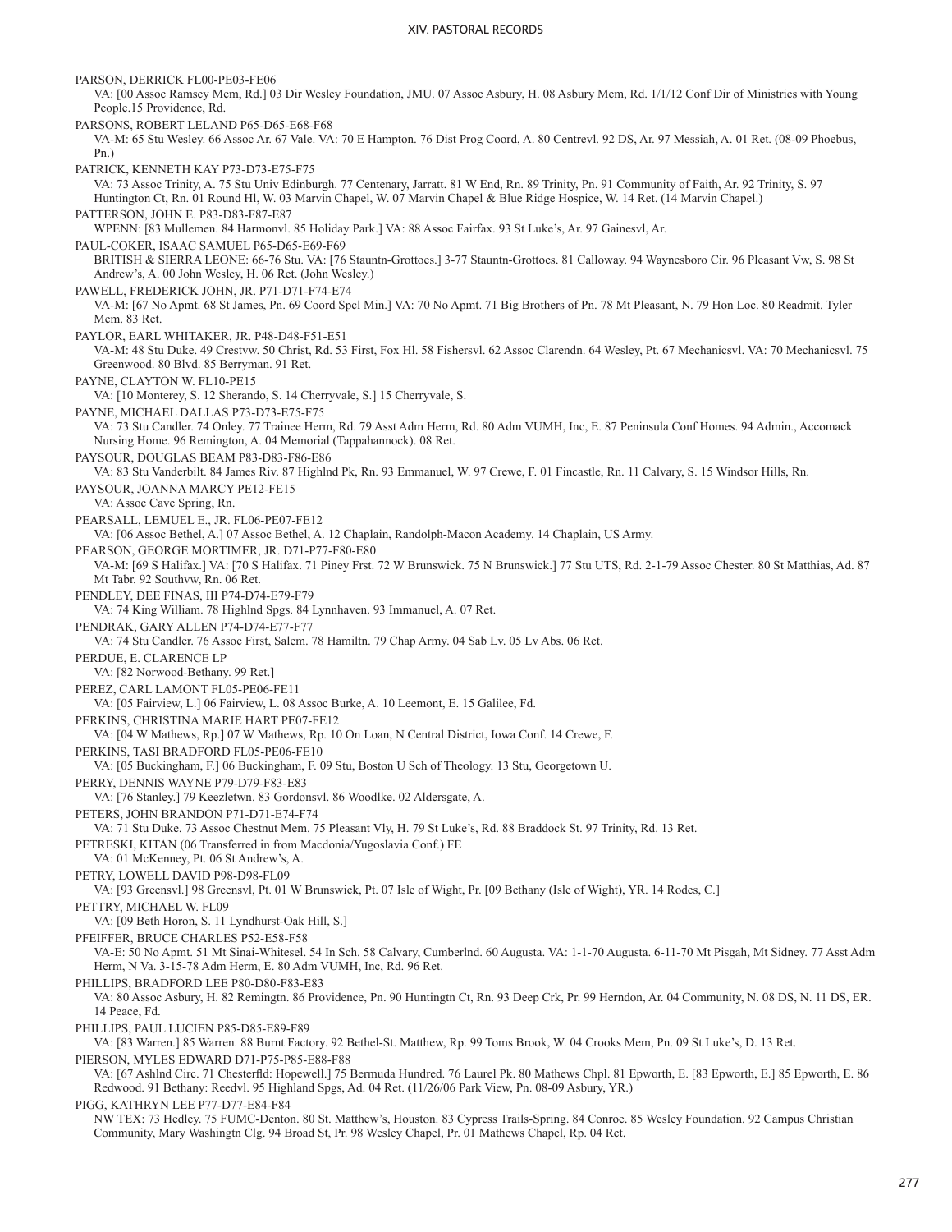PARSON, DERRICK FL00-PE03-FE06

VA: [00 Assoc Ramsey Mem, Rd.] 03 Dir Wesley Foundation, JMU. 07 Assoc Asbury, H. 08 Asbury Mem, Rd. 1/1/12 Conf Dir of Ministries with Young People.15 Providence, Rd.

PARSONS, ROBERT LELAND P65-D65-E68-F68

VA-M: 65 Stu Wesley. 66 Assoc Ar. 67 Vale. VA: 70 E Hampton. 76 Dist Prog Coord, A. 80 Centrevl. 92 DS, Ar. 97 Messiah, A. 01 Ret. (08-09 Phoebus, Pn.)

PATRICK, KENNETH KAY P73-D73-E75-F75

VA: 73 Assoc Trinity, A. 75 Stu Univ Edinburgh. 77 Centenary, Jarratt. 81 W End, Rn. 89 Trinity, Pn. 91 Community of Faith, Ar. 92 Trinity, S. 97 Huntington Ct, Rn. 01 Round Hl, W. 03 Marvin Chapel, W. 07 Marvin Chapel & Blue Ridge Hospice, W. 14 Ret. (14 Marvin Chapel.)

PATTERSON, JOHN E. P83-D83-F87-E87

WPENN: [83 Mullemen. 84 Harmonvl. 85 Holiday Park.] VA: 88 Assoc Fairfax. 93 St Luke's, Ar. 97 Gainesvl, Ar.

PAUL-COKER, ISAAC SAMUEL P65-D65-E69-F69

BRITISH & SIERRA LEONE: 66-76 Stu. VA: [76 Stauntn-Grottoes.] 3-77 Stauntn-Grottoes. 81 Calloway. 94 Waynesboro Cir. 96 Pleasant Vw, S. 98 St Andrew's, A. 00 John Wesley, H. 06 Ret. (John Wesley.)

PAWELL, FREDERICK JOHN, JR. P71-D71-F74-E74

VA-M: [67 No Apmt. 68 St James, Pn. 69 Coord Spcl Min.] VA: 70 No Apmt. 71 Big Brothers of Pn. 78 Mt Pleasant, N. 79 Hon Loc. 80 Readmit. Tyler Mem. 83 Ret.

PAYLOR, EARL WHITAKER, JR. P48-D48-F51-E51

VA-M: 48 Stu Duke. 49 Crestvw. 50 Christ, Rd. 53 First, Fox Hl. 58 Fishersvl. 62 Assoc Clarendn. 64 Wesley, Pt. 67 Mechanicsvl. VA: 70 Mechanicsvl. 75 Greenwood. 80 Blvd. 85 Berryman. 91 Ret.

PAYNE, CLAYTON W. FL10-PE15

VA: [10 Monterey, S. 12 Sherando, S. 14 Cherryvale, S.] 15 Cherryvale, S.

PAYNE, MICHAEL DALLAS P73-D73-E75-F75

VA: 73 Stu Candler. 74 Onley. 77 Trainee Herm, Rd. 79 Asst Adm Herm, Rd. 80 Adm VUMH, Inc, E. 87 Peninsula Conf Homes. 94 Admin., Accomack Nursing Home. 96 Remington, A. 04 Memorial (Tappahannock). 08 Ret.

PAYSOUR, DOUGLAS BEAM P83-D83-F86-E86

VA: 83 Stu Vanderbilt. 84 James Riv. 87 Highlnd Pk, Rn. 93 Emmanuel, W. 97 Crewe, F. 01 Fincastle, Rn. 11 Calvary, S. 15 Windsor Hills, Rn.

PAYSOUR, JOANNA MARCY PE12-FE15

VA: Assoc Cave Spring, Rn.

PEARSALL, LEMUEL E., JR. FL06-PE07-FE12

VA: [06 Assoc Bethel, A.] 07 Assoc Bethel, A. 12 Chaplain, Randolph-Macon Academy. 14 Chaplain, US Army.

PEARSON, GEORGE MORTIMER, JR. D71-P77-F80-E80

VA-M: [69 S Halifax.] VA: [70 S Halifax. 71 Piney Frst. 72 W Brunswick. 75 N Brunswick.] 77 Stu UTS, Rd. 2-1-79 Assoc Chester. 80 St Matthias, Ad. 87 Mt Tabr. 92 Southvw, Rn. 06 Ret.

PENDLEY, DEE FINAS, III P74-D74-E79-F79

VA: 74 King William. 78 Highlnd Spgs. 84 Lynnhaven. 93 Immanuel, A. 07 Ret.

PENDRAK, GARY ALLEN P74-D74-E77-F77

VA: 74 Stu Candler. 76 Assoc First, Salem. 78 Hamiltn. 79 Chap Army. 04 Sab Lv. 05 Lv Abs. 06 Ret.

PERDUE, E. CLARENCE LP

VA: [82 Norwood-Bethany. 99 Ret.]

PEREZ, CARL LAMONT FL05-PE06-FE11

VA: [05 Fairview, L.] 06 Fairview, L. 08 Assoc Burke, A. 10 Leemont, E. 15 Galilee, Fd.

PERKINS, CHRISTINA MARIE HART PE07-FE12

VA: [04 W Mathews, Rp.] 07 W Mathews, Rp. 10 On Loan, N Central District, Iowa Conf. 14 Crewe, F.

PERKINS, TASI BRADFORD FL05-PE06-FE10

VA: [05 Buckingham, F.] 06 Buckingham, F. 09 Stu, Boston U Sch of Theology. 13 Stu, Georgetown U.

PERRY, DENNIS WAYNE P79-D79-F83-E83

VA: [76 Stanley.] 79 Keezletwn. 83 Gordonsvl. 86 Woodlke. 02 Aldersgate, A.

PETERS, JOHN BRANDON P71-D71-E74-F74

VA: 71 Stu Duke. 73 Assoc Chestnut Mem. 75 Pleasant Vly, H. 79 St Luke's, Rd. 88 Braddock St. 97 Trinity, Rd. 13 Ret.

PETRESKI, KITAN (06 Transferred in from Macdonia/Yugoslavia Conf.) FE

VA: 01 McKenney, Pt. 06 St Andrew's, A.

PETRY, LOWELL DAVID P98-D98-FL09

VA: [93 Greensvl.] 98 Greensvl, Pt. 01 W Brunswick, Pt. 07 Isle of Wight, Pr. [09 Bethany (Isle of Wight), YR. 14 Rodes, C.]

PETTRY, MICHAEL W. FL09

VA: [09 Beth Horon, S. 11 Lyndhurst-Oak Hill, S.]

PFEIFFER, BRUCE CHARLES P52-E58-F58

VA-E: 50 No Apmt. 51 Mt Sinai-Whitesel. 54 In Sch. 58 Calvary, Cumberlnd. 60 Augusta. VA: 1-1-70 Augusta. 6-11-70 Mt Pisgah, Mt Sidney. 77 Asst Adm Herm, N Va. 3-15-78 Adm Herm, E. 80 Adm VUMH, Inc, Rd. 96 Ret.

PHILLIPS, BRADFORD LEE P80-D80-F83-E83

VA: 80 Assoc Asbury, H. 82 Remingtn. 86 Providence, Pn. 90 Huntingtn Ct, Rn. 93 Deep Crk, Pr. 99 Herndon, Ar. 04 Community, N. 08 DS, N. 11 DS, ER. 14 Peace, Fd.

PHILLIPS, PAUL LUCIEN P85-D85-E89-F89

VA: [83 Warren.] 85 Warren. 88 Burnt Factory. 92 Bethel-St. Matthew, Rp. 99 Toms Brook, W. 04 Crooks Mem, Pn. 09 St Luke's, D. 13 Ret.

PIERSON, MYLES EDWARD D71-P75-P85-E88-F88

VA: [67 Ashlnd Circ. 71 Chesterfld: Hopewell.] 75 Bermuda Hundred. 76 Laurel Pk. 80 Mathews Chpl. 81 Epworth, E. [83 Epworth, E.] 85 Epworth, E. 86 Redwood. 91 Bethany: Reedvl. 95 Highland Spgs, Ad. 04 Ret. (11/26/06 Park View, Pn. 08-09 Asbury, YR.)

PIGG, KATHRYN LEE P77-D77-E84-F84

NW TEX: 73 Hedley. 75 FUMC-Denton. 80 St. Matthew's, Houston. 83 Cypress Trails-Spring. 84 Conroe. 85 Wesley Foundation. 92 Campus Christian Community, Mary Washingtn Clg. 94 Broad St, Pr. 98 Wesley Chapel, Pr. 01 Mathews Chapel, Rp. 04 Ret.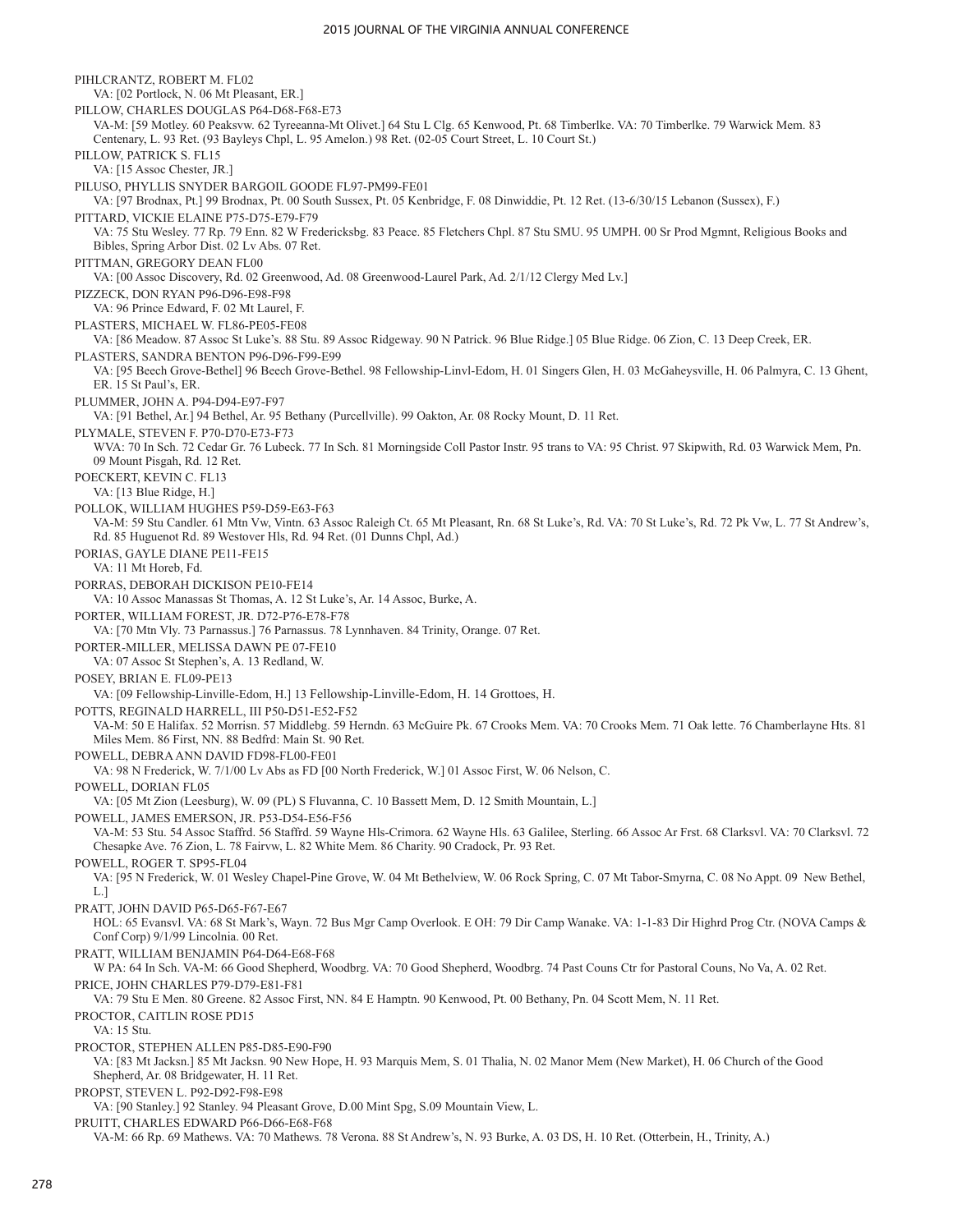PIHLCRANTZ, ROBERT M. FL02
VA: [02 Portlock, N. 06 Mt Pleasant, ER.]

PILLOW, CHARLES DOUGLAS P64-D68-F68-E73
VA-M: [59 Motley. 60 Peaksvw. 62 Tyreeanna-Mt Olivet.] 64 Stu L Clg. 65 Kenwood, Pt. 68 Timberlke. VA: 70 Timberlke. 79 Warwick Mem. 83 Centenary, L. 93 Ret. (93 Bayleys Chpl, L. 95 Amelon.) 98 Ret. (02-05 Court Street, L. 10 Court St.)

PILLOW, PATRICK S. FL15
VA: [15 Assoc Chester, JR.]

PILUSO, PHYLLIS SNYDER BARGOIL GOODE FL97-PM99-FE01
VA: [97 Brodnax, Pt.] 99 Brodnax, Pt. 00 South Sussex, Pt. 05 Kenbridge, F. 08 Dinwiddie, Pt. 12 Ret. (13-6/30/15 Lebanon (Sussex), F.)

PITTARD, VICKIE ELAINE P75-D75-E79-F79
VA: 75 Stu Wesley. 77 Rp. 79 Enn. 82 W Fredericksbg. 83 Peace. 85 Fletchers Chpl. 87 Stu SMU. 95 UMPH. 00 Sr Prod Mgmnt, Religious Books and Bibles, Spring Arbor Dist. 02 Lv Abs. 07 Ret.

PITTMAN, GREGORY DEAN FL00
VA: [00 Assoc Discovery, Rd. 02 Greenwood, Ad. 08 Greenwood-Laurel Park, Ad. 2/1/12 Clergy Med Lv.]

PIZZECK, DON RYAN P96-D96-E98-F98
VA: 96 Prince Edward, F. 02 Mt Laurel, F.

PLASTERS, MICHAEL W. FL86-PE05-FE08
VA: [86 Meadow. 87 Assoc St Luke's. 88 Stu. 89 Assoc Ridgeway. 90 N Patrick. 96 Blue Ridge.] 05 Blue Ridge. 06 Zion, C. 13 Deep Creek, ER.

PLASTERS, SANDRA BENTON P96-D96-F99-E99
VA: [95 Beech Grove-Bethel] 96 Beech Grove-Bethel. 98 Fellowship-Linvl-Edom, H. 01 Singers Glen, H. 03 McGaheysville, H. 06 Palmyra, C. 13 Ghent, ER. 15 St Paul's, ER.

PLUMMER, JOHN A. P94-D94-E97-F97
VA: [91 Bethel, Ar.] 94 Bethel, Ar. 95 Bethany (Purcellville). 99 Oakton, Ar. 08 Rocky Mount, D. 11 Ret.

PLYMALE, STEVEN F. P70-D70-E73-F73
WVA: 70 In Sch. 72 Cedar Gr. 76 Lubeck. 77 In Sch. 81 Morningside Coll Pastor Instr. 95 trans to VA: 95 Christ. 97 Skipwith, Rd. 03 Warwick Mem, Pn. 09 Mount Pisgah, Rd. 12 Ret.

POECKERT, KEVIN C. FL13
VA: [13 Blue Ridge, H.]

POLLOK, WILLIAM HUGHES P59-D59-E63-F63
VA-M: 59 Stu Candler. 61 Mtn Vw, Vintn. 63 Assoc Raleigh Ct. 65 Mt Pleasant, Rn. 68 St Luke's, Rd. VA: 70 St Luke's, Rd. 72 Pk Vw, L. 77 St Andrew's, Rd. 85 Huguenot Rd. 89 Westover Hls, Rd. 94 Ret. (01 Dunns Chpl, Ad.)

PORIAS, GAYLE DIANE PE11-FE15
VA: 11 Mt Horeb, Fd.

PORRAS, DEBORAH DICKISON PE10-FE14
VA: 10 Assoc Manassas St Thomas, A. 12 St Luke's, Ar. 14 Assoc, Burke, A.

PORTER, WILLIAM FOREST, JR. D72-P76-E78-F78
VA: [70 Mtn Vly. 73 Parnassus.] 76 Parnassus. 78 Lynnhaven. 84 Trinity, Orange. 07 Ret.

PORTER-MILLER, MELISSA DAWN PE 07-FE10
VA: 07 Assoc St Stephen's, A. 13 Redland, W.

POSEY, BRIAN E. FL09-PE13
VA: [09 Fellowship-Linville-Edom, H.] 13 Fellowship-Linville-Edom, H. 14 Grottoes, H.

POTTS, REGINALD HARRELL, III P50-D51-E52-F52
VA-M: 50 E Halifax. 52 Morrisn. 57 Middlebg. 59 Herndn. 63 McGuire Pk. 67 Crooks Mem. VA: 70 Crooks Mem. 71 Oak lette. 76 Chamberlayne Hts. 81 Miles Mem. 86 First, NN. 88 Bedfrd: Main St. 90 Ret.

POWELL, DEBRA ANN DAVID FD98-FL00-FE01
VA: 98 N Frederick, W. 7/1/00 Lv Abs as FD [00 North Frederick, W.] 01 Assoc First, W. 06 Nelson, C.

POWELL, DORIAN FL05
VA: [05 Mt Zion (Leesburg), W. 09 (PL) S Fluvanna, C. 10 Bassett Mem, D. 12 Smith Mountain, L.]

POWELL, JAMES EMERSON, JR. P53-D54-E56-F56
VA-M: 53 Stu. 54 Assoc Staffrd. 56 Staffrd. 59 Wayne Hls-Crimora. 62 Wayne Hls. 63 Galilee, Sterling. 66 Assoc Ar Frst. 68 Clarksvl. VA: 70 Clarksvl. 72 Chesapke Ave. 76 Zion, L. 78 Fairvw, L. 82 White Mem. 86 Charity. 90 Cradock, Pr. 93 Ret.

POWELL, ROGER T. SP95-FL04
VA: [95 N Frederick, W. 01 Wesley Chapel-Pine Grove, W. 04 Mt Bethelview, W. 06 Rock Spring, C. 07 Mt Tabor-Smyrna, C. 08 No Appt. 09 New Bethel, L.]

PRATT, JOHN DAVID P65-D65-F67-E67
HOL: 65 Evansvl. VA: 68 St Mark's, Wayn. 72 Bus Mgr Camp Overlook. E OH: 79 Dir Camp Wanake. VA: 1-1-83 Dir Highrd Prog Ctr. (NOVA Camps & Conf Corp) 9/1/99 Lincolnia. 00 Ret.

PRATT, WILLIAM BENJAMIN P64-D64-E68-F68
W PA: 64 In Sch. VA-M: 66 Good Shepherd, Woodbrg. VA: 70 Good Shepherd, Woodbrg. 74 Past Couns Ctr for Pastoral Couns, No Va, A. 02 Ret.

PRICE, JOHN CHARLES P79-D79-E81-F81
VA: 79 Stu E Men. 80 Greene. 82 Assoc First, NN. 84 E Hamptn. 90 Kenwood, Pt. 00 Bethany, Pn. 04 Scott Mem, N. 11 Ret.

PROCTOR, CAITLIN ROSE PD15
VA: 15 Stu.

PROCTOR, STEPHEN ALLEN P85-D85-E90-F90
VA: [83 Mt Jacksn.] 85 Mt Jacksn. 90 New Hope, H. 93 Marquis Mem, S. 01 Thalia, N. 02 Manor Mem (New Market), H. 06 Church of the Good Shepherd, Ar. 08 Bridgewater, H. 11 Ret.

PROPST, STEVEN L. P92-D92-F98-E98
VA: [90 Stanley.] 92 Stanley. 94 Pleasant Grove, D.00 Mint Spg, S.09 Mountain View, L.

PRUITT, CHARLES EDWARD P66-D66-E68-F68
VA-M: 66 Rp. 69 Mathews. VA: 70 Mathews. 78 Verona. 88 St Andrew's, N. 93 Burke, A. 03 DS, H. 10 Ret. (Otterbein, H., Trinity, A.)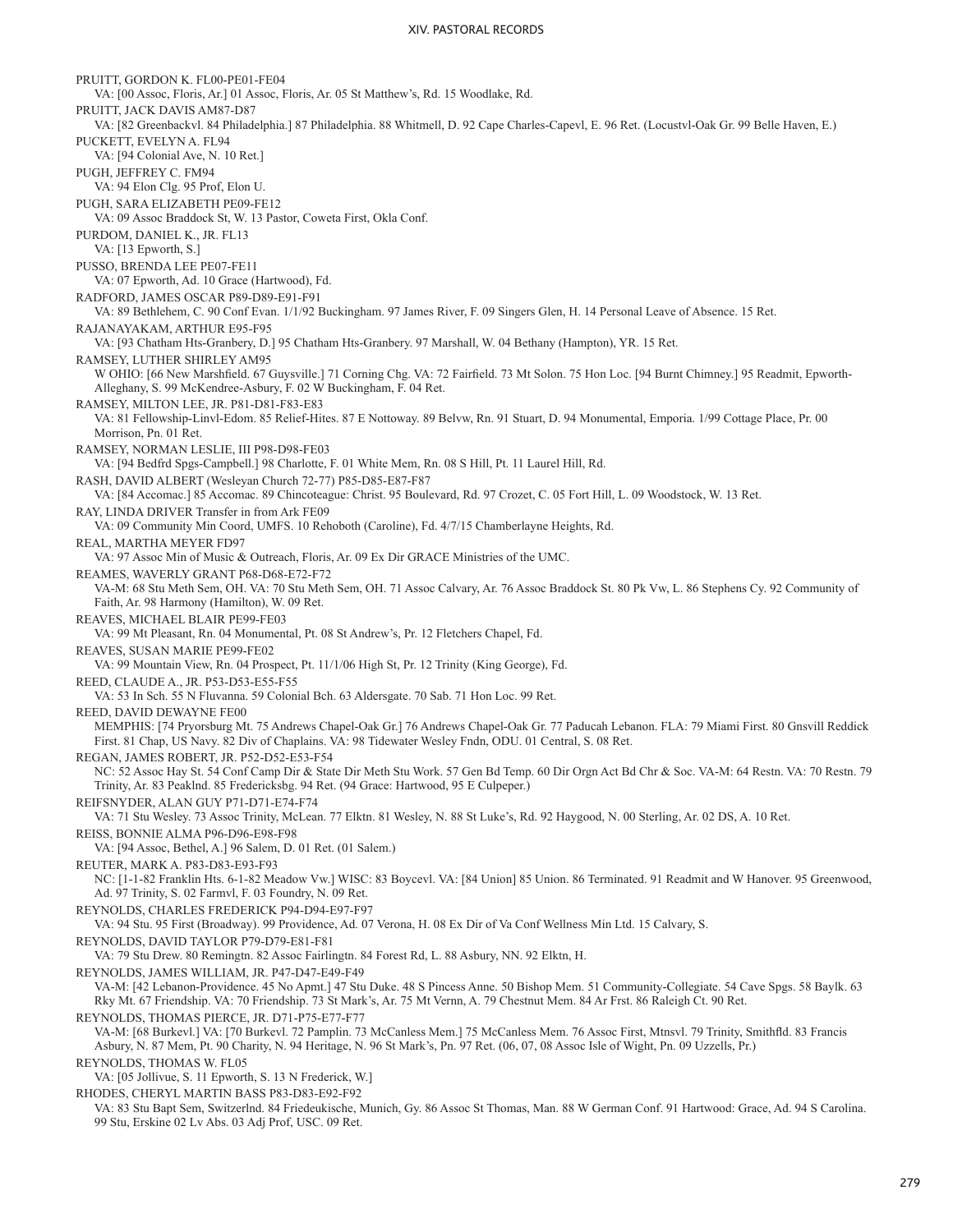PRUITT, GORDON K. FL00-PE01-FE04
VA: [00 Assoc, Floris, Ar.] 01 Assoc, Floris, Ar. 05 St Matthew's, Rd. 15 Woodlake, Rd.

PRUITT, JACK DAVIS AM87-D87
VA: [82 Greenbackvl. 84 Philadelphia.] 87 Philadelphia. 88 Whitmell, D. 92 Cape Charles-Capevl, E. 96 Ret. (Locustvl-Oak Gr. 99 Belle Haven, E.)

PUCKETT, EVELYN A. FL94
VA: [94 Colonial Ave, N. 10 Ret.]

PUGH, JEFFREY C. FM94
VA: 94 Elon Clg. 95 Prof, Elon U.

PUGH, SARA ELIZABETH PE09-FE12
VA: 09 Assoc Braddock St, W. 13 Pastor, Coweta First, Okla Conf.

PURDOM, DANIEL K., JR. FL13
VA: [13 Epworth, S.]

PUSSO, BRENDA LEE PE07-FE11
VA: 07 Epworth, Ad. 10 Grace (Hartwood), Fd.

RADFORD, JAMES OSCAR P89-D89-E91-F91
VA: 89 Bethlehem, C. 90 Conf Evan. 1/1/92 Buckingham. 97 James River, F. 09 Singers Glen, H. 14 Personal Leave of Absence. 15 Ret.

RAJANAYAKAM, ARTHUR E95-F95
VA: [93 Chatham Hts-Granbery, D.] 95 Chatham Hts-Granbery. 97 Marshall, W. 04 Bethany (Hampton), YR. 15 Ret.

RAMSEY, LUTHER SHIRLEY AM95
W OHIO: [66 New Marshfield. 67 Guysville.] 71 Corning Chg. VA: 72 Fairfield. 73 Mt Solon. 75 Hon Loc. [94 Burnt Chimney.] 95 Readmit, Epworth-Alleghany, S. 99 McKendree-Asbury, F. 02 W Buckingham, F. 04 Ret.

RAMSEY, MILTON LEE, JR. P81-D81-F83-E83
VA: 81 Fellowship-Linvl-Edom. 85 Relief-Hites. 87 E Nottoway. 89 Belvw, Rn. 91 Stuart, D. 94 Monumental, Emporia. 1/99 Cottage Place, Pr. 00 Morrison, Pn. 01 Ret.

RAMSEY, NORMAN LESLIE, III P98-D98-FE03
VA: [94 Bedfrd Spgs-Campbell.] 98 Charlotte, F. 01 White Mem, Rn. 08 S Hill, Pt. 11 Laurel Hill, Rd.

RASH, DAVID ALBERT (Wesleyan Church 72-77) P85-D85-E87-F87
VA: [84 Accomac.] 85 Accomac. 89 Chincoteague: Christ. 95 Boulevard, Rd. 97 Crozet, C. 05 Fort Hill, L. 09 Woodstock, W. 13 Ret.

RAY, LINDA DRIVER Transfer in from Ark FE09
VA: 09 Community Min Coord, UMFS. 10 Rehoboth (Caroline), Fd. 4/7/15 Chamberlayne Heights, Rd.

REAL, MARTHA MEYER FD97
VA: 97 Assoc Min of Music & Outreach, Floris, Ar. 09 Ex Dir GRACE Ministries of the UMC.

REAMES, WAVERLY GRANT P68-D68-E72-F72
VA-M: 68 Stu Meth Sem, OH. VA: 70 Stu Meth Sem, OH. 71 Assoc Calvary, Ar. 76 Assoc Braddock St. 80 Pk Vw, L. 86 Stephens Cy. 92 Community of Faith, Ar. 98 Harmony (Hamilton), W. 09 Ret.

REAVES, MICHAEL BLAIR PE99-FE03
VA: 99 Mt Pleasant, Rn. 04 Monumental, Pt. 08 St Andrew's, Pr. 12 Fletchers Chapel, Fd.

REAVES, SUSAN MARIE PE99-FE02
VA: 99 Mountain View, Rn. 04 Prospect, Pt. 11/1/06 High St, Pr. 12 Trinity (King George), Fd.

REED, CLAUDE A., JR. P53-D53-E55-F55
VA: 53 In Sch. 55 N Fluvanna. 59 Colonial Bch. 63 Aldersgate. 70 Sab. 71 Hon Loc. 99 Ret.

REED, DAVID DEWAYNE FE00
MEMPHIS: [74 Pryorsburg Mt. 75 Andrews Chapel-Oak Gr.] 76 Andrews Chapel-Oak Gr. 77 Paducah Lebanon. FLA: 79 Miami First. 80 Gnsvill Reddick First. 81 Chap, US Navy. 82 Div of Chaplains. VA: 98 Tidewater Wesley Fndn, ODU. 01 Central, S. 08 Ret.

REGAN, JAMES ROBERT, JR. P52-D52-E53-F54
NC: 52 Assoc Hay St. 54 Conf Camp Dir & State Dir Meth Stu Work. 57 Gen Bd Temp. 60 Dir Orgn Act Bd Chr & Soc. VA-M: 64 Restn. VA: 70 Restn. 79 Trinity, Ar. 83 Peaklnd. 85 Fredericksbg. 94 Ret. (94 Grace: Hartwood, 95 E Culpeper.)

REIFSNYDER, ALAN GUY P71-D71-E74-F74
VA: 71 Stu Wesley. 73 Assoc Trinity, McLean. 77 Elktn. 81 Wesley, N. 88 St Luke's, Rd. 92 Haygood, N. 00 Sterling, Ar. 02 DS, A. 10 Ret.

REISS, BONNIE ALMA P96-D96-E98-F98
VA: [94 Assoc, Bethel, A.] 96 Salem, D. 01 Ret. (01 Salem.)

REUTER, MARK A. P83-D83-E93-F93
NC: [1-1-82 Franklin Hts. 6-1-82 Meadow Vw.] WISC: 83 Boycevl. VA: [84 Union] 85 Union. 86 Terminated. 91 Readmit and W Hanover. 95 Greenwood, Ad. 97 Trinity, S. 02 Farmvl, F. 03 Foundry, N. 09 Ret.

REYNOLDS, CHARLES FREDERICK P94-D94-E97-F97
VA: 94 Stu. 95 First (Broadway). 99 Providence, Ad. 07 Verona, H. 08 Ex Dir of Va Conf Wellness Min Ltd. 15 Calvary, S.

REYNOLDS, DAVID TAYLOR P79-D79-E81-F81
VA: 79 Stu Drew. 80 Remingtn. 82 Assoc Fairlingtn. 84 Forest Rd, L. 88 Asbury, NN. 92 Elktn, H.

REYNOLDS, JAMES WILLIAM, JR. P47-D47-E49-F49
VA-M: [42 Lebanon-Providence. 45 No Apmt.] 47 Stu Duke. 48 S Pincess Anne. 50 Bishop Mem. 51 Community-Collegiate. 54 Cave Spgs. 58 Baylk. 63 Rky Mt. 67 Friendship. VA: 70 Friendship. 73 St Mark's, Ar. 75 Mt Vernn, A. 79 Chestnut Mem. 84 Ar Frst. 86 Raleigh Ct. 90 Ret.

REYNOLDS, THOMAS PIERCE, JR. D71-P75-E77-F77
VA-M: [68 Burkevl.] VA: [70 Burkevl. 72 Pamplin. 73 McCanless Mem.] 75 McCanless Mem. 76 Assoc First, Mtnsvl. 79 Trinity, Smithfld. 83 Francis Asbury, N. 87 Mem, Pt. 90 Charity, N. 94 Heritage, N. 96 St Mark's, Pn. 97 Ret. (06, 07, 08 Assoc Isle of Wight, Pn. 09 Uzzells, Pr.)

REYNOLDS, THOMAS W. FL05
VA: [05 Jollivue, S. 11 Epworth, S. 13 N Frederick, W.]

RHODES, CHERYL MARTIN BASS P83-D83-E92-F92
VA: 83 Stu Bapt Sem, Switzerlnd. 84 Friedeukische, Munich, Gy. 86 Assoc St Thomas, Man. 88 W German Conf. 91 Hartwood: Grace, Ad. 94 S Carolina. 99 Stu, Erskine 02 Lv Abs. 03 Adj Prof, USC. 09 Ret.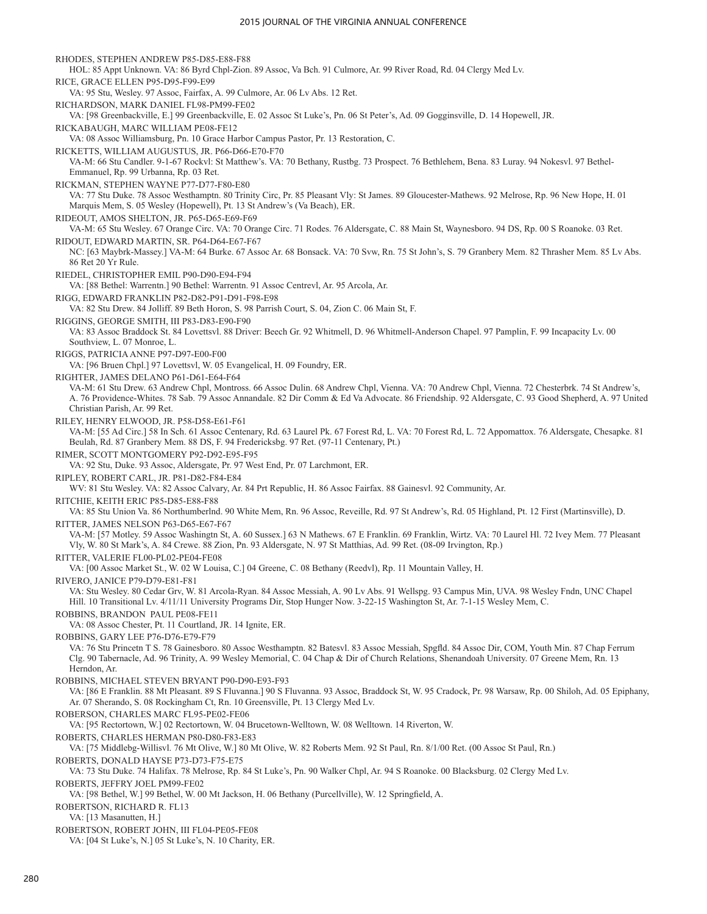RHODES, STEPHEN ANDREW P85-D85-E88-F88
HOL: 85 Appt Unknown. VA: 86 Byrd Chpl-Zion. 89 Assoc, Va Bch. 91 Culmore, Ar. 99 River Road, Rd. 04 Clergy Med Lv.

RICE, GRACE ELLEN P95-D95-F99-E99
VA: 95 Stu, Wesley. 97 Assoc, Fairfax, A. 99 Culmore, Ar. 06 Lv Abs. 12 Ret.

RICHARDSON, MARK DANIEL FL98-PM99-FE02
VA: [98 Greenbackville, E.] 99 Greenbackville, E. 02 Assoc St Luke's, Pn. 06 St Peter's, Ad. 09 Gogginsville, D. 14 Hopewell, JR.

RICKABAUGH, MARC WILLIAM PE08-FE12
VA: 08 Assoc Williamsburg, Pn. 10 Grace Harbor Campus Pastor, Pr. 13 Restoration, C.

RICKETTS, WILLIAM AUGUSTUS, JR. P66-D66-E70-F70
VA-M: 66 Stu Candler. 9-1-67 Rockvl: St Matthew's. VA: 70 Bethany, Rustbg. 73 Prospect. 76 Bethlehem, Bena. 83 Luray. 94 Nokesvl. 97 Bethel-Emmanuel, Rp. 99 Urbanna, Rp. 03 Ret.

RICKMAN, STEPHEN WAYNE P77-D77-F80-E80
VA: 77 Stu Duke. 78 Assoc Westhamptn. 80 Trinity Circ, Pr. 85 Pleasant Vly: St James. 89 Gloucester-Mathews. 92 Melrose, Rp. 96 New Hope, H. 01 Marquis Mem, S. 05 Wesley (Hopewell), Pt. 13 St Andrew's (Va Beach), ER.

RIDEOUT, AMOS SHELTON, JR. P65-D65-E69-F69
VA-M: 65 Stu Wesley. 67 Orange Circ. VA: 70 Orange Circ. 71 Rodes. 76 Aldersgate, C. 88 Main St, Waynesboro. 94 DS, Rp. 00 S Roanoke. 03 Ret.

RIDOUT, EDWARD MARTIN, SR. P64-D64-E67-F67
NC: [63 Maybrk-Massey.] VA-M: 64 Burke. 67 Assoc Ar. 68 Bonsack. VA: 70 Svw, Rn. 75 St John's, S. 79 Granbery Mem. 82 Thrasher Mem. 85 Lv Abs. 86 Ret 20 Yr Rule.

RIEDEL, CHRISTOPHER EMIL P90-D90-E94-F94
VA: [88 Bethel: Warrentn.] 90 Bethel: Warrentn. 91 Assoc Centrevl, Ar. 95 Arcola, Ar.

RIGG, EDWARD FRANKLIN P82-D82-P91-D91-F98-E98
VA: 82 Stu Drew. 84 Jolliff. 89 Beth Horon, S. 98 Parrish Court, S. 04, Zion C. 06 Main St, F.

RIGGINS, GEORGE SMITH, III P83-D83-E90-F90
VA: 83 Assoc Braddock St. 84 Lovettsvl. 88 Driver: Beech Gr. 92 Whitmell, D. 96 Whitmell-Anderson Chapel. 97 Pamplin, F. 99 Incapacity Lv. 00 Southview, L. 07 Monroe, L.

RIGGS, PATRICIA ANNE P97-D97-E00-F00
VA: [96 Bruen Chpl.] 97 Lovettsvl, W. 05 Evangelical, H. 09 Foundry, ER.

RIGHTER, JAMES DELANO P61-D61-E64-F64
VA-M: 61 Stu Drew. 63 Andrew Chpl, Montross. 66 Assoc Dulin. 68 Andrew Chpl, Vienna. VA: 70 Andrew Chpl, Vienna. 72 Chesterbrk. 74 St Andrew's, A. 76 Providence-Whites. 78 Sab. 79 Assoc Annandale. 82 Dir Comm & Ed Va Advocate. 86 Friendship. 92 Aldersgate, C. 93 Good Shepherd, A. 97 United Christian Parish, Ar. 99 Ret.

RILEY, HENRY ELWOOD, JR. P58-D58-E61-F61
VA-M: [55 Ad Circ.] 58 In Sch. 61 Assoc Centenary, Rd. 63 Laurel Pk. 67 Forest Rd, L. VA: 70 Forest Rd, L. 72 Appomattox. 76 Aldersgate, Chesapke. 81 Beulah, Rd. 87 Granbery Mem. 88 DS, F. 94 Fredericksbg. 97 Ret. (97-11 Centenary, Pt.)

RIMER, SCOTT MONTGOMERY P92-D92-E95-F95
VA: 92 Stu, Duke. 93 Assoc, Aldersgate, Pr. 97 West End, Pr. 07 Larchmont, ER.

RIPLEY, ROBERT CARL, JR. P81-D82-F84-E84
WV: 81 Stu Wesley. VA: 82 Assoc Calvary, Ar. 84 Prt Republic, H. 86 Assoc Fairfax. 88 Gainesvl. 92 Community, Ar.

RITCHIE, KEITH ERIC P85-D85-E88-F88
VA: 85 Stu Union Va. 86 Northumberlnd. 90 White Mem, Rn. 96 Assoc, Reveille, Rd. 97 St Andrew's, Rd. 05 Highland, Pt. 12 First (Martinsville), D.

RITTER, JAMES NELSON P63-D65-E67-F67
VA-M: [57 Motley. 59 Assoc Washingtn St, A. 60 Sussex.] 63 N Mathews. 67 E Franklin. 69 Franklin, Wirtz. VA: 70 Laurel Hl. 72 Ivey Mem. 77 Pleasant Vly, W. 80 St Mark's, A. 84 Crewe. 88 Zion, Pn. 93 Aldersgate, N. 97 St Matthias, Ad. 99 Ret. (08-09 Irvington, Rp.)

RITTER, VALERIE FL00-PL02-PE04-FE08
VA: [00 Assoc Market St., W. 02 W Louisa, C.] 04 Greene, C. 08 Bethany (Reedvl), Rp. 11 Mountain Valley, H.

RIVERO, JANICE P79-D79-E81-F81
VA: Stu Wesley. 80 Cedar Grv, W. 81 Arcola-Ryan. 84 Assoc Messiah, A. 90 Lv Abs. 91 Wellspg. 93 Campus Min, UVA. 98 Wesley Fndn, UNC Chapel Hill. 10 Transitional Lv. 4/11/11 University Programs Dir, Stop Hunger Now. 3-22-15 Washington St, Ar. 7-1-15 Wesley Mem, C.

ROBBINS, BRANDON PAUL PE08-FE11
VA: 08 Assoc Chester, Pt. 11 Courtland, JR. 14 Ignite, ER.

ROBBINS, GARY LEE P76-D76-E79-F79
VA: 76 Stu Princetn T S. 78 Gainesboro. 80 Assoc Westhamptn. 82 Batesvl. 83 Assoc Messiah, Spgfld. 84 Assoc Dir, COM, Youth Min. 87 Chap Ferrum Clg. 90 Tabernacle, Ad. 96 Trinity, A. 99 Wesley Memorial, C. 04 Chap & Dir of Church Relations, Shenandoah University. 07 Greene Mem, Rn. 13 Herndon, Ar.

ROBBINS, MICHAEL STEVEN BRYANT P90-D90-E93-F93
VA: [86 E Franklin. 88 Mt Pleasant. 89 S Fluvanna.] 90 S Fluvanna. 93 Assoc, Braddock St, W. 95 Cradock, Pr. 98 Warsaw, Rp. 00 Shiloh, Ad. 05 Epiphany, Ar. 07 Sherando, S. 08 Rockingham Ct, Rn. 10 Greensville, Pt. 13 Clergy Med Lv.

ROBERSON, CHARLES MARC FL95-PE02-FE06
VA: [95 Rectortown, W.] 02 Rectortown, W. 04 Brucetown-Welltown, W. 08 Welltown. 14 Riverton, W.

ROBERTS, CHARLES HERMAN P80-D80-F83-E83
VA: [75 Middlebg-Willisvl. 76 Mt Olive, W.] 80 Mt Olive, W. 82 Roberts Mem. 92 St Paul, Rn. 8/1/00 Ret. (00 Assoc St Paul, Rn.)

ROBERTS, DONALD HAYSE P73-D73-F75-E75
VA: 73 Stu Duke. 74 Halifax. 78 Melrose, Rp. 84 St Luke's, Pn. 90 Walker Chpl, Ar. 94 S Roanoke. 00 Blacksburg. 02 Clergy Med Lv.

ROBERTS, JEFFRY JOEL PM99-FE02
VA: [98 Bethel, W.] 99 Bethel, W. 00 Mt Jackson, H. 06 Bethany (Purcellville), W. 12 Springfield, A.

ROBERTSON, RICHARD R. FL13
VA: [13 Masanutten, H.]

ROBERTSON, ROBERT JOHN, III FL04-PE05-FE08
VA: [04 St Luke's, N.] 05 St Luke's, N. 10 Charity, ER.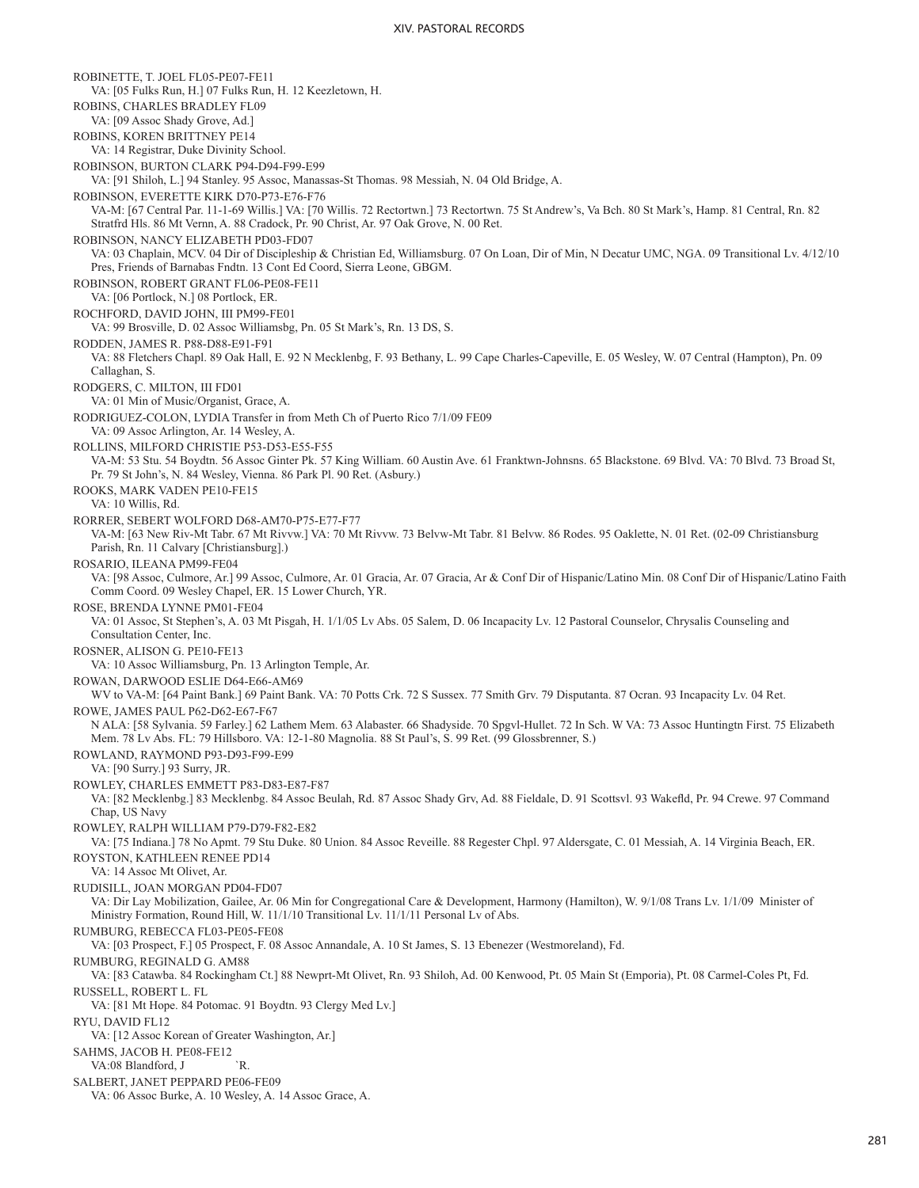ROBINETTE, T. JOEL FL05-PE07-FE11
VA: [05 Fulks Run, H.] 07 Fulks Run, H. 12 Keezletown, H.

ROBINS, CHARLES BRADLEY FL09
VA: [09 Assoc Shady Grove, Ad.]

ROBINS, KOREN BRITTNEY PE14
VA: 14 Registrar, Duke Divinity School.

ROBINSON, BURTON CLARK P94-D94-F99-E99
VA: [91 Shiloh, L.] 94 Stanley. 95 Assoc, Manassas-St Thomas. 98 Messiah, N. 04 Old Bridge, A.

ROBINSON, EVERETTE KIRK D70-P73-E76-F76
VA-M: [67 Central Par. 11-1-69 Willis.] VA: [70 Willis. 72 Rectortwn.] 73 Rectortwn. 75 St Andrew's, Va Bch. 80 St Mark's, Hamp. 81 Central, Rn. 82 Stratfrd Hls. 86 Mt Vernn, A. 88 Cradock, Pr. 90 Christ, Ar. 97 Oak Grove, N. 00 Ret.

ROBINSON, NANCY ELIZABETH PD03-FD07
VA: 03 Chaplain, MCV. 04 Dir of Discipleship & Christian Ed, Williamsburg. 07 On Loan, Dir of Min, N Decatur UMC, NGA. 09 Transitional Lv. 4/12/10 Pres, Friends of Barnabas Fndtn. 13 Cont Ed Coord, Sierra Leone, GBGM.

ROBINSON, ROBERT GRANT FL06-PE08-FE11
VA: [06 Portlock, N.] 08 Portlock, ER.

ROCHFORD, DAVID JOHN, III PM99-FE01
VA: 99 Brosville, D. 02 Assoc Williamsbg, Pn. 05 St Mark's, Rn. 13 DS, S.

RODDEN, JAMES R. P88-D88-E91-F91
VA: 88 Fletchers Chapl. 89 Oak Hall, E. 92 N Mecklenbg, F. 93 Bethany, L. 99 Cape Charles-Capeville, E. 05 Wesley, W. 07 Central (Hampton), Pn. 09 Callaghan, S.

RODGERS, C. MILTON, III FD01
VA: 01 Min of Music/Organist, Grace, A.

RODRIGUEZ-COLON, LYDIA Transfer in from Meth Ch of Puerto Rico 7/1/09 FE09
VA: 09 Assoc Arlington, Ar. 14 Wesley, A.

ROLLINS, MILFORD CHRISTIE P53-D53-E55-F55
VA-M: 53 Stu. 54 Boydtn. 56 Assoc Ginter Pk. 57 King William. 60 Austin Ave. 61 Franktwn-Johnsns. 65 Blackstone. 69 Blvd. VA: 70 Blvd. 73 Broad St, Pr. 79 St John's, N. 84 Wesley, Vienna. 86 Park Pl. 90 Ret. (Asbury.)

ROOKS, MARK VADEN PE10-FE15
VA: 10 Willis, Rd.

RORRER, SEBERT WOLFORD D68-AM70-P75-E77-F77
VA-M: [63 New Riv-Mt Tabr. 67 Mt Rivvw.] VA: 70 Mt Rivvw. 73 Belvw-Mt Tabr. 81 Belvw. 86 Rodes. 95 Oaklette, N. 01 Ret. (02-09 Christiansburg Parish, Rn. 11 Calvary [Christiansburg].)

ROSARIO, ILEANA PM99-FE04
VA: [98 Assoc, Culmore, Ar.] 99 Assoc, Culmore, Ar. 01 Gracia, Ar. 07 Gracia, Ar & Conf Dir of Hispanic/Latino Min. 08 Conf Dir of Hispanic/Latino Faith Comm Coord. 09 Wesley Chapel, ER. 15 Lower Church, YR.

ROSE, BRENDA LYNNE PM01-FE04
VA: 01 Assoc, St Stephen's, A. 03 Mt Pisgah, H. 1/1/05 Lv Abs. 05 Salem, D. 06 Incapacity Lv. 12 Pastoral Counselor, Chrysalis Counseling and Consultation Center, Inc.

ROSNER, ALISON G. PE10-FE13
VA: 10 Assoc Williamsburg, Pn. 13 Arlington Temple, Ar.

ROWAN, DARWOOD ESLIE D64-E66-AM69
WV to VA-M: [64 Paint Bank.] 69 Paint Bank. VA: 70 Potts Crk. 72 S Sussex. 77 Smith Grv. 79 Disputanta. 87 Ocran. 93 Incapacity Lv. 04 Ret.

ROWE, JAMES PAUL P62-D62-E67-F67
N ALA: [58 Sylvania. 59 Farley.] 62 Lathem Mem. 63 Alabaster. 66 Shadyside. 70 Spgvl-Hullet. 72 In Sch. W VA: 73 Assoc Huntingtn First. 75 Elizabeth Mem. 78 Lv Abs. FL: 79 Hillsboro. VA: 12-1-80 Magnolia. 88 St Paul's, S. 99 Ret. (99 Glossbrenner, S.)

ROWLAND, RAYMOND P93-D93-F99-E99
VA: [90 Surry.] 93 Surry, JR.

ROWLEY, CHARLES EMMETT P83-D83-E87-F87
VA: [82 Mecklenbg.] 83 Mecklenbg. 84 Assoc Beulah, Rd. 87 Assoc Shady Grv, Ad. 88 Fieldale, D. 91 Scottsvl. 93 Wakefld, Pr. 94 Crewe. 97 Command Chap, US Navy

ROWLEY, RALPH WILLIAM P79-D79-F82-E82
VA: [75 Indiana.] 78 No Apmt. 79 Stu Duke. 80 Union. 84 Assoc Reveille. 88 Regester Chpl. 97 Aldersgate, C. 01 Messiah, A. 14 Virginia Beach, ER.

ROYSTON, KATHLEEN RENEE PD14
VA: 14 Assoc Mt Olivet, Ar.

RUDISILL, JOAN MORGAN PD04-FD07
VA: Dir Lay Mobilization, Gailee, Ar. 06 Min for Congregational Care & Development, Harmony (Hamilton), W. 9/1/08 Trans Lv. 1/1/09 Minister of Ministry Formation, Round Hill, W. 11/1/10 Transitional Lv. 11/1/11 Personal Lv of Abs.

RUMBURG, REBECCA FL03-PE05-FE08
VA: [03 Prospect, F.] 05 Prospect, F. 08 Assoc Annandale, A. 10 St James, S. 13 Ebenezer (Westmoreland), Fd.

RUMBURG, REGINALD G. AM88
VA: [83 Catawba. 84 Rockingham Ct.] 88 Newprt-Mt Olivet, Rn. 93 Shiloh, Ad. 00 Kenwood, Pt. 05 Main St (Emporia), Pt. 08 Carmel-Coles Pt, Fd.

RUSSELL, ROBERT L. FL
VA: [81 Mt Hope. 84 Potomac. 91 Boydtn. 93 Clergy Med Lv.]

RYU, DAVID FL12
VA: [12 Assoc Korean of Greater Washington, Ar.]

SAHMS, JACOB H. PE08-FE12
VA:08 Blandford, J `R.

SALBERT, JANET PEPPARD PE06-FE09
VA: 06 Assoc Burke, A. 10 Wesley, A. 14 Assoc Grace, A.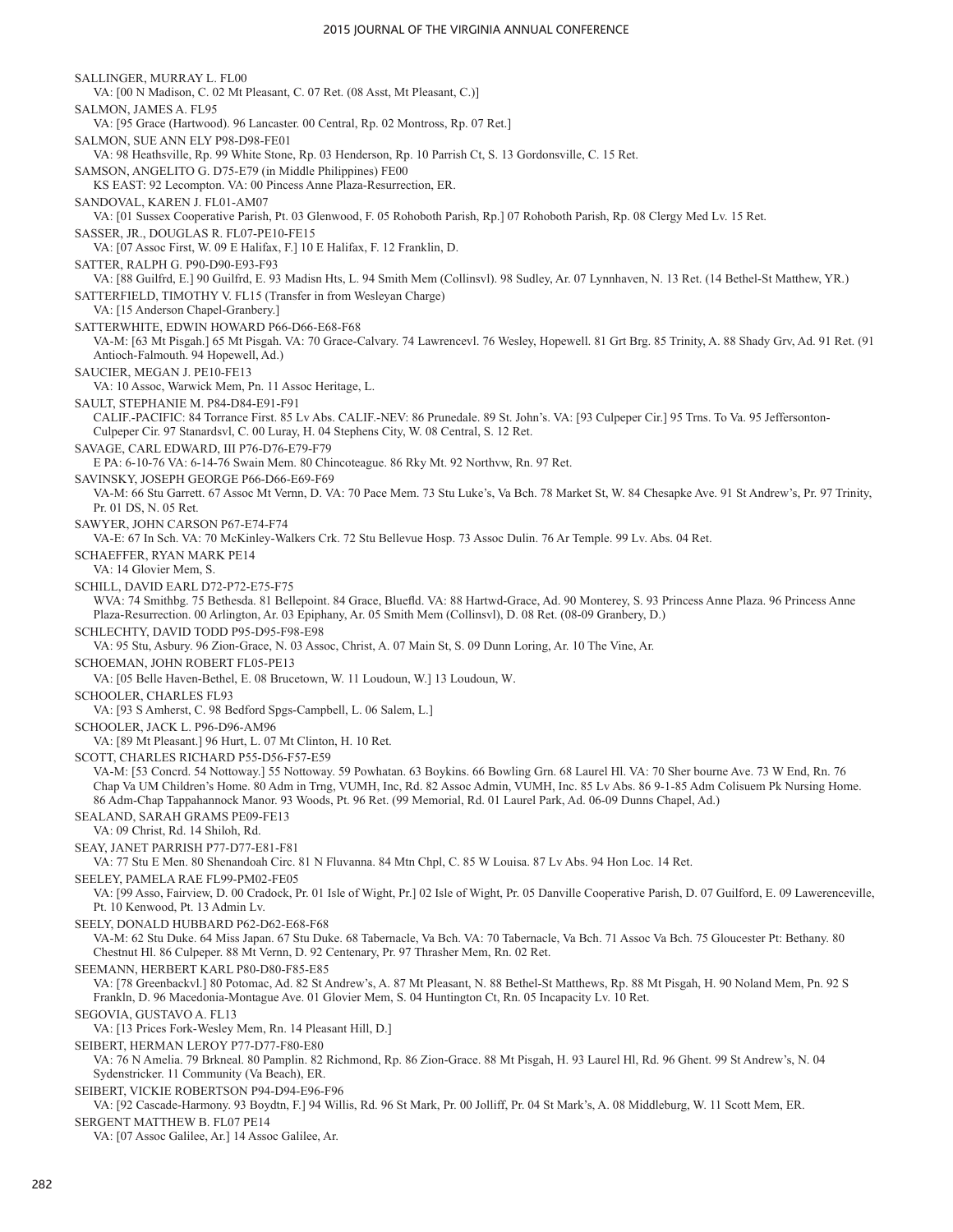SALLINGER, MURRAY L. FL00
VA: [00 N Madison, C. 02 Mt Pleasant, C. 07 Ret. (08 Asst, Mt Pleasant, C.)]

SALMON, JAMES A. FL95
VA: [95 Grace (Hartwood). 96 Lancaster. 00 Central, Rp. 02 Montross, Rp. 07 Ret.]

SALMON, SUE ANN ELY P98-D98-FE01
VA: 98 Heathsville, Rp. 99 White Stone, Rp. 03 Henderson, Rp. 10 Parrish Ct, S. 13 Gordonsville, C. 15 Ret.

SAMSON, ANGELITO G. D75-E79 (in Middle Philippines) FE00
KS EAST: 92 Lecompton. VA: 00 Pincess Anne Plaza-Resurrection, ER.

SANDOVAL, KAREN J. FL01-AM07
VA: [01 Sussex Cooperative Parish, Pt. 03 Glenwood, F. 05 Rohoboth Parish, Rp.] 07 Rohoboth Parish, Rp. 08 Clergy Med Lv. 15 Ret.

SASSER, JR., DOUGLAS R. FL07-PE10-FE15
VA: [07 Assoc First, W. 09 E Halifax, F.] 10 E Halifax, F. 12 Franklin, D.

SATTER, RALPH G. P90-D90-E93-F93
VA: [88 Guilfrd, E.] 90 Guilfrd, E. 93 Madisn Hts, L. 94 Smith Mem (Collinsvl). 98 Sudley, Ar. 07 Lynnhaven, N. 13 Ret. (14 Bethel-St Matthew, YR.)

SATTERFIELD, TIMOTHY V. FL15 (Transfer in from Wesleyan Charge)
VA: [15 Anderson Chapel-Granbery.]

SATTERWHITE, EDWIN HOWARD P66-D66-E68-F68
VA-M: [63 Mt Pisgah.] 65 Mt Pisgah. VA: 70 Grace-Calvary. 74 Lawrencevl. 76 Wesley, Hopewell. 81 Grt Brg. 85 Trinity, A. 88 Shady Grv, Ad. 91 Ret. (91 Antioch-Falmouth. 94 Hopewell, Ad.)

SAUCIER, MEGAN J. PE10-FE13
VA: 10 Assoc, Warwick Mem, Pn. 11 Assoc Heritage, L.

SAULT, STEPHANIE M. P84-D84-E91-F91
CALIF.-PACIFIC: 84 Torrance First. 85 Lv Abs. CALIF.-NEV: 86 Prunedale. 89 St. John's. VA: [93 Culpeper Cir.] 95 Trns. To Va. 95 Jeffersonton-Culpeper Cir. 97 Stanardsvl, C. 00 Luray, H. 04 Stephens City, W. 08 Central, S. 12 Ret.

SAVAGE, CARL EDWARD, III P76-D76-E79-F79
E PA: 6-10-76 VA: 6-14-76 Swain Mem. 80 Chincoteague. 86 Rky Mt. 92 Northvw, Rn. 97 Ret.

SAVINSKY, JOSEPH GEORGE P66-D66-E69-F69
VA-M: 66 Stu Garrett. 67 Assoc Mt Vernn, D. VA: 70 Pace Mem. 73 Stu Luke's, Va Bch. 78 Market St, W. 84 Chesapke Ave. 91 St Andrew's, Pr. 97 Trinity, Pr. 01 DS, N. 05 Ret.

SAWYER, JOHN CARSON P67-E74-F74
VA-E: 67 In Sch. VA: 70 McKinley-Walkers Crk. 72 Stu Bellevue Hosp. 73 Assoc Dulin. 76 Ar Temple. 99 Lv. Abs. 04 Ret.

SCHAEFFER, RYAN MARK PE14
VA: 14 Glovier Mem, S.

SCHILL, DAVID EARL D72-P72-E75-F75
WVA: 74 Smithbg. 75 Bethesda. 81 Bellepoint. 84 Grace, Blufld. VA: 88 Hartwd-Grace, Ad. 90 Monterey, S. 93 Princess Anne Plaza. 96 Princess Anne Plaza-Resurrection. 00 Arlington, Ar. 03 Epiphany, Ar. 05 Smith Mem (Collinsvl), D. 08 Ret. (08-09 Granbery, D.)

SCHLECHTY, DAVID TODD P95-D95-F98-E98
VA: 95 Stu, Asbury. 96 Zion-Grace, N. 03 Assoc, Christ, A. 07 Main St, S. 09 Dunn Loring, Ar. 10 The Vine, Ar.

SCHOEMAN, JOHN ROBERT FL05-PE13
VA: [05 Belle Haven-Bethel, E. 08 Brucetown, W. 11 Loudoun, W.] 13 Loudoun, W.

SCHOOLER, CHARLES FL93
VA: [93 S Amherst, C. 98 Bedford Spgs-Campbell, L. 06 Salem, L.]

SCHOOLER, JACK L. P96-D96-AM96
VA: [89 Mt Pleasant.] 96 Hurt, L. 07 Mt Clinton, H. 10 Ret.

SCOTT, CHARLES RICHARD P55-D56-F57-E59
VA-M: [53 Concrd. 54 Nottoway.] 55 Nottoway. 59 Powhatan. 63 Boykins. 66 Bowling Grn. 68 Laurel Hl. VA: 70 Sher bourne Ave. 73 W End, Rn. 76 Chap Va UM Children's Home. 80 Adm in Trng, VUMH, Inc, Rd. 82 Assoc Admin, VUMH, Inc. 85 Lv Abs. 86 9-1-85 Adm Colisuem Pk Nursing Home. 86 Adm-Chap Tappahannock Manor. 93 Woods, Pt. 96 Ret. (99 Memorial, Rd. 01 Laurel Park, Ad. 06-09 Dunns Chapel, Ad.)

SEALAND, SARAH GRAMS PE09-FE13
VA: 09 Christ, Rd. 14 Shiloh, Rd.

SEAY, JANET PARRISH P77-D77-E81-F81
VA: 77 Stu E Men. 80 Shenandoah Circ. 81 N Fluvanna. 84 Mtn Chpl, C. 85 W Louisa. 87 Lv Abs. 94 Hon Loc. 14 Ret.

SEELEY, PAMELA RAE FL99-PM02-FE05
VA: [99 Asso, Fairview, D. 00 Cradock, Pr. 01 Isle of Wight, Pr.] 02 Isle of Wight, Pr. 05 Danville Cooperative Parish, D. 07 Guilford, E. 09 Lawerenceville, Pt. 10 Kenwood, Pt. 13 Admin Lv.

SEELY, DONALD HUBBARD P62-D62-E68-F68
VA-M: 62 Stu Duke. 64 Miss Japan. 67 Stu Duke. 68 Tabernacle, Va Bch. VA: 70 Tabernacle, Va Bch. 71 Assoc Va Bch. 75 Gloucester Pt: Bethany. 80 Chestnut Hl. 86 Culpeper. 88 Mt Vernn, D. 92 Centenary, Pr. 97 Thrasher Mem, Rn. 02 Ret.

SEEMANN, HERBERT KARL P80-D80-F85-E85
VA: [78 Greenbackvl.] 80 Potomac, Ad. 82 St Andrew's, A. 87 Mt Pleasant, N. 88 Bethel-St Matthews, Rp. 88 Mt Pisgah, H. 90 Noland Mem, Pn. 92 S Frankln, D. 96 Macedonia-Montague Ave. 01 Glovier Mem, S. 04 Huntington Ct, Rn. 05 Incapacity Lv. 10 Ret.

SEGOVIA, GUSTAVO A. FL13
VA: [13 Prices Fork-Wesley Mem, Rn. 14 Pleasant Hill, D.]

SEIBERT, HERMAN LEROY P77-D77-F80-E80
VA: 76 N Amelia. 79 Brkneal. 80 Pamplin. 82 Richmond, Rp. 86 Zion-Grace. 88 Mt Pisgah, H. 93 Laurel Hl, Rd. 96 Ghent. 99 St Andrew's, N. 04 Sydenstricker. 11 Community (Va Beach), ER.

SEIBERT, VICKIE ROBERTSON P94-D94-E96-F96
VA: [92 Cascade-Harmony. 93 Boydtn, F.] 94 Willis, Rd. 96 St Mark, Pr. 00 Jolliff, Pr. 04 St Mark's, A. 08 Middleburg, W. 11 Scott Mem, ER.

SERGENT MATTHEW B. FL07 PE14
VA: [07 Assoc Galilee, Ar.] 14 Assoc Galilee, Ar.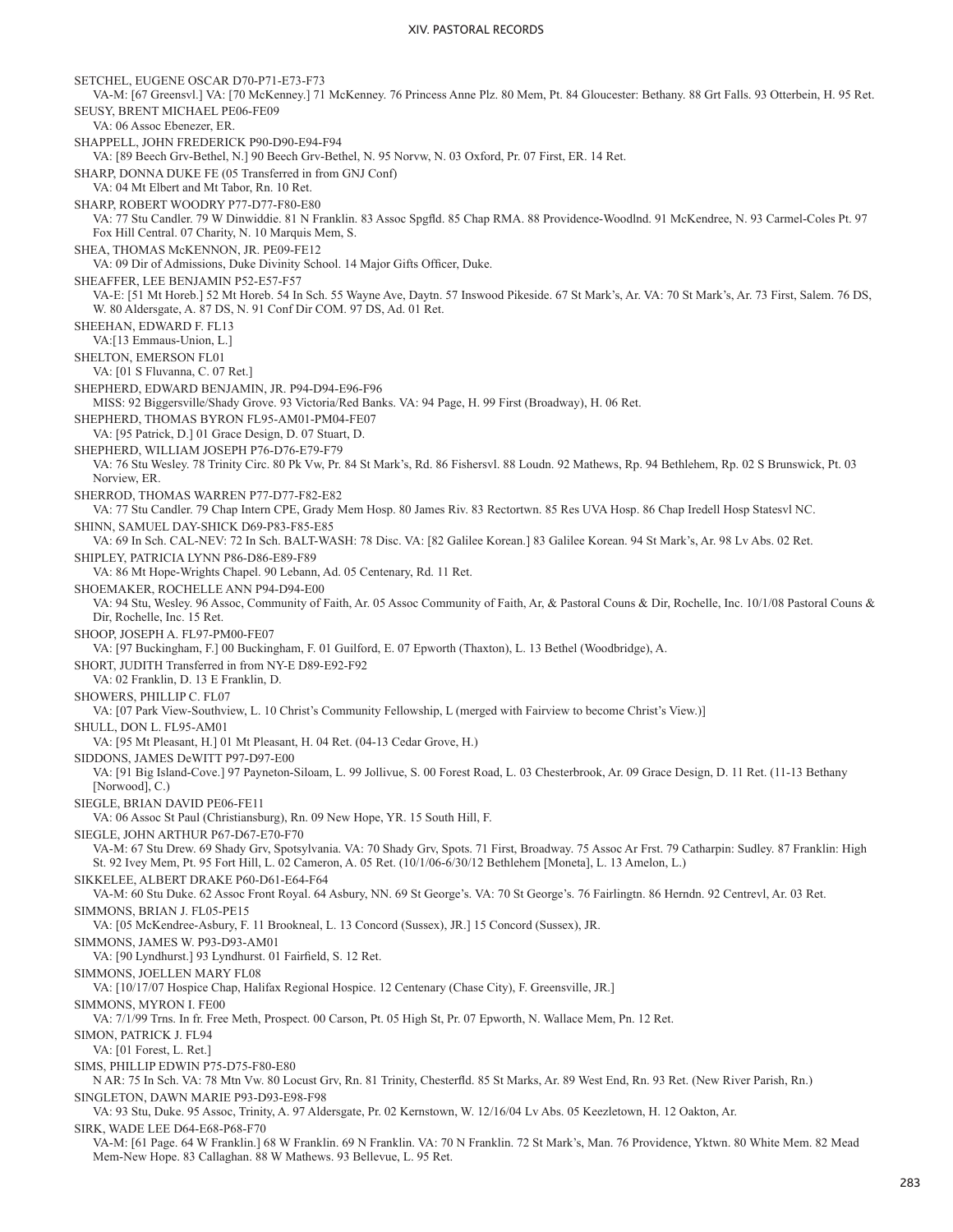SETCHEL, EUGENE OSCAR D70-P71-E73-F73
VA-M: [67 Greensvl.] VA: [70 McKenney.] 71 McKenney. 76 Princess Anne Plz. 80 Mem, Pt. 84 Gloucester: Bethany. 88 Grt Falls. 93 Otterbein, H. 95 Ret.

SEUSY, BRENT MICHAEL PE06-FE09
VA: 06 Assoc Ebenezer, ER.

SHAPPELL, JOHN FREDERICK P90-D90-E94-F94
VA: [89 Beech Grv-Bethel, N.] 90 Beech Grv-Bethel, N. 95 Norvw, N. 03 Oxford, Pr. 07 First, ER. 14 Ret.

SHARP, DONNA DUKE FE (05 Transferred in from GNJ Conf)
VA: 04 Mt Elbert and Mt Tabor, Rn. 10 Ret.

SHARP, ROBERT WOODRY P77-D77-F80-E80
VA: 77 Stu Candler. 79 W Dinwiddie. 81 N Franklin. 83 Assoc Spgfld. 85 Chap RMA. 88 Providence-Woodlnd. 91 McKendree, N. 93 Carmel-Coles Pt. 97 Fox Hill Central. 07 Charity, N. 10 Marquis Mem, S.

SHEA, THOMAS McKENNON, JR. PE09-FE12
VA: 09 Dir of Admissions, Duke Divinity School. 14 Major Gifts Officer, Duke.

SHEAFFER, LEE BENJAMIN P52-E57-F57
VA-E: [51 Mt Horeb.] 52 Mt Horeb. 54 In Sch. 55 Wayne Ave, Daytn. 57 Inswood Pikeside. 67 St Mark's, Ar. VA: 70 St Mark's, Ar. 73 First, Salem. 76 DS, W. 80 Aldersgate, A. 87 DS, N. 91 Conf Dir COM. 97 DS, Ad. 01 Ret.

SHEEHAN, EDWARD F. FL13
VA:[13 Emmaus-Union, L.]

SHELTON, EMERSON FL01
VA: [01 S Fluvanna, C. 07 Ret.]

SHEPHERD, EDWARD BENJAMIN, JR. P94-D94-E96-F96
MISS: 92 Biggersville/Shady Grove. 93 Victoria/Red Banks. VA: 94 Page, H. 99 First (Broadway), H. 06 Ret.

SHEPHERD, THOMAS BYRON FL95-AM01-PM04-FE07
VA: [95 Patrick, D.] 01 Grace Design, D. 07 Stuart, D.

SHEPHERD, WILLIAM JOSEPH P76-D76-E79-F79
VA: 76 Stu Wesley. 78 Trinity Circ. 80 Pk Vw, Pr. 84 St Mark's, Rd. 86 Fishersvl. 88 Loudn. 92 Mathews, Rp. 94 Bethlehem, Rp. 02 S Brunswick, Pt. 03 Norview, ER.

SHERROD, THOMAS WARREN P77-D77-F82-E82
VA: 77 Stu Candler. 79 Chap Intern CPE, Grady Mem Hosp. 80 James Riv. 83 Rectortwn. 85 Res UVA Hosp. 86 Chap Iredell Hosp Statesvl NC.

SHINN, SAMUEL DAY-SHICK D69-P83-F85-E85
VA: 69 In Sch. CAL-NEV: 72 In Sch. BALT-WASH: 78 Disc. VA: [82 Galilee Korean.] 83 Galilee Korean. 94 St Mark's, Ar. 98 Lv Abs. 02 Ret.

SHIPLEY, PATRICIA LYNN P86-D86-E89-F89
VA: 86 Mt Hope-Wrights Chapel. 90 Lebann, Ad. 05 Centenary, Rd. 11 Ret.

SHOEMAKER, ROCHELLE ANN P94-D94-E00
VA: 94 Stu, Wesley. 96 Assoc, Community of Faith, Ar. 05 Assoc Community of Faith, Ar, & Pastoral Couns & Dir, Rochelle, Inc. 10/1/08 Pastoral Couns & Dir, Rochelle, Inc. 15 Ret.

SHOOP, JOSEPH A. FL97-PM00-FE07
VA: [97 Buckingham, F.] 00 Buckingham, F. 01 Guilford, E. 07 Epworth (Thaxton), L. 13 Bethel (Woodbridge), A.

SHORT, JUDITH Transferred in from NY-E D89-E92-F92
VA: 02 Franklin, D. 13 E Franklin, D.

SHOWERS, PHILLIP C. FL07
VA: [07 Park View-Southview, L. 10 Christ's Community Fellowship, L (merged with Fairview to become Christ's View.)]

SHULL, DON L. FL95-AM01
VA: [95 Mt Pleasant, H.] 01 Mt Pleasant, H. 04 Ret. (04-13 Cedar Grove, H.)

SIDDONS, JAMES DeWITT P97-D97-E00
VA: [91 Big Island-Cove.] 97 Payneton-Siloam, L. 99 Jollivue, S. 00 Forest Road, L. 03 Chesterbrook, Ar. 09 Grace Design, D. 11 Ret. (11-13 Bethany [Norwood], C.)

SIEGLE, BRIAN DAVID PE06-FE11
VA: 06 Assoc St Paul (Christiansburg), Rn. 09 New Hope, YR. 15 South Hill, F.

SIEGLE, JOHN ARTHUR P67-D67-E70-F70
VA-M: 67 Stu Drew. 69 Shady Grv, Spotsylvania. VA: 70 Shady Grv, Spots. 71 First, Broadway. 75 Assoc Ar Frst. 79 Catharpin: Sudley. 87 Franklin: High St. 92 Ivey Mem, Pt. 95 Fort Hill, L. 02 Cameron, A. 05 Ret. (10/1/06-6/30/12 Bethlehem [Moneta], L. 13 Amelon, L.)

SIKKELEE, ALBERT DRAKE P60-D61-E64-F64
VA-M: 60 Stu Duke. 62 Assoc Front Royal. 64 Asbury, NN. 69 St George's. VA: 70 St George's. 76 Fairlingtn. 86 Herndn. 92 Centrevl, Ar. 03 Ret.

SIMMONS, BRIAN J. FL05-PE15
VA: [05 McKendree-Asbury, F. 11 Brookneal, L. 13 Concord (Sussex), JR.] 15 Concord (Sussex), JR.

SIMMONS, JAMES W. P93-D93-AM01
VA: [90 Lyndhurst.] 93 Lyndhurst. 01 Fairfield, S. 12 Ret.

SIMMONS, JOELLEN MARY FL08
VA: [10/17/07 Hospice Chap, Halifax Regional Hospice. 12 Centenary (Chase City), F. Greensville, JR.]

SIMMONS, MYRON I. FE00
VA: 7/1/99 Trns. In fr. Free Meth, Prospect. 00 Carson, Pt. 05 High St, Pr. 07 Epworth, N. Wallace Mem, Pn. 12 Ret.

SIMON, PATRICK J. FL94
VA: [01 Forest, L. Ret.]

SIMS, PHILLIP EDWIN P75-D75-F80-E80
N AR: 75 In Sch. VA: 78 Mtn Vw. 80 Locust Grv, Rn. 81 Trinity, Chesterfld. 85 St Marks, Ar. 89 West End, Rn. 93 Ret. (New River Parish, Rn.)

SINGLETON, DAWN MARIE P93-D93-E98-F98
VA: 93 Stu, Duke. 95 Assoc, Trinity, A. 97 Aldersgate, Pr. 02 Kernstown, W. 12/16/04 Lv Abs. 05 Keezletown, H. 12 Oakton, Ar.

SIRK, WADE LEE D64-E68-P68-F70
VA-M: [61 Page. 64 W Franklin.] 68 W Franklin. 69 N Franklin. VA: 70 N Franklin. 72 St Mark's, Man. 76 Providence, Yktwn. 80 White Mem. 82 Mead Mem-New Hope. 83 Callaghan. 88 W Mathews. 93 Bellevue, L. 95 Ret.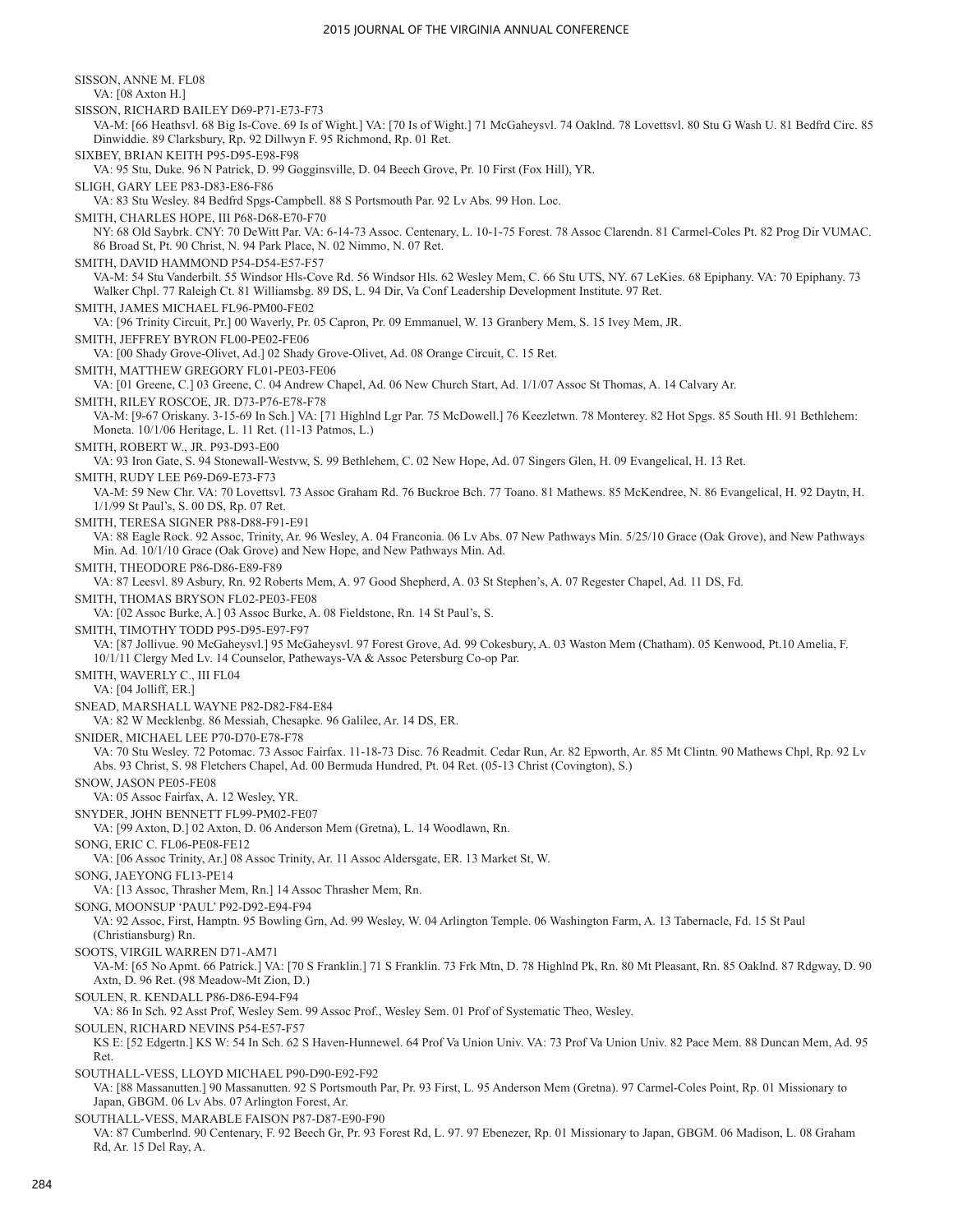SISSON, ANNE M. FL08
VA: [08 Axton H.]

SISSON, RICHARD BAILEY D69-P71-E73-F73
VA-M: [66 Heathsvl. 68 Big Is-Cove. 69 Is of Wight.] VA: [70 Is of Wight.] 71 McGaheysvl. 74 Oaklnd. 78 Lovettsvl. 80 Stu G Wash U. 81 Bedfrd Circ. 85 Dinwiddie. 89 Clarksbury, Rp. 92 Dillwyn F. 95 Richmond, Rp. 01 Ret.

SIXBEY, BRIAN KEITH P95-D95-E98-F98
VA: 95 Stu, Duke. 96 N Patrick, D. 99 Gogginsville, D. 04 Beech Grove, Pr. 10 First (Fox Hill), YR.

SLIGH, GARY LEE P83-D83-E86-F86
VA: 83 Stu Wesley. 84 Bedfrd Spgs-Campbell. 88 S Portsmouth Par. 92 Lv Abs. 99 Hon. Loc.

SMITH, CHARLES HOPE, III P68-D68-E70-F70
NY: 68 Old Saybrk. CNY: 70 DeWitt Par. VA: 6-14-73 Assoc. Centenary, L. 10-1-75 Forest. 78 Assoc Clarendn. 81 Carmel-Coles Pt. 82 Prog Dir VUMAC. 86 Broad St, Pt. 90 Christ, N. 94 Park Place, N. 02 Nimmo, N. 07 Ret.

SMITH, DAVID HAMMOND P54-D54-E57-F57
VA-M: 54 Stu Vanderbilt. 55 Windsor Hls-Cove Rd. 56 Windsor Hls. 62 Wesley Mem, C. 66 Stu UTS, NY. 67 LeKies. 68 Epiphany. VA: 70 Epiphany. 73 Walker Chpl. 77 Raleigh Ct. 81 Williamsbg. 89 DS, L. 94 Dir, Va Conf Leadership Development Institute. 97 Ret.

SMITH, JAMES MICHAEL FL96-PM00-FE02
VA: [96 Trinity Circuit, Pr.] 00 Waverly, Pr. 05 Capron, Pr. 09 Emmanuel, W. 13 Granbery Mem, S. 15 Ivey Mem, JR.

SMITH, JEFFREY BYRON FL00-PE02-FE06
VA: [00 Shady Grove-Olivet, Ad.] 02 Shady Grove-Olivet, Ad. 08 Orange Circuit, C. 15 Ret.

SMITH, MATTHEW GREGORY FL01-PE03-FE06
VA: [01 Greene, C.] 03 Greene, C. 04 Andrew Chapel, Ad. 06 New Church Start, Ad. 1/1/07 Assoc St Thomas, A. 14 Calvary Ar.

SMITH, RILEY ROSCOE, JR. D73-P76-E78-F78
VA-M: [9-67 Oriskany. 3-15-69 In Sch.] VA: [71 Highlnd Lgr Par. 75 McDowell.] 76 Keezletwn. 78 Monterey. 82 Hot Spgs. 85 South Hl. 91 Bethlehem: Moneta. 10/1/06 Heritage, L. 11 Ret. (11-13 Patmos, L.)

SMITH, ROBERT W., JR. P93-D93-E00
VA: 93 Iron Gate, S. 94 Stonewall-Westvw, S. 99 Bethlehem, C. 02 New Hope, Ad. 07 Singers Glen, H. 09 Evangelical, H. 13 Ret.

SMITH, RUDY LEE P69-D69-E73-F73
VA-M: 59 New Chr. VA: 70 Lovettsvl. 73 Assoc Graham Rd. 76 Buckroe Bch. 77 Toano. 81 Mathews. 85 McKendree, N. 86 Evangelical, H. 92 Daytn, H. 1/1/99 St Paul's, S. 00 DS, Rp. 07 Ret.

SMITH, TERESA SIGNER P88-D88-F91-E91
VA: 88 Eagle Rock. 92 Assoc, Trinity, Ar. 96 Wesley, A. 04 Franconia. 06 Lv Abs. 07 New Pathways Min. 5/25/10 Grace (Oak Grove), and New Pathways Min. Ad. 10/1/10 Grace (Oak Grove) and New Hope, and New Pathways Min. Ad.

SMITH, THEODORE P86-D86-E89-F89
VA: 87 Leesvl. 89 Asbury, Rn. 92 Roberts Mem, A. 97 Good Shepherd, A. 03 St Stephen's, A. 07 Regester Chapel, Ad. 11 DS, Fd.

SMITH, THOMAS BRYSON FL02-PE03-FE08
VA: [02 Assoc Burke, A.] 03 Assoc Burke, A. 08 Fieldstone, Rn. 14 St Paul's, S.

SMITH, TIMOTHY TODD P95-D95-E97-F97
VA: [87 Jollivue. 90 McGaheysvl.] 95 McGaheysvl. 97 Forest Grove, Ad. 99 Cokesbury, A. 03 Waston Mem (Chatham). 05 Kenwood, Pt.10 Amelia, F. 10/1/11 Clergy Med Lv. 14 Counselor, Patheways-VA & Assoc Petersburg Co-op Par.

SMITH, WAVERLY C., III FL04
VA: [04 Jolliff, ER.]

SNEAD, MARSHALL WAYNE P82-D82-F84-E84
VA: 82 W Mecklenbg. 86 Messiah, Chesapke. 96 Galilee, Ar. 14 DS, ER.

SNIDER, MICHAEL LEE P70-D70-E78-F78
VA: 70 Stu Wesley. 72 Potomac. 73 Assoc Fairfax. 11-18-73 Disc. 76 Readmit. Cedar Run, Ar. 82 Epworth, Ar. 85 Mt Clintn. 90 Mathews Chpl, Rp. 92 Lv Abs. 93 Christ, S. 98 Fletchers Chapel, Ad. 00 Bermuda Hundred, Pt. 04 Ret. (05-13 Christ (Covington), S.)

SNOW, JASON PE05-FE08
VA: 05 Assoc Fairfax, A. 12 Wesley, YR.

SNYDER, JOHN BENNETT FL99-PM02-FE07
VA: [99 Axton, D.] 02 Axton, D. 06 Anderson Mem (Gretna), L. 14 Woodlawn, Rn.

SONG, ERIC C. FL06-PE08-FE12
VA: [06 Assoc Trinity, Ar.] 08 Assoc Trinity, Ar. 11 Assoc Aldersgate, ER. 13 Market St, W.

SONG, JAEYONG FL13-PE14
VA: [13 Assoc, Thrasher Mem, Rn.] 14 Assoc Thrasher Mem, Rn.

SONG, MOONSUP 'PAUL' P92-D92-E94-F94
VA: 92 Assoc, First, Hamptn. 95 Bowling Grn, Ad. 99 Wesley, W. 04 Arlington Temple. 06 Washington Farm, A. 13 Tabernacle, Fd. 15 St Paul (Christiansburg) Rn.

SOOTS, VIRGIL WARREN D71-AM71
VA-M: [65 No Apmt. 66 Patrick.] VA: [70 S Franklin.] 71 S Franklin. 73 Frk Mtn, D. 78 Highlnd Pk, Rn. 80 Mt Pleasant, Rn. 85 Oaklnd. 87 Rdgway, D. 90 Axtn, D. 96 Ret. (98 Meadow-Mt Zion, D.)

SOULEN, R. KENDALL P86-D86-E94-F94
VA: 86 In Sch. 92 Asst Prof, Wesley Sem. 99 Assoc Prof., Wesley Sem. 01 Prof of Systematic Theo, Wesley.

SOULEN, RICHARD NEVINS P54-E57-F57
KS E: [52 Edgertn.] KS W: 54 In Sch. 62 S Haven-Hunnewel. 64 Prof Va Union Univ. VA: 73 Prof Va Union Univ. 82 Pace Mem. 88 Duncan Mem, Ad. 95 Ret.

SOUTHALL-VESS, LLOYD MICHAEL P90-D90-E92-F92
VA: [88 Massanutten.] 90 Massanutten. 92 S Portsmouth Par, Pr. 93 First, L. 95 Anderson Mem (Gretna). 97 Carmel-Coles Point, Rp. 01 Missionary to Japan, GBGM. 06 Lv Abs. 07 Arlington Forest, Ar.

SOUTHALL-VESS, MARABLE FAISON P87-D87-E90-F90
VA: 87 Cumberlnd. 90 Centenary, F. 92 Beech Gr, Pr. 93 Forest Rd, L. 97. 97 Ebenezer, Rp. 01 Missionary to Japan, GBGM. 06 Madison, L. 08 Graham Rd, Ar. 15 Del Ray, A.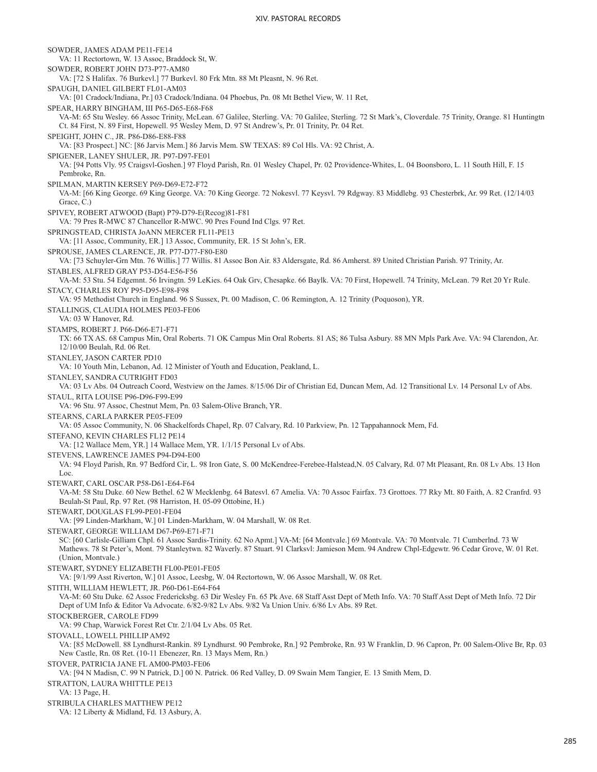SOWDER, JAMES ADAM PE11-FE14
VA: 11 Rectortown, W. 13 Assoc, Braddock St, W.

SOWDER, ROBERT JOHN D73-P77-AM80
VA: [72 S Halifax. 76 Burkevl.] 77 Burkevl. 80 Frk Mtn. 88 Mt Pleasnt, N. 96 Ret.

SPAUGH, DANIEL GILBERT FL01-AM03
VA: [01 Cradock/Indiana, Pr.] 03 Cradock/Indiana. 04 Phoebus, Pn. 08 Mt Bethel View, W. 11 Ret,

SPEAR, HARRY BINGHAM, III P65-D65-E68-F68
VA-M: 65 Stu Wesley. 66 Assoc Trinity, McLean. 67 Galilee, Sterling. VA: 70 Galilee, Sterling. 72 St Mark's, Cloverdale. 75 Trinity, Orange. 81 Huntingtn Ct. 84 First, N. 89 First, Hopewell. 95 Wesley Mem, D. 97 St Andrew's, Pr. 01 Trinity, Pr. 04 Ret.

SPEIGHT, JOHN C., JR. P86-D86-E88-F88
VA: [83 Prospect.] NC: [86 Jarvis Mem.] 86 Jarvis Mem. SW TEXAS: 89 Col Hls. VA: 92 Christ, A.

SPIGENER, LANEY SHULER, JR. P97-D97-FE01
VA: [94 Potts Vly. 95 Craigsvl-Goshen.] 97 Floyd Parish, Rn. 01 Wesley Chapel, Pr. 02 Providence-Whites, L. 04 Boonsboro, L. 11 South Hill, F. 15 Pembroke, Rn.

SPILMAN, MARTIN KERSEY P69-D69-E72-F72
VA-M: [66 King George. 69 King George. VA: 70 King George. 72 Nokesvl. 77 Keysvl. 79 Rdgway. 83 Middlebg. 93 Chesterbrk, Ar. 99 Ret. (12/14/03 Grace, C.)

SPIVEY, ROBERT ATWOOD (Bapt) P79-D79-E(Recog)81-F81
VA: 79 Pres R-MWC 87 Chancellor R-MWC. 90 Pres Found Ind Clgs. 97 Ret.

SPRINGSTEAD, CHRISTA JoANN MERCER FL11-PE13
VA: [11 Assoc, Community, ER.] 13 Assoc, Community, ER. 15 St John's, ER.

SPROUSE, JAMES CLARENCE, JR. P77-D77-F80-E80
VA: [73 Schuyler-Grn Mtn. 76 Willis.] 77 Willis. 81 Assoc Bon Air. 83 Aldersgate, Rd. 86 Amherst. 89 United Christian Parish. 97 Trinity, Ar.

STABLES, ALFRED GRAY P53-D54-E56-F56
VA-M: 53 Stu. 54 Edgemnt. 56 Irvingtn. 59 LeKies. 64 Oak Grv, Chesapke. 66 Baylk. VA: 70 First, Hopewell. 74 Trinity, McLean. 79 Ret 20 Yr Rule.

STACY, CHARLES ROY P95-D95-E98-F98
VA: 95 Methodist Church in England. 96 S Sussex, Pt. 00 Madison, C. 06 Remington, A. 12 Trinity (Poquoson), YR.

STALLINGS, CLAUDIA HOLMES PE03-FE06
VA: 03 W Hanover, Rd.

STAMPS, ROBERT J. P66-D66-E71-F71
TX: 66 TX AS. 68 Campus Min, Oral Roberts. 71 OK Campus Min Oral Roberts. 81 AS; 86 Tulsa Asbury. 88 MN Mpls Park Ave. VA: 94 Clarendon, Ar. 12/10/00 Beulah, Rd. 06 Ret.

STANLEY, JASON CARTER PD10
VA: 10 Youth Min, Lebanon, Ad. 12 Minister of Youth and Education, Peakland, L.

STANLEY, SANDRA CUTRIGHT FD03
VA: 03 Lv Abs. 04 Outreach Coord, Westview on the James. 8/15/06 Dir of Christian Ed, Duncan Mem, Ad. 12 Transitional Lv. 14 Personal Lv of Abs.

STAUL, RITA LOUISE P96-D96-F99-E99
VA: 96 Stu. 97 Assoc, Chestnut Mem, Pn. 03 Salem-Olive Branch, YR.

STEARNS, CARLA PARKER PE05-FE09
VA: 05 Assoc Community, N. 06 Shackelfords Chapel, Rp. 07 Calvary, Rd. 10 Parkview, Pn. 12 Tappahannock Mem, Fd.

STEFANO, KEVIN CHARLES FL12 PE14
VA: [12 Wallace Mem, YR.] 14 Wallace Mem, YR. 1/1/15 Personal Lv of Abs.

STEVENS, LAWRENCE JAMES P94-D94-E00
VA: 94 Floyd Parish, Rn. 97 Bedford Cir, L. 98 Iron Gate, S. 00 McKendree-Ferebee-Halstead,N. 05 Calvary, Rd. 07 Mt Pleasant, Rn. 08 Lv Abs. 13 Hon Loc.

STEWART, CARL OSCAR P58-D61-E64-F64
VA-M: 58 Stu Duke. 60 New Bethel. 62 W Mecklenbg. 64 Batesvl. 67 Amelia. VA: 70 Assoc Fairfax. 73 Grottoes. 77 Rky Mt. 80 Faith, A. 82 Cranfrd. 93 Beulah-St Paul, Rp. 97 Ret. (98 Harriston, H. 05-09 Ottobine, H.)

STEWART, DOUGLAS FL99-PE01-FE04
VA: [99 Linden-Markham, W.] 01 Linden-Markham, W. 04 Marshall, W. 08 Ret.

STEWART, GEORGE WILLIAM D67-P69-E71-F71
SC: [60 Carlisle-Gilliam Chpl. 61 Assoc Sardis-Trinity. 62 No Apmt.] VA-M: [64 Montvale.] 69 Montvale. VA: 70 Montvale. 71 Cumberlnd. 73 W Mathews. 78 St Peter's, Mont. 79 Stanleytwn. 82 Waverly. 87 Stuart. 91 Clarksvl: Jamieson Mem. 94 Andrew Chpl-Edgewtr. 96 Cedar Grove, W. 01 Ret. (Union, Montvale.)

STEWART, SYDNEY ELIZABETH FL00-PE01-FE05
VA: [9/1/99 Asst Riverton, W.] 01 Assoc, Leesbg, W. 04 Rectortown, W. 06 Assoc Marshall, W. 08 Ret.

STITH, WILLIAM HEWLETT, JR. P60-D61-E64-F64
VA-M: 60 Stu Duke. 62 Assoc Fredericksbg. 63 Dir Wesley Fn. 65 Pk Ave. 68 Staff Asst Dept of Meth Info. VA: 70 Staff Asst Dept of Meth Info. 72 Dir Dept of UM Info & Editor Va Advocate. 6/82-9/82 Lv Abs. 9/82 Va Union Univ. 6/86 Lv Abs. 89 Ret.

STOCKBERGER, CAROLE FD99
VA: 99 Chap, Warwick Forest Ret Ctr. 2/1/04 Lv Abs. 05 Ret.

STOVALL, LOWELL PHILLIP AM92
VA: [85 McDowell. 88 Lyndhurst-Rankin. 89 Lyndhurst. 90 Pembroke, Rn.] 92 Pembroke, Rn. 93 W Franklin, D. 96 Capron, Pr. 00 Salem-Olive Br, Rp. 03 New Castle, Rn. 08 Ret. (10-11 Ebenezer, Rn. 13 Mays Mem, Rn.)

STOVER, PATRICIA JANE FL AM00-PM03-FE06
VA: [94 N Madisn, C. 99 N Patrick, D.] 00 N. Patrick. 06 Red Valley, D. 09 Swain Mem Tangier, E. 13 Smith Mem, D.

STRATTON, LAURA WHITTLE PE13
VA: 13 Page, H.

STRIBULA CHARLES MATTHEW PE12
VA: 12 Liberty & Midland, Fd. 13 Asbury, A.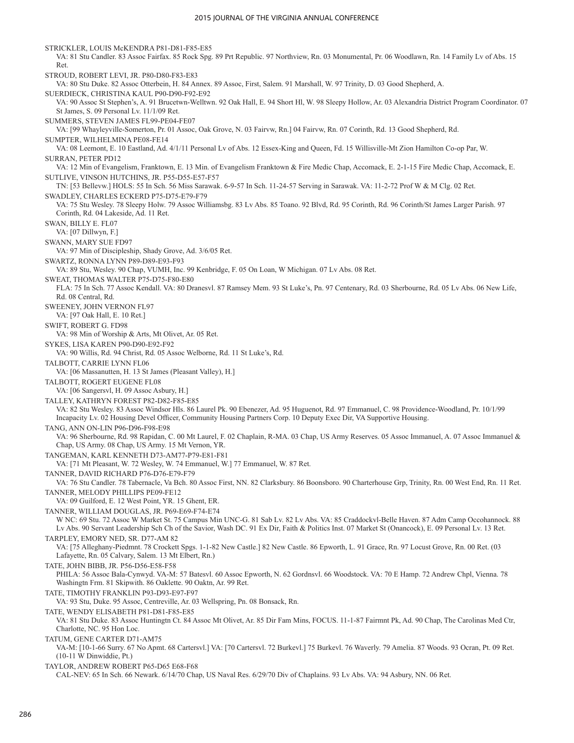STRICKLER, LOUIS McKENDRA P81-D81-F85-E85
VA: 81 Stu Candler. 83 Assoc Fairfax. 85 Rock Spg. 89 Prt Republic. 97 Northview, Rn. 03 Monumental, Pr. 06 Woodlawn, Rn. 14 Family Lv of Abs. 15 Ret.

STROUD, ROBERT LEVI, JR. P80-D80-F83-E83
VA: 80 Stu Duke. 82 Assoc Otterbein, H. 84 Annex. 89 Assoc, First, Salem. 91 Marshall, W. 97 Trinity, D. 03 Good Shepherd, A.

SUERDIECK, CHRISTINA KAUL P90-D90-F92-E92
VA: 90 Assoc St Stephen's, A. 91 Brucetwn-Welltwn. 92 Oak Hall, E. 94 Short Hl, W. 98 Sleepy Hollow, Ar. 03 Alexandria District Program Coordinator. 07 St James, S. 09 Personal Lv. 11/1/09 Ret.

SUMMERS, STEVEN JAMES FL99-PE04-FE07
VA: [99 Whayleyville-Somerton, Pr. 01 Assoc, Oak Grove, N. 03 Fairvw, Rn.] 04 Fairvw, Rn. 07 Corinth, Rd. 13 Good Shepherd, Rd.

SUMPTER, WILHELMINA PE08-FE14
VA: 08 Leemont, E. 10 Eastland, Ad. 4/1/11 Personal Lv of Abs. 12 Essex-King and Queen, Fd. 15 Willisville-Mt Zion Hamilton Co-op Par, W.

SURRAN, PETER PD12
VA: 12 Min of Evangelism, Franktown, E. 13 Min. of Evangelism Franktown & Fire Medic Chap, Accomack, E. 2-1-15 Fire Medic Chap, Accomack, E.

SUTLIVE, VINSON HUTCHINS, JR. P55-D55-E57-F57
TN: [53 Bellevw.] HOLS: 55 In Sch. 56 Miss Sarawak. 6-9-57 In Sch. 11-24-57 Serving in Sarawak. VA: 11-2-72 Prof W & M Clg. 02 Ret.

SWADLEY, CHARLES ECKERD P75-D75-E79-F79
VA: 75 Stu Wesley. 78 Sleepy Holw. 79 Assoc Williamsbg. 83 Lv Abs. 85 Toano. 92 Blvd, Rd. 95 Corinth, Rd. 96 Corinth/St James Larger Parish. 97 Corinth, Rd. 04 Lakeside, Ad. 11 Ret.

SWAN, BILLY E. FL07
VA: [07 Dillwyn, F.]

SWANN, MARY SUE FD97
VA: 97 Min of Discipleship, Shady Grove, Ad. 3/6/05 Ret.

SWARTZ, RONNA LYNN P89-D89-E93-F93
VA: 89 Stu, Wesley. 90 Chap, VUMH, Inc. 99 Kenbridge, F. 05 On Loan, W Michigan. 07 Lv Abs. 08 Ret.

SWEAT, THOMAS WALTER P75-D75-F80-E80
FLA: 75 In Sch. 77 Assoc Kendall. VA: 80 Dranesvl. 87 Ramsey Mem. 93 St Luke's, Pn. 97 Centenary, Rd. 03 Sherbourne, Rd. 05 Lv Abs. 06 New Life, Rd. 08 Central, Rd.

SWEENEY, JOHN VERNON FL97
VA: [97 Oak Hall, E. 10 Ret.]

SWIFT, ROBERT G. FD98
VA: 98 Min of Worship & Arts, Mt Olivet, Ar. 05 Ret.

SYKES, LISA KAREN P90-D90-E92-F92
VA: 90 Willis, Rd. 94 Christ, Rd. 05 Assoc Welborne, Rd. 11 St Luke's, Rd.

TALBOTT, CARRIE LYNN FL06
VA: [06 Massanutten, H. 13 St James (Pleasant Valley), H.]

TALBOTT, ROGERT EUGENE FL08
VA: [06 Sangersvl, H. 09 Assoc Asbury, H.]

TALLEY, KATHRYN FOREST P82-D82-F85-E85
VA: 82 Stu Wesley. 83 Assoc Windsor Hls. 86 Laurel Pk. 90 Ebenezer, Ad. 95 Huguenot, Rd. 97 Emmanuel, C. 98 Providence-Woodland, Pr. 10/1/99 Incapacity Lv. 02 Housing Devel Officer, Community Housing Partners Corp. 10 Deputy Exec Dir, VA Supportive Housing.

TANG, ANN ON-LIN P96-D96-F98-E98
VA: 96 Sherbourne, Rd. 98 Rapidan, C. 00 Mt Laurel, F. 02 Chaplain, R-MA. 03 Chap, US Army Reserves. 05 Assoc Immanuel, A. 07 Assoc Immanuel & Chap, US Army. 08 Chap, US Army. 15 Mt Vernon, YR.

TANGEMAN, KARL KENNETH D73-AM77-P79-E81-F81
VA: [71 Mt Pleasant, W. 72 Wesley, W. 74 Emmanuel, W.] 77 Emmanuel, W. 87 Ret.

TANNER, DAVID RICHARD P76-D76-E79-F79
VA: 76 Stu Candler. 78 Tabernacle, Va Bch. 80 Assoc First, NN. 82 Clarksbury. 86 Boonsboro. 90 Charterhouse Grp, Trinity, Rn. 00 West End, Rn. 11 Ret.

TANNER, MELODY PHILLIPS PE09-FE12
VA: 09 Guilford, E. 12 West Point, YR. 15 Ghent, ER.

TANNER, WILLIAM DOUGLAS, JR. P69-E69-F74-E74
W NC: 69 Stu. 72 Assoc W Market St. 75 Campus Min UNC-G. 81 Sab Lv. 82 Lv Abs. VA: 85 Craddockvl-Belle Haven. 87 Adm Camp Occohannock. 88 Lv Abs. 90 Servant Leadership Sch Ch of the Savior, Wash DC. 91 Ex Dir, Faith & Politics Inst. 07 Market St (Onancock), E. 09 Personal Lv. 13 Ret.

TARPLEY, EMORY NED, SR. D77-AM 82
VA: [75 Alleghany-Piedmnt. 78 Crockett Spgs. 1-1-82 New Castle.] 82 New Castle. 86 Epworth, L. 91 Grace, Rn. 97 Locust Grove, Rn. 00 Ret. (03 Lafayette, Rn. 05 Calvary, Salem. 13 Mt Elbert, Rn.)

TATE, JOHN BIBB, JR. P56-D56-E58-F58
PHILA: 56 Assoc Bala-Cynwyd. VA-M: 57 Batesvl. 60 Assoc Epworth, N. 62 Gordnsvl. 66 Woodstock. VA: 70 E Hamp. 72 Andrew Chpl, Vienna. 78 Washingtn Frm. 81 Skipwith. 86 Oaklette. 90 Oaktn, Ar. 99 Ret.

TATE, TIMOTHY FRANKLIN P93-D93-E97-F97
VA: 93 Stu, Duke. 95 Assoc, Centreville, Ar. 03 Wellspring, Pn. 08 Bonsack, Rn.

TATE, WENDY ELISABETH P81-D81-F85-E85
VA: 81 Stu Duke. 83 Assoc Huntingtn Ct. 84 Assoc Mt Olivet, Ar. 85 Dir Fam Mins, FOCUS. 11-1-87 Fairmnt Pk, Ad. 90 Chap, The Carolinas Med Ctr, Charlotte, NC. 95 Hon Loc.

TATUM, GENE CARTER D71-AM75
VA-M: [10-1-66 Surry. 67 No Apmt. 68 Cartersvl.] VA: [70 Cartersvl. 72 Burkevl.] 75 Burkevl. 76 Waverly. 79 Amelia. 87 Woods. 93 Ocran, Pt. 09 Ret. (10-11 W Dinwiddie, Pt.)

TAYLOR, ANDREW ROBERT P65-D65 E68-F68
CAL-NEV: 65 In Sch. 66 Newark. 6/14/70 Chap, US Naval Res. 6/29/70 Div of Chaplains. 93 Lv Abs. VA: 94 Asbury, NN. 06 Ret.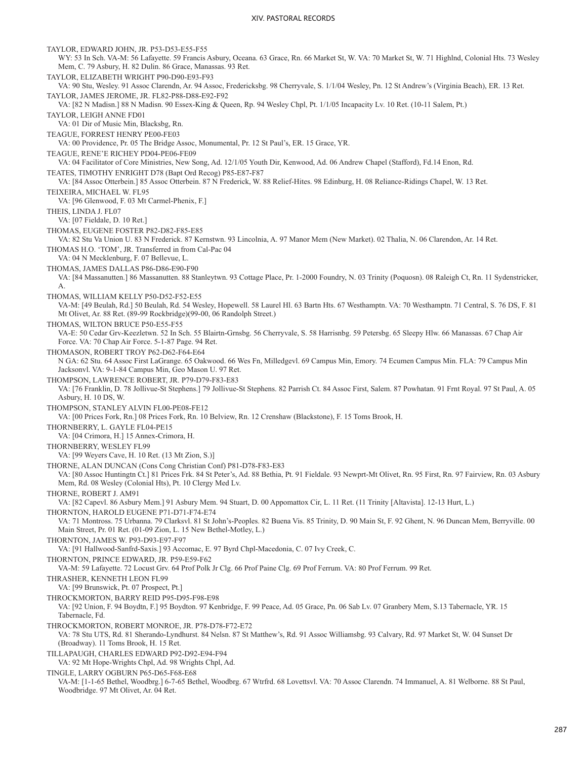TAYLOR, EDWARD JOHN, JR. P53-D53-E55-F55
WY: 53 In Sch. VA-M: 56 Lafayette. 59 Francis Asbury, Oceana. 63 Grace, Rn. 66 Market St, W. VA: 70 Market St, W. 71 Highlnd, Colonial Hts. 73 Wesley Mem, C. 79 Asbury, H. 82 Dulin. 86 Grace, Manassas. 93 Ret.

TAYLOR, ELIZABETH WRIGHT P90-D90-E93-F93
VA: 90 Stu, Wesley. 91 Assoc Clarendn, Ar. 94 Assoc, Fredericksbg. 98 Cherryvale, S. 1/1/04 Wesley, Pn. 12 St Andrew's (Virginia Beach), ER. 13 Ret.

TAYLOR, JAMES JEROME, JR. FL82-P88-D88-E92-F92
VA: [82 N Madisn.] 88 N Madisn. 90 Essex-King & Queen, Rp. 94 Wesley Chpl, Pt. 1/1/05 Incapacity Lv. 10 Ret. (10-11 Salem, Pt.)

TAYLOR, LEIGH ANNE FD01
VA: 01 Dir of Music Min, Blacksbg, Rn.

TEAGUE, FORREST HENRY PE00-FE03
VA: 00 Providence, Pr. 05 The Bridge Assoc, Monumental, Pr. 12 St Paul's, ER. 15 Grace, YR.

TEAGUE, RENE'E RICHEY PD04-PE06-FE09
VA: 04 Facilitator of Core Ministries, New Song, Ad. 12/1/05 Youth Dir, Kenwood, Ad. 06 Andrew Chapel (Stafford), Fd.14 Enon, Rd.

TEATES, TIMOTHY ENRIGHT D78 (Bapt Ord Recog) P85-E87-F87
VA: [84 Assoc Otterbein.] 85 Assoc Otterbein. 87 N Frederick, W. 88 Relief-Hites. 98 Edinburg, H. 08 Reliance-Ridings Chapel, W. 13 Ret.

TEIXEIRA, MICHAEL W. FL95
VA: [96 Glenwood, F. 03 Mt Carmel-Phenix, F.]

THEIS, LINDA J. FL07
VA: [07 Fieldale, D. 10 Ret.]

THOMAS, EUGENE FOSTER P82-D82-F85-E85
VA: 82 Stu Va Union U. 83 N Frederick. 87 Kernstwn. 93 Lincolnia, A. 97 Manor Mem (New Market). 02 Thalia, N. 06 Clarendon, Ar. 14 Ret.

THOMAS H.O. 'TOM', JR. Transferred in from Cal-Pac 04
VA: 04 N Mecklenburg, F. 07 Bellevue, L.

THOMAS, JAMES DALLAS P86-D86-E90-F90
VA: [84 Massanutten.] 86 Massanutten. 88 Stanleytwn. 93 Cottage Place, Pr. 1-2000 Foundry, N. 03 Trinity (Poquosn). 08 Raleigh Ct, Rn. 11 Sydenstricker, A.

THOMAS, WILLIAM KELLY P50-D52-F52-E55
VA-M: [49 Beulah, Rd.] 50 Beulah, Rd. 54 Wesley, Hopewell. 58 Laurel Hl. 63 Bartn Hts. 67 Westhamptn. VA: 70 Westhamptn. 71 Central, S. 76 DS, F. 81 Mt Olivet, Ar. 88 Ret. (89-99 Rockbridge)(99-00, 06 Randolph Street.)

THOMAS, WILTON BRUCE P50-E55-F55
VA-E: 50 Cedar Grv-Keezletwn. 52 In Sch. 55 Blairtn-Grnsbg. 56 Cherryvale, S. 58 Harrisnbg. 59 Petersbg. 65 Sleepy Hlw. 66 Manassas. 67 Chap Air Force. VA: 70 Chap Air Force. 5-1-87 Page. 94 Ret.

THOMASON, ROBERT TROY P62-D62-F64-E64
N GA: 62 Stu. 64 Assoc First LaGrange. 65 Oakwood. 66 Wes Fn, Milledgevl. 69 Campus Min, Emory. 74 Ecumen Campus Min. FLA: 79 Campus Min Jacksonvl. VA: 9-1-84 Campus Min, Geo Mason U. 97 Ret.

THOMPSON, LAWRENCE ROBERT, JR. P79-D79-F83-E83
VA: [76 Franklin, D. 78 Jollivue-St Stephens.] 79 Jollivue-St Stephens. 82 Parrish Ct. 84 Assoc First, Salem. 87 Powhatan. 91 Frnt Royal. 97 St Paul, A. 05 Asbury, H. 10 DS, W.

THOMPSON, STANLEY ALVIN FL00-PE08-FE12
VA: [00 Prices Fork, Rn.] 08 Prices Fork, Rn. 10 Belview, Rn. 12 Crenshaw (Blackstone), F. 15 Toms Brook, H.

THORNBERRY, L. GAYLE FL04-PE15
VA: [04 Crimora, H.] 15 Annex-Crimora, H.

THORNBERRY, WESLEY FL99
VA: [99 Weyers Cave, H. 10 Ret. (13 Mt Zion, S.)]

THORNE, ALAN DUNCAN (Cons Cong Christian Conf) P81-D78-F83-E83
VA: [80 Assoc Huntingtn Ct.] 81 Prices Frk. 84 St Peter's, Ad. 88 Bethia, Pt. 91 Fieldale. 93 Newprt-Mt Olivet, Rn. 95 First, Rn. 97 Fairview, Rn. 03 Asbury Mem, Rd. 08 Wesley (Colonial Hts), Pt. 10 Clergy Med Lv.

THORNE, ROBERT J. AM91
VA: [82 Capevl. 86 Asbury Mem.] 91 Asbury Mem. 94 Stuart, D. 00 Appomattox Cir, L. 11 Ret. (11 Trinity [Altavista]. 12-13 Hurt, L.)

THORNTON, HAROLD EUGENE P71-D71-F74-E74
VA: 71 Montross. 75 Urbanna. 79 Clarksvl. 81 St John's-Peoples. 82 Buena Vis. 85 Trinity, D. 90 Main St, F. 92 Ghent, N. 96 Duncan Mem, Berryville. 00 Main Street, Pr. 01 Ret. (01-09 Zion, L. 15 New Bethel-Motley, L.)

THORNTON, JAMES W. P93-D93-E97-F97
VA: [91 Hallwood-Sanfrd-Saxis.] 93 Accomac, E. 97 Byrd Chpl-Macedonia, C. 07 Ivy Creek, C.

THORNTON, PRINCE EDWARD, JR. P59-E59-F62
VA-M: 59 Lafayette. 72 Locust Grv. 64 Prof Polk Jr Clg. 66 Prof Paine Clg. 69 Prof Ferrum. VA: 80 Prof Ferrum. 99 Ret.

THRASHER, KENNETH LEON FL99
VA: [99 Brunswick, Pt. 07 Prospect, Pt.]

THROCKMORTON, BARRY REID P95-D95-F98-E98
VA: [92 Union, F. 94 Boydtn, F.] 95 Boydton. 97 Kenbridge, F. 99 Peace, Ad. 05 Grace, Pn. 06 Sab Lv. 07 Granbery Mem, S.13 Tabernacle, YR. 15 Tabernacle, Fd.

THROCKMORTON, ROBERT MONROE, JR. P78-D78-F72-E72
VA: 78 Stu UTS, Rd. 81 Sherando-Lyndhurst. 84 Nelsn. 87 St Matthew's, Rd. 91 Assoc Williamsbg. 93 Calvary, Rd. 97 Market St, W. 04 Sunset Dr (Broadway). 11 Toms Brook, H. 15 Ret.

TILLAPAUGH, CHARLES EDWARD P92-D92-E94-F94
VA: 92 Mt Hope-Wrights Chpl, Ad. 98 Wrights Chpl, Ad.

TINGLE, LARRY OGBURN P65-D65-F68-E68
VA-M: [1-1-65 Bethel, Woodbrg.] 6-7-65 Bethel, Woodbrg. 67 Wtrfrd. 68 Lovettsvl. VA: 70 Assoc Clarendn. 74 Immanuel, A. 81 Welborne. 88 St Paul, Woodbridge. 97 Mt Olivet, Ar. 04 Ret.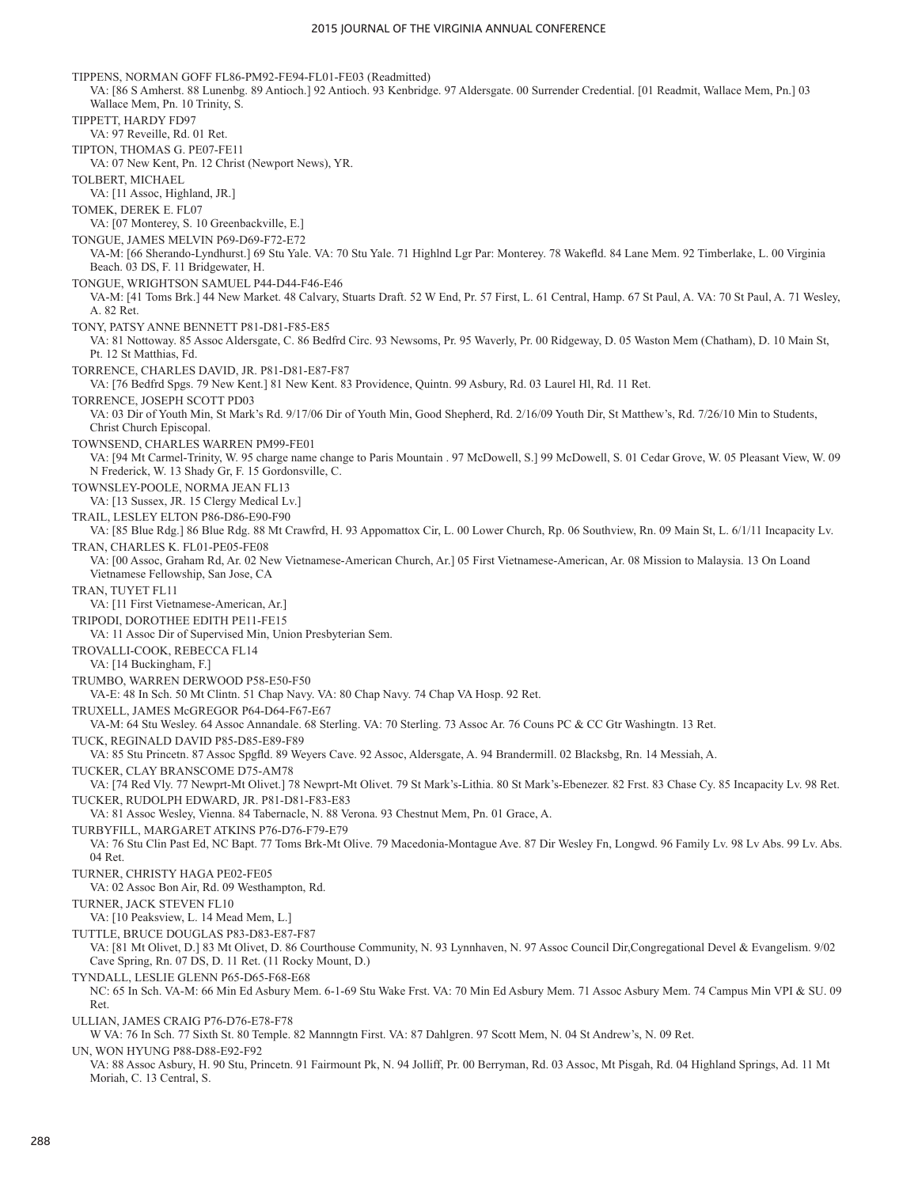TIPPENS, NORMAN GOFF FL86-PM92-FE94-FL01-FE03 (Readmitted)
VA: [86 S Amherst. 88 Lunenbg. 89 Antioch.] 92 Antioch. 93 Kenbridge. 97 Aldersgate. 00 Surrender Credential. [01 Readmit, Wallace Mem, Pn.] 03 Wallace Mem, Pn. 10 Trinity, S.

TIPPETT, HARDY FD97
VA: 97 Reveille, Rd. 01 Ret.

TIPTON, THOMAS G. PE07-FE11
VA: 07 New Kent, Pn. 12 Christ (Newport News), YR.

TOLBERT, MICHAEL
VA: [11 Assoc, Highland, JR.]

TOMEK, DEREK E. FL07
VA: [07 Monterey, S. 10 Greenbackville, E.]

TONGUE, JAMES MELVIN P69-D69-F72-E72
VA-M: [66 Sherando-Lyndhurst.] 69 Stu Yale. VA: 70 Stu Yale. 71 Highlnd Lgr Par: Monterey. 78 Wakefld. 84 Lane Mem. 92 Timberlake, L. 00 Virginia Beach. 03 DS, F. 11 Bridgewater, H.

TONGUE, WRIGHTSON SAMUEL P44-D44-F46-E46
VA-M: [41 Toms Brk.] 44 New Market. 48 Calvary, Stuarts Draft. 52 W End, Pr. 57 First, L. 61 Central, Hamp. 67 St Paul, A. VA: 70 St Paul, A. 71 Wesley, A. 82 Ret.

TONY, PATSY ANNE BENNETT P81-D81-F85-E85
VA: 81 Nottoway. 85 Assoc Aldersgate, C. 86 Bedfrd Circ. 93 Newsoms, Pr. 95 Waverly, Pr. 00 Ridgeway, D. 05 Waston Mem (Chatham), D. 10 Main St, Pt. 12 St Matthias, Fd.

TORRENCE, CHARLES DAVID, JR. P81-D81-E87-F87
VA: [76 Bedfrd Spgs. 79 New Kent.] 81 New Kent. 83 Providence, Quintn. 99 Asbury, Rd. 03 Laurel Hl, Rd. 11 Ret.

TORRENCE, JOSEPH SCOTT PD03
VA: 03 Dir of Youth Min, St Mark's Rd. 9/17/06 Dir of Youth Min, Good Shepherd, Rd. 2/16/09 Youth Dir, St Matthew's, Rd. 7/26/10 Min to Students, Christ Church Episcopal.

TOWNSEND, CHARLES WARREN PM99-FE01
VA: [94 Mt Carmel-Trinity, W. 95 charge name change to Paris Mountain . 97 McDowell, S.] 99 McDowell, S. 01 Cedar Grove, W. 05 Pleasant View, W. 09 N Frederick, W. 13 Shady Gr, F. 15 Gordonsville, C.

TOWNSLEY-POOLE, NORMA JEAN FL13
VA: [13 Sussex, JR. 15 Clergy Medical Lv.]

TRAIL, LESLEY ELTON P86-D86-E90-F90
VA: [85 Blue Rdg.] 86 Blue Rdg. 88 Mt Crawfrd, H. 93 Appomattox Cir, L. 00 Lower Church, Rp. 06 Southview, Rn. 09 Main St, L. 6/1/11 Incapacity Lv.

TRAN, CHARLES K. FL01-PE05-FE08
VA: [00 Assoc, Graham Rd, Ar. 02 New Vietnamese-American Church, Ar.] 05 First Vietnamese-American, Ar. 08 Mission to Malaysia. 13 On Loand Vietnamese Fellowship, San Jose, CA

TRAN, TUYET FL11
VA: [11 First Vietnamese-American, Ar.]

TRIPODI, DOROTHEE EDITH PE11-FE15
VA: 11 Assoc Dir of Supervised Min, Union Presbyterian Sem.

TROVALLI-COOK, REBECCA FL14
VA: [14 Buckingham, F.]

TRUMBO, WARREN DERWOOD P58-E50-F50
VA-E: 48 In Sch. 50 Mt Clintn. 51 Chap Navy. VA: 80 Chap Navy. 74 Chap VA Hosp. 92 Ret.

TRUXELL, JAMES McGREGOR P64-D64-F67-E67
VA-M: 64 Stu Wesley. 64 Assoc Annandale. 68 Sterling. VA: 70 Sterling. 73 Assoc Ar. 76 Couns PC & CC Gtr Washingtn. 13 Ret.

TUCK, REGINALD DAVID P85-D85-E89-F89
VA: 85 Stu Princetn. 87 Assoc Spgfld. 89 Weyers Cave. 92 Assoc, Aldersgate, A. 94 Brandermill. 02 Blacksbg, Rn. 14 Messiah, A.

TUCKER, CLAY BRANSCOME D75-AM78
VA: [74 Red Vly. 77 Newprt-Mt Olivet.] 78 Newprt-Mt Olivet. 79 St Mark's-Lithia. 80 St Mark's-Ebenezer. 82 Frst. 83 Chase Cy. 85 Incapacity Lv. 98 Ret.

TUCKER, RUDOLPH EDWARD, JR. P81-D81-F83-E83
VA: 81 Assoc Wesley, Vienna. 84 Tabernacle, N. 88 Verona. 93 Chestnut Mem, Pn. 01 Grace, A.

TURBYFILL, MARGARET ATKINS P76-D76-F79-E79
VA: 76 Stu Clin Past Ed, NC Bapt. 77 Toms Brk-Mt Olive. 79 Macedonia-Montague Ave. 87 Dir Wesley Fn, Longwd. 96 Family Lv. 98 Lv Abs. 99 Lv. Abs. 04 Ret.

TURNER, CHRISTY HAGA PE02-FE05
VA: 02 Assoc Bon Air, Rd. 09 Westhampton, Rd.

TURNER, JACK STEVEN FL10
VA: [10 Peaksview, L. 14 Mead Mem, L.]

TUTTLE, BRUCE DOUGLAS P83-D83-E87-F87
VA: [81 Mt Olivet, D.] 83 Mt Olivet, D. 86 Courthouse Community, N. 93 Lynnhaven, N. 97 Assoc Council Dir,Congregational Devel & Evangelism. 9/02 Cave Spring, Rn. 07 DS, D. 11 Ret. (11 Rocky Mount, D.)

TYNDALL, LESLIE GLENN P65-D65-F68-E68
NC: 65 In Sch. VA-M: 66 Min Ed Asbury Mem. 6-1-69 Stu Wake Frst. VA: 70 Min Ed Asbury Mem. 71 Assoc Asbury Mem. 74 Campus Min VPI & SU. 09 Ret.

ULLIAN, JAMES CRAIG P76-D76-E78-F78
W VA: 76 In Sch. 77 Sixth St. 80 Temple. 82 Mannngtn First. VA: 87 Dahlgren. 97 Scott Mem, N. 04 St Andrew's, N. 09 Ret.

UN, WON HYUNG P88-D88-E92-F92
VA: 88 Assoc Asbury, H. 90 Stu, Princetn. 91 Fairmount Pk, N. 94 Jolliff, Pr. 00 Berryman, Rd. 03 Assoc, Mt Pisgah, Rd. 04 Highland Springs, Ad. 11 Mt Moriah, C. 13 Central, S.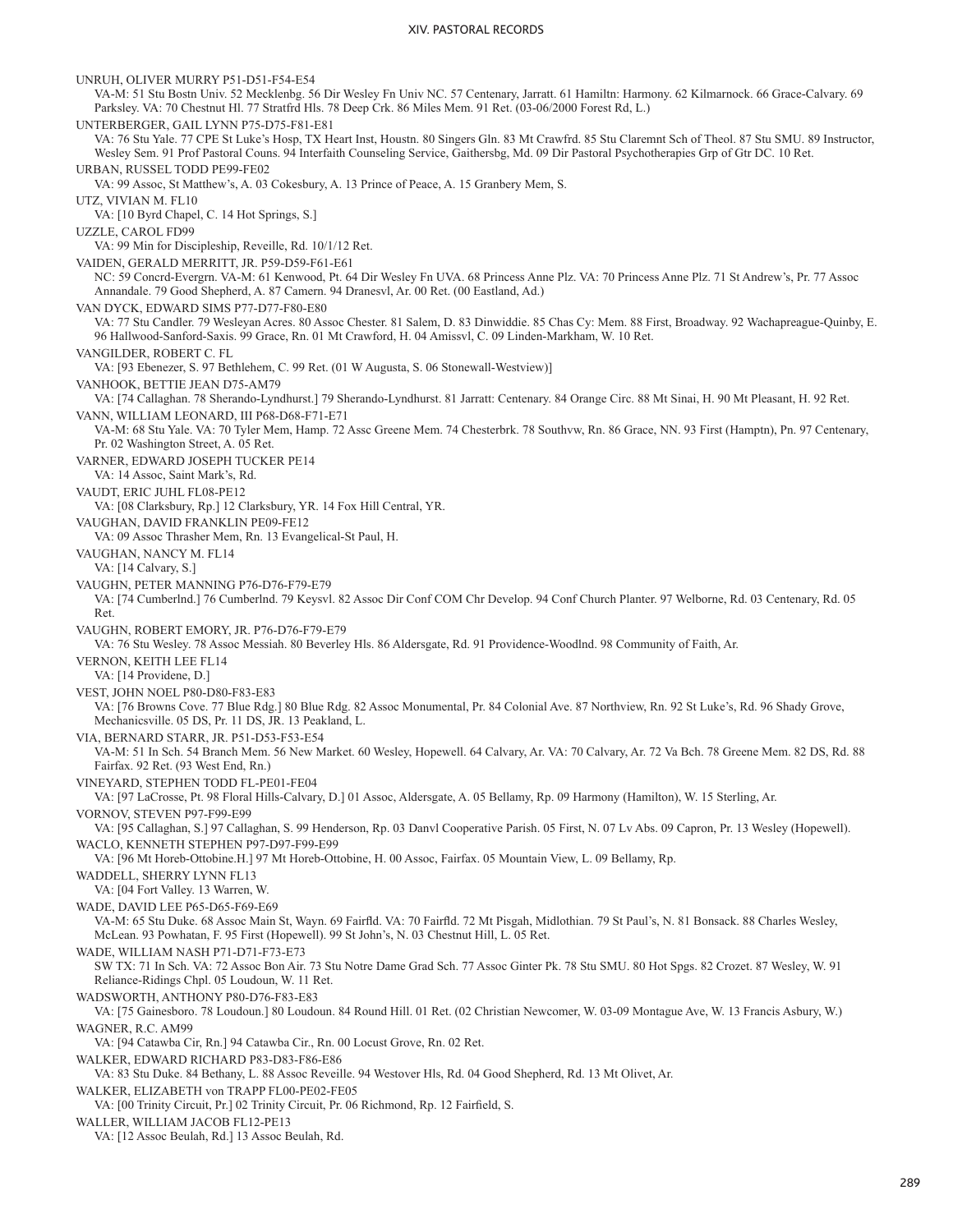UNRUH, OLIVER MURRY P51-D51-F54-E54
VA-M: 51 Stu Bostn Univ. 52 Mecklenbg. 56 Dir Wesley Fn Univ NC. 57 Centenary, Jarratt. 61 Hamiltn: Harmony. 62 Kilmarnock. 66 Grace-Calvary. 69 Parksley. VA: 70 Chestnut Hl. 77 Stratfrd Hls. 78 Deep Crk. 86 Miles Mem. 91 Ret. (03-06/2000 Forest Rd, L.)

UNTERBERGER, GAIL LYNN P75-D75-F81-E81
VA: 76 Stu Yale. 77 CPE St Luke's Hosp, TX Heart Inst, Houstn. 80 Singers Gln. 83 Mt Crawfrd. 85 Stu Claremnt Sch of Theol. 87 Stu SMU. 89 Instructor, Wesley Sem. 91 Prof Pastoral Couns. 94 Interfaith Counseling Service, Gaithersbg, Md. 09 Dir Pastoral Psychotherapies Grp of Gtr DC. 10 Ret.

URBAN, RUSSEL TODD PE99-FE02
VA: 99 Assoc, St Matthew's, A. 03 Cokesbury, A. 13 Prince of Peace, A. 15 Granbery Mem, S.

UTZ, VIVIAN M. FL10
VA: [10 Byrd Chapel, C. 14 Hot Springs, S.]

UZZLE, CAROL FD99
VA: 99 Min for Discipleship, Reveille, Rd. 10/1/12 Ret.

VAIDEN, GERALD MERRITT, JR. P59-D59-F61-E61
NC: 59 Concrd-Evergrn. VA-M: 61 Kenwood, Pt. 64 Dir Wesley Fn UVA. 68 Princess Anne Plz. VA: 70 Princess Anne Plz. 71 St Andrew's, Pr. 77 Assoc Annandale. 79 Good Shepherd, A. 87 Camern. 94 Dranesvl, Ar. 00 Ret. (00 Eastland, Ad.)

VAN DYCK, EDWARD SIMS P77-D77-F80-E80
VA: 77 Stu Candler. 79 Wesleyan Acres. 80 Assoc Chester. 81 Salem, D. 83 Dinwiddie. 85 Chas Cy: Mem. 88 First, Broadway. 92 Wachapreague-Quinby, E. 96 Hallwood-Sanford-Saxis. 99 Grace, Rn. 01 Mt Crawford, H. 04 Amissvl, C. 09 Linden-Markham, W. 10 Ret.

VANGILDER, ROBERT C. FL
VA: [93 Ebenezer, S. 97 Bethlehem, C. 99 Ret. (01 W Augusta, S. 06 Stonewall-Westview)]

VANHOOK, BETTIE JEAN D75-AM79
VA: [74 Callaghan. 78 Sherando-Lyndhurst.] 79 Sherando-Lyndhurst. 81 Jarratt: Centenary. 84 Orange Circ. 88 Mt Sinai, H. 90 Mt Pleasant, H. 92 Ret.

VANN, WILLIAM LEONARD, III P68-D68-F71-E71
VA-M: 68 Stu Yale. VA: 70 Tyler Mem, Hamp. 72 Assc Greene Mem. 74 Chesterbrk. 78 Southvw, Rn. 86 Grace, NN. 93 First (Hamptn), Pn. 97 Centenary, Pr. 02 Washington Street, A. 05 Ret.

VARNER, EDWARD JOSEPH TUCKER PE14
VA: 14 Assoc, Saint Mark's, Rd.

VAUDT, ERIC JUHL FL08-PE12
VA: [08 Clarksbury, Rp.] 12 Clarksbury, YR. 14 Fox Hill Central, YR.

VAUGHAN, DAVID FRANKLIN PE09-FE12
VA: 09 Assoc Thrasher Mem, Rn. 13 Evangelical-St Paul, H.

VAUGHAN, NANCY M. FL14
VA: [14 Calvary, S.]

VAUGHN, PETER MANNING P76-D76-F79-E79
VA: [74 Cumberlnd.] 76 Cumberlnd. 79 Keysvl. 82 Assoc Dir Conf COM Chr Develop. 94 Conf Church Planter. 97 Welborne, Rd. 03 Centenary, Rd. 05 Ret.

VAUGHN, ROBERT EMORY, JR. P76-D76-F79-E79
VA: 76 Stu Wesley. 78 Assoc Messiah. 80 Beverley Hls. 86 Aldersgate, Rd. 91 Providence-Woodlnd. 98 Community of Faith, Ar.

VERNON, KEITH LEE FL14
VA: [14 Providene, D.]

VEST, JOHN NOEL P80-D80-F83-E83
VA: [76 Browns Cove. 77 Blue Rdg.] 80 Blue Rdg. 82 Assoc Monumental, Pr. 84 Colonial Ave. 87 Northview, Rn. 92 St Luke's, Rd. 96 Shady Grove, Mechanicsville. 05 DS, Pr. 11 DS, JR. 13 Peakland, L.

VIA, BERNARD STARR, JR. P51-D53-F53-E54
VA-M: 51 In Sch. 54 Branch Mem. 56 New Market. 60 Wesley, Hopewell. 64 Calvary, Ar. VA: 70 Calvary, Ar. 72 Va Bch. 78 Greene Mem. 82 DS, Rd. 88 Fairfax. 92 Ret. (93 West End, Rn.)

VINEYARD, STEPHEN TODD FL-PE01-FE04
VA: [97 LaCrosse, Pt. 98 Floral Hills-Calvary, D.] 01 Assoc, Aldersgate, A. 05 Bellamy, Rp. 09 Harmony (Hamilton), W. 15 Sterling, Ar.

VORNOV, STEVEN P97-F99-E99
VA: [95 Callaghan, S.] 97 Callaghan, S. 99 Henderson, Rp. 03 Danvl Cooperative Parish. 05 First, N. 07 Lv Abs. 09 Capron, Pr. 13 Wesley (Hopewell).

WACLO, KENNETH STEPHEN P97-D97-F99-E99
VA: [96 Mt Horeb-Ottobine.H.] 97 Mt Horeb-Ottobine, H. 00 Assoc, Fairfax. 05 Mountain View, L. 09 Bellamy, Rp.

WADDELL, SHERRY LYNN FL13
VA: [04 Fort Valley. 13 Warren, W.

WADE, DAVID LEE P65-D65-F69-E69
VA-M: 65 Stu Duke. 68 Assoc Main St, Wayn. 69 Fairfld. VA: 70 Fairfld. 72 Mt Pisgah, Midlothian. 79 St Paul's, N. 81 Bonsack. 88 Charles Wesley, McLean. 93 Powhatan, F. 95 First (Hopewell). 99 St John's, N. 03 Chestnut Hill, L. 05 Ret.

WADE, WILLIAM NASH P71-D71-F73-E73
SW TX: 71 In Sch. VA: 72 Assoc Bon Air. 73 Stu Notre Dame Grad Sch. 77 Assoc Ginter Pk. 78 Stu SMU. 80 Hot Spgs. 82 Crozet. 87 Wesley, W. 91 Reliance-Ridings Chpl. 05 Loudoun, W. 11 Ret.

WADSWORTH, ANTHONY P80-D76-F83-E83
VA: [75 Gainesboro. 78 Loudoun.] 80 Loudoun. 84 Round Hill. 01 Ret. (02 Christian Newcomer, W. 03-09 Montague Ave, W. 13 Francis Asbury, W.)

WAGNER, R.C. AM99
VA: [94 Catawba Cir, Rn.] 94 Catawba Cir., Rn. 00 Locust Grove, Rn. 02 Ret.

WALKER, EDWARD RICHARD P83-D83-F86-E86
VA: 83 Stu Duke. 84 Bethany, L. 88 Assoc Reveille. 94 Westover Hls, Rd. 04 Good Shepherd, Rd. 13 Mt Olivet, Ar.

WALKER, ELIZABETH von TRAPP FL00-PE02-FE05
VA: [00 Trinity Circuit, Pr.] 02 Trinity Circuit, Pr. 06 Richmond, Rp. 12 Fairfield, S.

WALLER, WILLIAM JACOB FL12-PE13
VA: [12 Assoc Beulah, Rd.] 13 Assoc Beulah, Rd.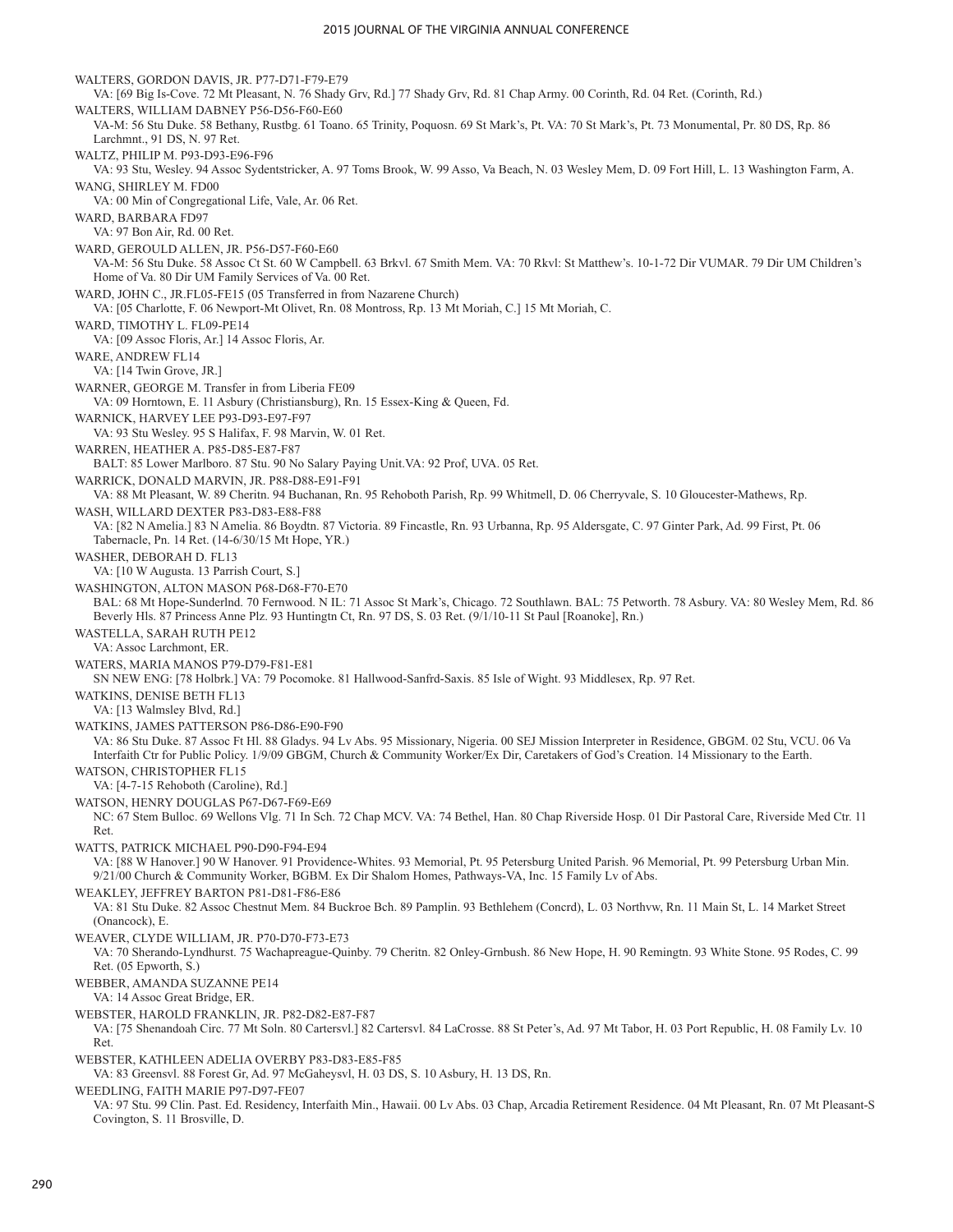WALTERS, GORDON DAVIS, JR. P77-D71-F79-E79
VA: [69 Big Is-Cove. 72 Mt Pleasant, N. 76 Shady Grv, Rd.] 77 Shady Grv, Rd. 81 Chap Army. 00 Corinth, Rd. 04 Ret. (Corinth, Rd.)

WALTERS, WILLIAM DABNEY P56-D56-F60-E60
VA-M: 56 Stu Duke. 58 Bethany, Rustbg. 61 Toano. 65 Trinity, Poquosn. 69 St Mark's, Pt. VA: 70 St Mark's, Pt. 73 Monumental, Pr. 80 DS, Rp. 86 Larchmnt., 91 DS, N. 97 Ret.

WALTZ, PHILIP M. P93-D93-E96-F96
VA: 93 Stu, Wesley. 94 Assoc Sydentstricker, A. 97 Toms Brook, W. 99 Asso, Va Beach, N. 03 Wesley Mem, D. 09 Fort Hill, L. 13 Washington Farm, A.

WANG, SHIRLEY M. FD00
VA: 00 Min of Congregational Life, Vale, Ar. 06 Ret.

WARD, BARBARA FD97
VA: 97 Bon Air, Rd. 00 Ret.

WARD, GEROULD ALLEN, JR. P56-D57-F60-E60
VA-M: 56 Stu Duke. 58 Assoc Ct St. 60 W Campbell. 63 Brkvl. 67 Smith Mem. VA: 70 Rkvl: St Matthew's. 10-1-72 Dir VUMAR. 79 Dir UM Children's Home of Va. 80 Dir UM Family Services of Va. 00 Ret.

WARD, JOHN C., JR.FL05-FE15 (05 Transferred in from Nazarene Church)
VA: [05 Charlotte, F. 06 Newport-Mt Olivet, Rn. 08 Montross, Rp. 13 Mt Moriah, C.] 15 Mt Moriah, C.

WARD, TIMOTHY L. FL09-PE14
VA: [09 Assoc Floris, Ar.] 14 Assoc Floris, Ar.

WARE, ANDREW FL14
VA: [14 Twin Grove, JR.]

WARNER, GEORGE M. Transfer in from Liberia FE09
VA: 09 Horntown, E. 11 Asbury (Christiansburg), Rn. 15 Essex-King & Queen, Fd.

WARNICK, HARVEY LEE P93-D93-E97-F97
VA: 93 Stu Wesley. 95 S Halifax, F. 98 Marvin, W. 01 Ret.

WARREN, HEATHER A. P85-D85-E87-F87
BALT: 85 Lower Marlboro. 87 Stu. 90 No Salary Paying Unit.VA: 92 Prof, UVA. 05 Ret.

WARRICK, DONALD MARVIN, JR. P88-D88-E91-F91
VA: 88 Mt Pleasant, W. 89 Cheritn. 94 Buchanan, Rn. 95 Rehoboth Parish, Rp. 99 Whitmell, D. 06 Cherryvale, S. 10 Gloucester-Mathews, Rp.

WASH, WILLARD DEXTER P83-D83-E88-F88
VA: [82 N Amelia.] 83 N Amelia. 86 Boydtn. 87 Victoria. 89 Fincastle, Rn. 93 Urbanna, Rp. 95 Aldersgate, C. 97 Ginter Park, Ad. 99 First, Pt. 06 Tabernacle, Pn. 14 Ret. (14-6/30/15 Mt Hope, YR.)

WASHER, DEBORAH D. FL13
VA: [10 W Augusta. 13 Parrish Court, S.]

WASHINGTON, ALTON MASON P68-D68-F70-E70
BAL: 68 Mt Hope-Sunderlnd. 70 Fernwood. N IL: 71 Assoc St Mark's, Chicago. 72 Southlawn. BAL: 75 Petworth. 78 Asbury. VA: 80 Wesley Mem, Rd. 86 Beverly Hls. 87 Princess Anne Plz. 93 Huntingtn Ct, Rn. 97 DS, S. 03 Ret. (9/1/10-11 St Paul [Roanoke], Rn.)

WASTELLA, SARAH RUTH PE12
VA: Assoc Larchmont, ER.

WATERS, MARIA MANOS P79-D79-F81-E81
SN NEW ENG: [78 Holbrk.] VA: 79 Pocomoke. 81 Hallwood-Sanfrd-Saxis. 85 Isle of Wight. 93 Middlesex, Rp. 97 Ret.

WATKINS, DENISE BETH FL13
VA: [13 Walmsley Blvd, Rd.]

WATKINS, JAMES PATTERSON P86-D86-E90-F90
VA: 86 Stu Duke. 87 Assoc Ft Hl. 88 Gladys. 94 Lv Abs. 95 Missionary, Nigeria. 00 SEJ Mission Interpreter in Residence, GBGM. 02 Stu, VCU. 06 Va Interfaith Ctr for Public Policy. 1/9/09 GBGM, Church & Community Worker/Ex Dir, Caretakers of God's Creation. 14 Missionary to the Earth.

WATSON, CHRISTOPHER FL15
VA: [4-7-15 Rehoboth (Caroline), Rd.]

WATSON, HENRY DOUGLAS P67-D67-F69-E69
NC: 67 Stem Bulloc. 69 Wellons Vlg. 71 In Sch. 72 Chap MCV. VA: 74 Bethel, Han. 80 Chap Riverside Hosp. 01 Dir Pastoral Care, Riverside Med Ctr. 11 Ret.

WATTS, PATRICK MICHAEL P90-D90-F94-E94
VA: [88 W Hanover.] 90 W Hanover. 91 Providence-Whites. 93 Memorial, Pt. 95 Petersburg United Parish. 96 Memorial, Pt. 99 Petersburg Urban Min. 9/21/00 Church & Community Worker, BGBM. Ex Dir Shalom Homes, Pathways-VA, Inc. 15 Family Lv of Abs.

WEAKLEY, JEFFREY BARTON P81-D81-F86-E86
VA: 81 Stu Duke. 82 Assoc Chestnut Mem. 84 Buckroe Bch. 89 Pamplin. 93 Bethlehem (Concrd), L. 03 Northvw, Rn. 11 Main St, L. 14 Market Street (Onancock), E.

WEAVER, CLYDE WILLIAM, JR. P70-D70-F73-E73
VA: 70 Sherando-Lyndhurst. 75 Wachapreague-Quinby. 79 Cheritn. 82 Onley-Grnbush. 86 New Hope, H. 90 Remingtn. 93 White Stone. 95 Rodes, C. 99 Ret. (05 Epworth, S.)

WEBBER, AMANDA SUZANNE PE14
VA: 14 Assoc Great Bridge, ER.

WEBSTER, HAROLD FRANKLIN, JR. P82-D82-E87-F87
VA: [75 Shenandoah Circ. 77 Mt Soln. 80 Cartersvl.] 82 Cartersvl. 84 LaCrosse. 88 St Peter's, Ad. 97 Mt Tabor, H. 03 Port Republic, H. 08 Family Lv. 10 Ret.

WEBSTER, KATHLEEN ADELIA OVERBY P83-D83-E85-F85
VA: 83 Greensvl. 88 Forest Gr, Ad. 97 McGaheysvl, H. 03 DS, S. 10 Asbury, H. 13 DS, Rn.

WEEDLING, FAITH MARIE P97-D97-FE07
VA: 97 Stu. 99 Clin. Past. Ed. Residency, Interfaith Min., Hawaii. 00 Lv Abs. 03 Chap, Arcadia Retirement Residence. 04 Mt Pleasant, Rn. 07 Mt Pleasant-S Covington, S. 11 Brosville, D.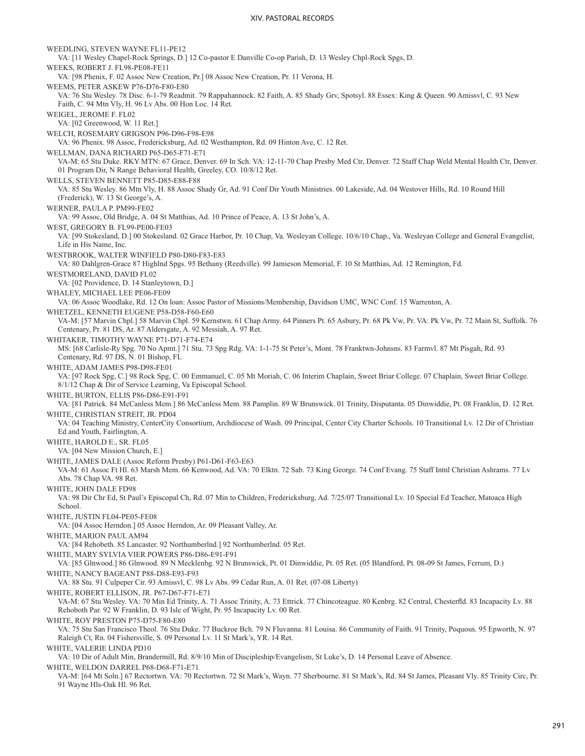WEEDLING, STEVEN WAYNE FL11-PE12
VA: [11 Wesley Chapel-Rock Springs, D.] 12 Co-pastor E Danville Co-op Parish, D. 13 Wesley Chpl-Rock Spgs, D.

WEEKS, ROBERT J. FL98-PE08-FE11
VA: [98 Phenix, F. 02 Assoc New Creation, Pr.] 08 Assoc New Creation, Pr. 11 Verona, H.

WEEMS, PETER ASKEW P76-D76-F80-E80
VA: 76 Stu Wesley. 78 Disc. 6-1-79 Readmit. 79 Rappahannock. 82 Faith, A. 85 Shady Grv, Spotsyl. 88 Essex: King & Queen. 90 Amissvl, C. 93 New Faith, C. 94 Mtn Vly, H. 96 Lv Abs. 00 Hon Loc. 14 Ret.

WEIGEL, JEROME F. FL02
VA: [02 Greenwood, W. 11 Ret.]

WELCH, ROSEMARY GRIGSON P96-D96-F98-E98
VA: 96 Phenix. 98 Assoc, Fredericksburg, Ad. 02 Westhampton, Rd. 09 Hinton Ave, C. 12 Ret.

WELLMAN, DANA RICHARD P65-D65-F71-E71
VA-M: 65 Stu Duke. RKY MTN: 67 Grace, Denver. 69 In Sch. VA: 12-11-70 Chap Presby Med Ctr, Denver. 72 Staff Chap Weld Mental Health Ctr, Denver. 01 Program Dir, N Range Behavioral Health, Greeley, CO. 10/8/12 Ret.

WELLS, STEVEN BENNETT P85-D85-E88-F88
VA: 85 Stu Wesley. 86 Mtn Vly, H. 88 Assoc Shady Gr, Ad. 91 Conf Dir Youth Ministries. 00 Lakeside, Ad. 04 Westover Hills, Rd. 10 Round Hill (Frederick), W. 13 St George's, A.

WERNER, PAULA P. PM99-FE02
VA: 99 Assoc, Old Bridge, A. 04 St Matthias, Ad. 10 Prince of Peace, A. 13 St John's, A.

WEST, GREGORY B. FL99-PE00-FE03
VA: [99 Stokesland, D.] 00 Stokesland. 02 Grace Harbor, Pr. 10 Chap, Va. Wesleyan College. 10/6/10 Chap., Va. Wesleyan College and General Evangelist, Life in His Name, Inc.

WESTBROOK, WALTER WINFIELD P80-D80-F83-E83
VA: 80 Dahlgren-Grace 87 Highlnd Spgs. 95 Bethany (Reedville). 99 Jamieson Memorial, F. 10 St Matthias, Ad. 12 Remington, Fd.

WESTMORELAND, DAVID FL02
VA: [02 Providence, D. 14 Stanleytown, D.]

WHALEY, MICHAEL LEE PE06-FE09
VA: 06 Assoc Woodlake, Rd. 12 On loan: Assoc Pastor of Missions/Membership, Davidson UMC, WNC Conf. 15 Warrenton, A.

WHETZEL, KENNETH EUGENE P58-D58-F60-E60
VA-M: [57 Marvin Chpl.] 58 Marvin Chpl. 59 Kernstwn. 61 Chap Army. 64 Pinners Pt. 65 Asbury, Pr. 68 Pk Vw, Pr. VA: Pk Vw, Pr. 72 Main St, Suffolk. 76 Centenary, Pr. 81 DS, Ar. 87 Aldersgate, A. 92 Messiah, A. 97 Ret.

WHITAKER, TIMOTHY WAYNE P71-D71-F74-E74
MS: [68 Carlisle-Ry Spg. 70 No Apmt.] 71 Stu. 73 Spg Rdg. VA: 1-1-75 St Peter's, Mont. 78 Franktwn-Johnsns. 83 Farmvl. 87 Mt Pisgah, Rd. 93 Centenary, Rd. 97 DS, N. 01 Bishop, FL

WHITE, ADAM JAMES P98-D98-FE01
VA: [97 Rock Spg, C.] 98 Rock Spg, C. 00 Emmanuel, C. 05 Mt Moriah, C. 06 Interim Chaplain, Sweet Briar College. 07 Chaplain, Sweet Briar College. 8/1/12 Chap & Dir of Service Learning, Va Episcopal School.

WHITE, BURTON, ELLIS P86-D86-E91-F91
VA: [81 Patrick. 84 McCanless Mem.] 86 McCanless Mem. 88 Pamplin. 89 W Brunswick. 01 Trinity, Disputanta. 05 Dinwiddie, Pt. 08 Franklin, D. 12 Ret.

WHITE, CHRISTIAN STREIT, JR. PD04
VA: 04 Teaching Ministry, CenterCity Consortium, Archdiocese of Wash. 09 Principal, Center City Charter Schools. 10 Transitional Lv. 12 Dir of Christian Ed and Youth, Fairlington, A.

WHITE, HAROLD E., SR. FL05
VA: [04 New Mission Church, E.]

WHITE, JAMES DALE (Assoc Reform Presby) P61-D61-F63-E63
VA-M: 61 Assoc Ft Hl. 63 Marsh Mem. 66 Kenwood, Ad. VA: 70 Elktn. 72 Sab. 73 King George. 74 Conf Evang. 75 Staff Intnl Christian Ashrams. 77 Lv Abs. 78 Chap VA. 98 Ret.

WHITE, JOHN DALE FD98
VA: 98 Dir Chr Ed, St Paul's Episcopal Ch, Rd. 07 Min to Children, Fredericksburg, Ad. 7/25/07 Transitional Lv. 10 Special Ed Teacher, Matoaca High School.

WHITE, JUSTIN FL04-PE05-FE08
VA: [04 Assoc Herndon.] 05 Assoc Herndon, Ar. 09 Pleasant Valley, Ar.

WHITE, MARION PAUL AM94
VA: [84 Rehobeth. 85 Lancaster. 92 Northumberlnd.] 92 Northumberlnd. 05 Ret.

WHITE, MARY SYLVIA VIER POWERS P86-D86-E91-F91
VA: [85 Glnwood.] 86 Glnwood. 89 N Mecklenbg. 92 N Brunswick, Pt. 01 Dinwiddie, Pt. 05 Ret. (05 Blandford, Pt. 08-09 St James, Ferrum, D.)

WHITE, NANCY BAGEANT P88-D88-E93-F93
VA: 88 Stu. 91 Culpeper Cir. 93 Amissvl, C. 98 Lv Abs. 99 Cedar Run, A. 01 Ret. (07-08 Liberty)

WHITE, ROBERT ELLISON, JR. P67-D67-F71-E71
VA-M: 67 Stu Wesley. VA: 70 Min Ed Trinity, A. 71 Assoc Trinity, A. 73 Ettrick. 77 Chincoteague. 80 Kenbrg. 82 Central, Chesterfld. 83 Incapacity Lv. 88 Rehoboth Par. 92 W Franklin, D. 93 Isle of Wight, Pr. 95 Incapacity Lv. 00 Ret.

WHITE, ROY PRESTON P75-D75-F80-E80
VA: 75 Stu San Francisco Theol. 76 Stu Duke. 77 Buckroe Bch. 79 N Fluvanna. 81 Louisa. 86 Community of Faith. 91 Trinity, Poquosn. 95 Epworth, N. 97 Raleigh Ct, Rn. 04 Fishersville, S. 09 Personal Lv. 11 St Mark's, YR. 14 Ret.

WHITE, VALERIE LINDA PD10
VA: 10 Dir of Adult Min, Brandermill, Rd. 8/9/10 Min of Discipleship/Evangelism, St Luke's, D. 14 Personal Leave of Absence.

WHITE, WELDON DARREL P68-D68-F71-E71
VA-M: [64 Mt Soln.] 67 Rectortwn. VA: 70 Rectortwn. 72 St Mark's, Wayn. 77 Sherbourne. 81 St Mark's, Rd. 84 St James, Pleasant Vly. 85 Trinity Circ, Pr. 91 Wayne Hls-Oak Hl. 96 Ret.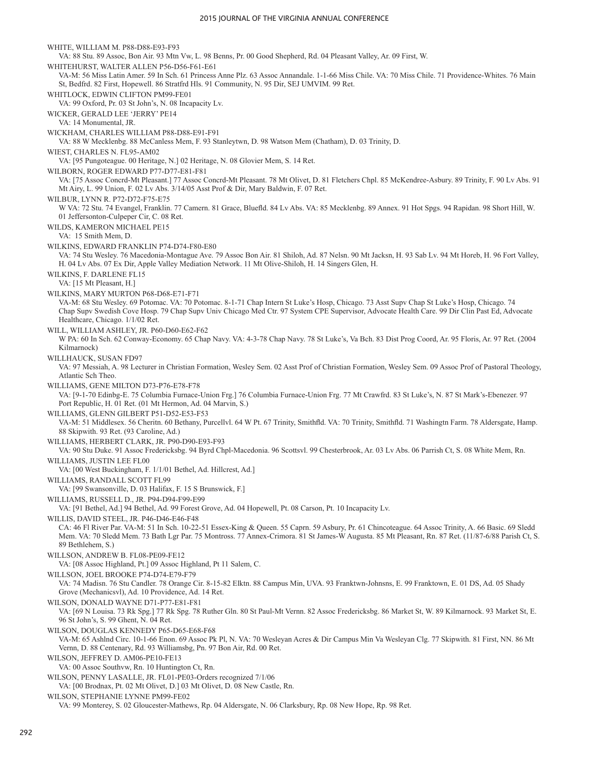WHITE, WILLIAM M. P88-D88-E93-F93
VA: 88 Stu. 89 Assoc, Bon Air. 93 Mtn Vw, L. 98 Benns, Pr. 00 Good Shepherd, Rd. 04 Pleasant Valley, Ar. 09 First, W.

WHITEHURST, WALTER ALLEN P56-D56-F61-E61
VA-M: 56 Miss Latin Amer. 59 In Sch. 61 Princess Anne Plz. 63 Assoc Annandale. 1-1-66 Miss Chile. VA: 70 Miss Chile. 71 Providence-Whites. 76 Main St, Bedfrd. 82 First, Hopewell. 86 Stratfrd Hls. 91 Community, N. 95 Dir, SEJ UMVIM. 99 Ret.

WHITLOCK, EDWIN CLIFTON PM99-FE01
VA: 99 Oxford, Pr. 03 St John's, N. 08 Incapacity Lv.

WICKER, GERALD LEE 'JERRY' PE14
VA: 14 Monumental, JR.

WICKHAM, CHARLES WILLIAM P88-D88-E91-F91
VA: 88 W Mecklenbg. 88 McCanless Mem, F. 93 Stanleytwn, D. 98 Watson Mem (Chatham), D. 03 Trinity, D.

WIEST, CHARLES N. FL95-AM02
VA: [95 Pungoteague. 00 Heritage, N.] 02 Heritage, N. 08 Glovier Mem, S. 14 Ret.

WILBORN, ROGER EDWARD P77-D77-E81-F81
VA: [75 Assoc Concrd-Mt Pleasant.] 77 Assoc Concrd-Mt Pleasant. 78 Mt Olivet, D. 81 Fletchers Chpl. 85 McKendree-Asbury. 89 Trinity, F. 90 Lv Abs. 91 Mt Airy, L. 99 Union, F. 02 Lv Abs. 3/14/05 Asst Prof & Dir, Mary Baldwin, F. 07 Ret.

WILBUR, LYNN R. P72-D72-F75-E75
W VA: 72 Stu. 74 Evangel, Franklin. 77 Camern. 81 Grace, Bluefld. 84 Lv Abs. VA: 85 Mecklenbg. 89 Annex. 91 Hot Spgs. 94 Rapidan. 98 Short Hill, W. 01 Jeffersonton-Culpeper Cir, C. 08 Ret.

WILDS, KAMERON MICHAEL PE15
VA: 15 Smith Mem, D.

WILKINS, EDWARD FRANKLIN P74-D74-F80-E80
VA: 74 Stu Wesley. 76 Macedonia-Montague Ave. 79 Assoc Bon Air. 81 Shiloh, Ad. 87 Nelsn. 90 Mt Jacksn, H. 93 Sab Lv. 94 Mt Horeb, H. 96 Fort Valley, H. 04 Lv Abs. 07 Ex Dir, Apple Valley Mediation Network. 11 Mt Olive-Shiloh, H. 14 Singers Glen, H.

WILKINS, F. DARLENE FL15
VA: [15 Mt Pleasant, H.]

WILKINS, MARY MURTON P68-D68-E71-F71
VA-M: 68 Stu Wesley. 69 Potomac. VA: 70 Potomac. 8-1-71 Chap Intern St Luke's Hosp, Chicago. 73 Asst Supv Chap St Luke's Hosp, Chicago. 74 Chap Supv Swedish Cove Hosp. 79 Chap Supv Univ Chicago Med Ctr. 97 System CPE Supervisor, Advocate Health Care. 99 Dir Clin Past Ed, Advocate Healthcare, Chicago. 1/1/02 Ret.

WILL, WILLIAM ASHLEY, JR. P60-D60-E62-F62
W PA: 60 In Sch. 62 Conway-Economy. 65 Chap Navy. VA: 4-3-78 Chap Navy. 78 St Luke's, Va Bch. 83 Dist Prog Coord, Ar. 95 Floris, Ar. 97 Ret. (2004 Kilmarnock)

WILLHAUCK, SUSAN FD97
VA: 97 Messiah, A. 98 Lecturer in Christian Formation, Wesley Sem. 02 Asst Prof of Christian Formation, Wesley Sem. 09 Assoc Prof of Pastoral Theology, Atlantic Sch Theo.

WILLIAMS, GENE MILTON D73-P76-E78-F78
VA: [9-1-70 Edinbg-E. 75 Columbia Furnace-Union Frg.] 76 Columbia Furnace-Union Frg. 77 Mt Crawfrd. 83 St Luke's, N. 87 St Mark's-Ebenezer. 97 Port Republic, H. 01 Ret. (01 Mt Hermon, Ad. 04 Marvin, S.)

WILLIAMS, GLENN GILBERT P51-D52-E53-F53
VA-M: 51 Middlesex. 56 Cheritn. 60 Bethany, Purcellvl. 64 W Pt. 67 Trinity, Smithfld. VA: 70 Trinity, Smithfld. 71 Washingtn Farm. 78 Aldersgate, Hamp. 88 Skipwith. 93 Ret. (93 Caroline, Ad.)

WILLIAMS, HERBERT CLARK, JR. P90-D90-E93-F93
VA: 90 Stu Duke. 91 Assoc Fredericksbg. 94 Byrd Chpl-Macedonia. 96 Scottsvl. 99 Chesterbrook, Ar. 03 Lv Abs. 06 Parrish Ct, S. 08 White Mem, Rn.

WILLIAMS, JUSTIN LEE FL00
VA: [00 West Buckingham, F. 1/1/01 Bethel, Ad. Hillcrest, Ad.]

WILLIAMS, RANDALL SCOTT FL99
VA: [99 Swansonville, D. 03 Halifax, F. 15 S Brunswick, F.]

WILLIAMS, RUSSELL D., JR. P94-D94-F99-E99
VA: [91 Bethel, Ad.] 94 Bethel, Ad. 99 Forest Grove, Ad. 04 Hopewell, Pt. 08 Carson, Pt. 10 Incapacity Lv.

WILLIS, DAVID STEEL, JR. P46-D46-E46-F48
CA: 46 Fl River Par. VA-M: 51 In Sch. 10-22-51 Essex-King & Queen. 55 Caprn. 59 Asbury, Pr. 61 Chincoteague. 64 Assoc Trinity, A. 66 Basic. 69 Sledd Mem. VA: 70 Sledd Mem. 73 Bath Lgr Par. 75 Montross. 77 Annex-Crimora. 81 St James-W Augusta. 85 Mt Pleasant, Rn. 87 Ret. (11/87-6/88 Parish Ct, S. 89 Bethlehem, S.)

WILLSON, ANDREW B. FL08-PE09-FE12
VA: [08 Assoc Highland, Pt.] 09 Assoc Highland, Pt 11 Salem, C.

WILLSON, JOEL BROOKE P74-D74-E79-F79
VA: 74 Madisn. 76 Stu Candler. 78 Orange Cir. 8-15-82 Elktn. 88 Campus Min, UVA. 93 Franktwn-Johnsns, E. 99 Franktown, E. 01 DS, Ad. 05 Shady Grove (Mechanicsvl), Ad. 10 Providence, Ad. 14 Ret.

WILSON, DONALD WAYNE D71-P77-E81-F81
VA: [69 N Louisa. 73 Rk Spg.] 77 Rk Spg. 78 Ruther Gln. 80 St Paul-Mt Vernn. 82 Assoc Fredericksbg. 86 Market St, W. 89 Kilmarnock. 93 Market St, E. 96 St John's, S. 99 Ghent, N. 04 Ret.

WILSON, DOUGLAS KENNEDY P65-D65-E68-F68
VA-M: 65 Ashlnd Circ. 10-1-66 Enon. 69 Assoc Pk Pl, N. VA: 70 Wesleyan Acres & Dir Campus Min Va Wesleyan Clg. 77 Skipwith. 81 First, NN. 86 Mt Vernn, D. 88 Centenary, Rd. 93 Williamsbg, Pn. 97 Bon Air, Rd. 00 Ret.

WILSON, JEFFREY D. AM06-PE10-FE13
VA: 00 Assoc Southvw, Rn. 10 Huntington Ct, Rn.

WILSON, PENNY LASALLE, JR. FL01-PE03-Orders recognized 7/1/06
VA: [00 Brodnax, Pt. 02 Mt Olivet, D.] 03 Mt Olivet, D. 08 New Castle, Rn.

WILSON, STEPHANIE LYNNE PM99-FE02
VA: 99 Monterey, S. 02 Gloucester-Mathews, Rp. 04 Aldersgate, N. 06 Clarksbury, Rp. 08 New Hope, Rp. 98 Ret.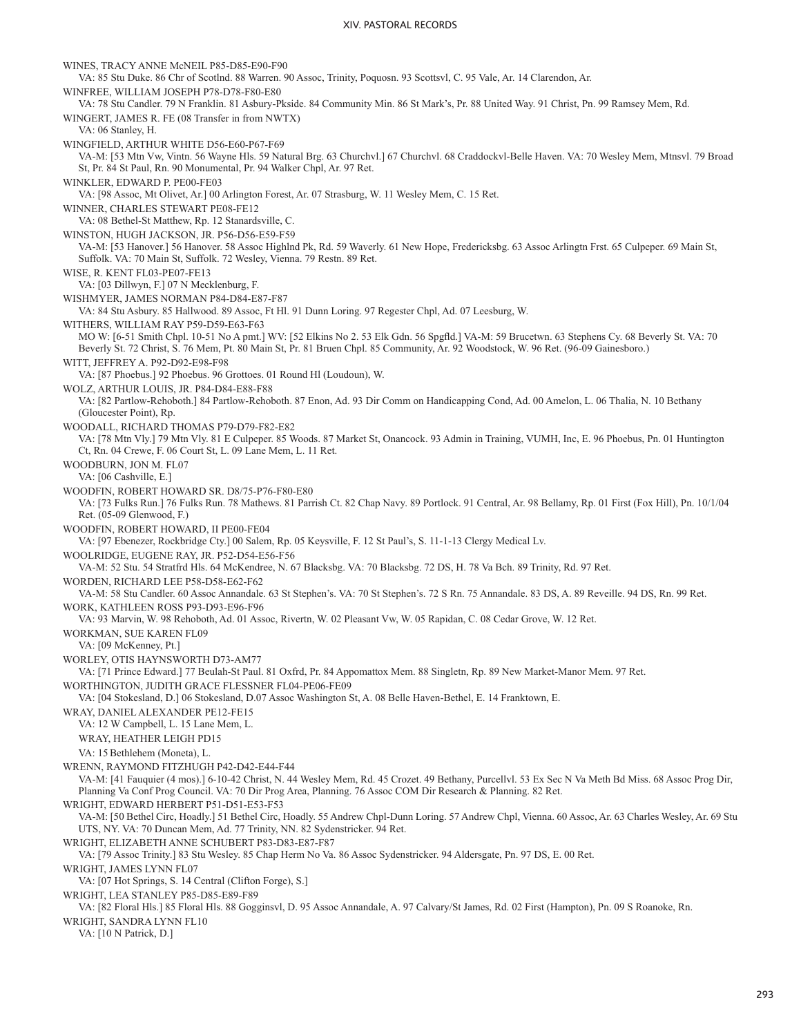WINES, TRACY ANNE McNEIL P85-D85-E90-F90
VA: 85 Stu Duke. 86 Chr of Scotlnd. 88 Warren. 90 Assoc, Trinity, Poquosn. 93 Scottsvl, C. 95 Vale, Ar. 14 Clarendon, Ar.

WINFREE, WILLIAM JOSEPH P78-D78-F80-E80
VA: 78 Stu Candler. 79 N Franklin. 81 Asbury-Pkside. 84 Community Min. 86 St Mark's, Pr. 88 United Way. 91 Christ, Pn. 99 Ramsey Mem, Rd.

WINGERT, JAMES R. FE (08 Transfer in from NWTX)
VA: 06 Stanley, H.

WINGFIELD, ARTHUR WHITE D56-E60-P67-F69
VA-M: [53 Mtn Vw, Vintn. 56 Wayne Hls. 59 Natural Brg. 63 Churchvl.] 67 Churchvl. 68 Craddockvl-Belle Haven. VA: 70 Wesley Mem, Mtnsvl. 79 Broad St, Pr. 84 St Paul, Rn. 90 Monumental, Pr. 94 Walker Chpl, Ar. 97 Ret.

WINKLER, EDWARD P. PE00-FE03
VA: [98 Assoc, Mt Olivet, Ar.] 00 Arlington Forest, Ar. 07 Strasburg, W. 11 Wesley Mem, C. 15 Ret.

WINNER, CHARLES STEWART PE08-FE12
VA: 08 Bethel-St Matthew, Rp. 12 Stanardsville, C.

WINSTON, HUGH JACKSON, JR. P56-D56-E59-F59
VA-M: [53 Hanover.] 56 Hanover. 58 Assoc Highlnd Pk, Rd. 59 Waverly. 61 New Hope, Fredericksbg. 63 Assoc Arlingtn Frst. 65 Culpeper. 69 Main St, Suffolk. VA: 70 Main St, Suffolk. 72 Wesley, Vienna. 79 Restn. 89 Ret.

WISE, R. KENT FL03-PE07-FE13
VA: [03 Dillwyn, F.] 07 N Mecklenburg, F.

WISHMYER, JAMES NORMAN P84-D84-E87-F87
VA: 84 Stu Asbury. 85 Hallwood. 89 Assoc, Ft Hl. 91 Dunn Loring. 97 Regester Chpl, Ad. 07 Leesburg, W.

WITHERS, WILLIAM RAY P59-D59-E63-F63
MO W: [6-51 Smith Chpl. 10-51 No A pmt.] WV: [52 Elkins No 2. 53 Elk Gdn. 56 Spgfld.] VA-M: 59 Brucetwn. 63 Stephens Cy. 68 Beverly St. VA: 70 Beverly St. 72 Christ, S. 76 Mem, Pt. 80 Main St, Pr. 81 Bruen Chpl. 85 Community, Ar. 92 Woodstock, W. 96 Ret. (96-09 Gainesboro.)

WITT, JEFFREY A. P92-D92-E98-F98
VA: [87 Phoebus.] 92 Phoebus. 96 Grottoes. 01 Round Hl (Loudoun), W.

WOLZ, ARTHUR LOUIS, JR. P84-D84-E88-F88
VA: [82 Partlow-Rehoboth.] 84 Partlow-Rehoboth. 87 Enon, Ad. 93 Dir Comm on Handicapping Cond, Ad. 00 Amelon, L. 06 Thalia, N. 10 Bethany (Gloucester Point), Rp.

WOODALL, RICHARD THOMAS P79-D79-F82-E82
VA: [78 Mtn Vly.] 79 Mtn Vly. 81 E Culpeper. 85 Woods. 87 Market St, Onancock. 93 Admin in Training, VUMH, Inc, E. 96 Phoebus, Pn. 01 Huntington Ct, Rn. 04 Crewe, F. 06 Court St, L. 09 Lane Mem, L. 11 Ret.

WOODBURN, JON M. FL07
VA: [06 Cashville, E.]

WOODFIN, ROBERT HOWARD SR. D8/75-P76-F80-E80
VA: [73 Fulks Run.] 76 Fulks Run. 78 Mathews. 81 Parrish Ct. 82 Chap Navy. 89 Portlock. 91 Central, Ar. 98 Bellamy, Rp. 01 First (Fox Hill), Pn. 10/1/04 Ret. (05-09 Glenwood, F.)

WOODFIN, ROBERT HOWARD, II PE00-FE04
VA: [97 Ebenezer, Rockbridge Cty.] 00 Salem, Rp. 05 Keysville, F. 12 St Paul's, S. 11-1-13 Clergy Medical Lv.

WOOLRIDGE, EUGENE RAY, JR. P52-D54-E56-F56
VA-M: 52 Stu. 54 Stratfrd Hls. 64 McKendree, N. 67 Blacksbg. VA: 70 Blacksbg. 72 DS, H. 78 Va Bch. 89 Trinity, Rd. 97 Ret.

WORDEN, RICHARD LEE P58-D58-E62-F62
VA-M: 58 Stu Candler. 60 Assoc Annandale. 63 St Stephen's. VA: 70 St Stephen's. 72 S Rn. 75 Annandale. 83 DS, A. 89 Reveille. 94 DS, Rn. 99 Ret.

WORK, KATHLEEN ROSS P93-D93-E96-F96
VA: 93 Marvin, W. 98 Rehoboth, Ad. 01 Assoc, Rivertn, W. 02 Pleasant Vw, W. 05 Rapidan, C. 08 Cedar Grove, W. 12 Ret.

WORKMAN, SUE KAREN FL09
VA: [09 McKenney, Pt.]

WORLEY, OTIS HAYNSWORTH D73-AM77
VA: [71 Prince Edward.] 77 Beulah-St Paul. 81 Oxfrd, Pr. 84 Appomattox Mem. 88 Singletn, Rp. 89 New Market-Manor Mem. 97 Ret.

WORTHINGTON, JUDITH GRACE FLESSNER FL04-PE06-FE09
VA: [04 Stokesland, D.] 06 Stokesland, D.07 Assoc Washington St, A. 08 Belle Haven-Bethel, E. 14 Franktown, E.

WRAY, DANIEL ALEXANDER PE12-FE15
VA: 12 W Campbell, L. 15 Lane Mem, L.

WRAY, HEATHER LEIGH PD15
VA: 15 Bethlehem (Moneta), L.

WRENN, RAYMOND FITZHUGH P42-D42-E44-F44
VA-M: [41 Fauquier (4 mos).] 6-10-42 Christ, N. 44 Wesley Mem, Rd. 45 Crozet. 49 Bethany, Purcellvl. 53 Ex Sec N Va Meth Bd Miss. 68 Assoc Prog Dir, Planning Va Conf Prog Council. VA: 70 Dir Prog Area, Planning. 76 Assoc COM Dir Research & Planning. 82 Ret.

WRIGHT, EDWARD HERBERT P51-D51-E53-F53
VA-M: [50 Bethel Circ, Hoadly.] 51 Bethel Circ, Hoadly. 55 Andrew Chpl-Dunn Loring. 57 Andrew Chpl, Vienna. 60 Assoc, Ar. 63 Charles Wesley, Ar. 69 Stu UTS, NY. VA: 70 Duncan Mem, Ad. 77 Trinity, NN. 82 Sydenstricker. 94 Ret.

WRIGHT, ELIZABETH ANNE SCHUBERT P83-D83-E87-F87
VA: [79 Assoc Trinity.] 83 Stu Wesley. 85 Chap Herm No Va. 86 Assoc Sydenstricker. 94 Aldersgate, Pn. 97 DS, E. 00 Ret.

WRIGHT, JAMES LYNN FL07
VA: [07 Hot Springs, S. 14 Central (Clifton Forge), S.]

WRIGHT, LEA STANLEY P85-D85-E89-F89
VA: [82 Floral Hls.] 85 Floral Hls. 88 Gogginsvl, D. 95 Assoc Annandale, A. 97 Calvary/St James, Rd. 02 First (Hampton), Pn. 09 S Roanoke, Rn.

WRIGHT, SANDRA LYNN FL10
VA: [10 N Patrick, D.]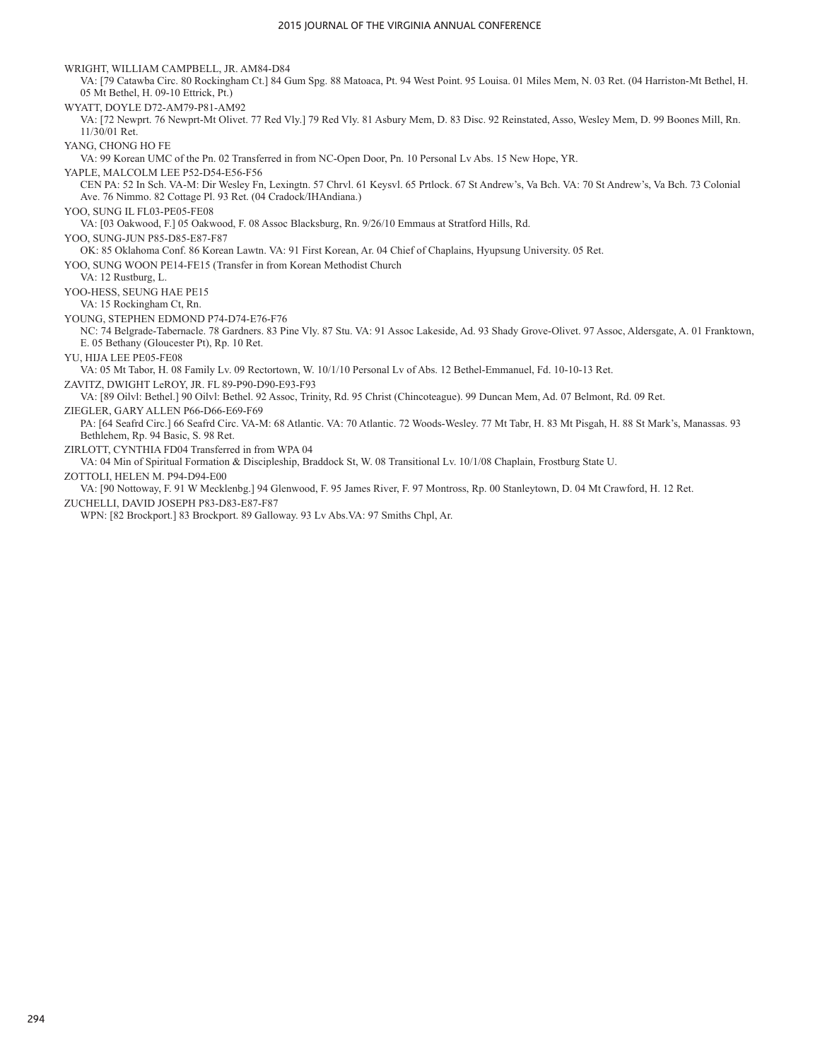WRIGHT, WILLIAM CAMPBELL, JR. AM84-D84
VA: [79 Catawba Circ. 80 Rockingham Ct.] 84 Gum Spg. 88 Matoaca, Pt. 94 West Point. 95 Louisa. 01 Miles Mem, N. 03 Ret. (04 Harriston-Mt Bethel, H. 05 Mt Bethel, H. 09-10 Ettrick, Pt.)

WYATT, DOYLE D72-AM79-P81-AM92
VA: [72 Newprt. 76 Newprt-Mt Olivet. 77 Red Vly.] 79 Red Vly. 81 Asbury Mem, D. 83 Disc. 92 Reinstated, Asso, Wesley Mem, D. 99 Boones Mill, Rn. 11/30/01 Ret.

YANG, CHONG HO FE
VA: 99 Korean UMC of the Pn. 02 Transferred in from NC-Open Door, Pn. 10 Personal Lv Abs. 15 New Hope, YR.

YAPLE, MALCOLM LEE P52-D54-E56-F56
CEN PA: 52 In Sch. VA-M: Dir Wesley Fn, Lexingtn. 57 Chrvl. 61 Keysvl. 65 Prtlock. 67 St Andrew's, Va Bch. VA: 70 St Andrew's, Va Bch. 73 Colonial Ave. 76 Nimmo. 82 Cottage Pl. 93 Ret. (04 Cradock/IHAndiana.)

YOO, SUNG IL FL03-PE05-FE08
VA: [03 Oakwood, F.] 05 Oakwood, F. 08 Assoc Blacksburg, Rn. 9/26/10 Emmaus at Stratford Hills, Rd.

YOO, SUNG-JUN P85-D85-E87-F87
OK: 85 Oklahoma Conf. 86 Korean Lawtn. VA: 91 First Korean, Ar. 04 Chief of Chaplains, Hyupsung University. 05 Ret.

YOO, SUNG WOON PE14-FE15 (Transfer in from Korean Methodist Church
VA: 12 Rustburg, L.

YOO-HESS, SEUNG HAE PE15
VA: 15 Rockingham Ct, Rn.

YOUNG, STEPHEN EDMOND P74-D74-E76-F76
NC: 74 Belgrade-Tabernacle. 78 Gardners. 83 Pine Vly. 87 Stu. VA: 91 Assoc Lakeside, Ad. 93 Shady Grove-Olivet. 97 Assoc, Aldersgate, A. 01 Franktown, E. 05 Bethany (Gloucester Pt), Rp. 10 Ret.

YU, HIJA LEE PE05-FE08
VA: 05 Mt Tabor, H. 08 Family Lv. 09 Rectortown, W. 10/1/10 Personal Lv of Abs. 12 Bethel-Emmanuel, Fd. 10-10-13 Ret.

ZAVITZ, DWIGHT LeROY, JR. FL 89-P90-D90-E93-F93
VA: [89 Oilvl: Bethel.] 90 Oilvl: Bethel. 92 Assoc, Trinity, Rd. 95 Christ (Chincoteague). 99 Duncan Mem, Ad. 07 Belmont, Rd. 09 Ret.

ZIEGLER, GARY ALLEN P66-D66-E69-F69
PA: [64 Seafrd Circ.] 66 Seafrd Circ. VA-M: 68 Atlantic. VA: 70 Atlantic. 72 Woods-Wesley. 77 Mt Tabr, H. 83 Mt Pisgah, H. 88 St Mark's, Manassas. 93 Bethlehem, Rp. 94 Basic, S. 98 Ret.

ZIRLOTT, CYNTHIA FD04 Transferred in from WPA 04
VA: 04 Min of Spiritual Formation & Discipleship, Braddock St, W. 08 Transitional Lv. 10/1/08 Chaplain, Frostburg State U.

ZOTTOLI, HELEN M. P94-D94-E00
VA: [90 Nottoway, F. 91 W Mecklenbg.] 94 Glenwood, F. 95 James River, F. 97 Montross, Rp. 00 Stanleytown, D. 04 Mt Crawford, H. 12 Ret.

ZUCHELLI, DAVID JOSEPH P83-D83-E87-F87
WPN: [82 Brockport.] 83 Brockport. 89 Galloway. 93 Lv Abs.VA: 97 Smiths Chpl, Ar.